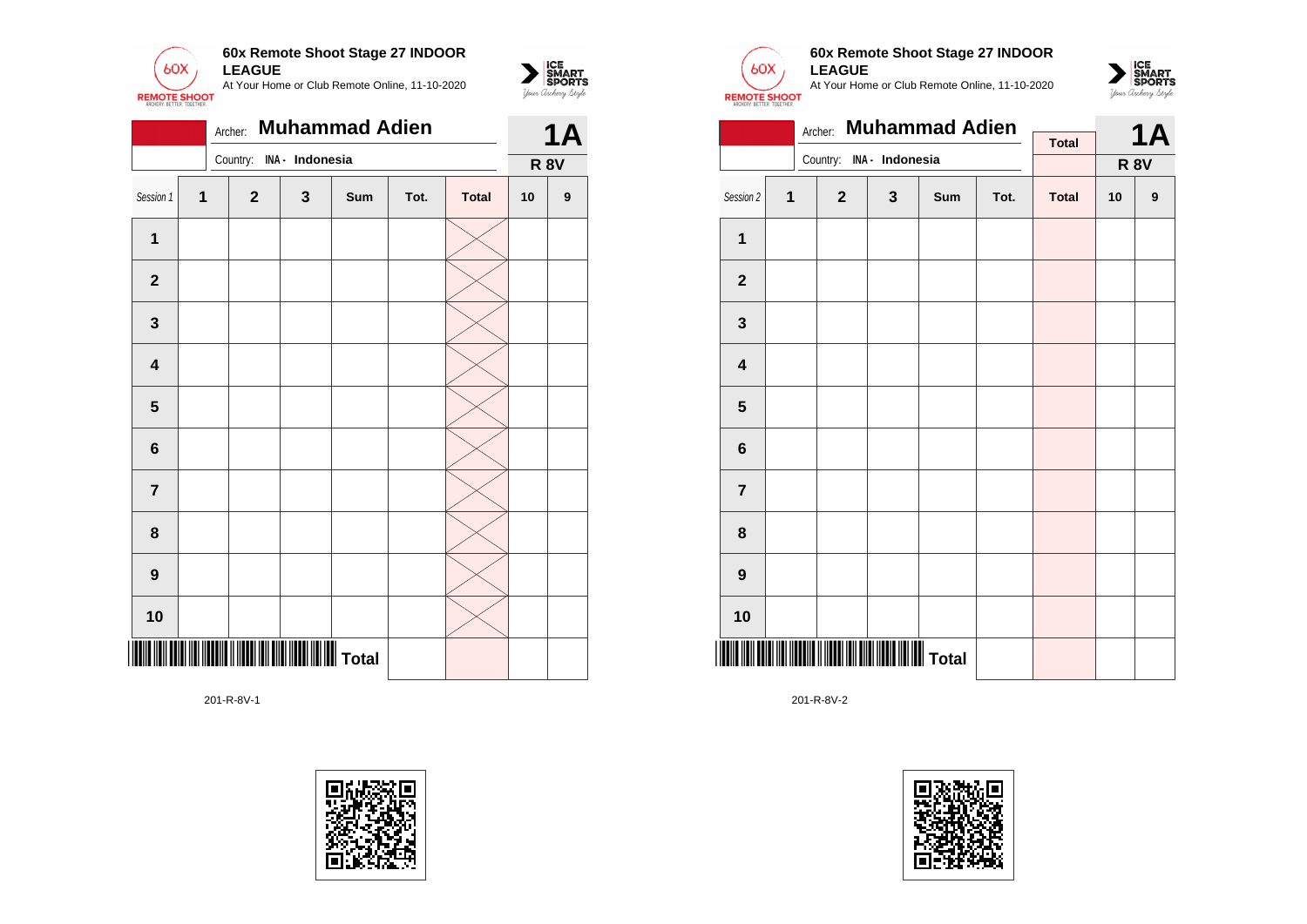**60x Remote Shoot Stage 27 INDOOR LEAGUE**

At Your Home or Club Remote Online, 11-10-2020

Archer: **Muhammad Adien**

Country: INA - Indonesia

**1A**

**R 8V**

| Session 1 | 1 | 2 | 3 | Sum | Tot. | Total | 10 | 9 |
|---|---|---|---|---|---|---|---|---|
| 1 | | | | | | | | |
| 2 | | | | | | | | |
| 3 | | | | | | | | |
| 4 | | | | | | | | |
| 5 | | | | | | | | |
| 6 | | | | | | | | |
| 7 | | | | | | | | |
| 8 | | | | | | | | |
| 9 | | | | | | | | |
| 10 | | | | | | | | |
| | | | | Total | | | | |

201-R-8V-1

**60x Remote Shoot Stage 27 INDOOR LEAGUE**

At Your Home or Club Remote Online, 11-10-2020

Archer: **Muhammad Adien**

Country: INA - Indonesia

**1A**

**R 8V**

| Session 2 | 1 | 2 | 3 | Sum | Tot. | Total | 10 | 9 |
|---|---|---|---|---|---|---|---|---|
| 1 | | | | | | | | |
| 2 | | | | | | | | |
| 3 | | | | | | | | |
| 4 | | | | | | | | |
| 5 | | | | | | | | |
| 6 | | | | | | | | |
| 7 | | | | | | | | |
| 8 | | | | | | | | |
| 9 | | | | | | | | |
| 10 | | | | | | | | |
| | | | | Total | | | | |

201-R-8V-2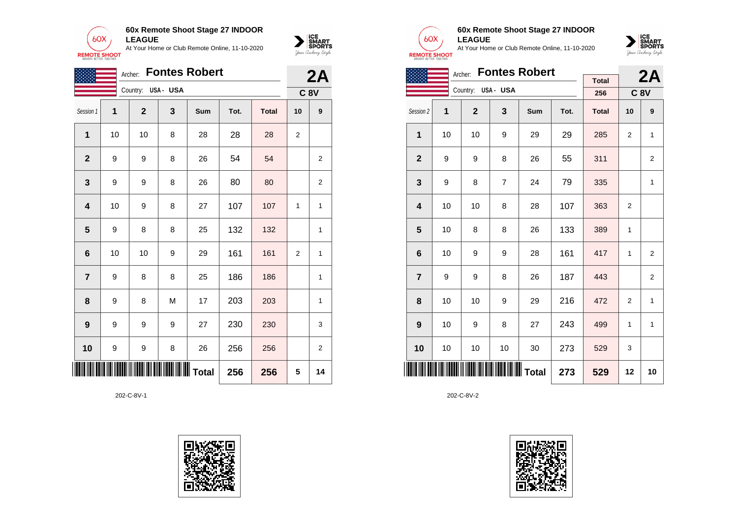## 60x Remote Shoot Stage 27 INDOOR LEAGUE

At Your Home or Club Remote Online, 11-10-2020

Archer: **Fontes Robert**

Country: USA - USA

**2A** **C 8V**

| Session 1 | 1 | 2 | 3 | Sum | Tot. | Total | 10 | 9 |
|---|---|---|---|---|---|---|---|---|
| 1 | 10 | 10 | 8 | 28 | 28 | 28 | 2 | |
| 2 | 9 | 9 | 8 | 26 | 54 | 54 | | 2 |
| 3 | 9 | 9 | 8 | 26 | 80 | 80 | | 2 |
| 4 | 10 | 9 | 8 | 27 | 107 | 107 | 1 | 1 |
| 5 | 9 | 8 | 8 | 25 | 132 | 132 | | 1 |
| 6 | 10 | 10 | 9 | 29 | 161 | 161 | 2 | 1 |
| 7 | 9 | 8 | 8 | 25 | 186 | 186 | | 1 |
| 8 | 9 | 8 | M | 17 | 203 | 203 | | 1 |
| 9 | 9 | 9 | 9 | 27 | 230 | 230 | | 3 |
| 10 | 9 | 9 | 8 | 26 | 256 | 256 | | 2 |
| | | | | Total | 256 | 256 | 5 | 14 |

202-C-8V-1

## 60x Remote Shoot Stage 27 INDOOR LEAGUE

At Your Home or Club Remote Online, 11-10-2020

Archer: **Fontes Robert**

Country: USA - USA

Total: 256

**2A** **C 8V**

| Session 2 | 1 | 2 | 3 | Sum | Tot. | Total | 10 | 9 |
|---|---|---|---|---|---|---|---|---|
| 1 | 10 | 10 | 9 | 29 | 29 | 285 | 2 | 1 |
| 2 | 9 | 9 | 8 | 26 | 55 | 311 | | 2 |
| 3 | 9 | 8 | 7 | 24 | 79 | 335 | | 1 |
| 4 | 10 | 10 | 8 | 28 | 107 | 363 | 2 | |
| 5 | 10 | 8 | 8 | 26 | 133 | 389 | 1 | |
| 6 | 10 | 9 | 9 | 28 | 161 | 417 | 1 | 2 |
| 7 | 9 | 9 | 8 | 26 | 187 | 443 | | 2 |
| 8 | 10 | 10 | 9 | 29 | 216 | 472 | 2 | 1 |
| 9 | 10 | 9 | 8 | 27 | 243 | 499 | 1 | 1 |
| 10 | 10 | 10 | 10 | 30 | 273 | 529 | 3 | |
| | | | | Total | 273 | 529 | 12 | 10 |

202-C-8V-2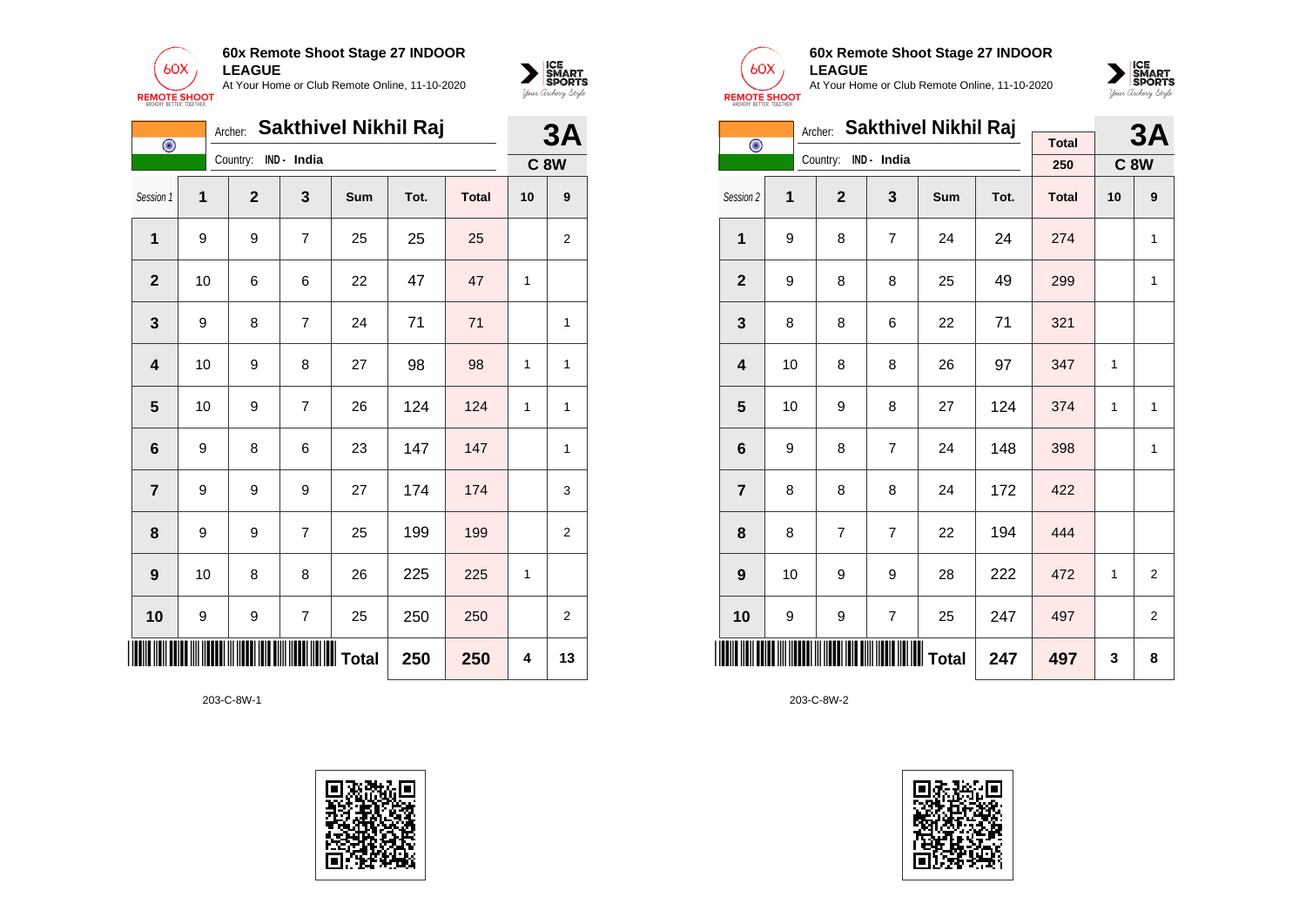**60x Remote Shoot Stage 27 INDOOR LEAGUE**
At Your Home or Club Remote Online, 11-10-2020

Archer: **Sakthivel Nikhil Raj**
Country: IND - India

**3A**
**C 8W**

| Session 1 | 1 | 2 | 3 | Sum | Tot. | Total | 10 | 9 |
|---|---|---|---|---|---|---|---|---|
| 1 | 9 | 9 | 7 | 25 | 25 | 25 | | 2 |
| 2 | 10 | 6 | 6 | 22 | 47 | 47 | 1 | |
| 3 | 9 | 8 | 7 | 24 | 71 | 71 | | 1 |
| 4 | 10 | 9 | 8 | 27 | 98 | 98 | 1 | 1 |
| 5 | 10 | 9 | 7 | 26 | 124 | 124 | 1 | 1 |
| 6 | 9 | 8 | 6 | 23 | 147 | 147 | | 1 |
| 7 | 9 | 9 | 9 | 27 | 174 | 174 | | 3 |
| 8 | 9 | 9 | 7 | 25 | 199 | 199 | | 2 |
| 9 | 10 | 8 | 8 | 26 | 225 | 225 | 1 | |
| 10 | 9 | 9 | 7 | 25 | 250 | 250 | | 2 |
| | | | | Total | 250 | 250 | 4 | 13 |

203-C-8W-1

**60x Remote Shoot Stage 27 INDOOR LEAGUE**
At Your Home or Club Remote Online, 11-10-2020

Archer: **Sakthivel Nikhil Raj**
Country: IND - India

Total: 250

**3A**
**C 8W**

| Session 2 | 1 | 2 | 3 | Sum | Tot. | Total | 10 | 9 |
|---|---|---|---|---|---|---|---|---|
| 1 | 9 | 8 | 7 | 24 | 24 | 274 | | 1 |
| 2 | 9 | 8 | 8 | 25 | 49 | 299 | | 1 |
| 3 | 8 | 8 | 6 | 22 | 71 | 321 | | |
| 4 | 10 | 8 | 8 | 26 | 97 | 347 | 1 | |
| 5 | 10 | 9 | 8 | 27 | 124 | 374 | 1 | 1 |
| 6 | 9 | 8 | 7 | 24 | 148 | 398 | | 1 |
| 7 | 8 | 8 | 8 | 24 | 172 | 422 | | |
| 8 | 8 | 7 | 7 | 22 | 194 | 444 | | |
| 9 | 10 | 9 | 9 | 28 | 222 | 472 | 1 | 2 |
| 10 | 9 | 9 | 7 | 25 | 247 | 497 | | 2 |
| | | | | Total | 247 | 497 | 3 | 8 |

203-C-8W-2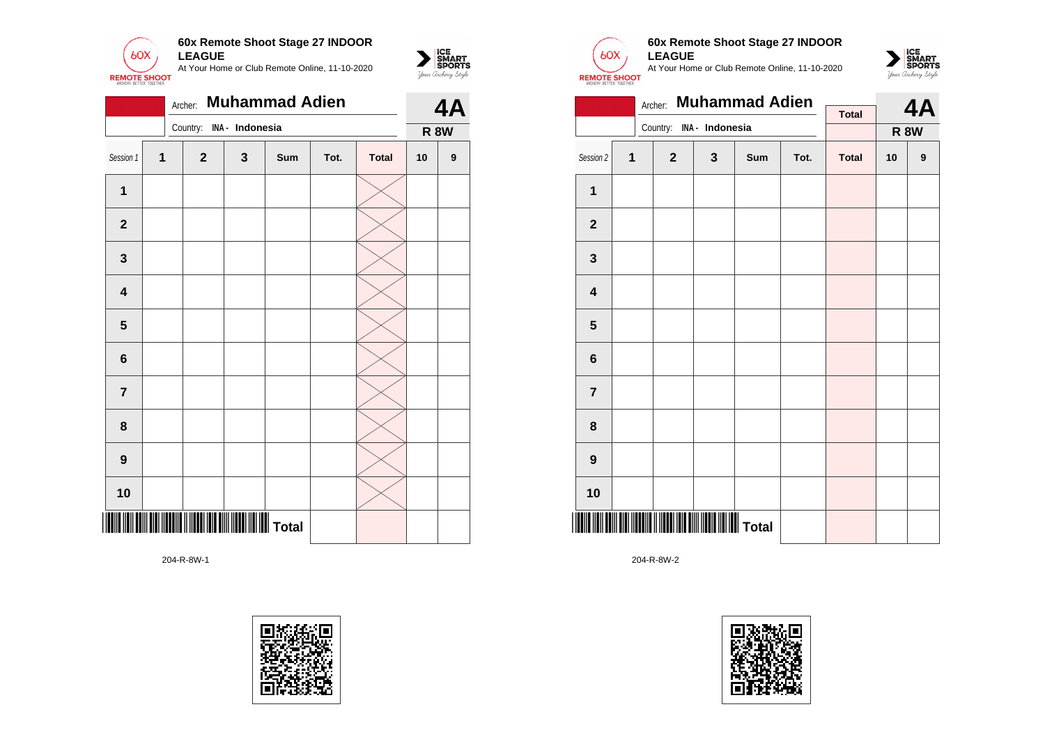## 60x Remote Shoot Stage 27 INDOOR LEAGUE

At Your Home or Club Remote Online, 11-10-2020

Archer: **Muhammad Adien**

Country: INA - Indonesia

**4A**

**R 8W**

| Session 1 | 1 | 2 | 3 | Sum | Tot. | Total | 10 | 9 |
|---|---|---|---|---|---|---|---|---|
| 1 | | | | | | | | |
| 2 | | | | | | | | |
| 3 | | | | | | | | |
| 4 | | | | | | | | |
| 5 | | | | | | | | |
| 6 | | | | | | | | |
| 7 | | | | | | | | |
| 8 | | | | | | | | |
| 9 | | | | | | | | |
| 10 | | | | | | | | |
| | | | | Total | | | | |

204-R-8W-1

## 60x Remote Shoot Stage 27 INDOOR LEAGUE

At Your Home or Club Remote Online, 11-10-2020

Archer: **Muhammad Adien**

Country: INA - Indonesia

Total

**4A**

**R 8W**

| Session 2 | 1 | 2 | 3 | Sum | Tot. | Total | 10 | 9 |
|---|---|---|---|---|---|---|---|---|
| 1 | | | | | | | | |
| 2 | | | | | | | | |
| 3 | | | | | | | | |
| 4 | | | | | | | | |
| 5 | | | | | | | | |
| 6 | | | | | | | | |
| 7 | | | | | | | | |
| 8 | | | | | | | | |
| 9 | | | | | | | | |
| 10 | | | | | | | | |
| | | | | Total | | | | |

204-R-8W-2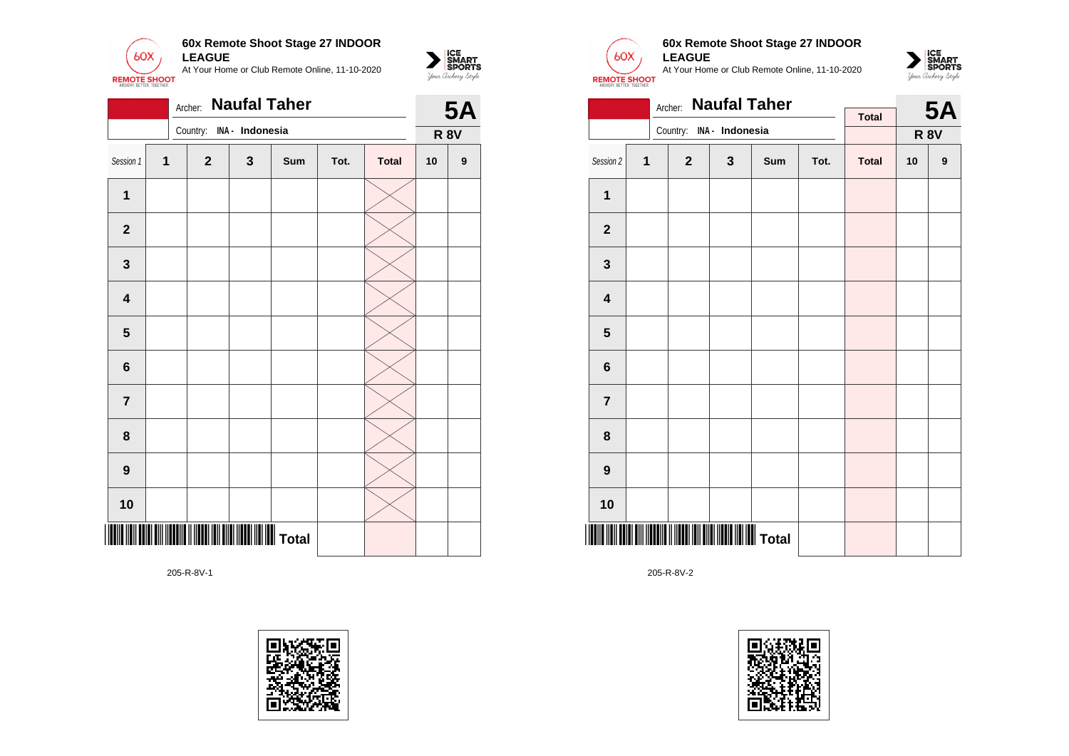**60x Remote Shoot Stage 27 INDOOR LEAGUE**

At Your Home or Club Remote Online, 11-10-2020

Archer: **Naufal Taher**

Country: **INA - Indonesia**

**5A**

**R 8V**

| Session 1 | 1 | 2 | 3 | Sum | Tot. | Total | 10 | 9 |
|---|---|---|---|---|---|---|---|---|
| 1 | | | | | | | | |
| 2 | | | | | | | | |
| 3 | | | | | | | | |
| 4 | | | | | | | | |
| 5 | | | | | | | | |
| 6 | | | | | | | | |
| 7 | | | | | | | | |
| 8 | | | | | | | | |
| 9 | | | | | | | | |
| 10 | | | | | | | | |
| | | | | Total | | | | |

205-R-8V-1

**60x Remote Shoot Stage 27 INDOOR LEAGUE**

At Your Home or Club Remote Online, 11-10-2020

Archer: **Naufal Taher**

Country: **INA - Indonesia**

Total

**5A**

**R 8V**

| Session 2 | 1 | 2 | 3 | Sum | Tot. | Total | 10 | 9 |
|---|---|---|---|---|---|---|---|---|
| 1 | | | | | | | | |
| 2 | | | | | | | | |
| 3 | | | | | | | | |
| 4 | | | | | | | | |
| 5 | | | | | | | | |
| 6 | | | | | | | | |
| 7 | | | | | | | | |
| 8 | | | | | | | | |
| 9 | | | | | | | | |
| 10 | | | | | | | | |
| | | | | Total | | | | |

205-R-8V-2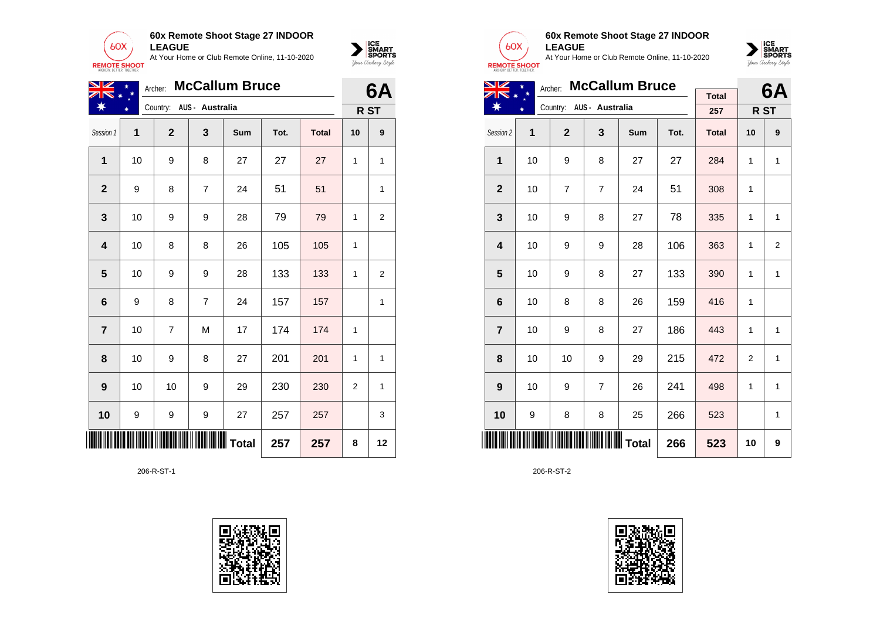## 60x Remote Shoot Stage 27 INDOOR LEAGUE

At Your Home or Club Remote Online, 11-10-2020

Archer: **McCallum Bruce**

Country: AUS - Australia

**6A** R ST

| Session 1 | 1 | 2 | 3 | Sum | Tot. | Total | 10 | 9 |
|---|---|---|---|---|---|---|---|---|
| 1 | 10 | 9 | 8 | 27 | 27 | 27 | 1 | 1 |
| 2 | 9 | 8 | 7 | 24 | 51 | 51 | | 1 |
| 3 | 10 | 9 | 9 | 28 | 79 | 79 | 1 | 2 |
| 4 | 10 | 8 | 8 | 26 | 105 | 105 | 1 | |
| 5 | 10 | 9 | 9 | 28 | 133 | 133 | 1 | 2 |
| 6 | 9 | 8 | 7 | 24 | 157 | 157 | | 1 |
| 7 | 10 | 7 | M | 17 | 174 | 174 | 1 | |
| 8 | 10 | 9 | 8 | 27 | 201 | 201 | 1 | 1 |
| 9 | 10 | 10 | 9 | 29 | 230 | 230 | 2 | 1 |
| 10 | 9 | 9 | 9 | 27 | 257 | 257 | | 3 |
| | | | | Total | 257 | 257 | 8 | 12 |

206-R-ST-1

## 60x Remote Shoot Stage 27 INDOOR LEAGUE

At Your Home or Club Remote Online, 11-10-2020

Archer: **McCallum Bruce**

Country: AUS - Australia

Total: 257

**6A** R ST

| Session 2 | 1 | 2 | 3 | Sum | Tot. | Total | 10 | 9 |
|---|---|---|---|---|---|---|---|---|
| 1 | 10 | 9 | 8 | 27 | 27 | 284 | 1 | 1 |
| 2 | 10 | 7 | 7 | 24 | 51 | 308 | 1 | |
| 3 | 10 | 9 | 8 | 27 | 78 | 335 | 1 | 1 |
| 4 | 10 | 9 | 9 | 28 | 106 | 363 | 1 | 2 |
| 5 | 10 | 9 | 8 | 27 | 133 | 390 | 1 | 1 |
| 6 | 10 | 8 | 8 | 26 | 159 | 416 | 1 | |
| 7 | 10 | 9 | 8 | 27 | 186 | 443 | 1 | 1 |
| 8 | 10 | 10 | 9 | 29 | 215 | 472 | 2 | 1 |
| 9 | 10 | 9 | 7 | 26 | 241 | 498 | 1 | 1 |
| 10 | 9 | 8 | 8 | 25 | 266 | 523 | | 1 |
| | | | | Total | 266 | 523 | 10 | 9 |

206-R-ST-2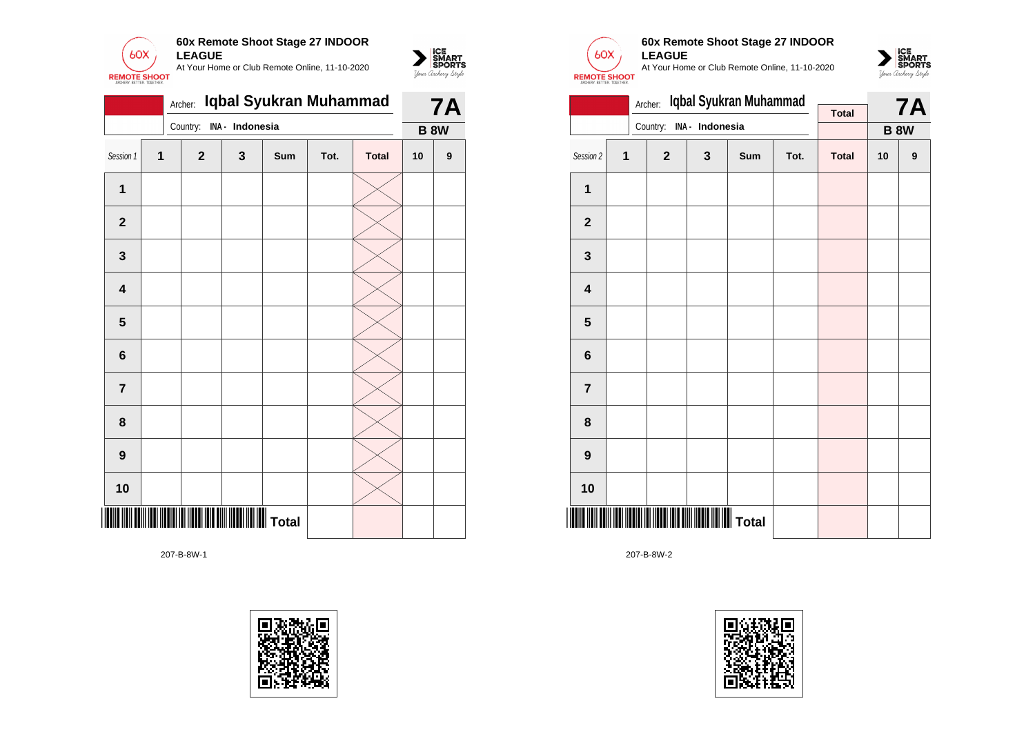**60x Remote Shoot Stage 27 INDOOR LEAGUE**
At Your Home or Club Remote Online, 11-10-2020

Archer: **Iqbal Syukran Muhammad**
Country: **INA - Indonesia**

**7A**
**B 8W**

| Session 1 | 1 | 2 | 3 | Sum | Tot. | Total | 10 | 9 |
|---|---|---|---|---|---|---|---|---|
| **1** | | | | | | | | |
| **2** | | | | | | | | |
| **3** | | | | | | | | |
| **4** | | | | | | | | |
| **5** | | | | | | | | |
| **6** | | | | | | | | |
| **7** | | | | | | | | |
| **8** | | | | | | | | |
| **9** | | | | | | | | |
| **10** | | | | | | | | |
| | | | | **Total** | | | | |

207-B-8W-1

**60x Remote Shoot Stage 27 INDOOR LEAGUE**
At Your Home or Club Remote Online, 11-10-2020

Archer: **Iqbal Syukran Muhammad**
Country: **INA - Indonesia**

**Total**

**7A**
**B 8W**

| Session 2 | 1 | 2 | 3 | Sum | Tot. | Total | 10 | 9 |
|---|---|---|---|---|---|---|---|---|
| **1** | | | | | | | | |
| **2** | | | | | | | | |
| **3** | | | | | | | | |
| **4** | | | | | | | | |
| **5** | | | | | | | | |
| **6** | | | | | | | | |
| **7** | | | | | | | | |
| **8** | | | | | | | | |
| **9** | | | | | | | | |
| **10** | | | | | | | | |
| | | | | **Total** | | | | |

207-B-8W-2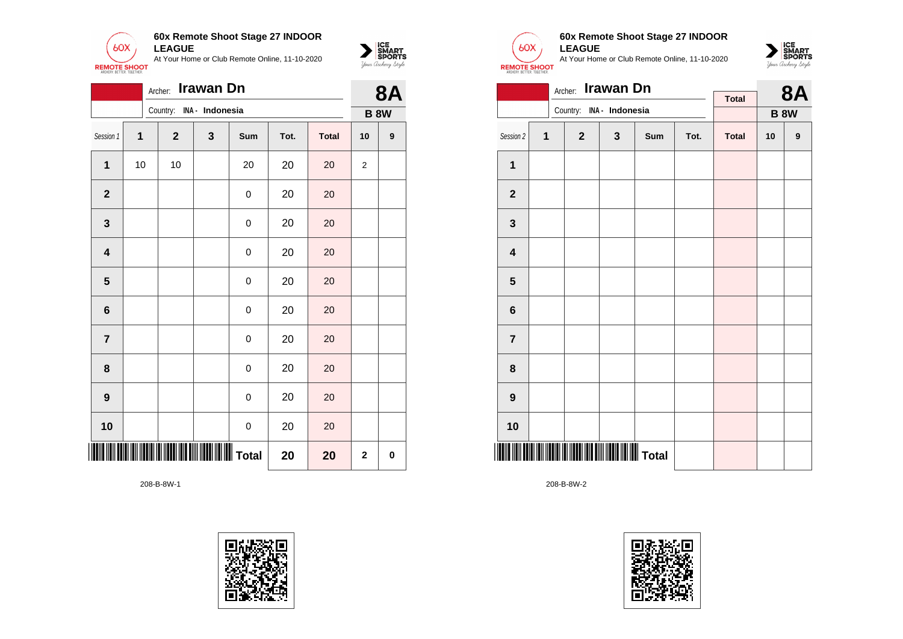**60x Remote Shoot Stage 27 INDOOR LEAGUE**
At Your Home or Club Remote Online, 11-10-2020

Archer: **Irawan Dn**
Country: INA - Indonesia

**8A**
**B 8W**

| Session 1 | 1 | 2 | 3 | Sum | Tot. | Total | 10 | 9 |
|---|---|---|---|---|---|---|---|---|
| **1** | 10 | 10 | | 20 | 20 | 20 | 2 | |
| **2** | | | | 0 | 20 | 20 | | |
| **3** | | | | 0 | 20 | 20 | | |
| **4** | | | | 0 | 20 | 20 | | |
| **5** | | | | 0 | 20 | 20 | | |
| **6** | | | | 0 | 20 | 20 | | |
| **7** | | | | 0 | 20 | 20 | | |
| **8** | | | | 0 | 20 | 20 | | |
| **9** | | | | 0 | 20 | 20 | | |
| **10** | | | | 0 | 20 | 20 | | |
| | | | | **Total** | **20** | **20** | **2** | **0** |

208-B-8W-1

**60x Remote Shoot Stage 27 INDOOR LEAGUE**
At Your Home or Club Remote Online, 11-10-2020

Archer: **Irawan Dn**
Country: INA - Indonesia

**8A**
**B 8W**

| Session 2 | 1 | 2 | 3 | Sum | Tot. | Total | 10 | 9 |
|---|---|---|---|---|---|---|---|---|
| **1** | | | | | | | | |
| **2** | | | | | | | | |
| **3** | | | | | | | | |
| **4** | | | | | | | | |
| **5** | | | | | | | | |
| **6** | | | | | | | | |
| **7** | | | | | | | | |
| **8** | | | | | | | | |
| **9** | | | | | | | | |
| **10** | | | | | | | | |
| | | | | **Total** | | | | |

208-B-8W-2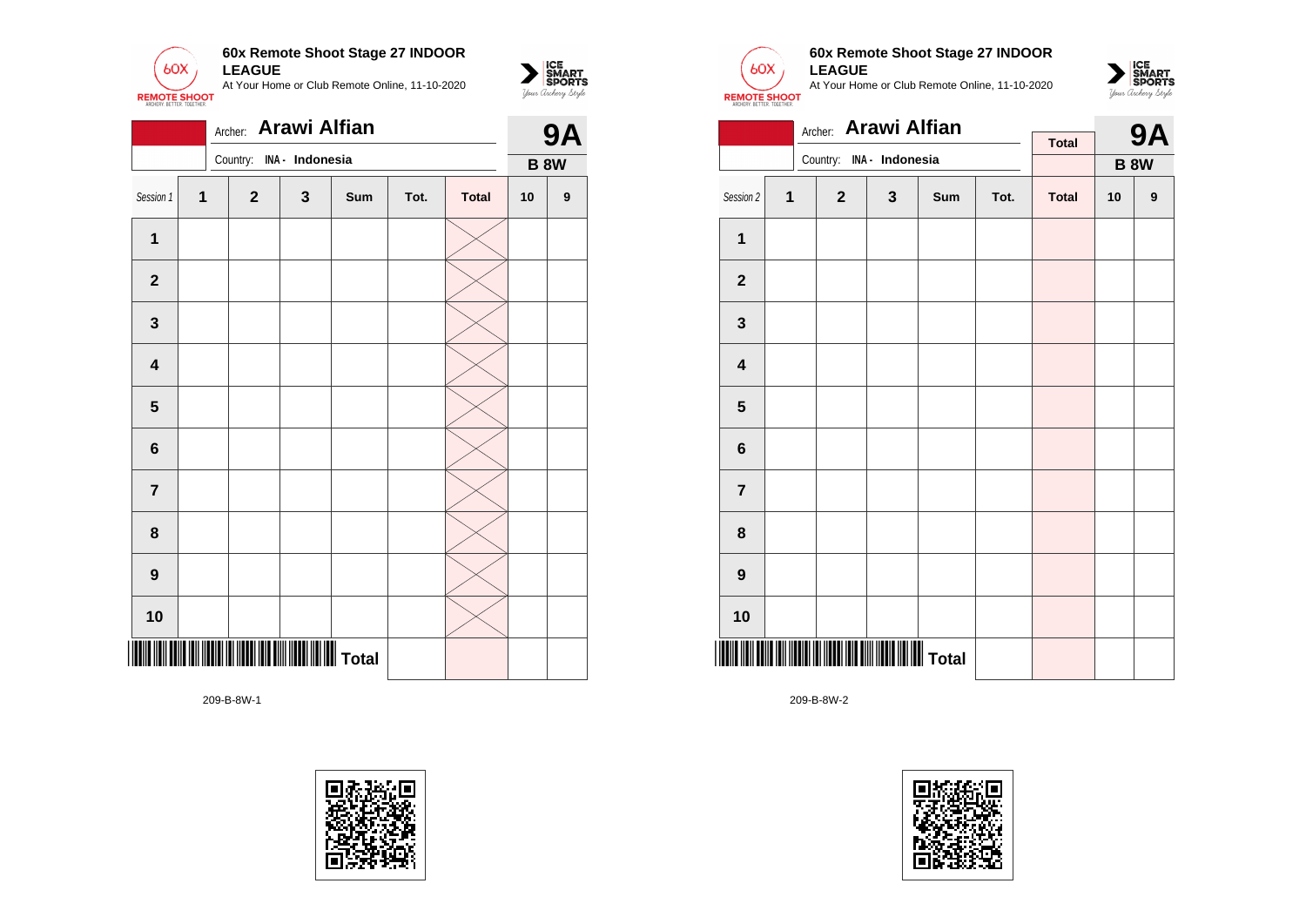**60x Remote Shoot Stage 27 INDOOR LEAGUE**

At Your Home or Club Remote Online, 11-10-2020

Archer: **Arawi Alfian**

Country: INA - Indonesia

**9A**

**B 8W**

| Session 1 | 1 | 2 | 3 | Sum | Tot. | Total | 10 | 9 |
|---|---|---|---|---|---|---|---|---|
| 1 | | | | | | | | |
| 2 | | | | | | | | |
| 3 | | | | | | | | |
| 4 | | | | | | | | |
| 5 | | | | | | | | |
| 6 | | | | | | | | |
| 7 | | | | | | | | |
| 8 | | | | | | | | |
| 9 | | | | | | | | |
| 10 | | | | | | | | |
| | | | | Total | | | | |

209-B-8W-1

**60x Remote Shoot Stage 27 INDOOR LEAGUE**

At Your Home or Club Remote Online, 11-10-2020

Archer: **Arawi Alfian**

Country: INA - Indonesia

Total

**9A**

**B 8W**

| Session 2 | 1 | 2 | 3 | Sum | Tot. | Total | 10 | 9 |
|---|---|---|---|---|---|---|---|---|
| 1 | | | | | | | | |
| 2 | | | | | | | | |
| 3 | | | | | | | | |
| 4 | | | | | | | | |
| 5 | | | | | | | | |
| 6 | | | | | | | | |
| 7 | | | | | | | | |
| 8 | | | | | | | | |
| 9 | | | | | | | | |
| 10 | | | | | | | | |
| | | | | Total | | | | |

209-B-8W-2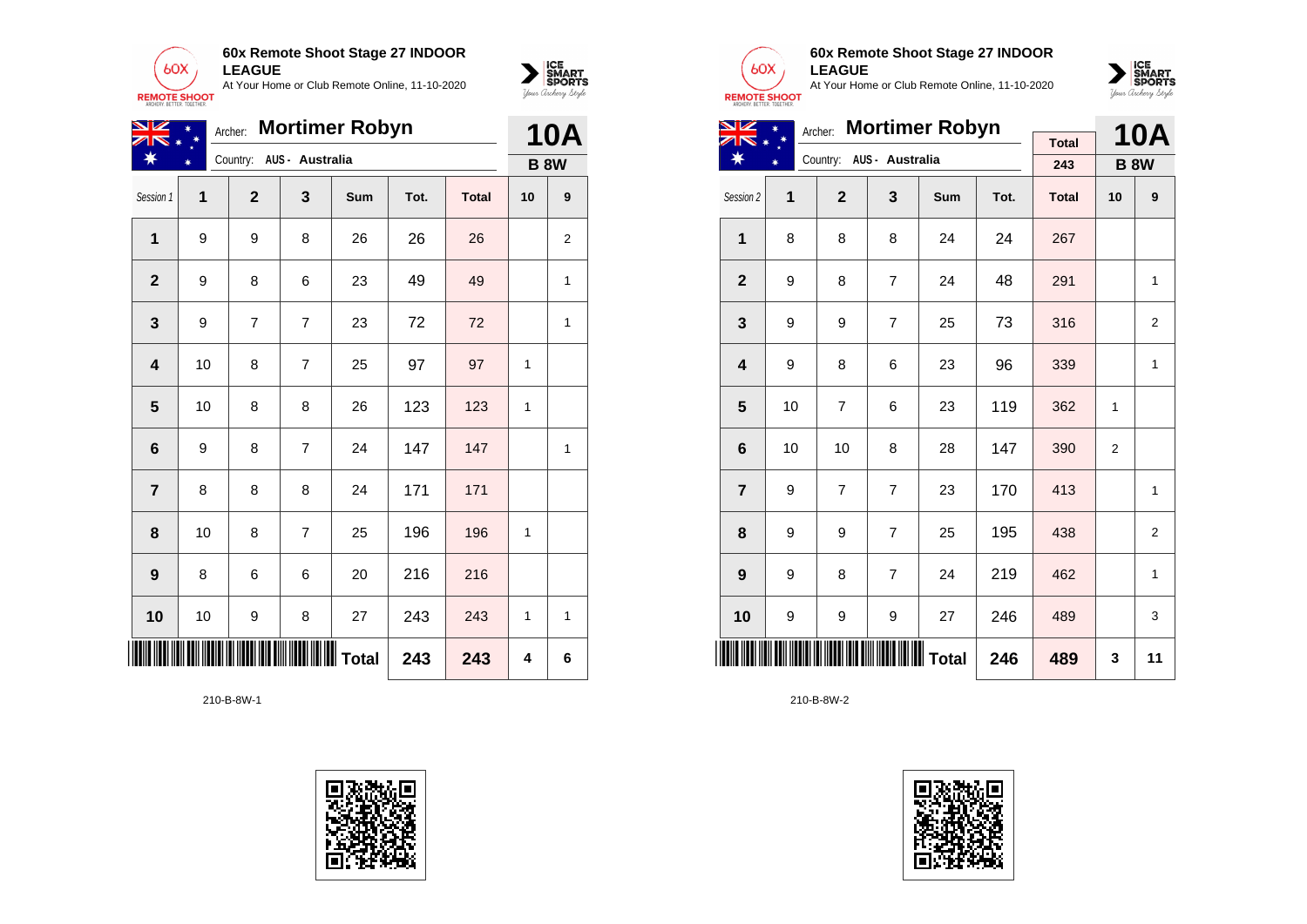**60x Remote Shoot Stage 27 INDOOR LEAGUE**
At Your Home or Club Remote Online, 11-10-2020

Archer: **Mortimer Robyn**
Country: AUS - Australia

**10A**
**B 8W**

| Session 1 | 1 | 2 | 3 | Sum | Tot. | Total | 10 | 9 |
|---|---|---|---|---|---|---|---|---|
| 1 | 9 | 9 | 8 | 26 | 26 | 26 | | 2 |
| 2 | 9 | 8 | 6 | 23 | 49 | 49 | | 1 |
| 3 | 9 | 7 | 7 | 23 | 72 | 72 | | 1 |
| 4 | 10 | 8 | 7 | 25 | 97 | 97 | 1 | |
| 5 | 10 | 8 | 8 | 26 | 123 | 123 | 1 | |
| 6 | 9 | 8 | 7 | 24 | 147 | 147 | | 1 |
| 7 | 8 | 8 | 8 | 24 | 171 | 171 | | |
| 8 | 10 | 8 | 7 | 25 | 196 | 196 | 1 | |
| 9 | 8 | 6 | 6 | 20 | 216 | 216 | | |
| 10 | 10 | 9 | 8 | 27 | 243 | 243 | 1 | 1 |
| | | | | Total | 243 | 243 | 4 | 6 |

210-B-8W-1

**60x Remote Shoot Stage 27 INDOOR LEAGUE**
At Your Home or Club Remote Online, 11-10-2020

Archer: **Mortimer Robyn**
Country: AUS - Australia

Total: 243

**10A**
**B 8W**

| Session 2 | 1 | 2 | 3 | Sum | Tot. | Total | 10 | 9 |
|---|---|---|---|---|---|---|---|---|
| 1 | 8 | 8 | 8 | 24 | 24 | 267 | | |
| 2 | 9 | 8 | 7 | 24 | 48 | 291 | | 1 |
| 3 | 9 | 9 | 7 | 25 | 73 | 316 | | 2 |
| 4 | 9 | 8 | 6 | 23 | 96 | 339 | | 1 |
| 5 | 10 | 7 | 6 | 23 | 119 | 362 | 1 | |
| 6 | 10 | 10 | 8 | 28 | 147 | 390 | 2 | |
| 7 | 9 | 7 | 7 | 23 | 170 | 413 | | 1 |
| 8 | 9 | 9 | 7 | 25 | 195 | 438 | | 2 |
| 9 | 9 | 8 | 7 | 24 | 219 | 462 | | 1 |
| 10 | 9 | 9 | 9 | 27 | 246 | 489 | | 3 |
| | | | | Total | 246 | 489 | 3 | 11 |

210-B-8W-2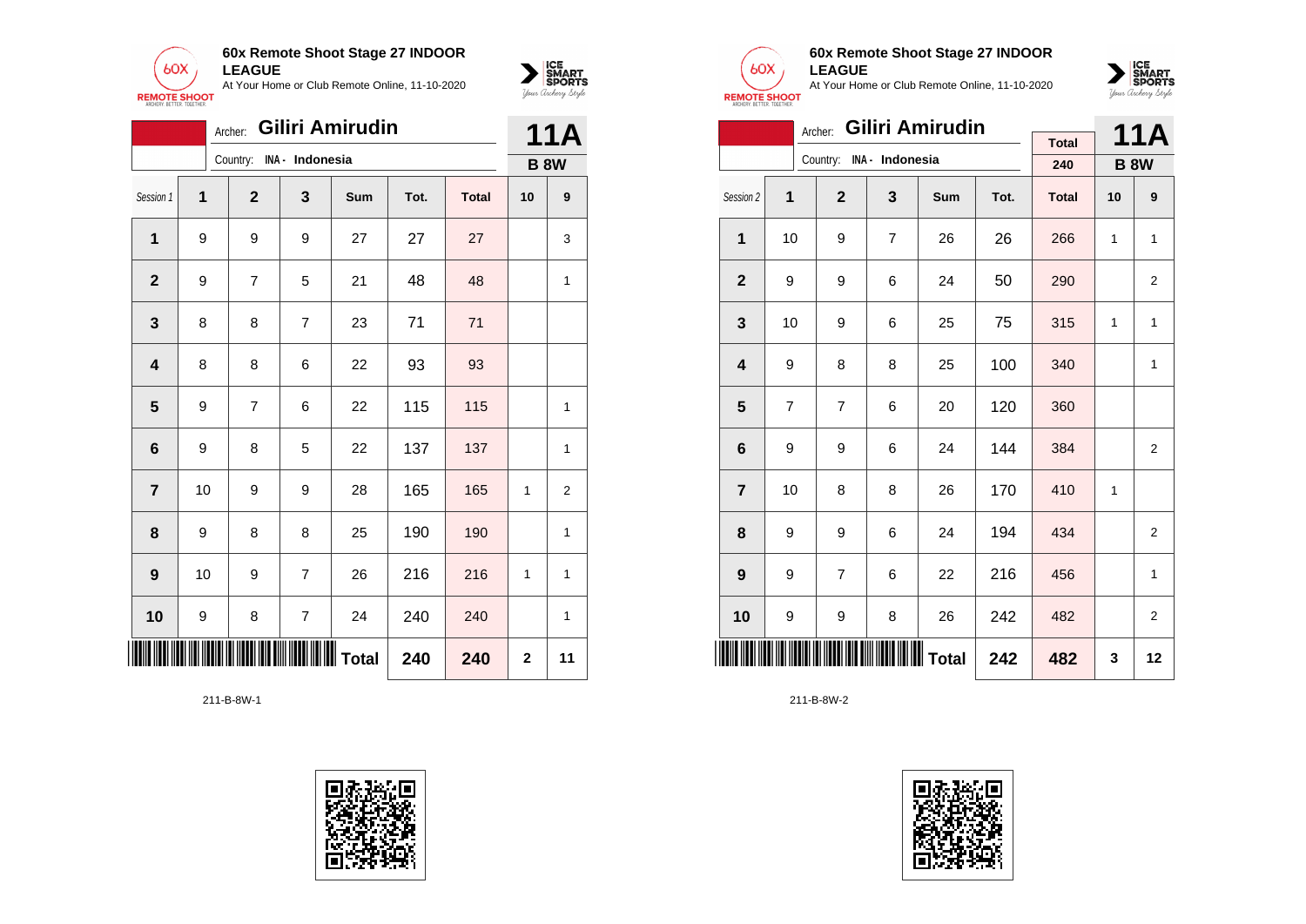**60x Remote Shoot Stage 27 INDOOR LEAGUE**
At Your Home or Club Remote Online, 11-10-2020

Archer: **Giliri Amirudin**
Country: INA - Indonesia

**11A**
**B 8W**

| Session 1 | 1 | 2 | 3 | Sum | Tot. | Total | 10 | 9 |
|---|---|---|---|---|---|---|---|---|
| 1 | 9 | 9 | 9 | 27 | 27 | 27 | | 3 |
| 2 | 9 | 7 | 5 | 21 | 48 | 48 | | 1 |
| 3 | 8 | 8 | 7 | 23 | 71 | 71 | | |
| 4 | 8 | 8 | 6 | 22 | 93 | 93 | | |
| 5 | 9 | 7 | 6 | 22 | 115 | 115 | | 1 |
| 6 | 9 | 8 | 5 | 22 | 137 | 137 | | 1 |
| 7 | 10 | 9 | 9 | 28 | 165 | 165 | 1 | 2 |
| 8 | 9 | 8 | 8 | 25 | 190 | 190 | | 1 |
| 9 | 10 | 9 | 7 | 26 | 216 | 216 | 1 | 1 |
| 10 | 9 | 8 | 7 | 24 | 240 | 240 | | 1 |
| | | | | Total | 240 | 240 | 2 | 11 |

211-B-8W-1

**60x Remote Shoot Stage 27 INDOOR LEAGUE**
At Your Home or Club Remote Online, 11-10-2020

Archer: **Giliri Amirudin**
Country: INA - Indonesia

Total: 240

**11A**
**B 8W**

| Session 2 | 1 | 2 | 3 | Sum | Tot. | Total | 10 | 9 |
|---|---|---|---|---|---|---|---|---|
| 1 | 10 | 9 | 7 | 26 | 26 | 266 | 1 | 1 |
| 2 | 9 | 9 | 6 | 24 | 50 | 290 | | 2 |
| 3 | 10 | 9 | 6 | 25 | 75 | 315 | 1 | 1 |
| 4 | 9 | 8 | 8 | 25 | 100 | 340 | | 1 |
| 5 | 7 | 7 | 6 | 20 | 120 | 360 | | |
| 6 | 9 | 9 | 6 | 24 | 144 | 384 | | 2 |
| 7 | 10 | 8 | 8 | 26 | 170 | 410 | 1 | |
| 8 | 9 | 9 | 6 | 24 | 194 | 434 | | 2 |
| 9 | 9 | 7 | 6 | 22 | 216 | 456 | | 1 |
| 10 | 9 | 9 | 8 | 26 | 242 | 482 | | 2 |
| | | | | Total | 242 | 482 | 3 | 12 |

211-B-8W-2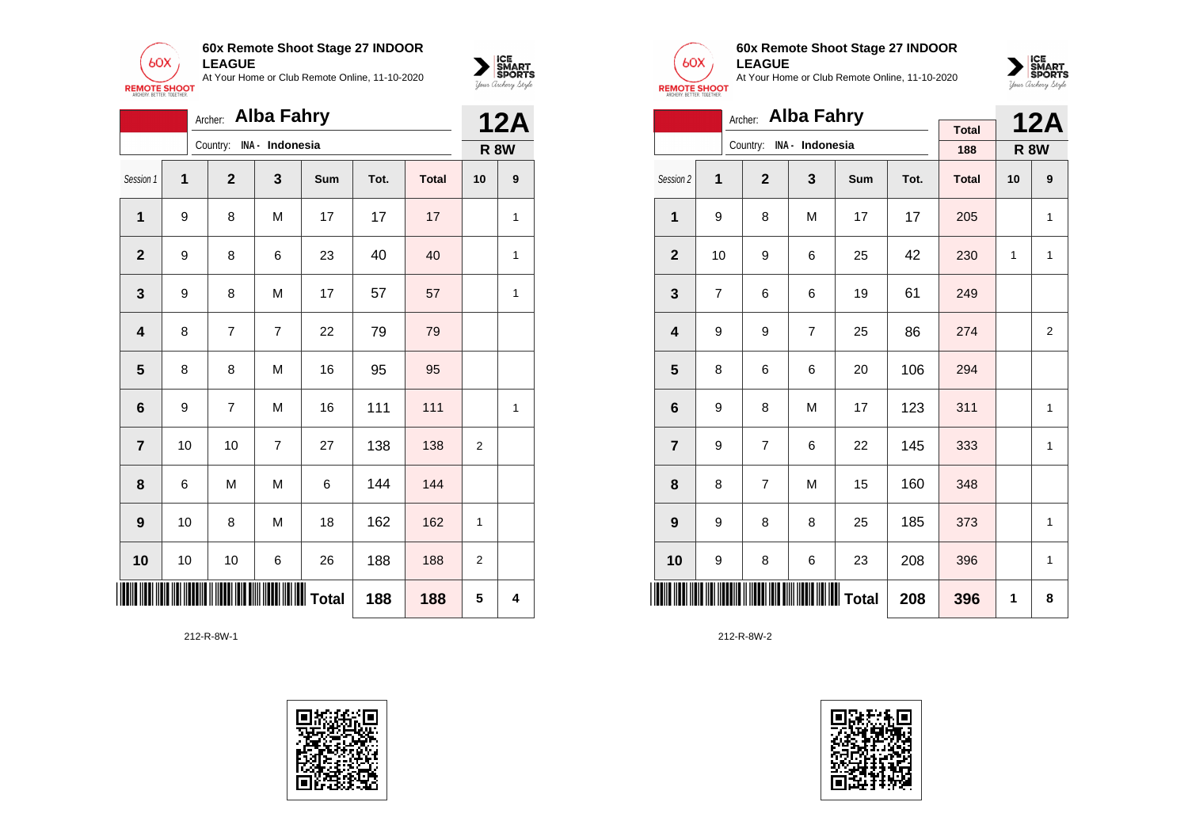**60x Remote Shoot Stage 27 INDOOR LEAGUE**
At Your Home or Club Remote Online, 11-10-2020

Archer: **Alba Fahry**
Country: INA - Indonesia

**12A**
**R 8W**

| Session 1 | 1 | 2 | 3 | Sum | Tot. | Total | 10 | 9 |
|---|---|---|---|---|---|---|---|---|
| **1** | 9 | 8 | M | 17 | 17 | 17 | | 1 |
| **2** | 9 | 8 | 6 | 23 | 40 | 40 | | 1 |
| **3** | 9 | 8 | M | 17 | 57 | 57 | | 1 |
| **4** | 8 | 7 | 7 | 22 | 79 | 79 | | |
| **5** | 8 | 8 | M | 16 | 95 | 95 | | |
| **6** | 9 | 7 | M | 16 | 111 | 111 | | 1 |
| **7** | 10 | 10 | 7 | 27 | 138 | 138 | 2 | |
| **8** | 6 | M | M | 6 | 144 | 144 | | |
| **9** | 10 | 8 | M | 18 | 162 | 162 | 1 | |
| **10** | 10 | 10 | 6 | 26 | 188 | 188 | 2 | |
| | | | | **Total** | **188** | **188** | **5** | **4** |

212-R-8W-1

**60x Remote Shoot Stage 27 INDOOR LEAGUE**
At Your Home or Club Remote Online, 11-10-2020

Archer: **Alba Fahry**
Country: INA - Indonesia

Total: 188

**12A**
**R 8W**

| Session 2 | 1 | 2 | 3 | Sum | Tot. | Total | 10 | 9 |
|---|---|---|---|---|---|---|---|---|
| **1** | 9 | 8 | M | 17 | 17 | 205 | | 1 |
| **2** | 10 | 9 | 6 | 25 | 42 | 230 | 1 | 1 |
| **3** | 7 | 6 | 6 | 19 | 61 | 249 | | |
| **4** | 9 | 9 | 7 | 25 | 86 | 274 | | 2 |
| **5** | 8 | 6 | 6 | 20 | 106 | 294 | | |
| **6** | 9 | 8 | M | 17 | 123 | 311 | | 1 |
| **7** | 9 | 7 | 6 | 22 | 145 | 333 | | 1 |
| **8** | 8 | 7 | M | 15 | 160 | 348 | | |
| **9** | 9 | 8 | 8 | 25 | 185 | 373 | | 1 |
| **10** | 9 | 8 | 6 | 23 | 208 | 396 | | 1 |
| | | | | **Total** | **208** | **396** | **1** | **8** |

212-R-8W-2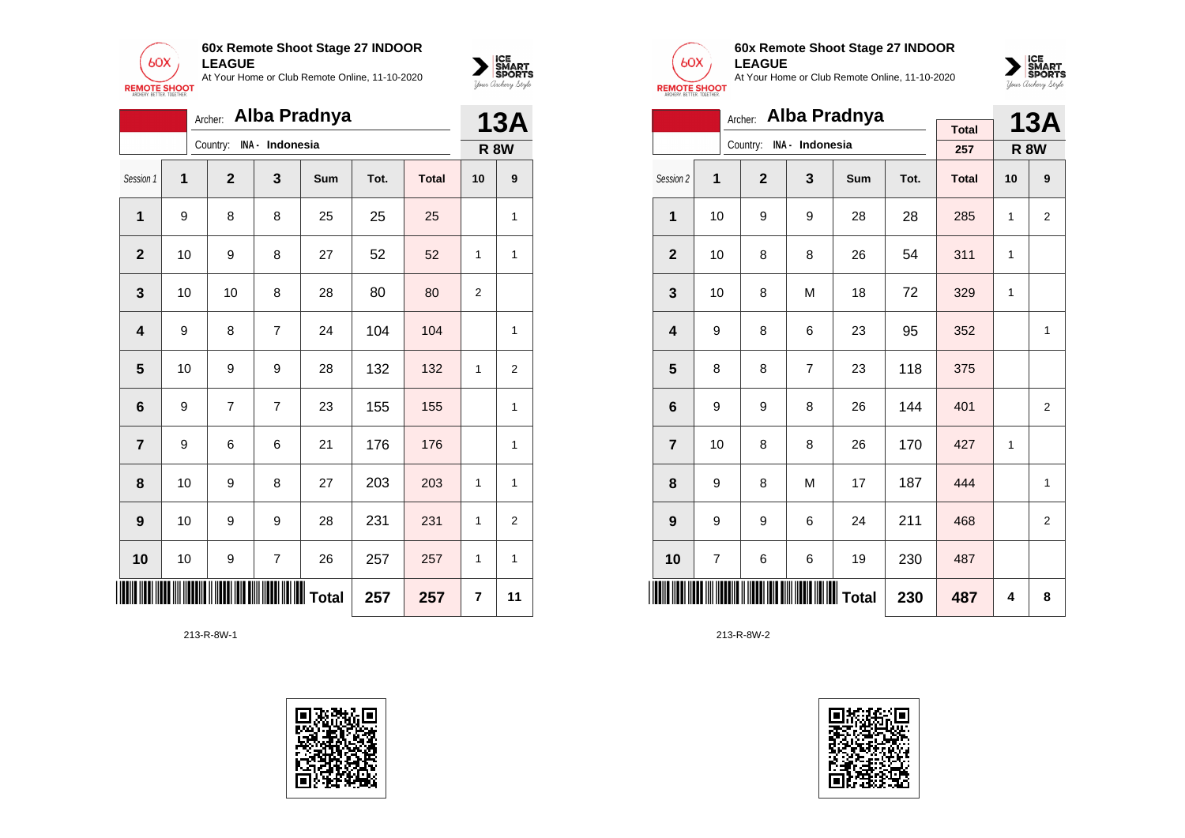**60x Remote Shoot Stage 27 INDOOR LEAGUE**
At Your Home or Club Remote Online, 11-10-2020

Archer: **Alba Pradnya**
Country: INA - Indonesia

**13A**
**R 8W**

| Session 1 | 1 | 2 | 3 | Sum | Tot. | Total | 10 | 9 |
|---|---|---|---|---|---|---|---|---|
| **1** | 9 | 8 | 8 | 25 | 25 | 25 | | 1 |
| **2** | 10 | 9 | 8 | 27 | 52 | 52 | 1 | 1 |
| **3** | 10 | 10 | 8 | 28 | 80 | 80 | 2 | |
| **4** | 9 | 8 | 7 | 24 | 104 | 104 | | 1 |
| **5** | 10 | 9 | 9 | 28 | 132 | 132 | 1 | 2 |
| **6** | 9 | 7 | 7 | 23 | 155 | 155 | | 1 |
| **7** | 9 | 6 | 6 | 21 | 176 | 176 | | 1 |
| **8** | 10 | 9 | 8 | 27 | 203 | 203 | 1 | 1 |
| **9** | 10 | 9 | 9 | 28 | 231 | 231 | 1 | 2 |
| **10** | 10 | 9 | 7 | 26 | 257 | 257 | 1 | 1 |
| | | | | **Total** | **257** | **257** | **7** | **11** |

213-R-8W-1

**60x Remote Shoot Stage 27 INDOOR LEAGUE**
At Your Home or Club Remote Online, 11-10-2020

Archer: **Alba Pradnya**
Country: INA - Indonesia

Total: 257

**13A**
**R 8W**

| Session 2 | 1 | 2 | 3 | Sum | Tot. | Total | 10 | 9 |
|---|---|---|---|---|---|---|---|---|
| **1** | 10 | 9 | 9 | 28 | 28 | 285 | 1 | 2 |
| **2** | 10 | 8 | 8 | 26 | 54 | 311 | 1 | |
| **3** | 10 | 8 | M | 18 | 72 | 329 | 1 | |
| **4** | 9 | 8 | 6 | 23 | 95 | 352 | | 1 |
| **5** | 8 | 8 | 7 | 23 | 118 | 375 | | |
| **6** | 9 | 9 | 8 | 26 | 144 | 401 | | 2 |
| **7** | 10 | 8 | 8 | 26 | 170 | 427 | 1 | |
| **8** | 9 | 8 | M | 17 | 187 | 444 | | 1 |
| **9** | 9 | 9 | 6 | 24 | 211 | 468 | | 2 |
| **10** | 7 | 6 | 6 | 19 | 230 | 487 | | |
| | | | | **Total** | **230** | **487** | **4** | **8** |

213-R-8W-2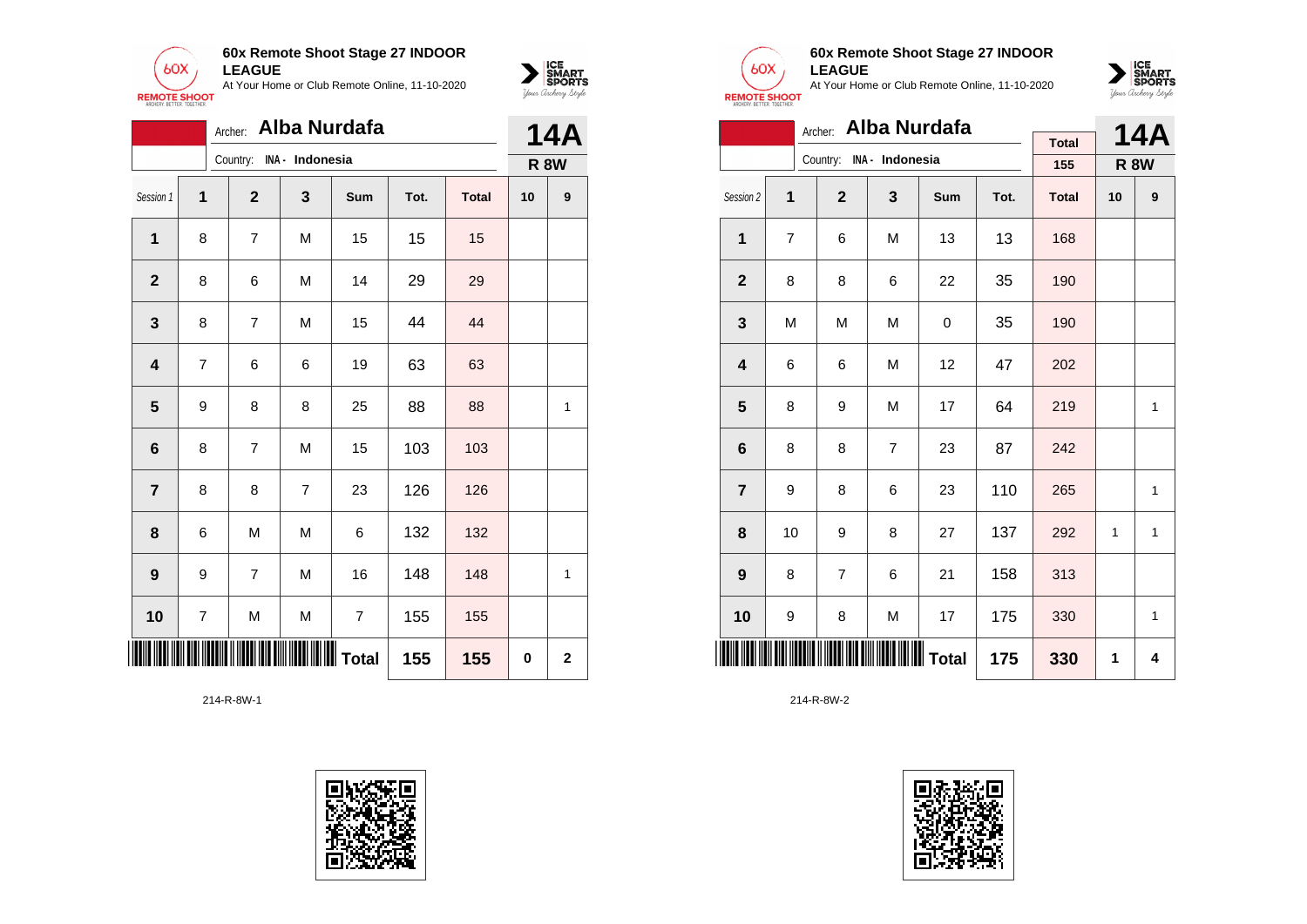**60x Remote Shoot Stage 27 INDOOR LEAGUE**
At Your Home or Club Remote Online, 11-10-2020

Archer: **Alba Nurdafa**
Country: INA - Indonesia

**14A**
**R 8W**

| Session 1 | 1 | 2 | 3 | Sum | Tot. | Total | 10 | 9 |
|---|---|---|---|---|---|---|---|---|
| **1** | 8 | 7 | M | 15 | 15 | 15 | | |
| **2** | 8 | 6 | M | 14 | 29 | 29 | | |
| **3** | 8 | 7 | M | 15 | 44 | 44 | | |
| **4** | 7 | 6 | 6 | 19 | 63 | 63 | | |
| **5** | 9 | 8 | 8 | 25 | 88 | 88 | | 1 |
| **6** | 8 | 7 | M | 15 | 103 | 103 | | |
| **7** | 8 | 8 | 7 | 23 | 126 | 126 | | |
| **8** | 6 | M | M | 6 | 132 | 132 | | |
| **9** | 9 | 7 | M | 16 | 148 | 148 | | 1 |
| **10** | 7 | M | M | 7 | 155 | 155 | | |
| | | | | **Total** | **155** | **155** | **0** | **2** |

214-R-8W-1

**60x Remote Shoot Stage 27 INDOOR LEAGUE**
At Your Home or Club Remote Online, 11-10-2020

Archer: **Alba Nurdafa**
Country: INA - Indonesia

Total: 155

**14A**
**R 8W**

| Session 2 | 1 | 2 | 3 | Sum | Tot. | Total | 10 | 9 |
|---|---|---|---|---|---|---|---|---|
| **1** | 7 | 6 | M | 13 | 13 | 168 | | |
| **2** | 8 | 8 | 6 | 22 | 35 | 190 | | |
| **3** | M | M | M | 0 | 35 | 190 | | |
| **4** | 6 | 6 | M | 12 | 47 | 202 | | |
| **5** | 8 | 9 | M | 17 | 64 | 219 | | 1 |
| **6** | 8 | 8 | 7 | 23 | 87 | 242 | | |
| **7** | 9 | 8 | 6 | 23 | 110 | 265 | | 1 |
| **8** | 10 | 9 | 8 | 27 | 137 | 292 | 1 | 1 |
| **9** | 8 | 7 | 6 | 21 | 158 | 313 | | |
| **10** | 9 | 8 | M | 17 | 175 | 330 | | 1 |
| | | | | **Total** | **175** | **330** | **1** | **4** |

214-R-8W-2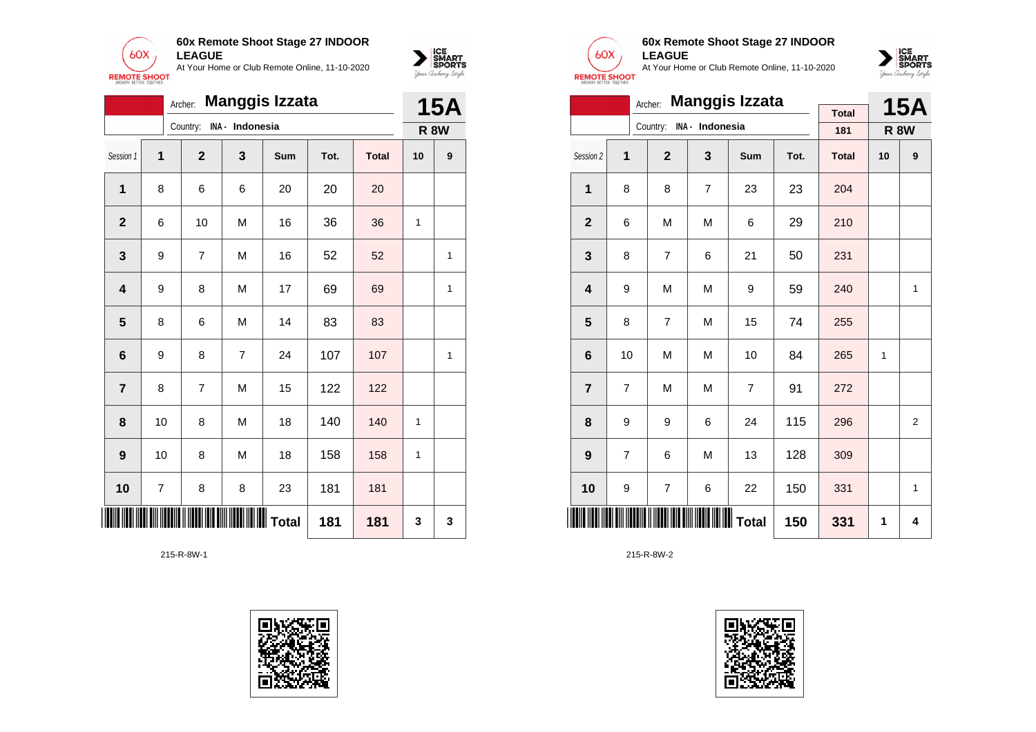**60x Remote Shoot Stage 27 INDOOR LEAGUE**
At Your Home or Club Remote Online, 11-10-2020

Archer: **Manggis Izzata**
Country: INA - Indonesia

**15A**
**R 8W**

| Session 1 | 1 | 2 | 3 | Sum | Tot. | Total | 10 | 9 |
|---|---|---|---|---|---|---|---|---|
| 1 | 8 | 6 | 6 | 20 | 20 | 20 | | |
| 2 | 6 | 10 | M | 16 | 36 | 36 | 1 | |
| 3 | 9 | 7 | M | 16 | 52 | 52 | | 1 |
| 4 | 9 | 8 | M | 17 | 69 | 69 | | 1 |
| 5 | 8 | 6 | M | 14 | 83 | 83 | | |
| 6 | 9 | 8 | 7 | 24 | 107 | 107 | | 1 |
| 7 | 8 | 7 | M | 15 | 122 | 122 | | |
| 8 | 10 | 8 | M | 18 | 140 | 140 | 1 | |
| 9 | 10 | 8 | M | 18 | 158 | 158 | 1 | |
| 10 | 7 | 8 | 8 | 23 | 181 | 181 | | |
| | | | | Total | 181 | 181 | 3 | 3 |

215-R-8W-1

**60x Remote Shoot Stage 27 INDOOR LEAGUE**
At Your Home or Club Remote Online, 11-10-2020

Archer: **Manggis Izzata**
Country: INA - Indonesia

Total: 181

**15A**
**R 8W**

| Session 2 | 1 | 2 | 3 | Sum | Tot. | Total | 10 | 9 |
|---|---|---|---|---|---|---|---|---|
| 1 | 8 | 8 | 7 | 23 | 23 | 204 | | |
| 2 | 6 | M | M | 6 | 29 | 210 | | |
| 3 | 8 | 7 | 6 | 21 | 50 | 231 | | |
| 4 | 9 | M | M | 9 | 59 | 240 | | 1 |
| 5 | 8 | 7 | M | 15 | 74 | 255 | | |
| 6 | 10 | M | M | 10 | 84 | 265 | 1 | |
| 7 | 7 | M | M | 7 | 91 | 272 | | |
| 8 | 9 | 9 | 6 | 24 | 115 | 296 | | 2 |
| 9 | 7 | 6 | M | 13 | 128 | 309 | | |
| 10 | 9 | 7 | 6 | 22 | 150 | 331 | | 1 |
| | | | | Total | 150 | 331 | 1 | 4 |

215-R-8W-2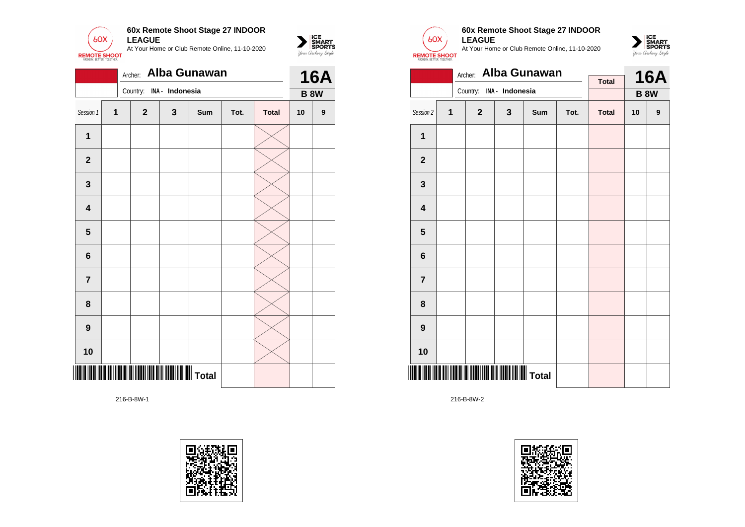**60x Remote Shoot Stage 27 INDOOR LEAGUE**
At Your Home or Club Remote Online, 11-10-2020

Archer: **Alba Gunawan**
Country: INA - Indonesia

**16A**
**B 8W**

| Session 1 | 1 | 2 | 3 | Sum | Tot. | Total | 10 | 9 |
|---|---|---|---|---|---|---|---|---|
| 1 | | | | | | | | |
| 2 | | | | | | | | |
| 3 | | | | | | | | |
| 4 | | | | | | | | |
| 5 | | | | | | | | |
| 6 | | | | | | | | |
| 7 | | | | | | | | |
| 8 | | | | | | | | |
| 9 | | | | | | | | |
| 10 | | | | | | | | |
| | | | | Total | | | | |

216-B-8W-1

**60x Remote Shoot Stage 27 INDOOR LEAGUE**
At Your Home or Club Remote Online, 11-10-2020

Archer: **Alba Gunawan**
Country: INA - Indonesia

Total

**16A**
**B 8W**

| Session 2 | 1 | 2 | 3 | Sum | Tot. | Total | 10 | 9 |
|---|---|---|---|---|---|---|---|---|
| 1 | | | | | | | | |
| 2 | | | | | | | | |
| 3 | | | | | | | | |
| 4 | | | | | | | | |
| 5 | | | | | | | | |
| 6 | | | | | | | | |
| 7 | | | | | | | | |
| 8 | | | | | | | | |
| 9 | | | | | | | | |
| 10 | | | | | | | | |
| | | | | Total | | | | |

216-B-8W-2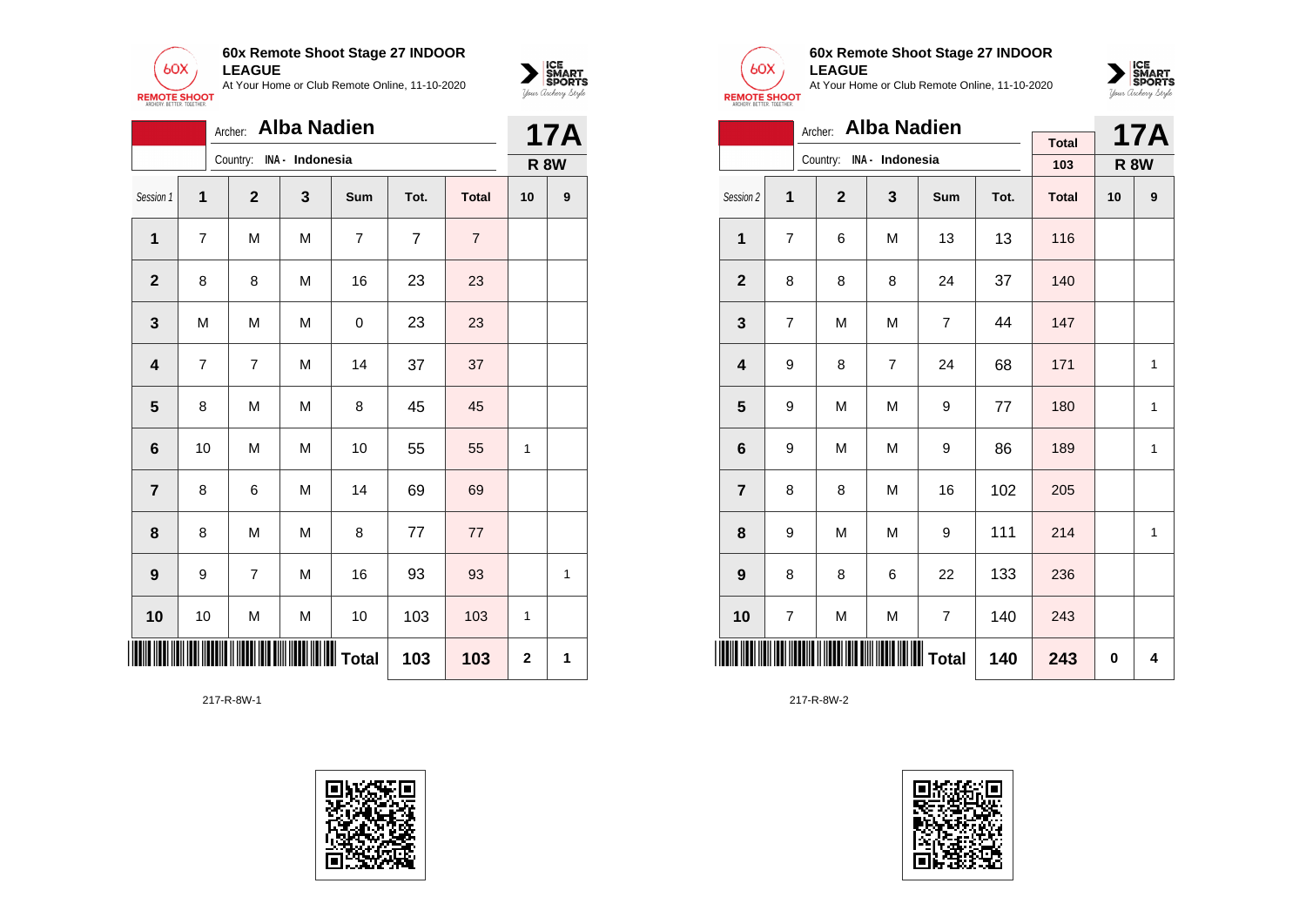**60x Remote Shoot Stage 27 INDOOR LEAGUE**
At Your Home or Club Remote Online, 11-10-2020

Archer: **Alba Nadien**
Country: INA - Indonesia

**17A**
**R 8W**

| Session 1 | 1 | 2 | 3 | Sum | Tot. | Total | 10 | 9 |
|---|---|---|---|---|---|---|---|---|
| 1 | 7 | M | M | 7 | 7 | 7 | | |
| 2 | 8 | 8 | M | 16 | 23 | 23 | | |
| 3 | M | M | M | 0 | 23 | 23 | | |
| 4 | 7 | 7 | M | 14 | 37 | 37 | | |
| 5 | 8 | M | M | 8 | 45 | 45 | | |
| 6 | 10 | M | M | 10 | 55 | 55 | 1 | |
| 7 | 8 | 6 | M | 14 | 69 | 69 | | |
| 8 | 8 | M | M | 8 | 77 | 77 | | |
| 9 | 9 | 7 | M | 16 | 93 | 93 | | 1 |
| 10 | 10 | M | M | 10 | 103 | 103 | 1 | |
| | | | | **Total** | **103** | **103** | **2** | **1** |

217-R-8W-1

**60x Remote Shoot Stage 27 INDOOR LEAGUE**
At Your Home or Club Remote Online, 11-10-2020

Archer: **Alba Nadien**
Country: INA - Indonesia

Total: 103

**17A**
**R 8W**

| Session 2 | 1 | 2 | 3 | Sum | Tot. | Total | 10 | 9 |
|---|---|---|---|---|---|---|---|---|
| 1 | 7 | 6 | M | 13 | 13 | 116 | | |
| 2 | 8 | 8 | 8 | 24 | 37 | 140 | | |
| 3 | 7 | M | M | 7 | 44 | 147 | | |
| 4 | 9 | 8 | 7 | 24 | 68 | 171 | | 1 |
| 5 | 9 | M | M | 9 | 77 | 180 | | 1 |
| 6 | 9 | M | M | 9 | 86 | 189 | | 1 |
| 7 | 8 | 8 | M | 16 | 102 | 205 | | |
| 8 | 9 | M | M | 9 | 111 | 214 | | 1 |
| 9 | 8 | 8 | 6 | 22 | 133 | 236 | | |
| 10 | 7 | M | M | 7 | 140 | 243 | | |
| | | | | **Total** | **140** | **243** | **0** | **4** |

217-R-8W-2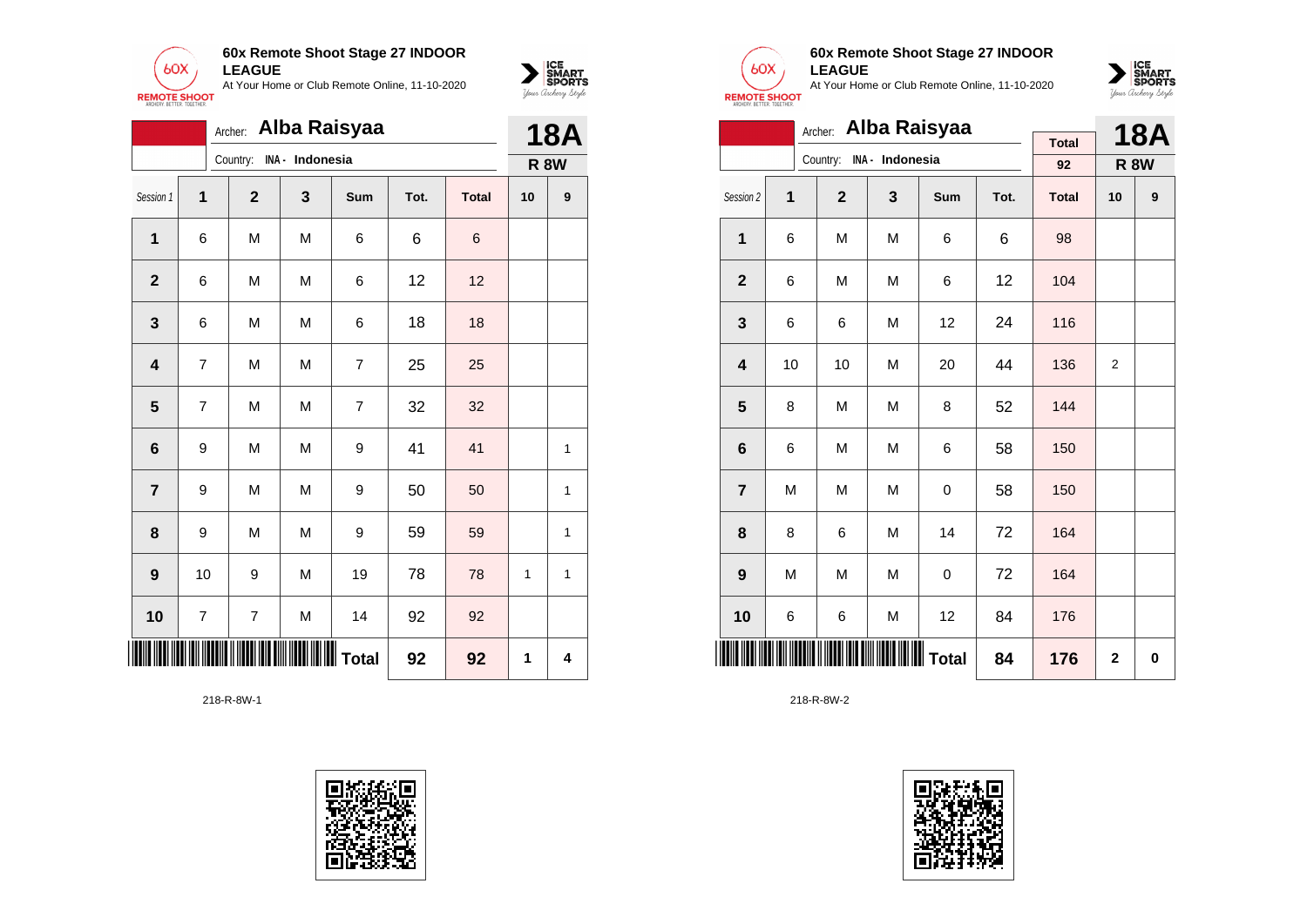**60x Remote Shoot Stage 27 INDOOR LEAGUE**
At Your Home or Club Remote Online, 11-10-2020

Archer: **Alba Raisyaa**
Country: INA - Indonesia

**18A** — **R 8W**

| Session 1 | 1 | 2 | 3 | Sum | Tot. | Total | 10 | 9 |
|---|---|---|---|---|---|---|---|---|
| 1 | 6 | M | M | 6 | 6 | 6 | | |
| 2 | 6 | M | M | 6 | 12 | 12 | | |
| 3 | 6 | M | M | 6 | 18 | 18 | | |
| 4 | 7 | M | M | 7 | 25 | 25 | | |
| 5 | 7 | M | M | 7 | 32 | 32 | | |
| 6 | 9 | M | M | 9 | 41 | 41 | | 1 |
| 7 | 9 | M | M | 9 | 50 | 50 | | 1 |
| 8 | 9 | M | M | 9 | 59 | 59 | | 1 |
| 9 | 10 | 9 | M | 19 | 78 | 78 | 1 | 1 |
| 10 | 7 | 7 | M | 14 | 92 | 92 | | |
| | | | | **Total** | **92** | **92** | **1** | **4** |

218-R-8W-1

**60x Remote Shoot Stage 27 INDOOR LEAGUE**
At Your Home or Club Remote Online, 11-10-2020

Archer: **Alba Raisyaa**
Country: INA - Indonesia

Total: 92

**18A** — **R 8W**

| Session 2 | 1 | 2 | 3 | Sum | Tot. | Total | 10 | 9 |
|---|---|---|---|---|---|---|---|---|
| 1 | 6 | M | M | 6 | 6 | 98 | | |
| 2 | 6 | M | M | 6 | 12 | 104 | | |
| 3 | 6 | 6 | M | 12 | 24 | 116 | | |
| 4 | 10 | 10 | M | 20 | 44 | 136 | 2 | |
| 5 | 8 | M | M | 8 | 52 | 144 | | |
| 6 | 6 | M | M | 6 | 58 | 150 | | |
| 7 | M | M | M | 0 | 58 | 150 | | |
| 8 | 8 | 6 | M | 14 | 72 | 164 | | |
| 9 | M | M | M | 0 | 72 | 164 | | |
| 10 | 6 | 6 | M | 12 | 84 | 176 | | |
| | | | | **Total** | **84** | **176** | **2** | **0** |

218-R-8W-2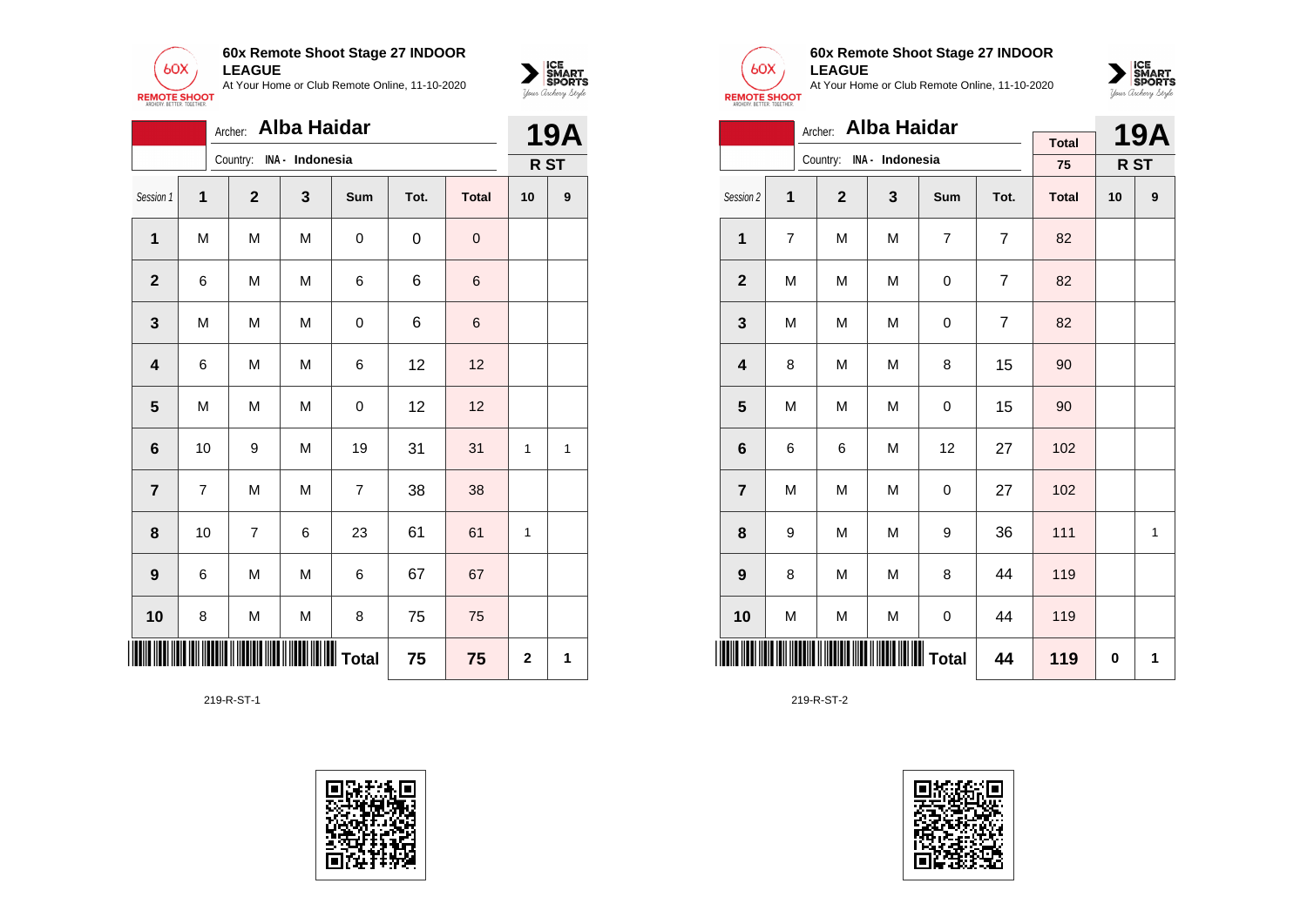## 60x Remote Shoot Stage 27 INDOOR LEAGUE

At Your Home or Club Remote Online, 11-10-2020

Archer: **Alba Haidar**

Country: INA - Indonesia

**19A**

R ST

| Session 1 | 1 | 2 | 3 | Sum | Tot. | Total | 10 | 9 |
|---|---|---|---|---|---|---|---|---|
| 1 | M | M | M | 0 | 0 | 0 | | |
| 2 | 6 | M | M | 6 | 6 | 6 | | |
| 3 | M | M | M | 0 | 6 | 6 | | |
| 4 | 6 | M | M | 6 | 12 | 12 | | |
| 5 | M | M | M | 0 | 12 | 12 | | |
| 6 | 10 | 9 | M | 19 | 31 | 31 | 1 | 1 |
| 7 | 7 | M | M | 7 | 38 | 38 | | |
| 8 | 10 | 7 | 6 | 23 | 61 | 61 | 1 | |
| 9 | 6 | M | M | 6 | 67 | 67 | | |
| 10 | 8 | M | M | 8 | 75 | 75 | | |
| | | | | Total | 75 | 75 | 2 | 1 |

219-R-ST-1

## 60x Remote Shoot Stage 27 INDOOR LEAGUE

At Your Home or Club Remote Online, 11-10-2020

Archer: **Alba Haidar**

Country: INA - Indonesia

Total: 75

**19A**

R ST

| Session 2 | 1 | 2 | 3 | Sum | Tot. | Total | 10 | 9 |
|---|---|---|---|---|---|---|---|---|
| 1 | 7 | M | M | 7 | 7 | 82 | | |
| 2 | M | M | M | 0 | 7 | 82 | | |
| 3 | M | M | M | 0 | 7 | 82 | | |
| 4 | 8 | M | M | 8 | 15 | 90 | | |
| 5 | M | M | M | 0 | 15 | 90 | | |
| 6 | 6 | 6 | M | 12 | 27 | 102 | | |
| 7 | M | M | M | 0 | 27 | 102 | | |
| 8 | 9 | M | M | 9 | 36 | 111 | | 1 |
| 9 | 8 | M | M | 8 | 44 | 119 | | |
| 10 | M | M | M | 0 | 44 | 119 | | |
| | | | | Total | 44 | 119 | 0 | 1 |

219-R-ST-2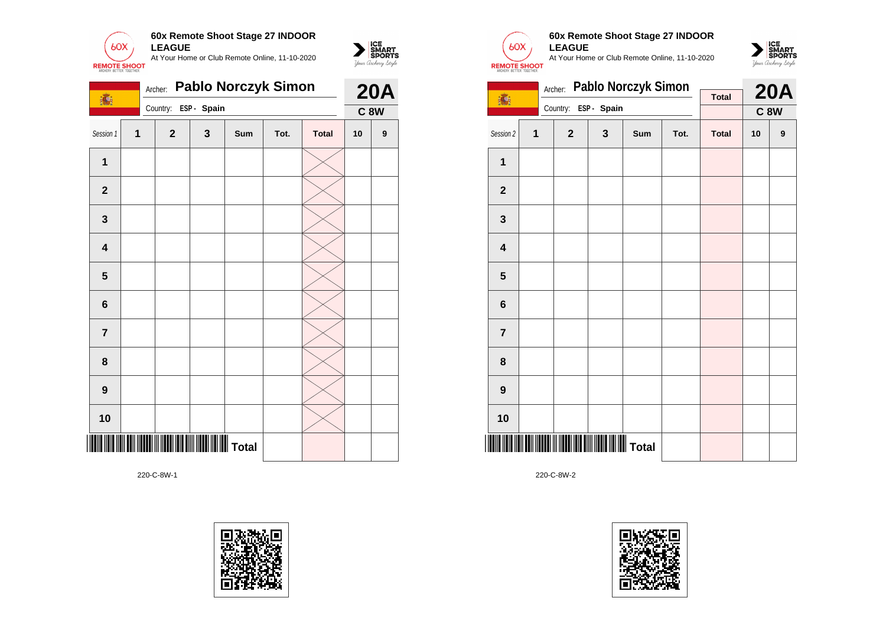**60x Remote Shoot Stage 27 INDOOR LEAGUE**

At Your Home or Club Remote Online, 11-10-2020

Archer: **Pablo Norczyk Simon**

Country: ESP - Spain

**20A**

**C 8W**

| Session 1 | 1 | 2 | 3 | Sum | Tot. | Total | 10 | 9 |
|---|---|---|---|---|---|---|---|---|
| 1 | | | | | | | | |
| 2 | | | | | | | | |
| 3 | | | | | | | | |
| 4 | | | | | | | | |
| 5 | | | | | | | | |
| 6 | | | | | | | | |
| 7 | | | | | | | | |
| 8 | | | | | | | | |
| 9 | | | | | | | | |
| 10 | | | | | | | | |
| | | | | Total | | | | |

220-C-8W-1

**60x Remote Shoot Stage 27 INDOOR LEAGUE**

At Your Home or Club Remote Online, 11-10-2020

Archer: **Pablo Norczyk Simon**

Country: ESP - Spain

Total

**20A**

**C 8W**

| Session 2 | 1 | 2 | 3 | Sum | Tot. | Total | 10 | 9 |
|---|---|---|---|---|---|---|---|---|
| 1 | | | | | | | | |
| 2 | | | | | | | | |
| 3 | | | | | | | | |
| 4 | | | | | | | | |
| 5 | | | | | | | | |
| 6 | | | | | | | | |
| 7 | | | | | | | | |
| 8 | | | | | | | | |
| 9 | | | | | | | | |
| 10 | | | | | | | | |
| | | | | Total | | | | |

220-C-8W-2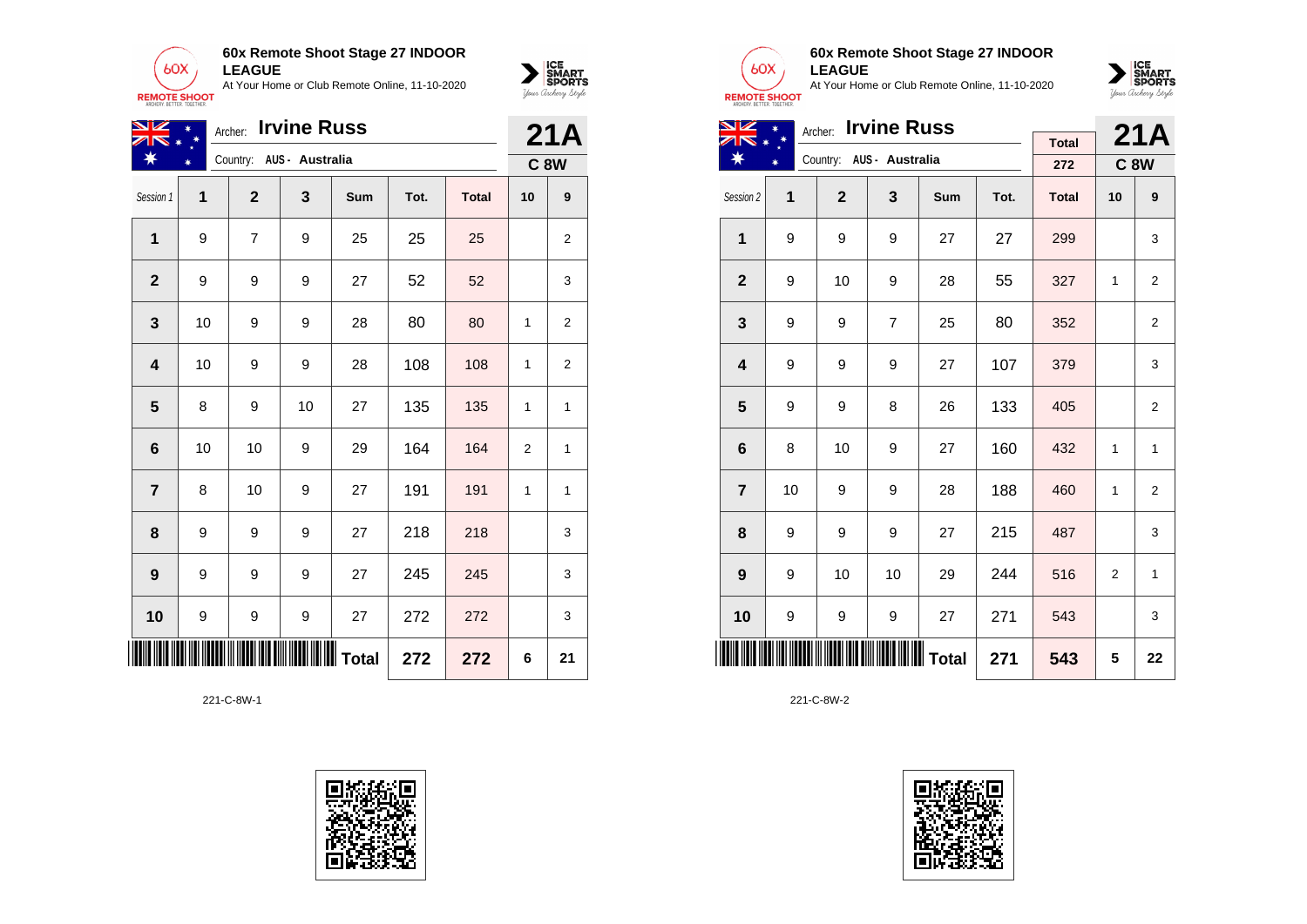**60x Remote Shoot Stage 27 INDOOR LEAGUE**
At Your Home or Club Remote Online, 11-10-2020

Archer: **Irvine Russ**
Country: AUS - Australia

**21A**
**C 8W**

| Session 1 | 1 | 2 | 3 | Sum | Tot. | Total | 10 | 9 |
|---|---|---|---|---|---|---|---|---|
| 1 | 9 | 7 | 9 | 25 | 25 | 25 | | 2 |
| 2 | 9 | 9 | 9 | 27 | 52 | 52 | | 3 |
| 3 | 10 | 9 | 9 | 28 | 80 | 80 | 1 | 2 |
| 4 | 10 | 9 | 9 | 28 | 108 | 108 | 1 | 2 |
| 5 | 8 | 9 | 10 | 27 | 135 | 135 | 1 | 1 |
| 6 | 10 | 10 | 9 | 29 | 164 | 164 | 2 | 1 |
| 7 | 8 | 10 | 9 | 27 | 191 | 191 | 1 | 1 |
| 8 | 9 | 9 | 9 | 27 | 218 | 218 | | 3 |
| 9 | 9 | 9 | 9 | 27 | 245 | 245 | | 3 |
| 10 | 9 | 9 | 9 | 27 | 272 | 272 | | 3 |
| | | | | Total | 272 | 272 | 6 | 21 |

221-C-8W-1

**60x Remote Shoot Stage 27 INDOOR LEAGUE**
At Your Home or Club Remote Online, 11-10-2020

Archer: **Irvine Russ**
Country: AUS - Australia

Total: 272

**21A**
**C 8W**

| Session 2 | 1 | 2 | 3 | Sum | Tot. | Total | 10 | 9 |
|---|---|---|---|---|---|---|---|---|
| 1 | 9 | 9 | 9 | 27 | 27 | 299 | | 3 |
| 2 | 9 | 10 | 9 | 28 | 55 | 327 | 1 | 2 |
| 3 | 9 | 9 | 7 | 25 | 80 | 352 | | 2 |
| 4 | 9 | 9 | 9 | 27 | 107 | 379 | | 3 |
| 5 | 9 | 9 | 8 | 26 | 133 | 405 | | 2 |
| 6 | 8 | 10 | 9 | 27 | 160 | 432 | 1 | 1 |
| 7 | 10 | 9 | 9 | 28 | 188 | 460 | 1 | 2 |
| 8 | 9 | 9 | 9 | 27 | 215 | 487 | | 3 |
| 9 | 9 | 10 | 10 | 29 | 244 | 516 | 2 | 1 |
| 10 | 9 | 9 | 9 | 27 | 271 | 543 | | 3 |
| | | | | Total | 271 | 543 | 5 | 22 |

221-C-8W-2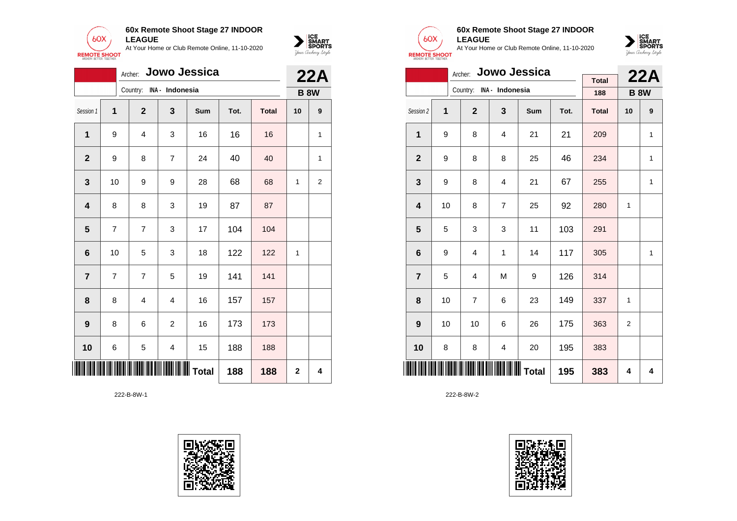**60x Remote Shoot Stage 27 INDOOR LEAGUE**
At Your Home or Club Remote Online, 11-10-2020

Archer: **Jowo Jessica**
Country: INA - Indonesia

**22A**
**B 8W**

| Session 1 | 1 | 2 | 3 | Sum | Tot. | Total | 10 | 9 |
|---|---|---|---|---|---|---|---|---|
| **1** | 9 | 4 | 3 | 16 | 16 | 16 | | 1 |
| **2** | 9 | 8 | 7 | 24 | 40 | 40 | | 1 |
| **3** | 10 | 9 | 9 | 28 | 68 | 68 | 1 | 2 |
| **4** | 8 | 8 | 3 | 19 | 87 | 87 | | |
| **5** | 7 | 7 | 3 | 17 | 104 | 104 | | |
| **6** | 10 | 5 | 3 | 18 | 122 | 122 | 1 | |
| **7** | 7 | 7 | 5 | 19 | 141 | 141 | | |
| **8** | 8 | 4 | 4 | 16 | 157 | 157 | | |
| **9** | 8 | 6 | 2 | 16 | 173 | 173 | | |
| **10** | 6 | 5 | 4 | 15 | 188 | 188 | | |
| | | | | **Total** | **188** | **188** | **2** | **4** |

222-B-8W-1

**60x Remote Shoot Stage 27 INDOOR LEAGUE**
At Your Home or Club Remote Online, 11-10-2020

Archer: **Jowo Jessica**
Country: INA - Indonesia

Total: 188

**22A**
**B 8W**

| Session 2 | 1 | 2 | 3 | Sum | Tot. | Total | 10 | 9 |
|---|---|---|---|---|---|---|---|---|
| **1** | 9 | 8 | 4 | 21 | 21 | 209 | | 1 |
| **2** | 9 | 8 | 8 | 25 | 46 | 234 | | 1 |
| **3** | 9 | 8 | 4 | 21 | 67 | 255 | | 1 |
| **4** | 10 | 8 | 7 | 25 | 92 | 280 | 1 | |
| **5** | 5 | 3 | 3 | 11 | 103 | 291 | | |
| **6** | 9 | 4 | 1 | 14 | 117 | 305 | | 1 |
| **7** | 5 | 4 | M | 9 | 126 | 314 | | |
| **8** | 10 | 7 | 6 | 23 | 149 | 337 | 1 | |
| **9** | 10 | 10 | 6 | 26 | 175 | 363 | 2 | |
| **10** | 8 | 8 | 4 | 20 | 195 | 383 | | |
| | | | | **Total** | **195** | **383** | **4** | **4** |

222-B-8W-2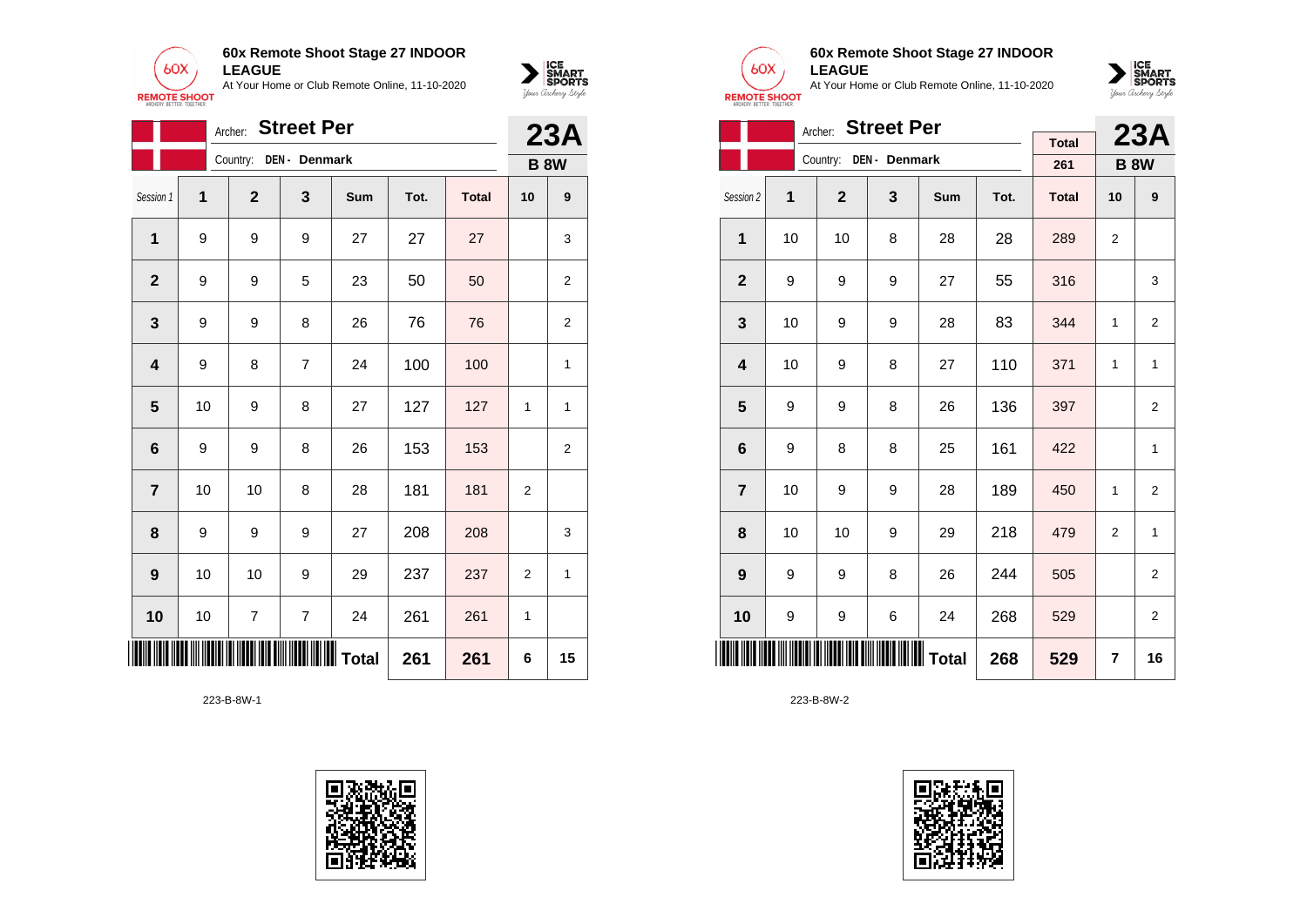## 60x Remote Shoot Stage 27 INDOOR LEAGUE

At Your Home or Club Remote Online, 11-10-2020

Archer: **Street Per**
Country: DEN - Denmark

**23A**
**B 8W**

| Session 1 | 1 | 2 | 3 | Sum | Tot. | Total | 10 | 9 |
|---|---|---|---|---|---|---|---|---|
| 1 | 9 | 9 | 9 | 27 | 27 | 27 | | 3 |
| 2 | 9 | 9 | 5 | 23 | 50 | 50 | | 2 |
| 3 | 9 | 9 | 8 | 26 | 76 | 76 | | 2 |
| 4 | 9 | 8 | 7 | 24 | 100 | 100 | | 1 |
| 5 | 10 | 9 | 8 | 27 | 127 | 127 | 1 | 1 |
| 6 | 9 | 9 | 8 | 26 | 153 | 153 | | 2 |
| 7 | 10 | 10 | 8 | 28 | 181 | 181 | 2 | |
| 8 | 9 | 9 | 9 | 27 | 208 | 208 | | 3 |
| 9 | 10 | 10 | 9 | 29 | 237 | 237 | 2 | 1 |
| 10 | 10 | 7 | 7 | 24 | 261 | 261 | 1 | |
| | | | | Total | 261 | 261 | 6 | 15 |

223-B-8W-1

## 60x Remote Shoot Stage 27 INDOOR LEAGUE

At Your Home or Club Remote Online, 11-10-2020

Archer: **Street Per**
Country: DEN - Denmark

Total: 261

**23A**
**B 8W**

| Session 2 | 1 | 2 | 3 | Sum | Tot. | Total | 10 | 9 |
|---|---|---|---|---|---|---|---|---|
| 1 | 10 | 10 | 8 | 28 | 28 | 289 | 2 | |
| 2 | 9 | 9 | 9 | 27 | 55 | 316 | | 3 |
| 3 | 10 | 9 | 9 | 28 | 83 | 344 | 1 | 2 |
| 4 | 10 | 9 | 8 | 27 | 110 | 371 | 1 | 1 |
| 5 | 9 | 9 | 8 | 26 | 136 | 397 | | 2 |
| 6 | 9 | 8 | 8 | 25 | 161 | 422 | | 1 |
| 7 | 10 | 9 | 9 | 28 | 189 | 450 | 1 | 2 |
| 8 | 10 | 10 | 9 | 29 | 218 | 479 | 2 | 1 |
| 9 | 9 | 9 | 8 | 26 | 244 | 505 | | 2 |
| 10 | 9 | 9 | 6 | 24 | 268 | 529 | | 2 |
| | | | | Total | 268 | 529 | 7 | 16 |

223-B-8W-2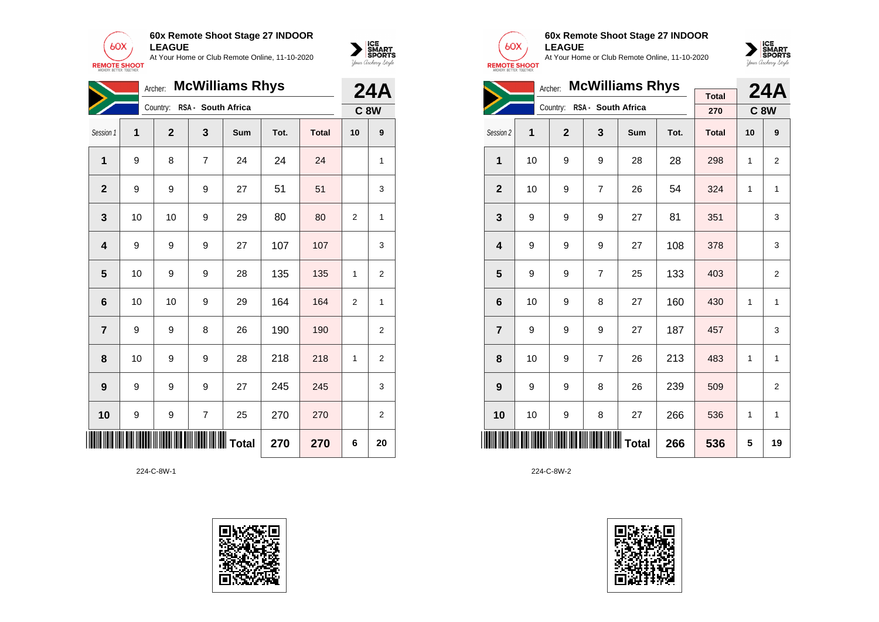**60x Remote Shoot Stage 27 INDOOR LEAGUE**
At Your Home or Club Remote Online, 11-10-2020

Archer: **McWilliams Rhys**
Country: RSA - South Africa
**24A**
**C 8W**

| Session 1 | 1 | 2 | 3 | Sum | Tot. | Total | 10 | 9 |
|---|---|---|---|---|---|---|---|---|
| 1 | 9 | 8 | 7 | 24 | 24 | 24 | | 1 |
| 2 | 9 | 9 | 9 | 27 | 51 | 51 | | 3 |
| 3 | 10 | 10 | 9 | 29 | 80 | 80 | 2 | 1 |
| 4 | 9 | 9 | 9 | 27 | 107 | 107 | | 3 |
| 5 | 10 | 9 | 9 | 28 | 135 | 135 | 1 | 2 |
| 6 | 10 | 10 | 9 | 29 | 164 | 164 | 2 | 1 |
| 7 | 9 | 9 | 8 | 26 | 190 | 190 | | 2 |
| 8 | 10 | 9 | 9 | 28 | 218 | 218 | 1 | 2 |
| 9 | 9 | 9 | 9 | 27 | 245 | 245 | | 3 |
| 10 | 9 | 9 | 7 | 25 | 270 | 270 | | 2 |
| | | | | Total | 270 | 270 | 6 | 20 |

224-C-8W-1

**60x Remote Shoot Stage 27 INDOOR LEAGUE**
At Your Home or Club Remote Online, 11-10-2020

Archer: **McWilliams Rhys**
Country: RSA - South Africa
Total: 270
**24A**
**C 8W**

| Session 2 | 1 | 2 | 3 | Sum | Tot. | Total | 10 | 9 |
|---|---|---|---|---|---|---|---|---|
| 1 | 10 | 9 | 9 | 28 | 28 | 298 | 1 | 2 |
| 2 | 10 | 9 | 7 | 26 | 54 | 324 | 1 | 1 |
| 3 | 9 | 9 | 9 | 27 | 81 | 351 | | 3 |
| 4 | 9 | 9 | 9 | 27 | 108 | 378 | | 3 |
| 5 | 9 | 9 | 7 | 25 | 133 | 403 | | 2 |
| 6 | 10 | 9 | 8 | 27 | 160 | 430 | 1 | 1 |
| 7 | 9 | 9 | 9 | 27 | 187 | 457 | | 3 |
| 8 | 10 | 9 | 7 | 26 | 213 | 483 | 1 | 1 |
| 9 | 9 | 9 | 8 | 26 | 239 | 509 | | 2 |
| 10 | 10 | 9 | 8 | 27 | 266 | 536 | 1 | 1 |
| | | | | Total | 266 | 536 | 5 | 19 |

224-C-8W-2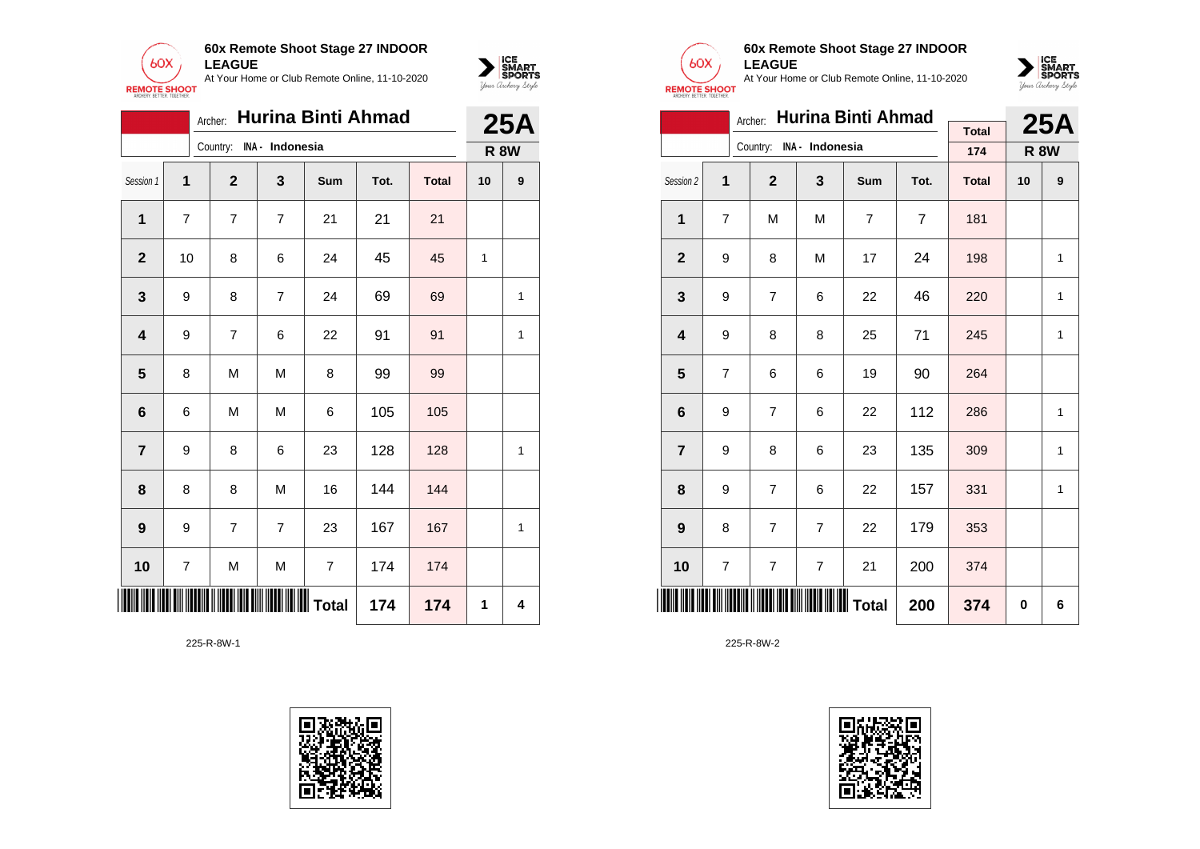**60x Remote Shoot Stage 27 INDOOR LEAGUE**
At Your Home or Club Remote Online, 11-10-2020

Archer: **Hurina Binti Ahmad**
Country: INA - Indonesia

**25A**
**R 8W**

| Session 1 | 1 | 2 | 3 | Sum | Tot. | Total | 10 | 9 |
|---|---|---|---|---|---|---|---|---|
| 1 | 7 | 7 | 7 | 21 | 21 | 21 | | |
| 2 | 10 | 8 | 6 | 24 | 45 | 45 | 1 | |
| 3 | 9 | 8 | 7 | 24 | 69 | 69 | | 1 |
| 4 | 9 | 7 | 6 | 22 | 91 | 91 | | 1 |
| 5 | 8 | M | M | 8 | 99 | 99 | | |
| 6 | 6 | M | M | 6 | 105 | 105 | | |
| 7 | 9 | 8 | 6 | 23 | 128 | 128 | | 1 |
| 8 | 8 | 8 | M | 16 | 144 | 144 | | |
| 9 | 9 | 7 | 7 | 23 | 167 | 167 | | 1 |
| 10 | 7 | M | M | 7 | 174 | 174 | | |
| | | | | Total | 174 | 174 | 1 | 4 |

225-R-8W-1

**60x Remote Shoot Stage 27 INDOOR LEAGUE**
At Your Home or Club Remote Online, 11-10-2020

Archer: **Hurina Binti Ahmad**
Country: INA - Indonesia

Total: 174

**25A**
**R 8W**

| Session 2 | 1 | 2 | 3 | Sum | Tot. | Total | 10 | 9 |
|---|---|---|---|---|---|---|---|---|
| 1 | 7 | M | M | 7 | 7 | 181 | | |
| 2 | 9 | 8 | M | 17 | 24 | 198 | | 1 |
| 3 | 9 | 7 | 6 | 22 | 46 | 220 | | 1 |
| 4 | 9 | 8 | 8 | 25 | 71 | 245 | | 1 |
| 5 | 7 | 6 | 6 | 19 | 90 | 264 | | |
| 6 | 9 | 7 | 6 | 22 | 112 | 286 | | 1 |
| 7 | 9 | 8 | 6 | 23 | 135 | 309 | | 1 |
| 8 | 9 | 7 | 6 | 22 | 157 | 331 | | 1 |
| 9 | 8 | 7 | 7 | 22 | 179 | 353 | | |
| 10 | 7 | 7 | 7 | 21 | 200 | 374 | | |
| | | | | Total | 200 | 374 | 0 | 6 |

225-R-8W-2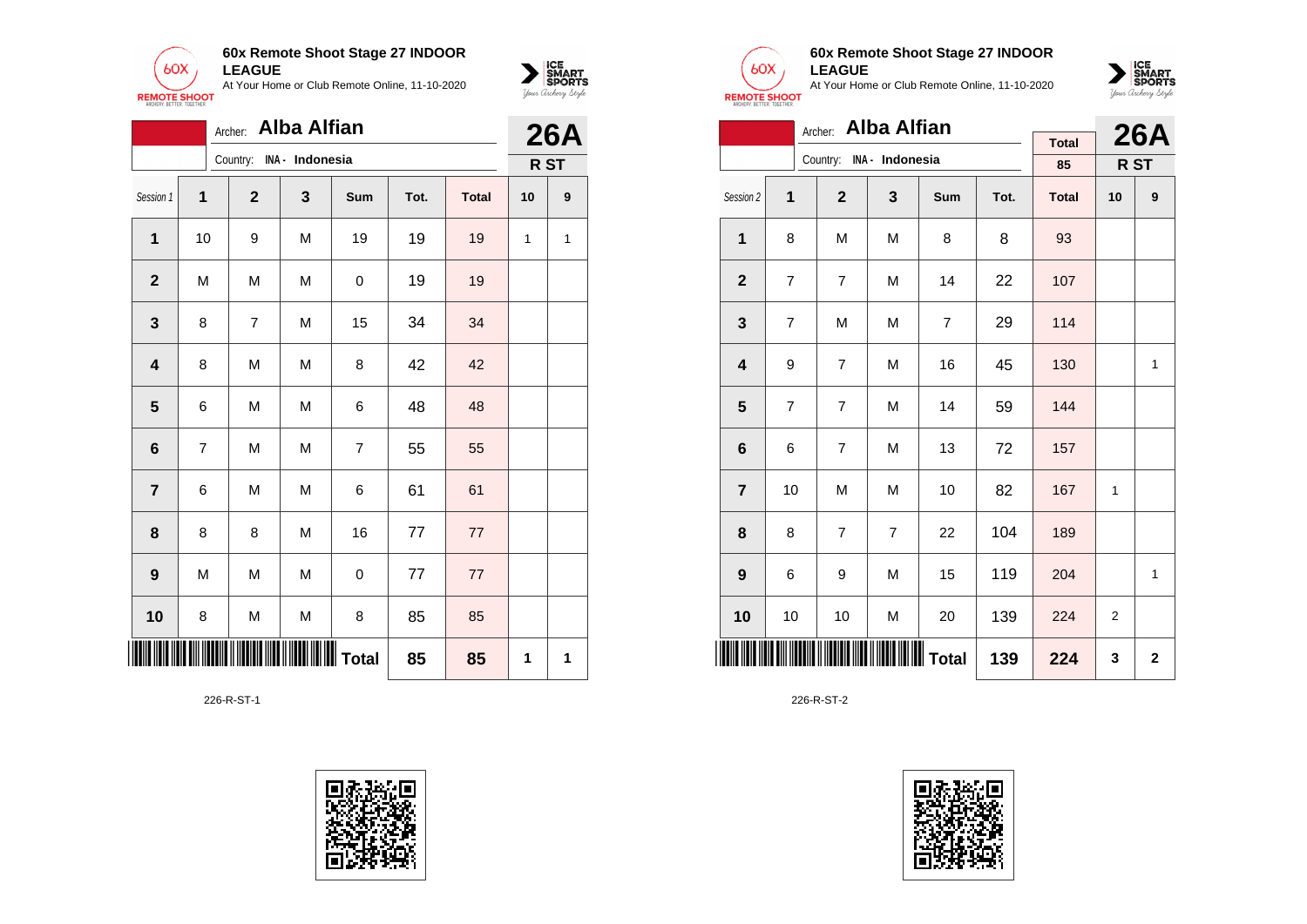**60x Remote Shoot Stage 27 INDOOR LEAGUE**
At Your Home or Club Remote Online, 11-10-2020

Archer: **Alba Alfian**
Country: INA - Indonesia

**26A**
**R ST**

| Session 1 | 1 | 2 | 3 | Sum | Tot. | Total | 10 | 9 |
|---|---|---|---|---|---|---|---|---|
| **1** | 10 | 9 | M | 19 | 19 | 19 | 1 | 1 |
| **2** | M | M | M | 0 | 19 | 19 | | |
| **3** | 8 | 7 | M | 15 | 34 | 34 | | |
| **4** | 8 | M | M | 8 | 42 | 42 | | |
| **5** | 6 | M | M | 6 | 48 | 48 | | |
| **6** | 7 | M | M | 7 | 55 | 55 | | |
| **7** | 6 | M | M | 6 | 61 | 61 | | |
| **8** | 8 | 8 | M | 16 | 77 | 77 | | |
| **9** | M | M | M | 0 | 77 | 77 | | |
| **10** | 8 | M | M | 8 | 85 | 85 | | |
| | | | | **Total** | 85 | **85** | 1 | 1 |

226-R-ST-1

**60x Remote Shoot Stage 27 INDOOR LEAGUE**
At Your Home or Club Remote Online, 11-10-2020

Archer: **Alba Alfian**
Country: INA - Indonesia

Total: 85

**26A**
**R ST**

| Session 2 | 1 | 2 | 3 | Sum | Tot. | Total | 10 | 9 |
|---|---|---|---|---|---|---|---|---|
| **1** | 8 | M | M | 8 | 8 | 93 | | |
| **2** | 7 | 7 | M | 14 | 22 | 107 | | |
| **3** | 7 | M | M | 7 | 29 | 114 | | |
| **4** | 9 | 7 | M | 16 | 45 | 130 | | 1 |
| **5** | 7 | 7 | M | 14 | 59 | 144 | | |
| **6** | 6 | 7 | M | 13 | 72 | 157 | | |
| **7** | 10 | M | M | 10 | 82 | 167 | 1 | |
| **8** | 8 | 7 | 7 | 22 | 104 | 189 | | |
| **9** | 6 | 9 | M | 15 | 119 | 204 | | 1 |
| **10** | 10 | 10 | M | 20 | 139 | 224 | 2 | |
| | | | | **Total** | 139 | **224** | 3 | 2 |

226-R-ST-2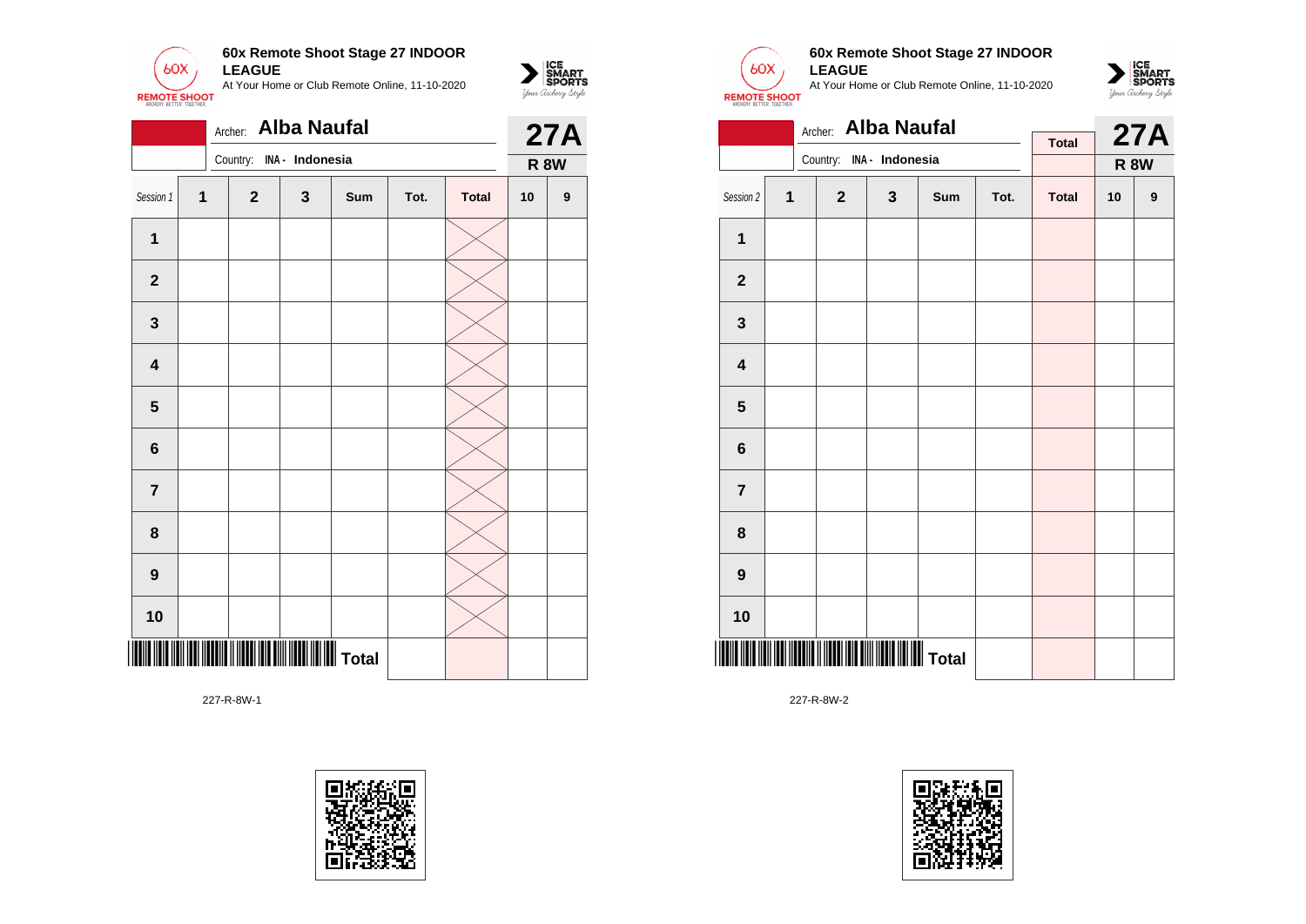## 60x Remote Shoot Stage 27 INDOOR LEAGUE

At Your Home or Club Remote Online, 11-10-2020

Archer: **Alba Naufal**

Country: INA - Indonesia

**27A**

**R 8W**

| Session 1 | 1 | 2 | 3 | Sum | Tot. | Total | 10 | 9 |
|---|---|---|---|---|---|---|---|---|
| 1 | | | | | | | | |
| 2 | | | | | | | | |
| 3 | | | | | | | | |
| 4 | | | | | | | | |
| 5 | | | | | | | | |
| 6 | | | | | | | | |
| 7 | | | | | | | | |
| 8 | | | | | | | | |
| 9 | | | | | | | | |
| 10 | | | | | | | | |
| | | | | Total | | | | |

227-R-8W-1

## 60x Remote Shoot Stage 27 INDOOR LEAGUE

At Your Home or Club Remote Online, 11-10-2020

Archer: **Alba Naufal**

Country: INA - Indonesia

**27A**

**R 8W**

| Session 2 | 1 | 2 | 3 | Sum | Tot. | Total | 10 | 9 |
|---|---|---|---|---|---|---|---|---|
| 1 | | | | | | | | |
| 2 | | | | | | | | |
| 3 | | | | | | | | |
| 4 | | | | | | | | |
| 5 | | | | | | | | |
| 6 | | | | | | | | |
| 7 | | | | | | | | |
| 8 | | | | | | | | |
| 9 | | | | | | | | |
| 10 | | | | | | | | |
| | | | | Total | | | | |

227-R-8W-2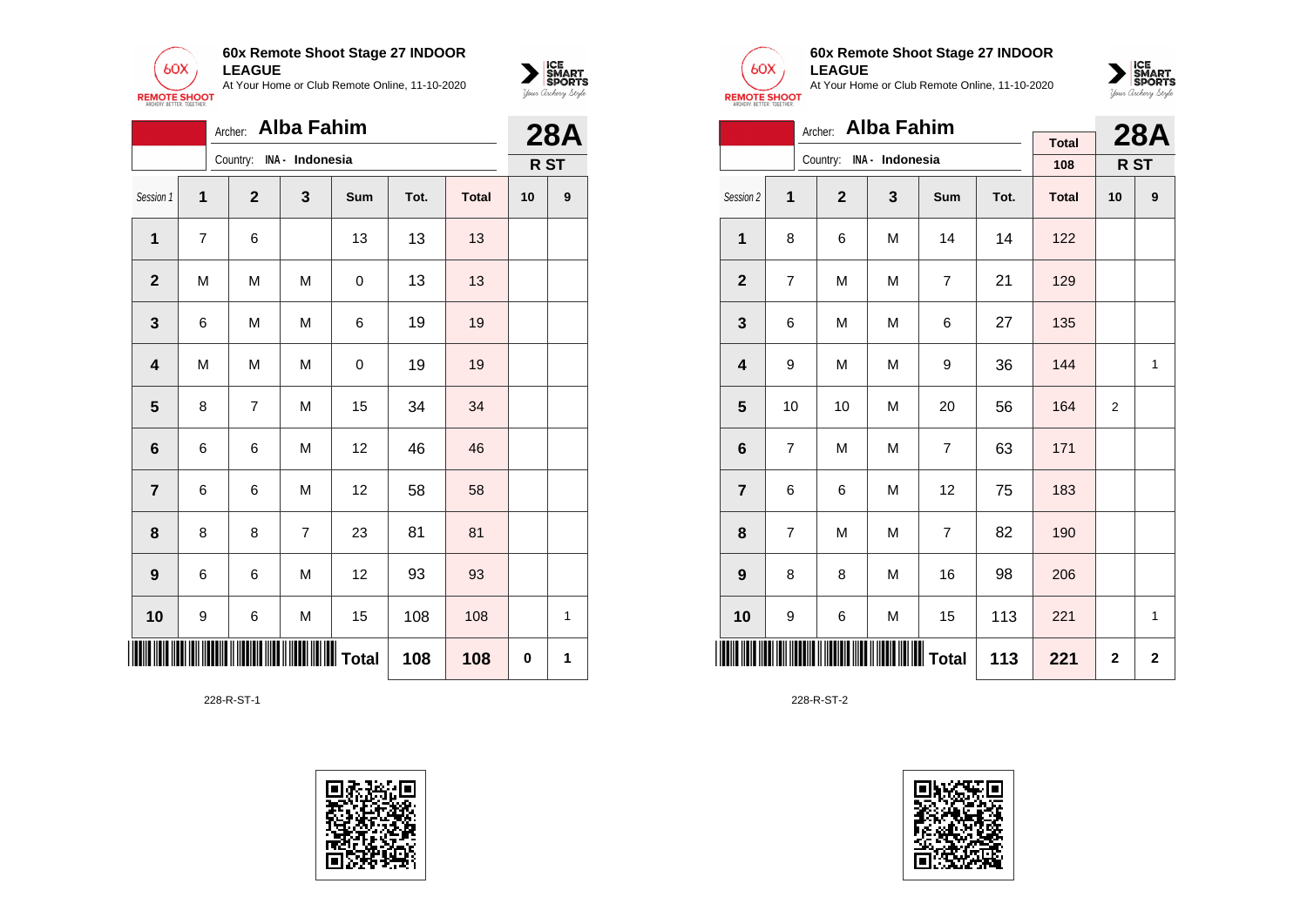**60x Remote Shoot Stage 27 INDOOR LEAGUE**
At Your Home or Club Remote Online, 11-10-2020

Archer: **Alba Fahim**
Country: INA - Indonesia

**28A**
R ST

| Session 1 | 1 | 2 | 3 | Sum | Tot. | Total | 10 | 9 |
|---|---|---|---|---|---|---|---|---|
| 1 | 7 | 6 | | 13 | 13 | 13 | | |
| 2 | M | M | M | 0 | 13 | 13 | | |
| 3 | 6 | M | M | 6 | 19 | 19 | | |
| 4 | M | M | M | 0 | 19 | 19 | | |
| 5 | 8 | 7 | M | 15 | 34 | 34 | | |
| 6 | 6 | 6 | M | 12 | 46 | 46 | | |
| 7 | 6 | 6 | M | 12 | 58 | 58 | | |
| 8 | 8 | 8 | 7 | 23 | 81 | 81 | | |
| 9 | 6 | 6 | M | 12 | 93 | 93 | | |
| 10 | 9 | 6 | M | 15 | 108 | 108 | | 1 |
| | | | | **Total** | **108** | **108** | **0** | **1** |

228-R-ST-1

**60x Remote Shoot Stage 27 INDOOR LEAGUE**
At Your Home or Club Remote Online, 11-10-2020

Archer: **Alba Fahim**
Country: INA - Indonesia

Total: 108

**28A**
R ST

| Session 2 | 1 | 2 | 3 | Sum | Tot. | Total | 10 | 9 |
|---|---|---|---|---|---|---|---|---|
| 1 | 8 | 6 | M | 14 | 14 | 122 | | |
| 2 | 7 | M | M | 7 | 21 | 129 | | |
| 3 | 6 | M | M | 6 | 27 | 135 | | |
| 4 | 9 | M | M | 9 | 36 | 144 | | 1 |
| 5 | 10 | 10 | M | 20 | 56 | 164 | 2 | |
| 6 | 7 | M | M | 7 | 63 | 171 | | |
| 7 | 6 | 6 | M | 12 | 75 | 183 | | |
| 8 | 7 | M | M | 7 | 82 | 190 | | |
| 9 | 8 | 8 | M | 16 | 98 | 206 | | |
| 10 | 9 | 6 | M | 15 | 113 | 221 | | 1 |
| | | | | **Total** | **113** | **221** | **2** | **2** |

228-R-ST-2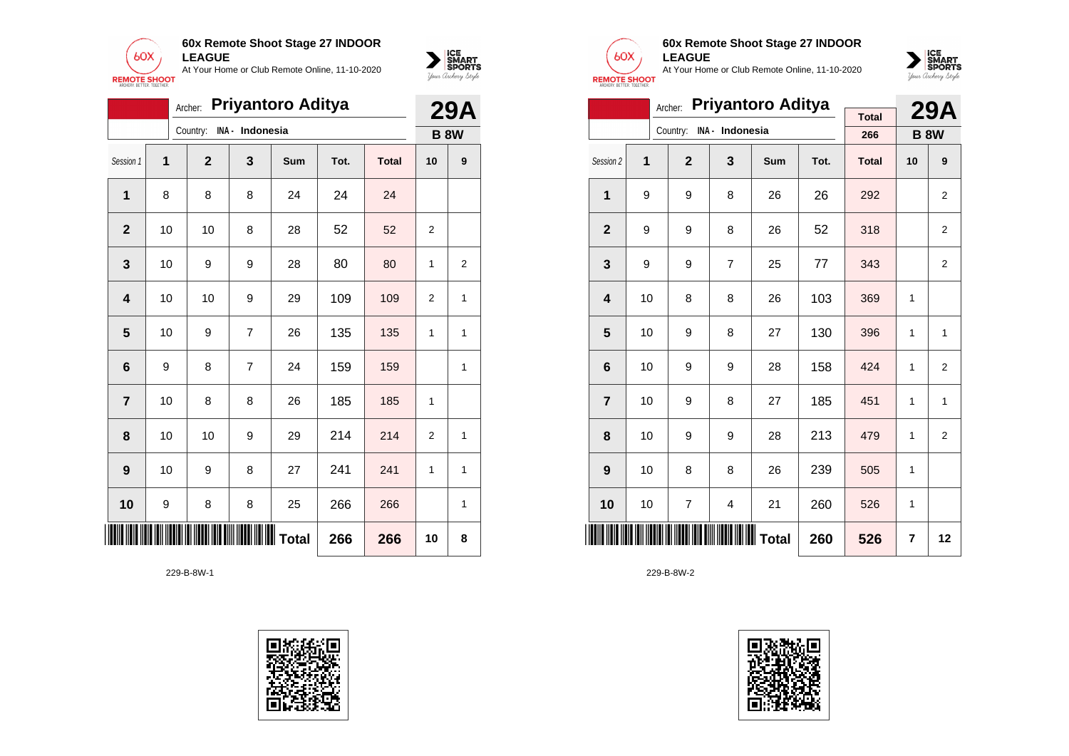**60x Remote Shoot Stage 27 INDOOR LEAGUE**

At Your Home or Club Remote Online, 11-10-2020

Archer: **Priyantoro Aditya**

Country: INA - Indonesia

**29A**

**B 8W**

| Session 1 | 1 | 2 | 3 | Sum | Tot. | Total | 10 | 9 |
|---|---|---|---|---|---|---|---|---|
| 1 | 8 | 8 | 8 | 24 | 24 | 24 | | |
| 2 | 10 | 10 | 8 | 28 | 52 | 52 | 2 | |
| 3 | 10 | 9 | 9 | 28 | 80 | 80 | 1 | 2 |
| 4 | 10 | 10 | 9 | 29 | 109 | 109 | 2 | 1 |
| 5 | 10 | 9 | 7 | 26 | 135 | 135 | 1 | 1 |
| 6 | 9 | 8 | 7 | 24 | 159 | 159 | | 1 |
| 7 | 10 | 8 | 8 | 26 | 185 | 185 | 1 | |
| 8 | 10 | 10 | 9 | 29 | 214 | 214 | 2 | 1 |
| 9 | 10 | 9 | 8 | 27 | 241 | 241 | 1 | 1 |
| 10 | 9 | 8 | 8 | 25 | 266 | 266 | | 1 |
| | | | | Total | 266 | 266 | 10 | 8 |

229-B-8W-1

**60x Remote Shoot Stage 27 INDOOR LEAGUE**

At Your Home or Club Remote Online, 11-10-2020

Archer: **Priyantoro Aditya**

Country: INA - Indonesia

Total: 266

**29A**

**B 8W**

| Session 2 | 1 | 2 | 3 | Sum | Tot. | Total | 10 | 9 |
|---|---|---|---|---|---|---|---|---|
| 1 | 9 | 9 | 8 | 26 | 26 | 292 | | 2 |
| 2 | 9 | 9 | 8 | 26 | 52 | 318 | | 2 |
| 3 | 9 | 9 | 7 | 25 | 77 | 343 | | 2 |
| 4 | 10 | 8 | 8 | 26 | 103 | 369 | 1 | |
| 5 | 10 | 9 | 8 | 27 | 130 | 396 | 1 | 1 |
| 6 | 10 | 9 | 9 | 28 | 158 | 424 | 1 | 2 |
| 7 | 10 | 9 | 8 | 27 | 185 | 451 | 1 | 1 |
| 8 | 10 | 9 | 9 | 28 | 213 | 479 | 1 | 2 |
| 9 | 10 | 8 | 8 | 26 | 239 | 505 | 1 | |
| 10 | 10 | 7 | 4 | 21 | 260 | 526 | 1 | |
| | | | | Total | 260 | 526 | 7 | 12 |

229-B-8W-2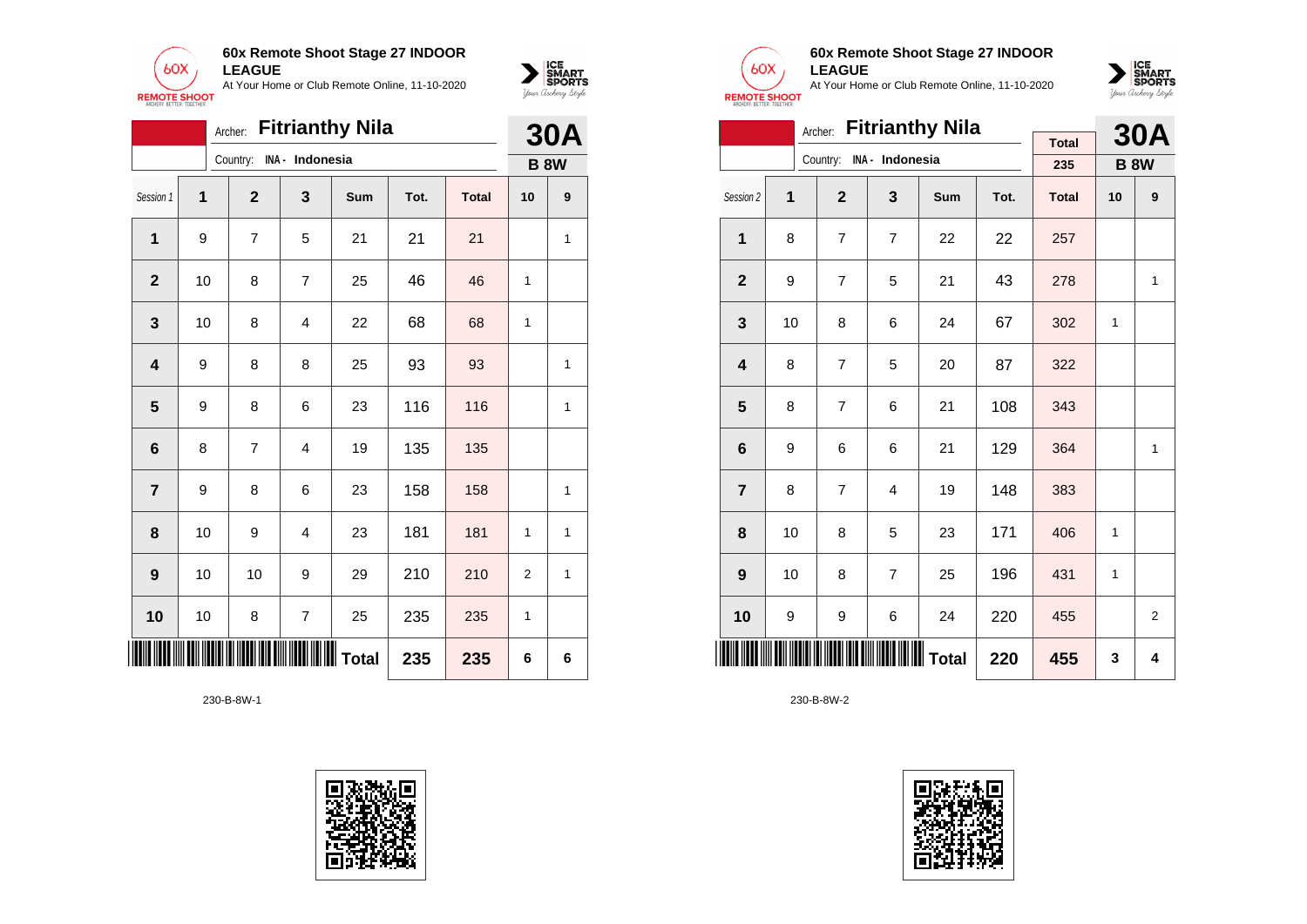**60x Remote Shoot Stage 27 INDOOR LEAGUE**
At Your Home or Club Remote Online, 11-10-2020

Archer: **Fitrianthy Nila**
Country: INA - Indonesia

**30A**
**B 8W**

| Session 1 | 1 | 2 | 3 | Sum | Tot. | Total | 10 | 9 |
|---|---|---|---|---|---|---|---|---|
| 1 | 9 | 7 | 5 | 21 | 21 | 21 | | 1 |
| 2 | 10 | 8 | 7 | 25 | 46 | 46 | 1 | |
| 3 | 10 | 8 | 4 | 22 | 68 | 68 | 1 | |
| 4 | 9 | 8 | 8 | 25 | 93 | 93 | | 1 |
| 5 | 9 | 8 | 6 | 23 | 116 | 116 | | 1 |
| 6 | 8 | 7 | 4 | 19 | 135 | 135 | | |
| 7 | 9 | 8 | 6 | 23 | 158 | 158 | | 1 |
| 8 | 10 | 9 | 4 | 23 | 181 | 181 | 1 | 1 |
| 9 | 10 | 10 | 9 | 29 | 210 | 210 | 2 | 1 |
| 10 | 10 | 8 | 7 | 25 | 235 | 235 | 1 | |
| | | | | Total | 235 | 235 | 6 | 6 |

230-B-8W-1

**60x Remote Shoot Stage 27 INDOOR LEAGUE**
At Your Home or Club Remote Online, 11-10-2020

Archer: **Fitrianthy Nila**
Country: INA - Indonesia

Total: 235

**30A**
**B 8W**

| Session 2 | 1 | 2 | 3 | Sum | Tot. | Total | 10 | 9 |
|---|---|---|---|---|---|---|---|---|
| 1 | 8 | 7 | 7 | 22 | 22 | 257 | | |
| 2 | 9 | 7 | 5 | 21 | 43 | 278 | | 1 |
| 3 | 10 | 8 | 6 | 24 | 67 | 302 | 1 | |
| 4 | 8 | 7 | 5 | 20 | 87 | 322 | | |
| 5 | 8 | 7 | 6 | 21 | 108 | 343 | | |
| 6 | 9 | 6 | 6 | 21 | 129 | 364 | | 1 |
| 7 | 8 | 7 | 4 | 19 | 148 | 383 | | |
| 8 | 10 | 8 | 5 | 23 | 171 | 406 | 1 | |
| 9 | 10 | 8 | 7 | 25 | 196 | 431 | 1 | |
| 10 | 9 | 9 | 6 | 24 | 220 | 455 | | 2 |
| | | | | Total | 220 | 455 | 3 | 4 |

230-B-8W-2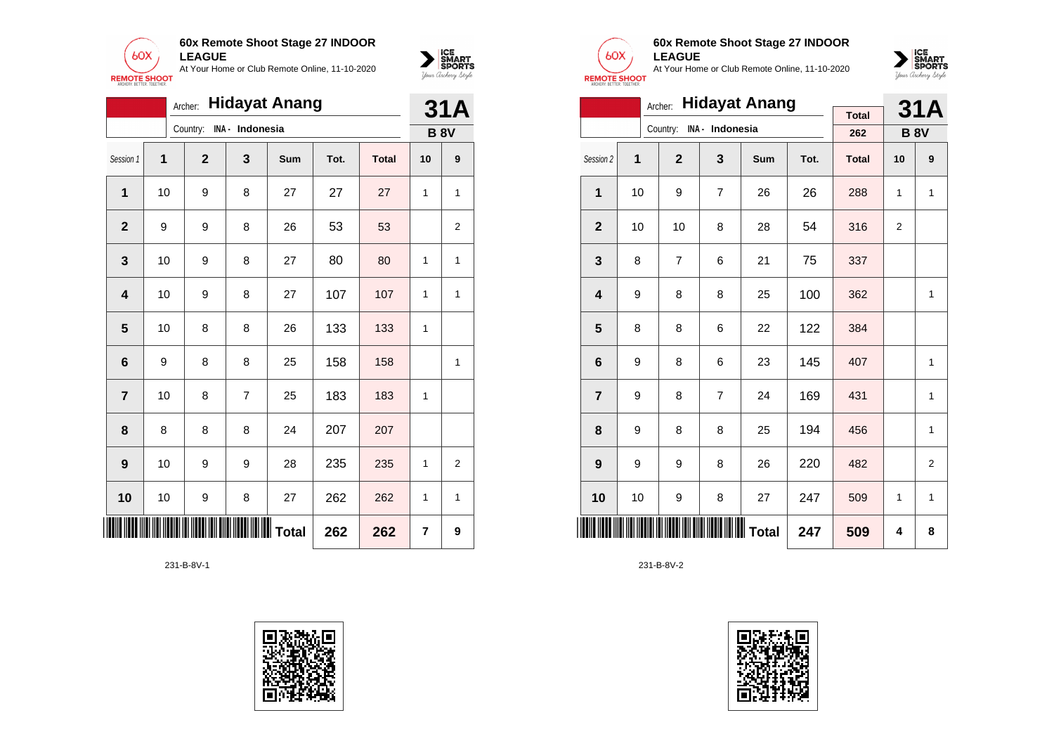**60x Remote Shoot Stage 27 INDOOR LEAGUE**
At Your Home or Club Remote Online, 11-10-2020

Archer: **Hidayat Anang**
Country: INA - Indonesia

**31A**
**B 8V**

| Session 1 | 1 | 2 | 3 | Sum | Tot. | Total | 10 | 9 |
|---|---|---|---|---|---|---|---|---|
| 1 | 10 | 9 | 8 | 27 | 27 | 27 | 1 | 1 |
| 2 | 9 | 9 | 8 | 26 | 53 | 53 | | 2 |
| 3 | 10 | 9 | 8 | 27 | 80 | 80 | 1 | 1 |
| 4 | 10 | 9 | 8 | 27 | 107 | 107 | 1 | 1 |
| 5 | 10 | 8 | 8 | 26 | 133 | 133 | 1 | |
| 6 | 9 | 8 | 8 | 25 | 158 | 158 | | 1 |
| 7 | 10 | 8 | 7 | 25 | 183 | 183 | 1 | |
| 8 | 8 | 8 | 8 | 24 | 207 | 207 | | |
| 9 | 10 | 9 | 9 | 28 | 235 | 235 | 1 | 2 |
| 10 | 10 | 9 | 8 | 27 | 262 | 262 | 1 | 1 |
| | | | | Total | 262 | 262 | 7 | 9 |

231-B-8V-1

**60x Remote Shoot Stage 27 INDOOR LEAGUE**
At Your Home or Club Remote Online, 11-10-2020

Archer: **Hidayat Anang**
Country: INA - Indonesia

Total: 262

**31A**
**B 8V**

| Session 2 | 1 | 2 | 3 | Sum | Tot. | Total | 10 | 9 |
|---|---|---|---|---|---|---|---|---|
| 1 | 10 | 9 | 7 | 26 | 26 | 288 | 1 | 1 |
| 2 | 10 | 10 | 8 | 28 | 54 | 316 | 2 | |
| 3 | 8 | 7 | 6 | 21 | 75 | 337 | | |
| 4 | 9 | 8 | 8 | 25 | 100 | 362 | | 1 |
| 5 | 8 | 8 | 6 | 22 | 122 | 384 | | |
| 6 | 9 | 8 | 6 | 23 | 145 | 407 | | 1 |
| 7 | 9 | 8 | 7 | 24 | 169 | 431 | | 1 |
| 8 | 9 | 8 | 8 | 25 | 194 | 456 | | 1 |
| 9 | 9 | 9 | 8 | 26 | 220 | 482 | | 2 |
| 10 | 10 | 9 | 8 | 27 | 247 | 509 | 1 | 1 |
| | | | | Total | 247 | 509 | 4 | 8 |

231-B-8V-2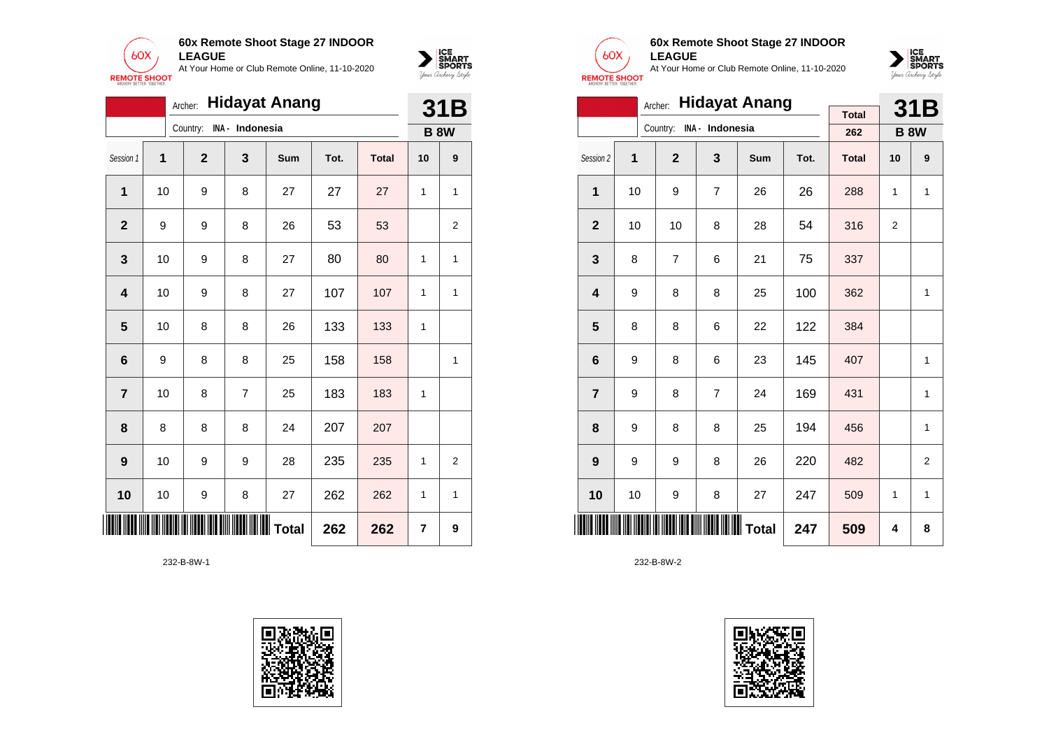**60x Remote Shoot Stage 27 INDOOR LEAGUE**

At Your Home or Club Remote Online, 11-10-2020

Archer: **Hidayat Anang**

Country: INA - Indonesia

**31B**

**B 8W**

| Session 1 | 1 | 2 | 3 | Sum | Tot. | Total | 10 | 9 |
|---|---|---|---|---|---|---|---|---|
| 1 | 10 | 9 | 8 | 27 | 27 | 27 | 1 | 1 |
| 2 | 9 | 9 | 8 | 26 | 53 | 53 | | 2 |
| 3 | 10 | 9 | 8 | 27 | 80 | 80 | 1 | 1 |
| 4 | 10 | 9 | 8 | 27 | 107 | 107 | 1 | 1 |
| 5 | 10 | 8 | 8 | 26 | 133 | 133 | 1 | |
| 6 | 9 | 8 | 8 | 25 | 158 | 158 | | 1 |
| 7 | 10 | 8 | 7 | 25 | 183 | 183 | 1 | |
| 8 | 8 | 8 | 8 | 24 | 207 | 207 | | |
| 9 | 10 | 9 | 9 | 28 | 235 | 235 | 1 | 2 |
| 10 | 10 | 9 | 8 | 27 | 262 | 262 | 1 | 1 |
| | | | | Total | 262 | 262 | 7 | 9 |

232-B-8W-1

**60x Remote Shoot Stage 27 INDOOR LEAGUE**

At Your Home or Club Remote Online, 11-10-2020

Archer: **Hidayat Anang**

Country: INA - Indonesia

Total: 262

**31B**

**B 8W**

| Session 2 | 1 | 2 | 3 | Sum | Tot. | Total | 10 | 9 |
|---|---|---|---|---|---|---|---|---|
| 1 | 10 | 9 | 7 | 26 | 26 | 288 | 1 | 1 |
| 2 | 10 | 10 | 8 | 28 | 54 | 316 | 2 | |
| 3 | 8 | 7 | 6 | 21 | 75 | 337 | | |
| 4 | 9 | 8 | 8 | 25 | 100 | 362 | | 1 |
| 5 | 8 | 8 | 6 | 22 | 122 | 384 | | |
| 6 | 9 | 8 | 6 | 23 | 145 | 407 | | 1 |
| 7 | 9 | 8 | 7 | 24 | 169 | 431 | | 1 |
| 8 | 9 | 8 | 8 | 25 | 194 | 456 | | 1 |
| 9 | 9 | 9 | 8 | 26 | 220 | 482 | | 2 |
| 10 | 10 | 9 | 8 | 27 | 247 | 509 | 1 | 1 |
| | | | | Total | 247 | 509 | 4 | 8 |

232-B-8W-2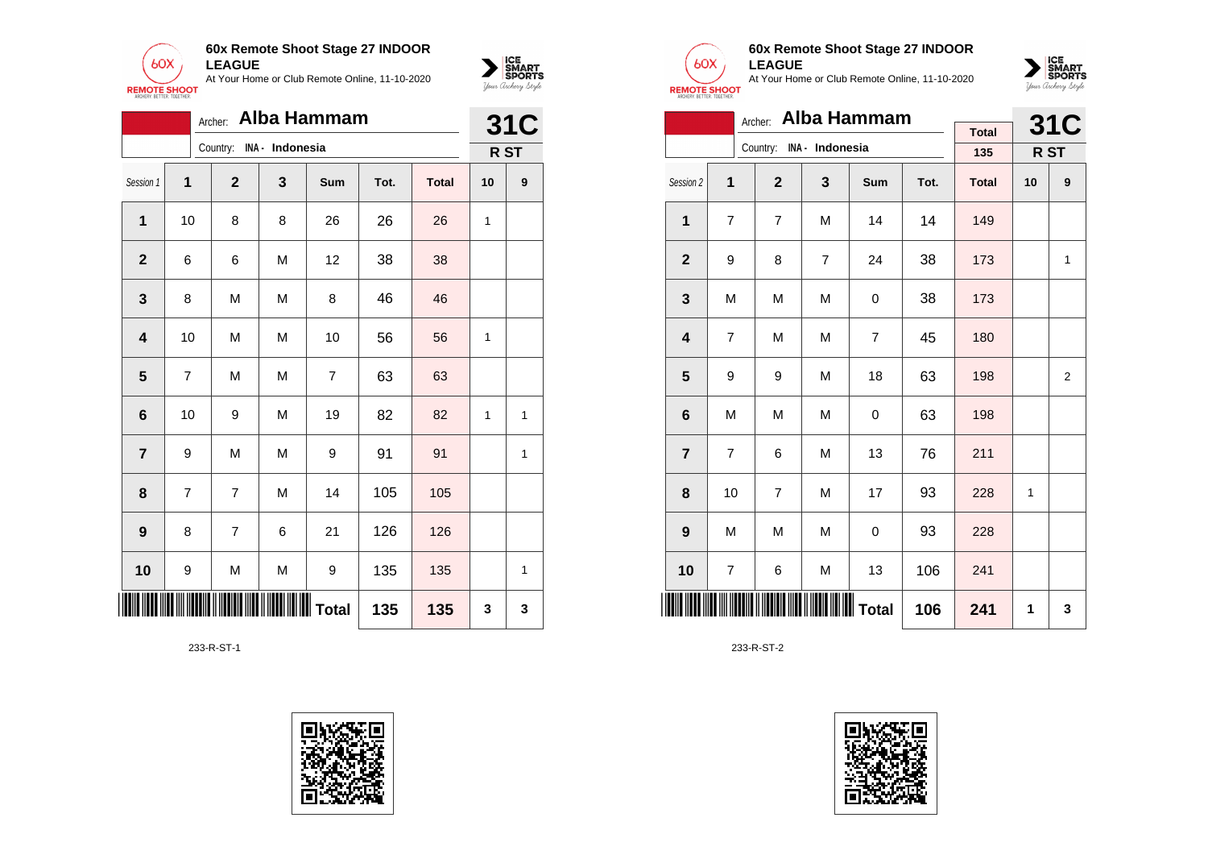## 60x Remote Shoot Stage 27 INDOOR LEAGUE

At Your Home or Club Remote Online, 11-10-2020

Archer: **Alba Hammam**

Country: INA - Indonesia

**31C**

**R ST**

| Session 1 | 1 | 2 | 3 | Sum | Tot. | Total | 10 | 9 |
|---|---|---|---|---|---|---|---|---|
| 1 | 10 | 8 | 8 | 26 | 26 | 26 | 1 | |
| 2 | 6 | 6 | M | 12 | 38 | 38 | | |
| 3 | 8 | M | M | 8 | 46 | 46 | | |
| 4 | 10 | M | M | 10 | 56 | 56 | 1 | |
| 5 | 7 | M | M | 7 | 63 | 63 | | |
| 6 | 10 | 9 | M | 19 | 82 | 82 | 1 | 1 |
| 7 | 9 | M | M | 9 | 91 | 91 | | 1 |
| 8 | 7 | 7 | M | 14 | 105 | 105 | | |
| 9 | 8 | 7 | 6 | 21 | 126 | 126 | | |
| 10 | 9 | M | M | 9 | 135 | 135 | | 1 |
| | | | | Total | 135 | 135 | 3 | 3 |

233-R-ST-1

## 60x Remote Shoot Stage 27 INDOOR LEAGUE

At Your Home or Club Remote Online, 11-10-2020

Archer: **Alba Hammam**

Country: INA - Indonesia

Total: 135

**31C**

**R ST**

| Session 2 | 1 | 2 | 3 | Sum | Tot. | Total | 10 | 9 |
|---|---|---|---|---|---|---|---|---|
| 1 | 7 | 7 | M | 14 | 14 | 149 | | |
| 2 | 9 | 8 | 7 | 24 | 38 | 173 | | 1 |
| 3 | M | M | M | 0 | 38 | 173 | | |
| 4 | 7 | M | M | 7 | 45 | 180 | | |
| 5 | 9 | 9 | M | 18 | 63 | 198 | | 2 |
| 6 | M | M | M | 0 | 63 | 198 | | |
| 7 | 7 | 6 | M | 13 | 76 | 211 | | |
| 8 | 10 | 7 | M | 17 | 93 | 228 | 1 | |
| 9 | M | M | M | 0 | 93 | 228 | | |
| 10 | 7 | 6 | M | 13 | 106 | 241 | | |
| | | | | Total | 106 | 241 | 1 | 3 |

233-R-ST-2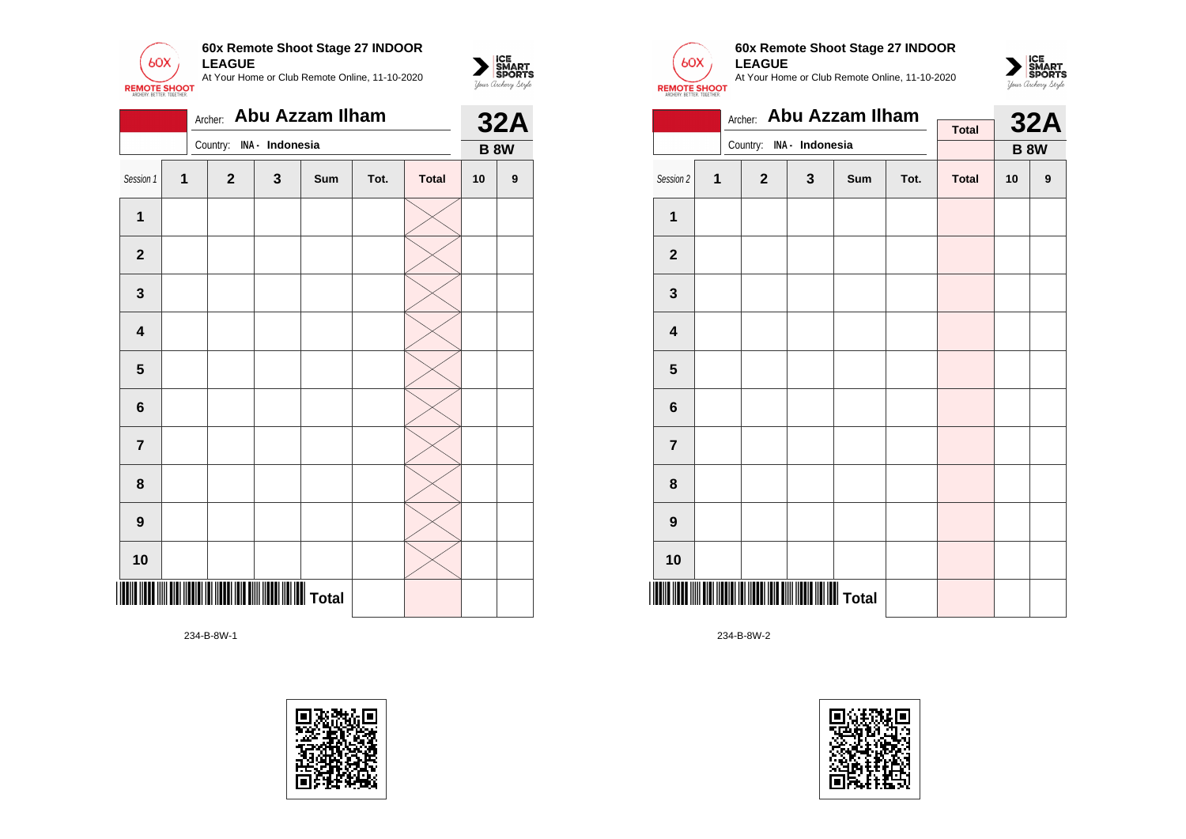**60x Remote Shoot Stage 27 INDOOR LEAGUE**

At Your Home or Club Remote Online, 11-10-2020

Archer: **Abu Azzam Ilham**

Country: INA - Indonesia

**32A**

**B 8W**

| Session 1 | 1 | 2 | 3 | Sum | Tot. | Total | 10 | 9 |
|---|---|---|---|---|---|---|---|---|
| 1 | | | | | | | | |
| 2 | | | | | | | | |
| 3 | | | | | | | | |
| 4 | | | | | | | | |
| 5 | | | | | | | | |
| 6 | | | | | | | | |
| 7 | | | | | | | | |
| 8 | | | | | | | | |
| 9 | | | | | | | | |
| 10 | | | | | | | | |
| | | | | Total | | | | |

234-B-8W-1

**60x Remote Shoot Stage 27 INDOOR LEAGUE**

At Your Home or Club Remote Online, 11-10-2020

Archer: **Abu Azzam Ilham**

Country: INA - Indonesia

Total

**32A**

**B 8W**

| Session 2 | 1 | 2 | 3 | Sum | Tot. | Total | 10 | 9 |
|---|---|---|---|---|---|---|---|---|
| 1 | | | | | | | | |
| 2 | | | | | | | | |
| 3 | | | | | | | | |
| 4 | | | | | | | | |
| 5 | | | | | | | | |
| 6 | | | | | | | | |
| 7 | | | | | | | | |
| 8 | | | | | | | | |
| 9 | | | | | | | | |
| 10 | | | | | | | | |
| | | | | Total | | | | |

234-B-8W-2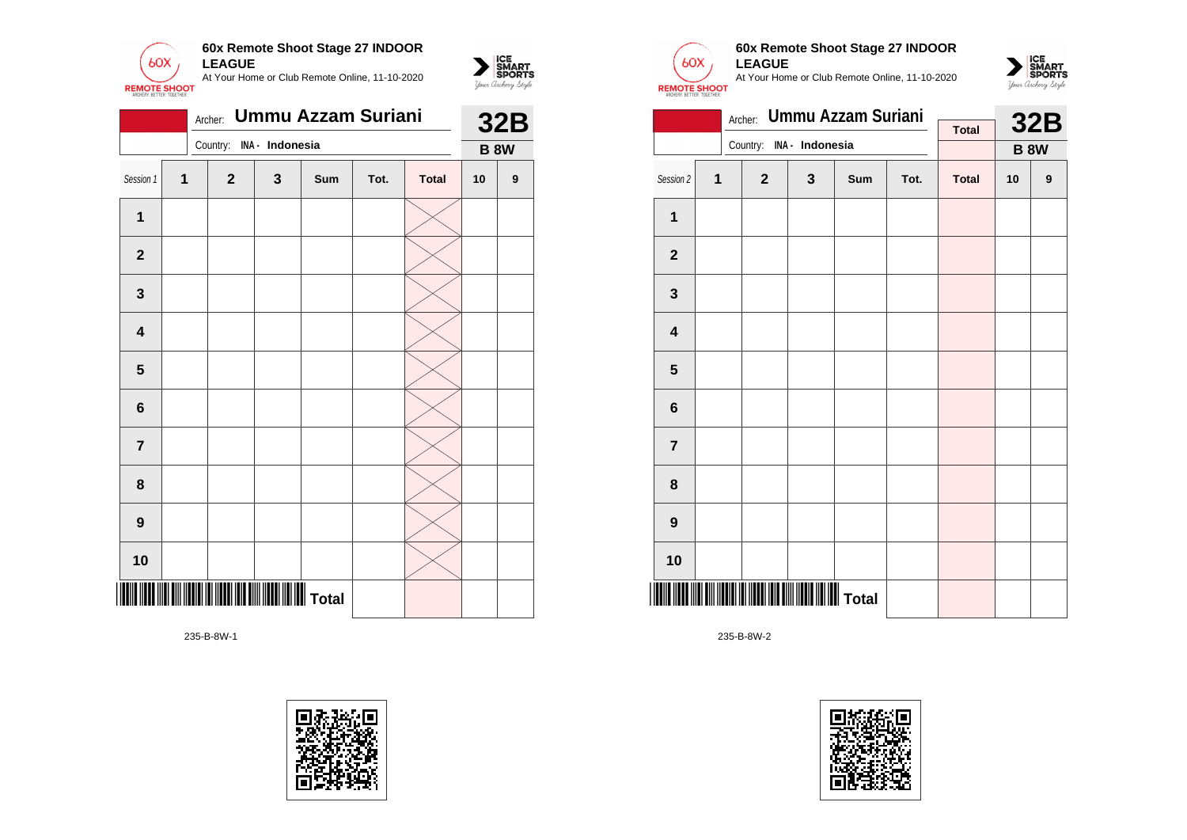**60x Remote Shoot Stage 27 INDOOR LEAGUE**

At Your Home or Club Remote Online, 11-10-2020

Archer: **Ummu Azzam Suriani**

Country: INA - Indonesia

**32B**

**B 8W**

| Session 1 | 1 | 2 | 3 | Sum | Tot. | Total | 10 | 9 |
|---|---|---|---|---|---|---|---|---|
| 1 | | | | | | | | |
| 2 | | | | | | | | |
| 3 | | | | | | | | |
| 4 | | | | | | | | |
| 5 | | | | | | | | |
| 6 | | | | | | | | |
| 7 | | | | | | | | |
| 8 | | | | | | | | |
| 9 | | | | | | | | |
| 10 | | | | | | | | |
| | | | | Total | | | | |

235-B-8W-1

**60x Remote Shoot Stage 27 INDOOR LEAGUE**

At Your Home or Club Remote Online, 11-10-2020

Archer: **Ummu Azzam Suriani**

Country: INA - Indonesia

Total

**32B**

**B 8W**

| Session 2 | 1 | 2 | 3 | Sum | Tot. | Total | 10 | 9 |
|---|---|---|---|---|---|---|---|---|
| 1 | | | | | | | | |
| 2 | | | | | | | | |
| 3 | | | | | | | | |
| 4 | | | | | | | | |
| 5 | | | | | | | | |
| 6 | | | | | | | | |
| 7 | | | | | | | | |
| 8 | | | | | | | | |
| 9 | | | | | | | | |
| 10 | | | | | | | | |
| | | | | Total | | | | |

235-B-8W-2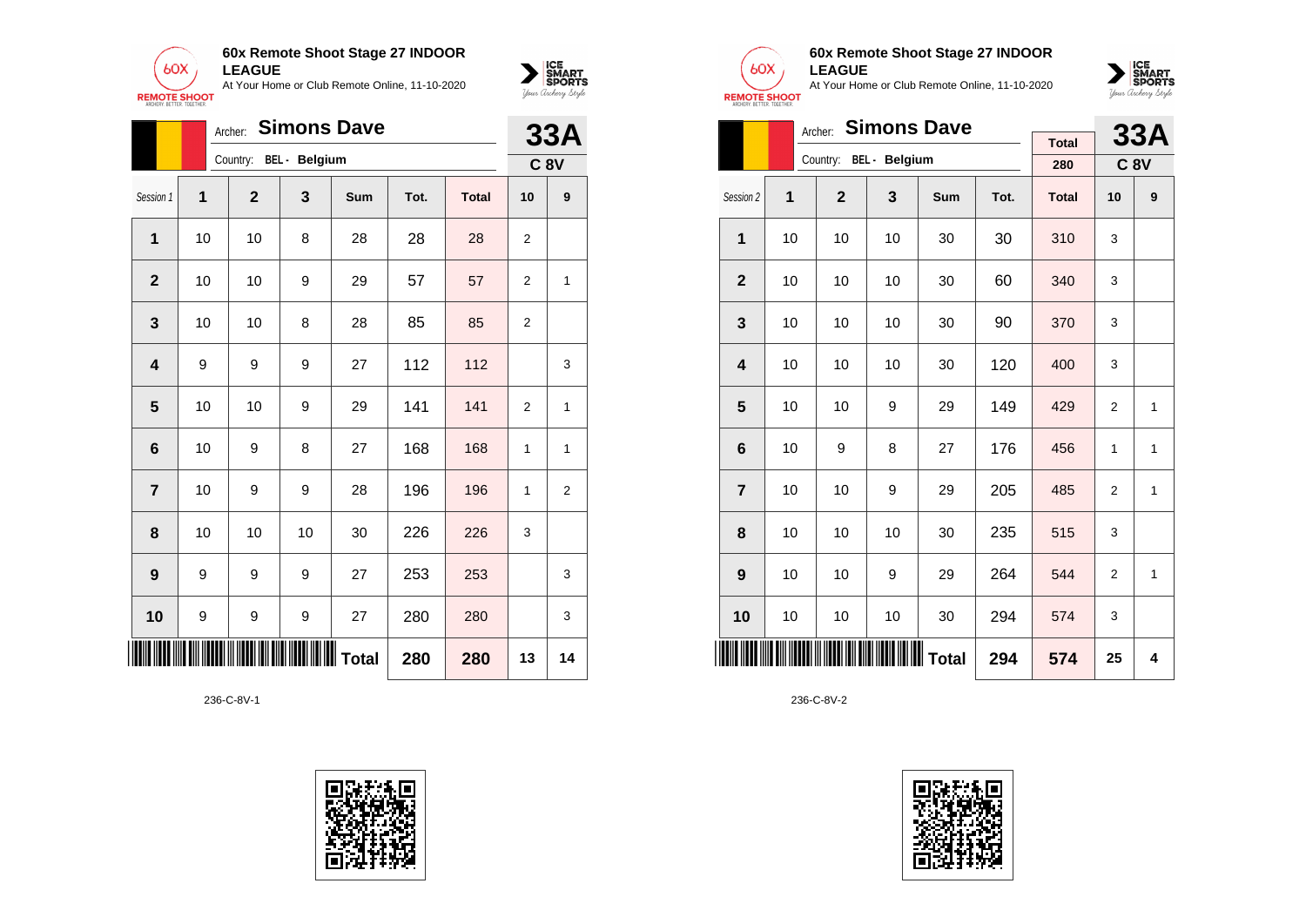## 60x Remote Shoot Stage 27 INDOOR LEAGUE

At Your Home or Club Remote Online, 11-10-2020

Archer: **Simons Dave**

Country: BEL - Belgium

**33A**

**C 8V**

| Session 1 | 1 | 2 | 3 | Sum | Tot. | Total | 10 | 9 |
|---|---|---|---|---|---|---|---|---|
| 1 | 10 | 10 | 8 | 28 | 28 | 28 | 2 | |
| 2 | 10 | 10 | 9 | 29 | 57 | 57 | 2 | 1 |
| 3 | 10 | 10 | 8 | 28 | 85 | 85 | 2 | |
| 4 | 9 | 9 | 9 | 27 | 112 | 112 | | 3 |
| 5 | 10 | 10 | 9 | 29 | 141 | 141 | 2 | 1 |
| 6 | 10 | 9 | 8 | 27 | 168 | 168 | 1 | 1 |
| 7 | 10 | 9 | 9 | 28 | 196 | 196 | 1 | 2 |
| 8 | 10 | 10 | 10 | 30 | 226 | 226 | 3 | |
| 9 | 9 | 9 | 9 | 27 | 253 | 253 | | 3 |
| 10 | 9 | 9 | 9 | 27 | 280 | 280 | | 3 |
| | | | | **Total** | 280 | 280 | 13 | 14 |

236-C-8V-1

## 60x Remote Shoot Stage 27 INDOOR LEAGUE

At Your Home or Club Remote Online, 11-10-2020

Archer: **Simons Dave**

Country: BEL - Belgium

Total: 280

**33A**

**C 8V**

| Session 2 | 1 | 2 | 3 | Sum | Tot. | Total | 10 | 9 |
|---|---|---|---|---|---|---|---|---|
| 1 | 10 | 10 | 10 | 30 | 30 | 310 | 3 | |
| 2 | 10 | 10 | 10 | 30 | 60 | 340 | 3 | |
| 3 | 10 | 10 | 10 | 30 | 90 | 370 | 3 | |
| 4 | 10 | 10 | 10 | 30 | 120 | 400 | 3 | |
| 5 | 10 | 10 | 9 | 29 | 149 | 429 | 2 | 1 |
| 6 | 10 | 9 | 8 | 27 | 176 | 456 | 1 | 1 |
| 7 | 10 | 10 | 9 | 29 | 205 | 485 | 2 | 1 |
| 8 | 10 | 10 | 10 | 30 | 235 | 515 | 3 | |
| 9 | 10 | 10 | 9 | 29 | 264 | 544 | 2 | 1 |
| 10 | 10 | 10 | 10 | 30 | 294 | 574 | 3 | |
| | | | | **Total** | 294 | 574 | 25 | 4 |

236-C-8V-2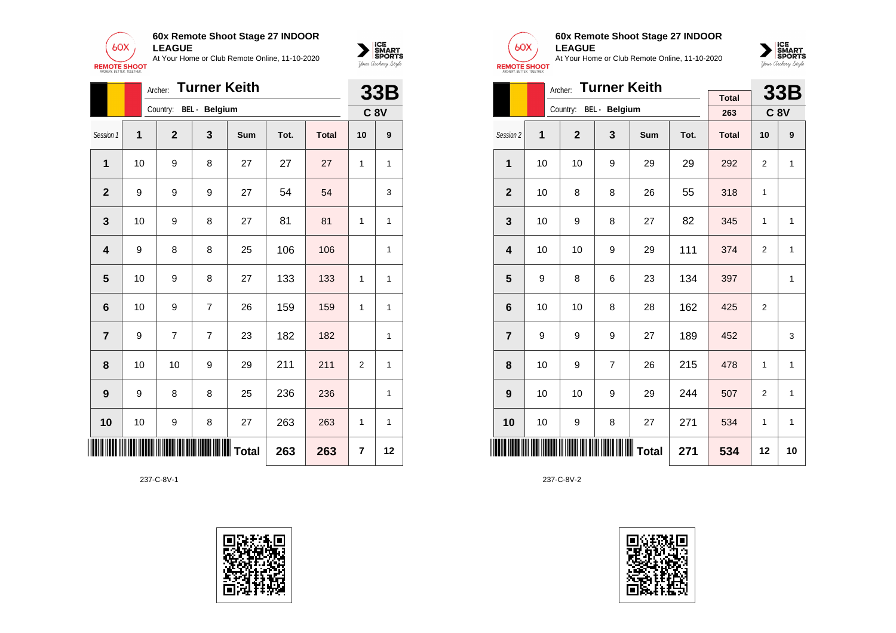**60x Remote Shoot Stage 27 INDOOR LEAGUE**
At Your Home or Club Remote Online, 11-10-2020

Archer: **Turner Keith**
Country: BEL - Belgium

**33B**
**C 8V**

| Session 1 | 1 | 2 | 3 | Sum | Tot. | Total | 10 | 9 |
|---|---|---|---|---|---|---|---|---|
| 1 | 10 | 9 | 8 | 27 | 27 | 27 | 1 | 1 |
| 2 | 9 | 9 | 9 | 27 | 54 | 54 | | 3 |
| 3 | 10 | 9 | 8 | 27 | 81 | 81 | 1 | 1 |
| 4 | 9 | 8 | 8 | 25 | 106 | 106 | | 1 |
| 5 | 10 | 9 | 8 | 27 | 133 | 133 | 1 | 1 |
| 6 | 10 | 9 | 7 | 26 | 159 | 159 | 1 | 1 |
| 7 | 9 | 7 | 7 | 23 | 182 | 182 | | 1 |
| 8 | 10 | 10 | 9 | 29 | 211 | 211 | 2 | 1 |
| 9 | 9 | 8 | 8 | 25 | 236 | 236 | | 1 |
| 10 | 10 | 9 | 8 | 27 | 263 | 263 | 1 | 1 |
| | | | | Total | 263 | 263 | 7 | 12 |

237-C-8V-1

**60x Remote Shoot Stage 27 INDOOR LEAGUE**
At Your Home or Club Remote Online, 11-10-2020

Archer: **Turner Keith**
Country: BEL - Belgium

Total: 263

**33B**
**C 8V**

| Session 2 | 1 | 2 | 3 | Sum | Tot. | Total | 10 | 9 |
|---|---|---|---|---|---|---|---|---|
| 1 | 10 | 10 | 9 | 29 | 29 | 292 | 2 | 1 |
| 2 | 10 | 8 | 8 | 26 | 55 | 318 | 1 | |
| 3 | 10 | 9 | 8 | 27 | 82 | 345 | 1 | 1 |
| 4 | 10 | 10 | 9 | 29 | 111 | 374 | 2 | 1 |
| 5 | 9 | 8 | 6 | 23 | 134 | 397 | | 1 |
| 6 | 10 | 10 | 8 | 28 | 162 | 425 | 2 | |
| 7 | 9 | 9 | 9 | 27 | 189 | 452 | | 3 |
| 8 | 10 | 9 | 7 | 26 | 215 | 478 | 1 | 1 |
| 9 | 10 | 10 | 9 | 29 | 244 | 507 | 2 | 1 |
| 10 | 10 | 9 | 8 | 27 | 271 | 534 | 1 | 1 |
| | | | | Total | 271 | 534 | 12 | 10 |

237-C-8V-2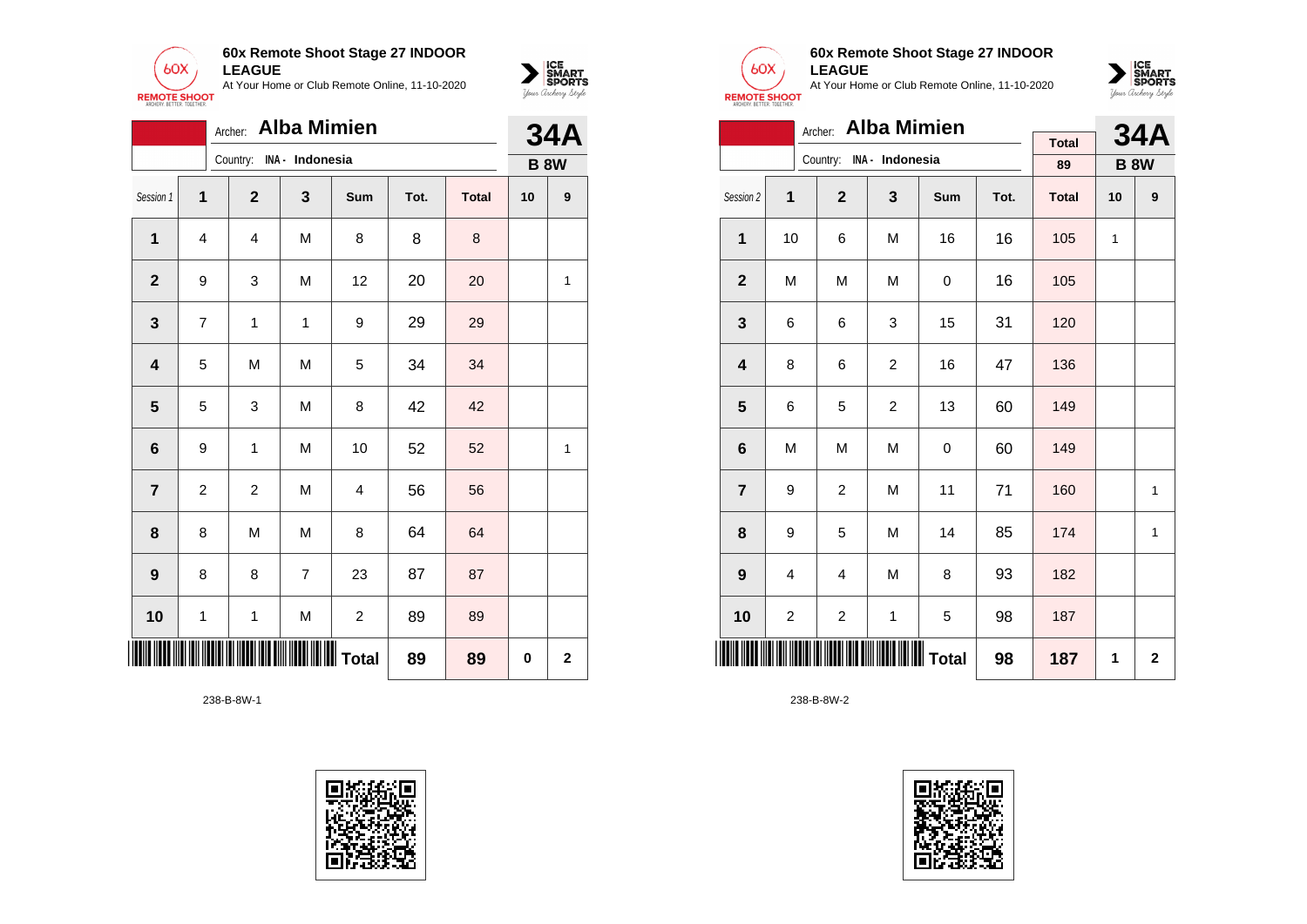**60x Remote Shoot Stage 27 INDOOR LEAGUE**
At Your Home or Club Remote Online, 11-10-2020

Archer: **Alba Mimien**
Country: INA - Indonesia

**34A**
**B 8W**

| Session 1 | 1 | 2 | 3 | Sum | Tot. | Total | 10 | 9 |
|---|---|---|---|---|---|---|---|---|
| **1** | 4 | 4 | M | 8 | 8 | 8 | | |
| **2** | 9 | 3 | M | 12 | 20 | 20 | | 1 |
| **3** | 7 | 1 | 1 | 9 | 29 | 29 | | |
| **4** | 5 | M | M | 5 | 34 | 34 | | |
| **5** | 5 | 3 | M | 8 | 42 | 42 | | |
| **6** | 9 | 1 | M | 10 | 52 | 52 | | 1 |
| **7** | 2 | 2 | M | 4 | 56 | 56 | | |
| **8** | 8 | M | M | 8 | 64 | 64 | | |
| **9** | 8 | 8 | 7 | 23 | 87 | 87 | | |
| **10** | 1 | 1 | M | 2 | 89 | 89 | | |
| | | | | **Total** | **89** | **89** | **0** | **2** |

238-B-8W-1

**60x Remote Shoot Stage 27 INDOOR LEAGUE**
At Your Home or Club Remote Online, 11-10-2020

Archer: **Alba Mimien**
Country: INA - Indonesia

Total: 89

**34A**
**B 8W**

| Session 2 | 1 | 2 | 3 | Sum | Tot. | Total | 10 | 9 |
|---|---|---|---|---|---|---|---|---|
| **1** | 10 | 6 | M | 16 | 16 | 105 | 1 | |
| **2** | M | M | M | 0 | 16 | 105 | | |
| **3** | 6 | 6 | 3 | 15 | 31 | 120 | | |
| **4** | 8 | 6 | 2 | 16 | 47 | 136 | | |
| **5** | 6 | 5 | 2 | 13 | 60 | 149 | | |
| **6** | M | M | M | 0 | 60 | 149 | | |
| **7** | 9 | 2 | M | 11 | 71 | 160 | | 1 |
| **8** | 9 | 5 | M | 14 | 85 | 174 | | 1 |
| **9** | 4 | 4 | M | 8 | 93 | 182 | | |
| **10** | 2 | 2 | 1 | 5 | 98 | 187 | | |
| | | | | **Total** | **98** | **187** | **1** | **2** |

238-B-8W-2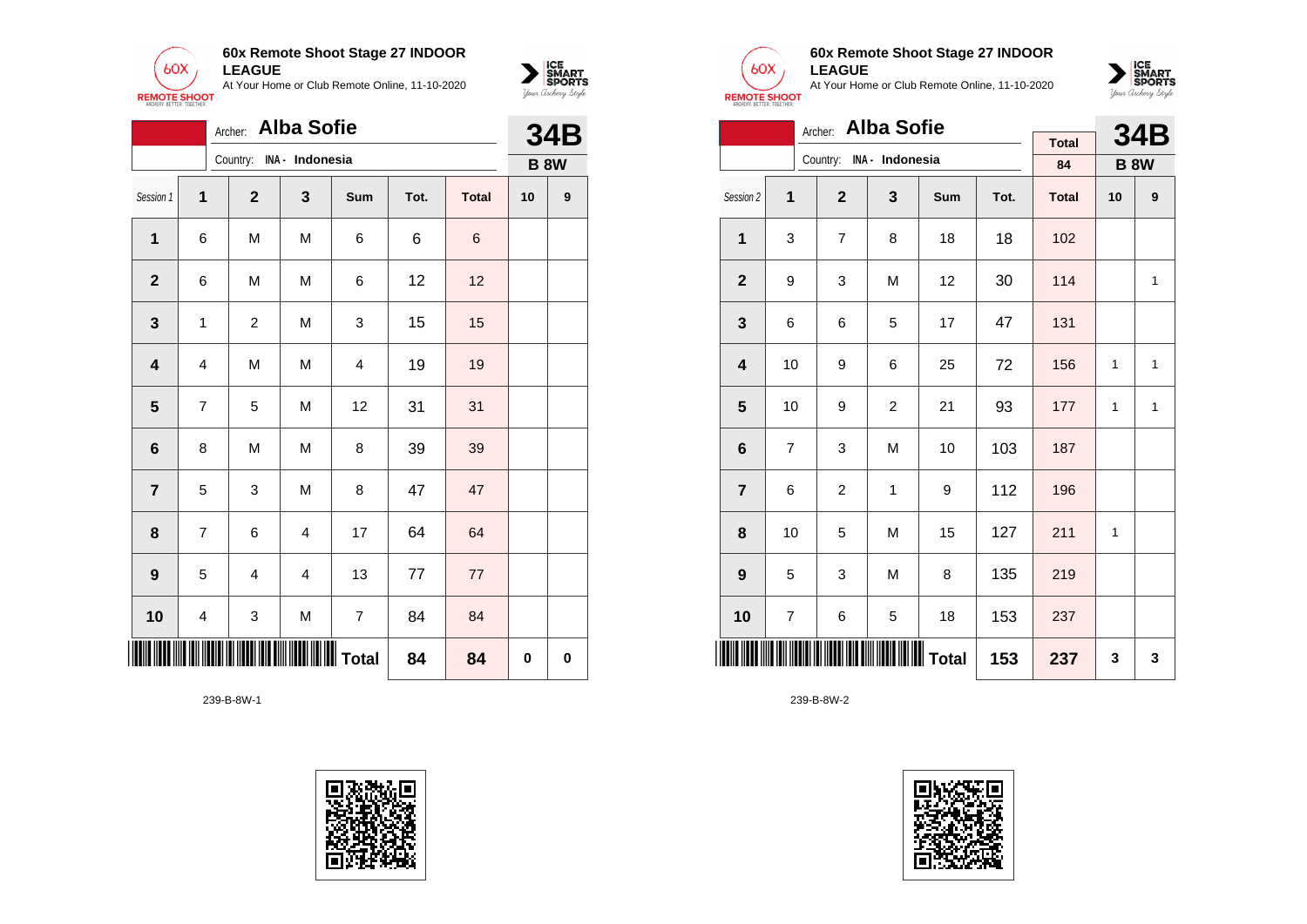**60x Remote Shoot Stage 27 INDOOR LEAGUE**
At Your Home or Club Remote Online, 11-10-2020

Archer: **Alba Sofie**
Country: INA - Indonesia

**34B**
**B 8W**

| Session 1 | 1 | 2 | 3 | Sum | Tot. | Total | 10 | 9 |
|---|---|---|---|---|---|---|---|---|
| 1 | 6 | M | M | 6 | 6 | 6 | | |
| 2 | 6 | M | M | 6 | 12 | 12 | | |
| 3 | 1 | 2 | M | 3 | 15 | 15 | | |
| 4 | 4 | M | M | 4 | 19 | 19 | | |
| 5 | 7 | 5 | M | 12 | 31 | 31 | | |
| 6 | 8 | M | M | 8 | 39 | 39 | | |
| 7 | 5 | 3 | M | 8 | 47 | 47 | | |
| 8 | 7 | 6 | 4 | 17 | 64 | 64 | | |
| 9 | 5 | 4 | 4 | 13 | 77 | 77 | | |
| 10 | 4 | 3 | M | 7 | 84 | 84 | | |
| | | | | Total | 84 | 84 | 0 | 0 |

239-B-8W-1

**60x Remote Shoot Stage 27 INDOOR LEAGUE**
At Your Home or Club Remote Online, 11-10-2020

Archer: **Alba Sofie**
Country: INA - Indonesia

Total: 84

**34B**
**B 8W**

| Session 2 | 1 | 2 | 3 | Sum | Tot. | Total | 10 | 9 |
|---|---|---|---|---|---|---|---|---|
| 1 | 3 | 7 | 8 | 18 | 18 | 102 | | |
| 2 | 9 | 3 | M | 12 | 30 | 114 | | 1 |
| 3 | 6 | 6 | 5 | 17 | 47 | 131 | | |
| 4 | 10 | 9 | 6 | 25 | 72 | 156 | 1 | 1 |
| 5 | 10 | 9 | 2 | 21 | 93 | 177 | 1 | 1 |
| 6 | 7 | 3 | M | 10 | 103 | 187 | | |
| 7 | 6 | 2 | 1 | 9 | 112 | 196 | | |
| 8 | 10 | 5 | M | 15 | 127 | 211 | 1 | |
| 9 | 5 | 3 | M | 8 | 135 | 219 | | |
| 10 | 7 | 6 | 5 | 18 | 153 | 237 | | |
| | | | | Total | 153 | 237 | 3 | 3 |

239-B-8W-2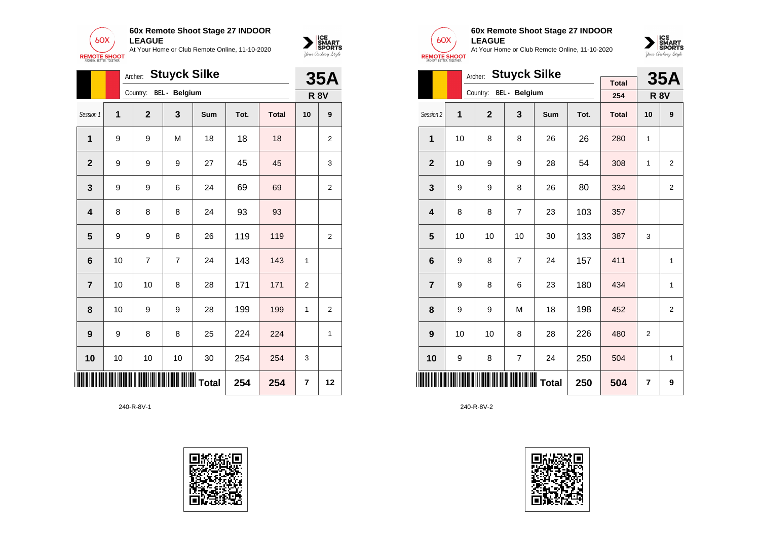**60x Remote Shoot Stage 27 INDOOR LEAGUE**
At Your Home or Club Remote Online, 11-10-2020

Archer: **Stuyck Silke**
Country: BEL - Belgium

**35A**
**R 8V**

| Session 1 | 1 | 2 | 3 | Sum | Tot. | Total | 10 | 9 |
|---|---|---|---|---|---|---|---|---|
| 1 | 9 | 9 | M | 18 | 18 | 18 | | 2 |
| 2 | 9 | 9 | 9 | 27 | 45 | 45 | | 3 |
| 3 | 9 | 9 | 6 | 24 | 69 | 69 | | 2 |
| 4 | 8 | 8 | 8 | 24 | 93 | 93 | | |
| 5 | 9 | 9 | 8 | 26 | 119 | 119 | | 2 |
| 6 | 10 | 7 | 7 | 24 | 143 | 143 | 1 | |
| 7 | 10 | 10 | 8 | 28 | 171 | 171 | 2 | |
| 8 | 10 | 9 | 9 | 28 | 199 | 199 | 1 | 2 |
| 9 | 9 | 8 | 8 | 25 | 224 | 224 | | 1 |
| 10 | 10 | 10 | 10 | 30 | 254 | 254 | 3 | |
| | | | | **Total** | **254** | **254** | **7** | **12** |

240-R-8V-1

**60x Remote Shoot Stage 27 INDOOR LEAGUE**
At Your Home or Club Remote Online, 11-10-2020

Archer: **Stuyck Silke**
Country: BEL - Belgium

Total: 254

**35A**
**R 8V**

| Session 2 | 1 | 2 | 3 | Sum | Tot. | Total | 10 | 9 |
|---|---|---|---|---|---|---|---|---|
| 1 | 10 | 8 | 8 | 26 | 26 | 280 | 1 | |
| 2 | 10 | 9 | 9 | 28 | 54 | 308 | 1 | 2 |
| 3 | 9 | 9 | 8 | 26 | 80 | 334 | | 2 |
| 4 | 8 | 8 | 7 | 23 | 103 | 357 | | |
| 5 | 10 | 10 | 10 | 30 | 133 | 387 | 3 | |
| 6 | 9 | 8 | 7 | 24 | 157 | 411 | | 1 |
| 7 | 9 | 8 | 6 | 23 | 180 | 434 | | 1 |
| 8 | 9 | 9 | M | 18 | 198 | 452 | | 2 |
| 9 | 10 | 10 | 8 | 28 | 226 | 480 | 2 | |
| 10 | 9 | 8 | 7 | 24 | 250 | 504 | | 1 |
| | | | | **Total** | **250** | **504** | **7** | **9** |

240-R-8V-2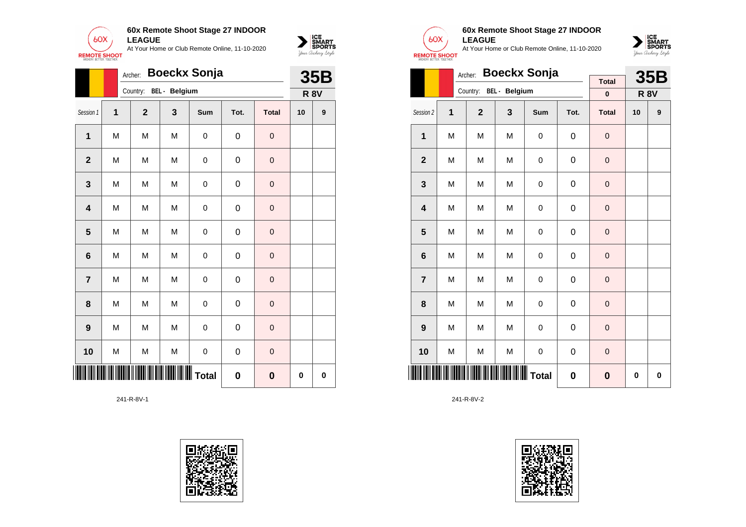**60x Remote Shoot Stage 27 INDOOR LEAGUE**
At Your Home or Club Remote Online, 11-10-2020

Archer: **Boeckx Sonja**
Country: BEL - Belgium

**35B**
**R 8V**

| Session 1 | 1 | 2 | 3 | Sum | Tot. | Total | 10 | 9 |
|---|---|---|---|---|---|---|---|---|
| 1 | M | M | M | 0 | 0 | 0 | | |
| 2 | M | M | M | 0 | 0 | 0 | | |
| 3 | M | M | M | 0 | 0 | 0 | | |
| 4 | M | M | M | 0 | 0 | 0 | | |
| 5 | M | M | M | 0 | 0 | 0 | | |
| 6 | M | M | M | 0 | 0 | 0 | | |
| 7 | M | M | M | 0 | 0 | 0 | | |
| 8 | M | M | M | 0 | 0 | 0 | | |
| 9 | M | M | M | 0 | 0 | 0 | | |
| 10 | M | M | M | 0 | 0 | 0 | | |
| | | | | **Total** | **0** | **0** | **0** | **0** |

241-R-8V-1

**60x Remote Shoot Stage 27 INDOOR LEAGUE**
At Your Home or Club Remote Online, 11-10-2020

Archer: **Boeckx Sonja**
Country: BEL - Belgium

Total: **0**

**35B**
**R 8V**

| Session 2 | 1 | 2 | 3 | Sum | Tot. | Total | 10 | 9 |
|---|---|---|---|---|---|---|---|---|
| 1 | M | M | M | 0 | 0 | 0 | | |
| 2 | M | M | M | 0 | 0 | 0 | | |
| 3 | M | M | M | 0 | 0 | 0 | | |
| 4 | M | M | M | 0 | 0 | 0 | | |
| 5 | M | M | M | 0 | 0 | 0 | | |
| 6 | M | M | M | 0 | 0 | 0 | | |
| 7 | M | M | M | 0 | 0 | 0 | | |
| 8 | M | M | M | 0 | 0 | 0 | | |
| 9 | M | M | M | 0 | 0 | 0 | | |
| 10 | M | M | M | 0 | 0 | 0 | | |
| | | | | **Total** | **0** | **0** | **0** | **0** |

241-R-8V-2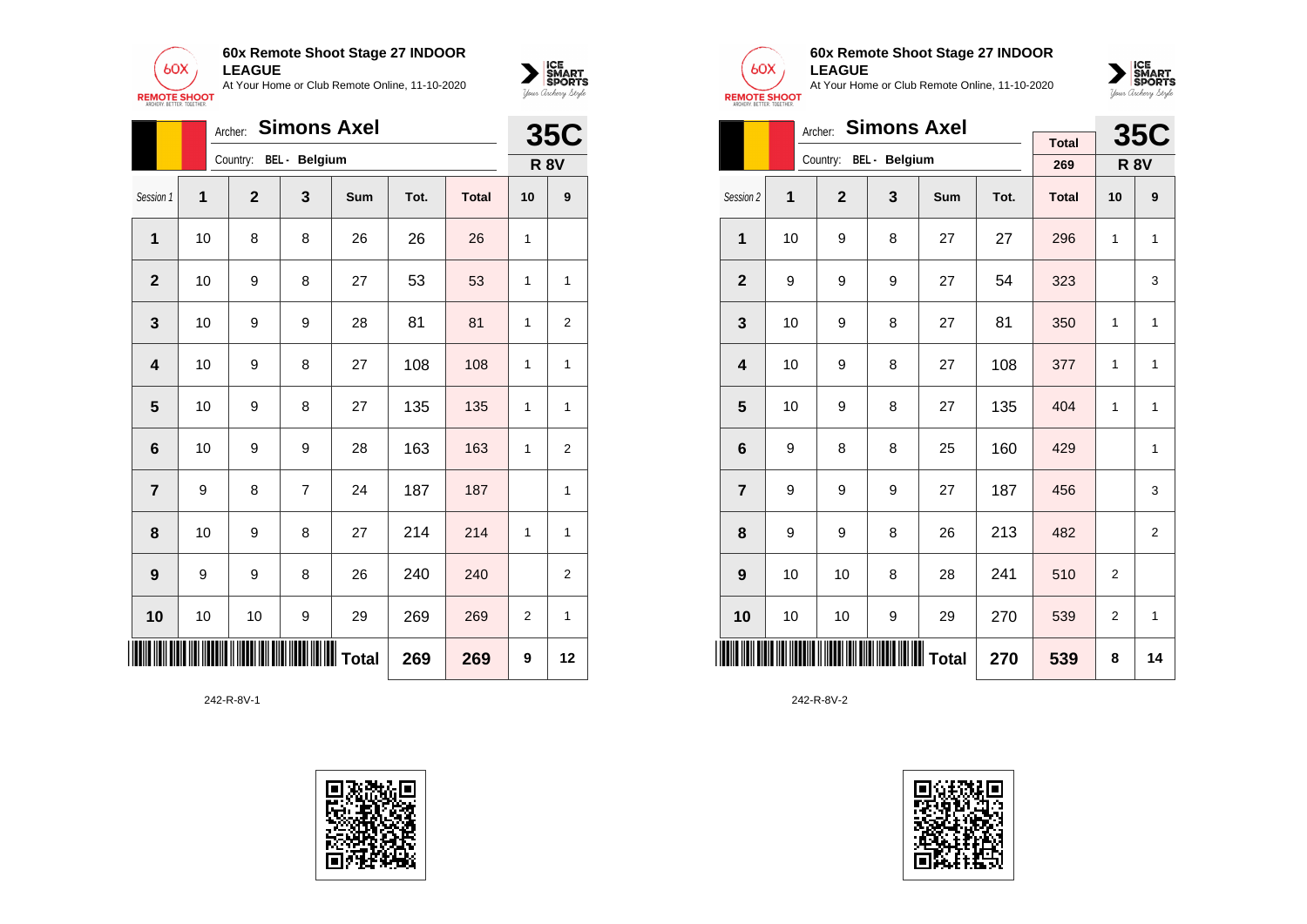**60x Remote Shoot Stage 27 INDOOR LEAGUE**
At Your Home or Club Remote Online, 11-10-2020

Archer: **Simons Axel**
Country: BEL - Belgium

**35C**
**R 8V**

| Session 1 | 1 | 2 | 3 | Sum | Tot. | Total | 10 | 9 |
|---|---|---|---|---|---|---|---|---|
| 1 | 10 | 8 | 8 | 26 | 26 | 26 | 1 | |
| 2 | 10 | 9 | 8 | 27 | 53 | 53 | 1 | 1 |
| 3 | 10 | 9 | 9 | 28 | 81 | 81 | 1 | 2 |
| 4 | 10 | 9 | 8 | 27 | 108 | 108 | 1 | 1 |
| 5 | 10 | 9 | 8 | 27 | 135 | 135 | 1 | 1 |
| 6 | 10 | 9 | 9 | 28 | 163 | 163 | 1 | 2 |
| 7 | 9 | 8 | 7 | 24 | 187 | 187 | | 1 |
| 8 | 10 | 9 | 8 | 27 | 214 | 214 | 1 | 1 |
| 9 | 9 | 9 | 8 | 26 | 240 | 240 | | 2 |
| 10 | 10 | 10 | 9 | 29 | 269 | 269 | 2 | 1 |
| | | | | **Total** | **269** | **269** | **9** | **12** |

242-R-8V-1

**60x Remote Shoot Stage 27 INDOOR LEAGUE**
At Your Home or Club Remote Online, 11-10-2020

Archer: **Simons Axel**
Country: BEL - Belgium

Total: 269

**35C**
**R 8V**

| Session 2 | 1 | 2 | 3 | Sum | Tot. | Total | 10 | 9 |
|---|---|---|---|---|---|---|---|---|
| 1 | 10 | 9 | 8 | 27 | 27 | 296 | 1 | 1 |
| 2 | 9 | 9 | 9 | 27 | 54 | 323 | | 3 |
| 3 | 10 | 9 | 8 | 27 | 81 | 350 | 1 | 1 |
| 4 | 10 | 9 | 8 | 27 | 108 | 377 | 1 | 1 |
| 5 | 10 | 9 | 8 | 27 | 135 | 404 | 1 | 1 |
| 6 | 9 | 8 | 8 | 25 | 160 | 429 | | 1 |
| 7 | 9 | 9 | 9 | 27 | 187 | 456 | | 3 |
| 8 | 9 | 9 | 8 | 26 | 213 | 482 | | 2 |
| 9 | 10 | 10 | 8 | 28 | 241 | 510 | 2 | |
| 10 | 10 | 10 | 9 | 29 | 270 | 539 | 2 | 1 |
| | | | | **Total** | **270** | **539** | **8** | **14** |

242-R-8V-2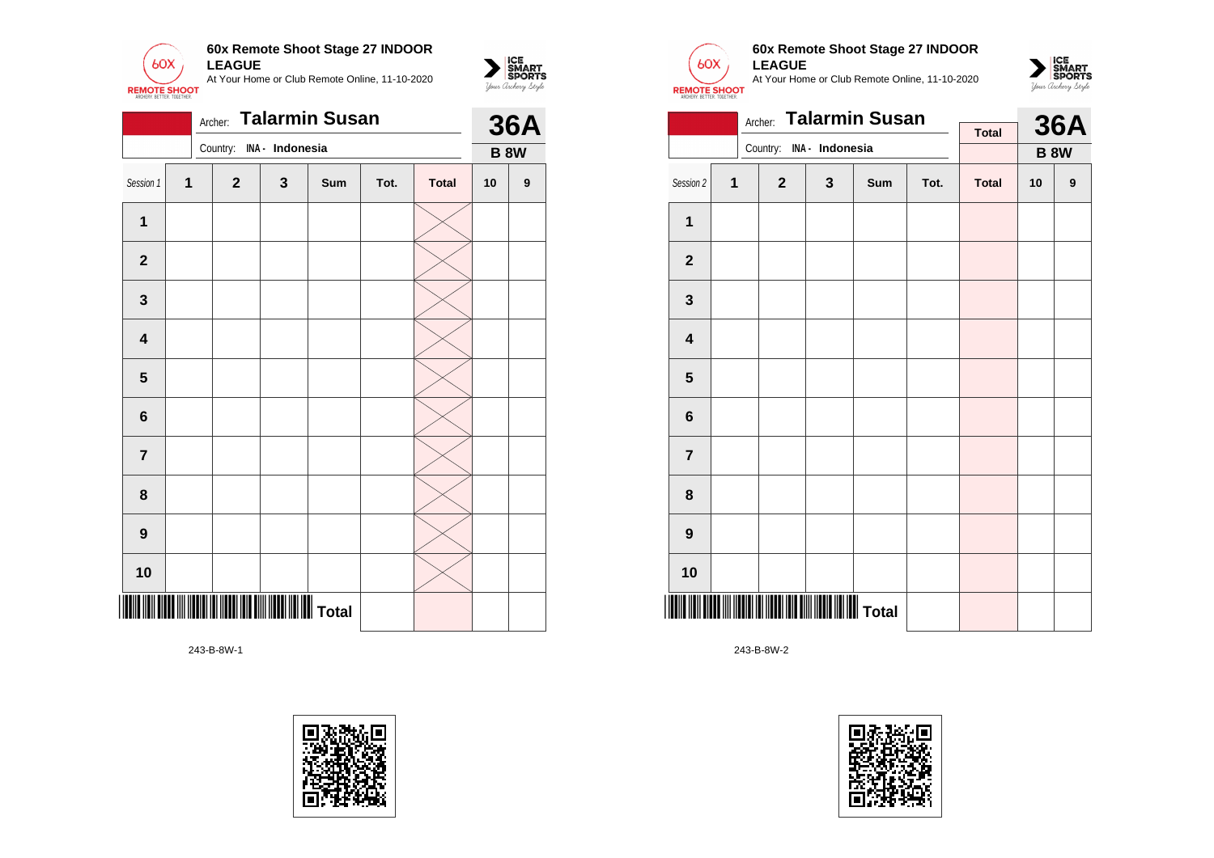**60x Remote Shoot Stage 27 INDOOR LEAGUE**
At Your Home or Club Remote Online, 11-10-2020

Archer: **Talarmin Susan**
Country: INA - Indonesia

**36A**
**B 8W**

| Session 1 | 1 | 2 | 3 | Sum | Tot. | Total | 10 | 9 |
|---|---|---|---|---|---|---|---|---|
| 1 | | | | | | | | |
| 2 | | | | | | | | |
| 3 | | | | | | | | |
| 4 | | | | | | | | |
| 5 | | | | | | | | |
| 6 | | | | | | | | |
| 7 | | | | | | | | |
| 8 | | | | | | | | |
| 9 | | | | | | | | |
| 10 | | | | | | | | |
| | | | | Total | | | | |

243-B-8W-1

**60x Remote Shoot Stage 27 INDOOR LEAGUE**
At Your Home or Club Remote Online, 11-10-2020

Archer: **Talarmin Susan**
Country: INA - Indonesia

Total

**36A**
**B 8W**

| Session 2 | 1 | 2 | 3 | Sum | Tot. | Total | 10 | 9 |
|---|---|---|---|---|---|---|---|---|
| 1 | | | | | | | | |
| 2 | | | | | | | | |
| 3 | | | | | | | | |
| 4 | | | | | | | | |
| 5 | | | | | | | | |
| 6 | | | | | | | | |
| 7 | | | | | | | | |
| 8 | | | | | | | | |
| 9 | | | | | | | | |
| 10 | | | | | | | | |
| | | | | Total | | | | |

243-B-8W-2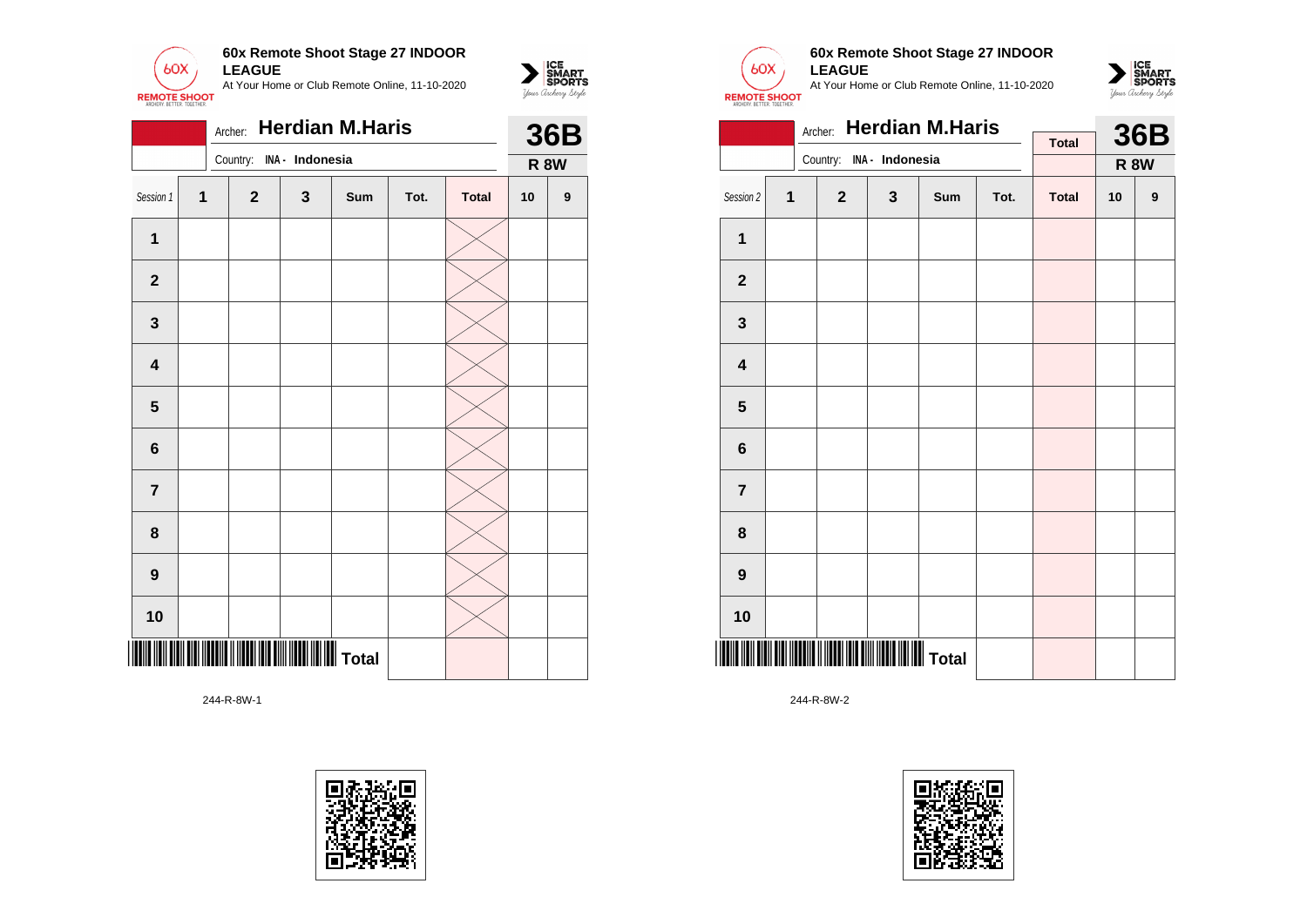**60x Remote Shoot Stage 27 INDOOR LEAGUE**

At Your Home or Club Remote Online, 11-10-2020

Archer: **Herdian M.Haris**

Country: INA - Indonesia

**36B**

**R 8W**

| Session 1 | 1 | 2 | 3 | Sum | Tot. | Total | 10 | 9 |
|---|---|---|---|---|---|---|---|---|
| 1 | | | | | | | | |
| 2 | | | | | | | | |
| 3 | | | | | | | | |
| 4 | | | | | | | | |
| 5 | | | | | | | | |
| 6 | | | | | | | | |
| 7 | | | | | | | | |
| 8 | | | | | | | | |
| 9 | | | | | | | | |
| 10 | | | | | | | | |
| | | | | Total | | | | |

244-R-8W-1

**60x Remote Shoot Stage 27 INDOOR LEAGUE**

At Your Home or Club Remote Online, 11-10-2020

Archer: **Herdian M.Haris**

Country: INA - Indonesia

Total

**36B**

**R 8W**

| Session 2 | 1 | 2 | 3 | Sum | Tot. | Total | 10 | 9 |
|---|---|---|---|---|---|---|---|---|
| 1 | | | | | | | | |
| 2 | | | | | | | | |
| 3 | | | | | | | | |
| 4 | | | | | | | | |
| 5 | | | | | | | | |
| 6 | | | | | | | | |
| 7 | | | | | | | | |
| 8 | | | | | | | | |
| 9 | | | | | | | | |
| 10 | | | | | | | | |
| | | | | Total | | | | |

244-R-8W-2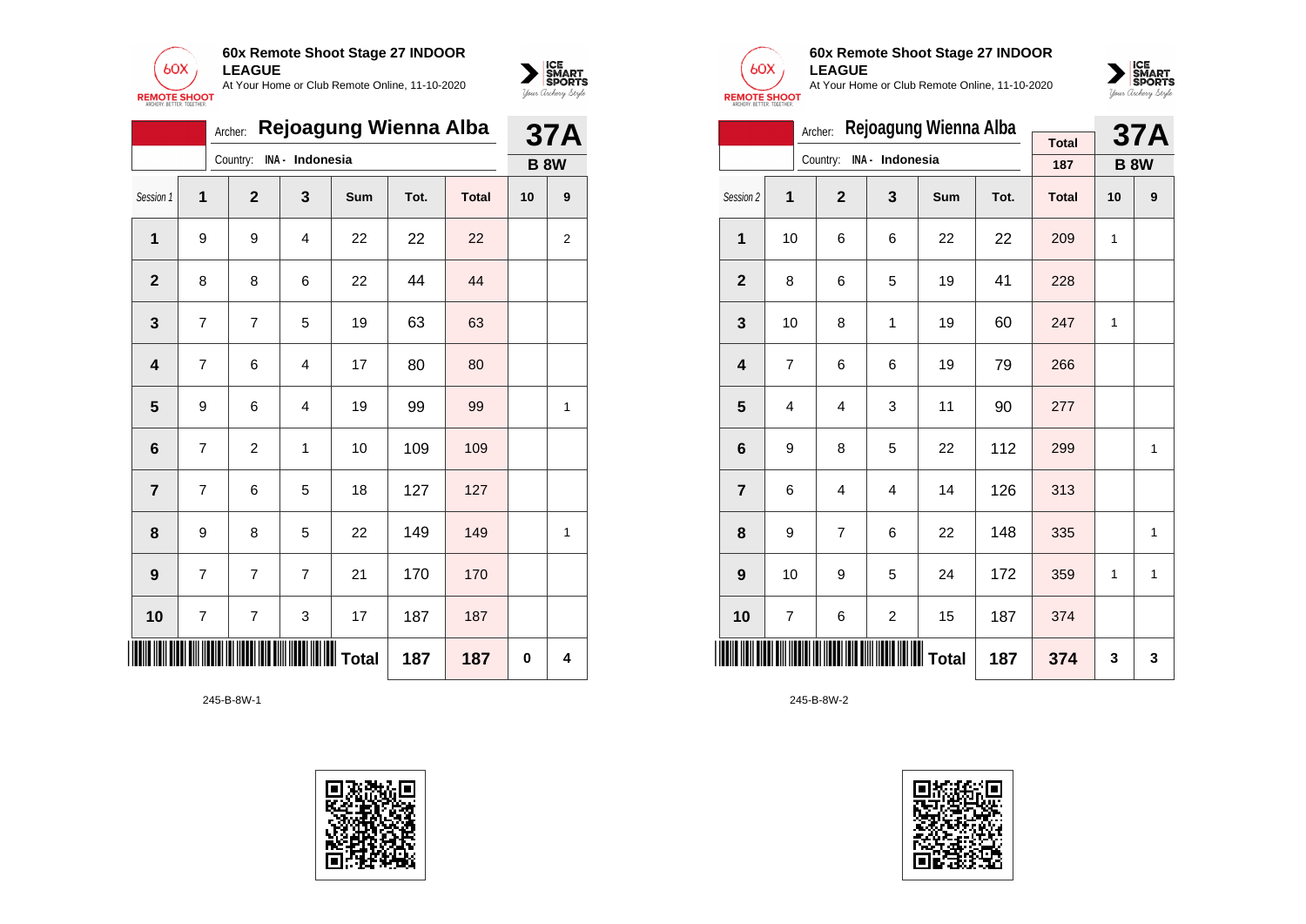**60x Remote Shoot Stage 27 INDOOR LEAGUE**
At Your Home or Club Remote Online, 11-10-2020

Archer: **Rejoagung Wienna Alba**
Country: INA - Indonesia

**37A**
**B 8W**

| Session 1 | 1 | 2 | 3 | Sum | Tot. | Total | 10 | 9 |
|---|---|---|---|---|---|---|---|---|
| **1** | 9 | 9 | 4 | 22 | 22 | 22 | | 2 |
| **2** | 8 | 8 | 6 | 22 | 44 | 44 | | |
| **3** | 7 | 7 | 5 | 19 | 63 | 63 | | |
| **4** | 7 | 6 | 4 | 17 | 80 | 80 | | |
| **5** | 9 | 6 | 4 | 19 | 99 | 99 | | 1 |
| **6** | 7 | 2 | 1 | 10 | 109 | 109 | | |
| **7** | 7 | 6 | 5 | 18 | 127 | 127 | | |
| **8** | 9 | 8 | 5 | 22 | 149 | 149 | | 1 |
| **9** | 7 | 7 | 7 | 21 | 170 | 170 | | |
| **10** | 7 | 7 | 3 | 17 | 187 | 187 | | |
| | | | | **Total** | **187** | **187** | **0** | **4** |

245-B-8W-1

**60x Remote Shoot Stage 27 INDOOR LEAGUE**
At Your Home or Club Remote Online, 11-10-2020

Archer: **Rejoagung Wienna Alba**
Country: INA - Indonesia

Total: 187

**37A**
**B 8W**

| Session 2 | 1 | 2 | 3 | Sum | Tot. | Total | 10 | 9 |
|---|---|---|---|---|---|---|---|---|
| **1** | 10 | 6 | 6 | 22 | 22 | 209 | 1 | |
| **2** | 8 | 6 | 5 | 19 | 41 | 228 | | |
| **3** | 10 | 8 | 1 | 19 | 60 | 247 | 1 | |
| **4** | 7 | 6 | 6 | 19 | 79 | 266 | | |
| **5** | 4 | 4 | 3 | 11 | 90 | 277 | | |
| **6** | 9 | 8 | 5 | 22 | 112 | 299 | | 1 |
| **7** | 6 | 4 | 4 | 14 | 126 | 313 | | |
| **8** | 9 | 7 | 6 | 22 | 148 | 335 | | 1 |
| **9** | 10 | 9 | 5 | 24 | 172 | 359 | 1 | 1 |
| **10** | 7 | 6 | 2 | 15 | 187 | 374 | | |
| | | | | **Total** | **187** | **374** | **3** | **3** |

245-B-8W-2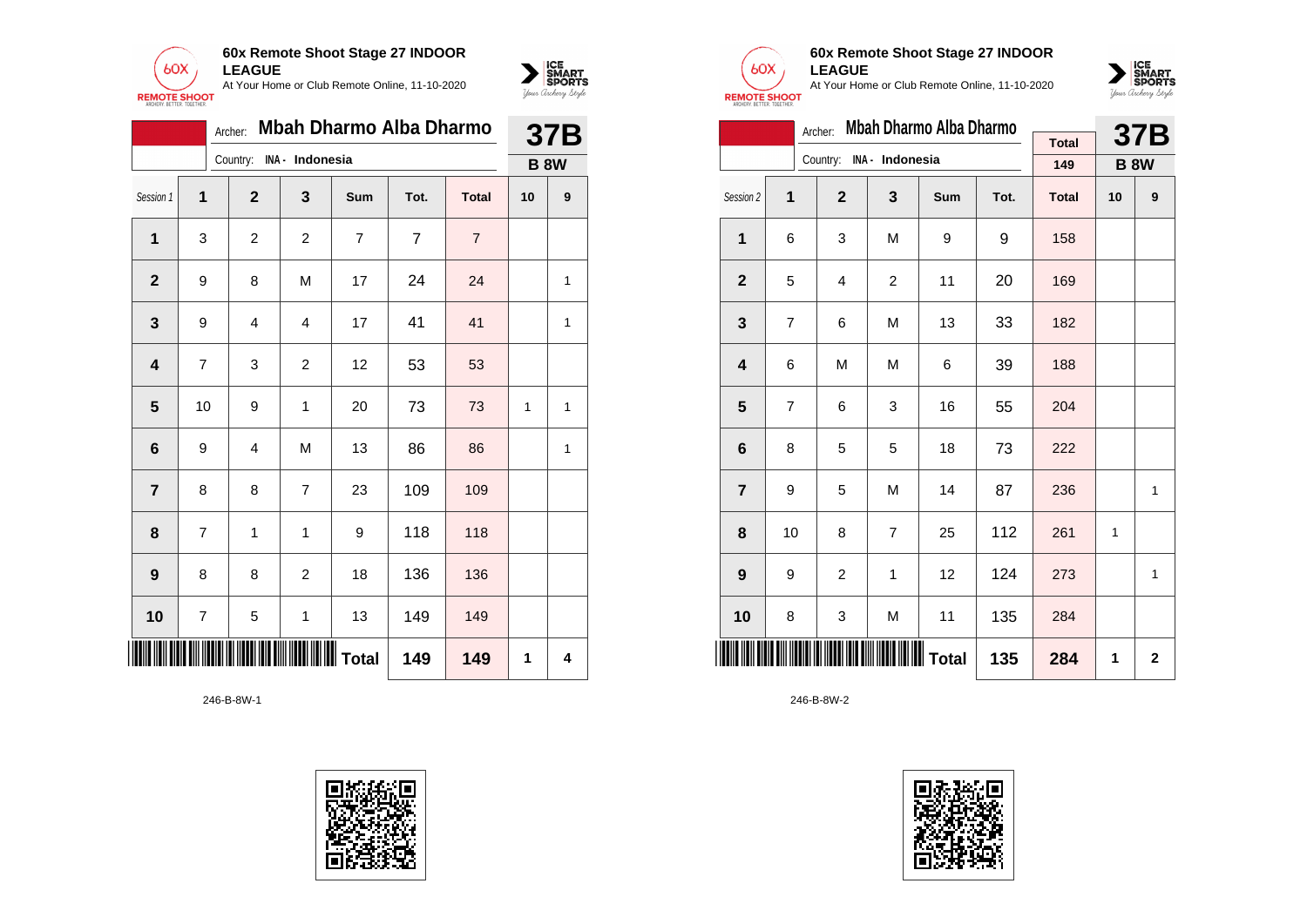**60x Remote Shoot Stage 27 INDOOR LEAGUE**
At Your Home or Club Remote Online, 11-10-2020

Archer: **Mbah Dharmo Alba Dharmo**
Country: INA - Indonesia

**37B**
**B 8W**

| Session 1 | 1 | 2 | 3 | Sum | Tot. | Total | 10 | 9 |
|---|---|---|---|---|---|---|---|---|
| 1 | 3 | 2 | 2 | 7 | 7 | 7 | | |
| 2 | 9 | 8 | M | 17 | 24 | 24 | | 1 |
| 3 | 9 | 4 | 4 | 17 | 41 | 41 | | 1 |
| 4 | 7 | 3 | 2 | 12 | 53 | 53 | | |
| 5 | 10 | 9 | 1 | 20 | 73 | 73 | 1 | 1 |
| 6 | 9 | 4 | M | 13 | 86 | 86 | | 1 |
| 7 | 8 | 8 | 7 | 23 | 109 | 109 | | |
| 8 | 7 | 1 | 1 | 9 | 118 | 118 | | |
| 9 | 8 | 8 | 2 | 18 | 136 | 136 | | |
| 10 | 7 | 5 | 1 | 13 | 149 | 149 | | |
| | | | | Total | 149 | 149 | 1 | 4 |

246-B-8W-1

**60x Remote Shoot Stage 27 INDOOR LEAGUE**
At Your Home or Club Remote Online, 11-10-2020

Archer: **Mbah Dharmo Alba Dharmo**
Country: INA - Indonesia

Total: 149

**37B**
**B 8W**

| Session 2 | 1 | 2 | 3 | Sum | Tot. | Total | 10 | 9 |
|---|---|---|---|---|---|---|---|---|
| 1 | 6 | 3 | M | 9 | 9 | 158 | | |
| 2 | 5 | 4 | 2 | 11 | 20 | 169 | | |
| 3 | 7 | 6 | M | 13 | 33 | 182 | | |
| 4 | 6 | M | M | 6 | 39 | 188 | | |
| 5 | 7 | 6 | 3 | 16 | 55 | 204 | | |
| 6 | 8 | 5 | 5 | 18 | 73 | 222 | | |
| 7 | 9 | 5 | M | 14 | 87 | 236 | | 1 |
| 8 | 10 | 8 | 7 | 25 | 112 | 261 | 1 | |
| 9 | 9 | 2 | 1 | 12 | 124 | 273 | | 1 |
| 10 | 8 | 3 | M | 11 | 135 | 284 | | |
| | | | | Total | 135 | 284 | 1 | 2 |

246-B-8W-2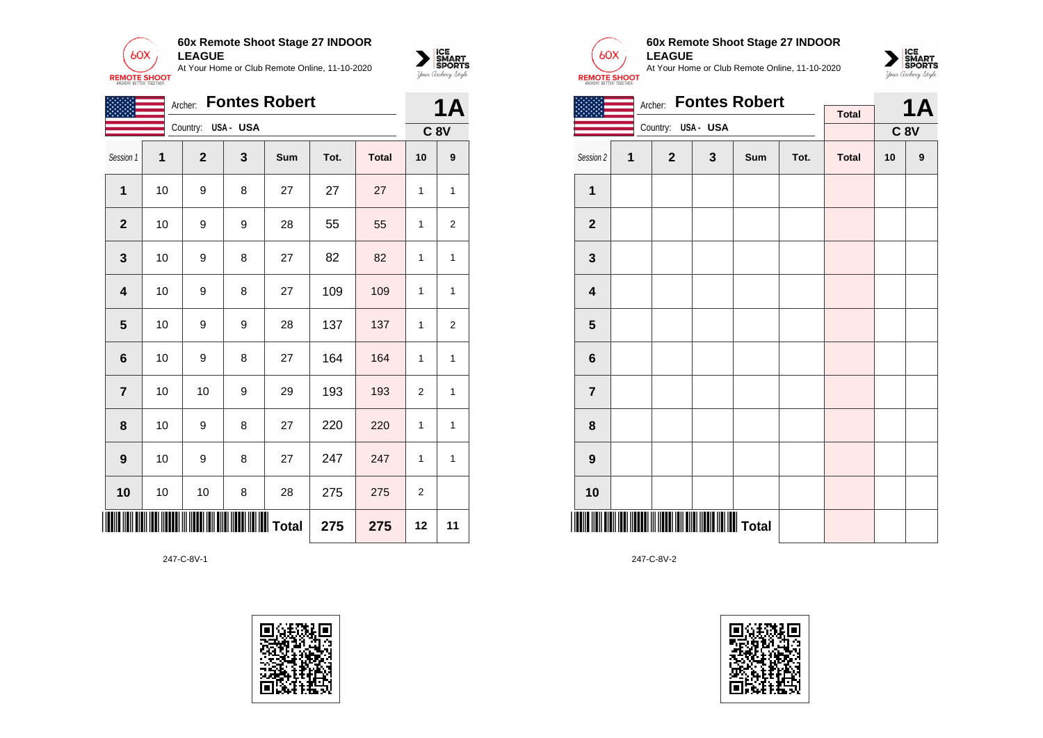**60x Remote Shoot Stage 27 INDOOR LEAGUE**

At Your Home or Club Remote Online, 11-10-2020

Archer: **Fontes Robert**

Country: USA - USA

**1A**

**C 8V**

| Session 1 | 1 | 2 | 3 | Sum | Tot. | Total | 10 | 9 |
|---|---|---|---|---|---|---|---|---|
| **1** | 10 | 9 | 8 | 27 | 27 | 27 | 1 | 1 |
| **2** | 10 | 9 | 9 | 28 | 55 | 55 | 1 | 2 |
| **3** | 10 | 9 | 8 | 27 | 82 | 82 | 1 | 1 |
| **4** | 10 | 9 | 8 | 27 | 109 | 109 | 1 | 1 |
| **5** | 10 | 9 | 9 | 28 | 137 | 137 | 1 | 2 |
| **6** | 10 | 9 | 8 | 27 | 164 | 164 | 1 | 1 |
| **7** | 10 | 10 | 9 | 29 | 193 | 193 | 2 | 1 |
| **8** | 10 | 9 | 8 | 27 | 220 | 220 | 1 | 1 |
| **9** | 10 | 9 | 8 | 27 | 247 | 247 | 1 | 1 |
| **10** | 10 | 10 | 8 | 28 | 275 | 275 | 2 | |
| | | | | **Total** | 275 | 275 | 12 | 11 |

247-C-8V-1

**60x Remote Shoot Stage 27 INDOOR LEAGUE**

At Your Home or Club Remote Online, 11-10-2020

Archer: **Fontes Robert**

Country: USA - USA

**1A**

**C 8V**

| Session 2 | 1 | 2 | 3 | Sum | Tot. | Total | 10 | 9 |
|---|---|---|---|---|---|---|---|---|
| **1** | | | | | | | | |
| **2** | | | | | | | | |
| **3** | | | | | | | | |
| **4** | | | | | | | | |
| **5** | | | | | | | | |
| **6** | | | | | | | | |
| **7** | | | | | | | | |
| **8** | | | | | | | | |
| **9** | | | | | | | | |
| **10** | | | | | | | | |
| | | | | **Total** | | | | |

247-C-8V-2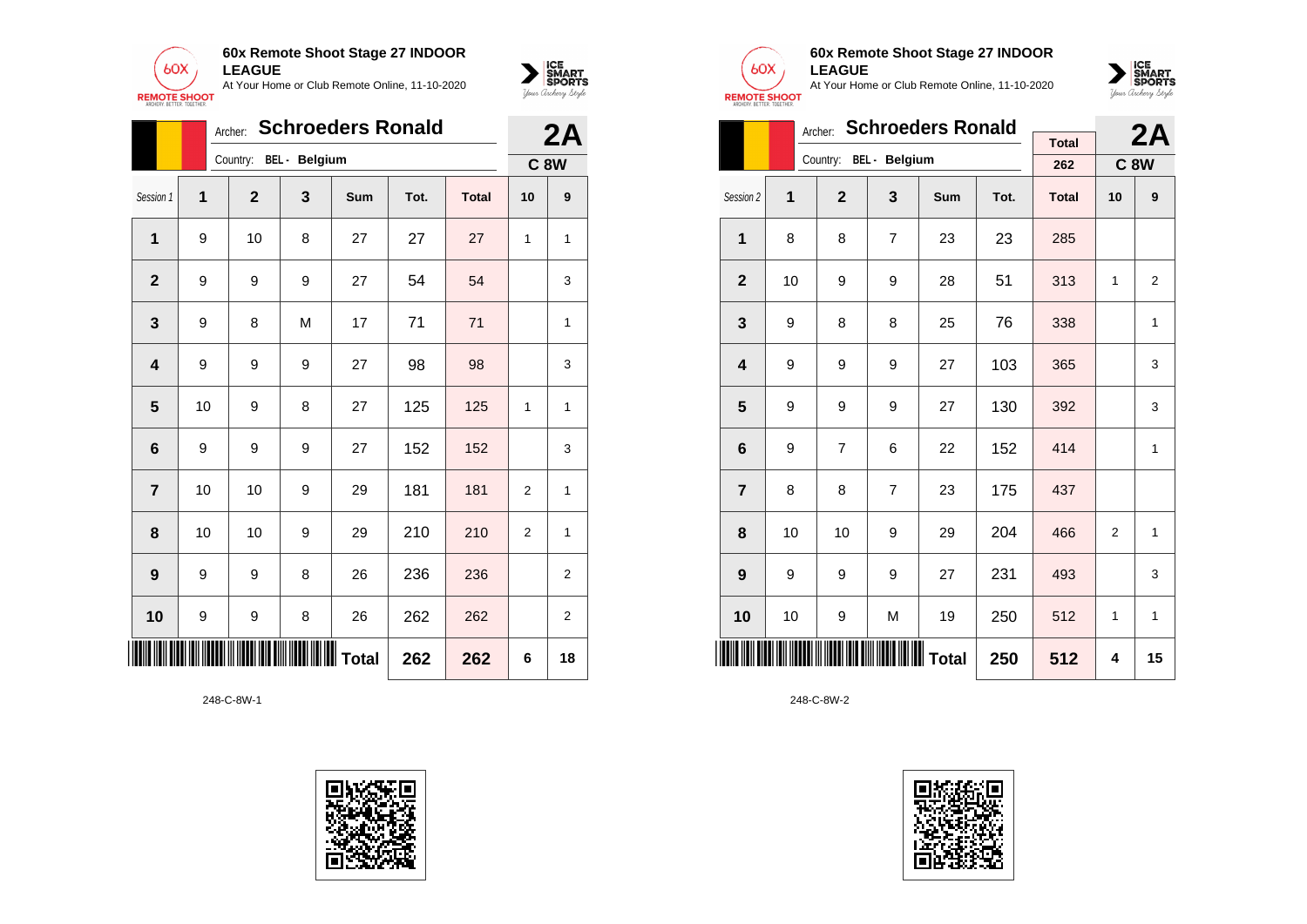**60x Remote Shoot Stage 27 INDOOR LEAGUE**
At Your Home or Club Remote Online, 11-10-2020

Archer: **Schroeders Ronald**
Country: BEL - Belgium

**2A**
**C 8W**

| Session 1 | 1 | 2 | 3 | Sum | Tot. | Total | 10 | 9 |
|---|---|---|---|---|---|---|---|---|
| 1 | 9 | 10 | 8 | 27 | 27 | 27 | 1 | 1 |
| 2 | 9 | 9 | 9 | 27 | 54 | 54 | | 3 |
| 3 | 9 | 8 | M | 17 | 71 | 71 | | 1 |
| 4 | 9 | 9 | 9 | 27 | 98 | 98 | | 3 |
| 5 | 10 | 9 | 8 | 27 | 125 | 125 | 1 | 1 |
| 6 | 9 | 9 | 9 | 27 | 152 | 152 | | 3 |
| 7 | 10 | 10 | 9 | 29 | 181 | 181 | 2 | 1 |
| 8 | 10 | 10 | 9 | 29 | 210 | 210 | 2 | 1 |
| 9 | 9 | 9 | 8 | 26 | 236 | 236 | | 2 |
| 10 | 9 | 9 | 8 | 26 | 262 | 262 | | 2 |
| | | | | Total | 262 | 262 | 6 | 18 |

248-C-8W-1

**60x Remote Shoot Stage 27 INDOOR LEAGUE**
At Your Home or Club Remote Online, 11-10-2020

Archer: **Schroeders Ronald**
Country: BEL - Belgium

Total: 262

**2A**
**C 8W**

| Session 2 | 1 | 2 | 3 | Sum | Tot. | Total | 10 | 9 |
|---|---|---|---|---|---|---|---|---|
| 1 | 8 | 8 | 7 | 23 | 23 | 285 | | |
| 2 | 10 | 9 | 9 | 28 | 51 | 313 | 1 | 2 |
| 3 | 9 | 8 | 8 | 25 | 76 | 338 | | 1 |
| 4 | 9 | 9 | 9 | 27 | 103 | 365 | | 3 |
| 5 | 9 | 9 | 9 | 27 | 130 | 392 | | 3 |
| 6 | 9 | 7 | 6 | 22 | 152 | 414 | | 1 |
| 7 | 8 | 8 | 7 | 23 | 175 | 437 | | |
| 8 | 10 | 10 | 9 | 29 | 204 | 466 | 2 | 1 |
| 9 | 9 | 9 | 9 | 27 | 231 | 493 | | 3 |
| 10 | 10 | 9 | M | 19 | 250 | 512 | 1 | 1 |
| | | | | Total | 250 | 512 | 4 | 15 |

248-C-8W-2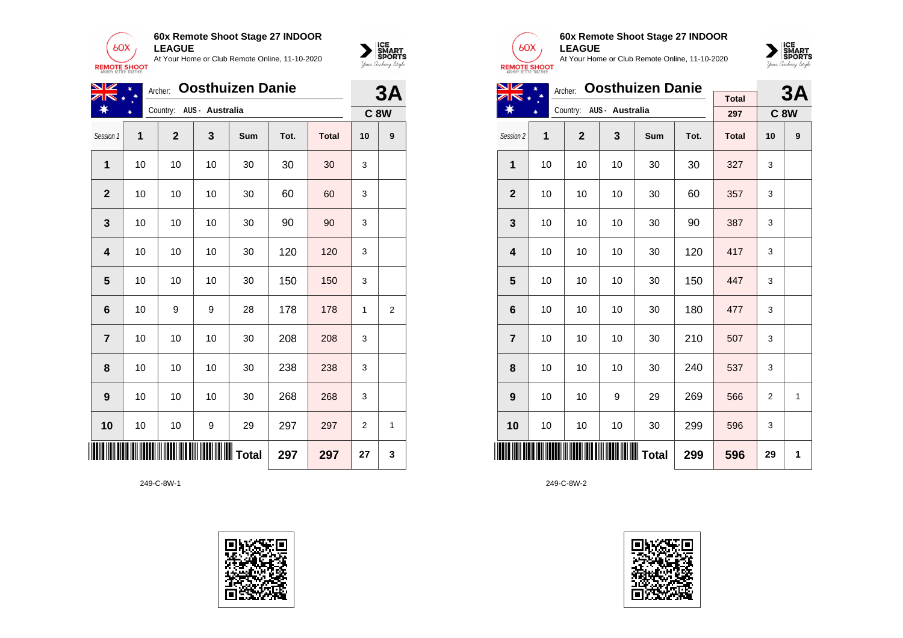**60x Remote Shoot Stage 27 INDOOR LEAGUE**

At Your Home or Club Remote Online, 11-10-2020

Archer: **Oosthuizen Danie**

Country: AUS - Australia

**3A**

**C 8W**

| Session 1 | 1 | 2 | 3 | Sum | Tot. | Total | 10 | 9 |
|---|---|---|---|---|---|---|---|---|
| 1 | 10 | 10 | 10 | 30 | 30 | 30 | 3 | |
| 2 | 10 | 10 | 10 | 30 | 60 | 60 | 3 | |
| 3 | 10 | 10 | 10 | 30 | 90 | 90 | 3 | |
| 4 | 10 | 10 | 10 | 30 | 120 | 120 | 3 | |
| 5 | 10 | 10 | 10 | 30 | 150 | 150 | 3 | |
| 6 | 10 | 9 | 9 | 28 | 178 | 178 | 1 | 2 |
| 7 | 10 | 10 | 10 | 30 | 208 | 208 | 3 | |
| 8 | 10 | 10 | 10 | 30 | 238 | 238 | 3 | |
| 9 | 10 | 10 | 10 | 30 | 268 | 268 | 3 | |
| 10 | 10 | 10 | 9 | 29 | 297 | 297 | 2 | 1 |
| | | | | **Total** | **297** | **297** | **27** | **3** |

249-C-8W-1

**60x Remote Shoot Stage 27 INDOOR LEAGUE**

At Your Home or Club Remote Online, 11-10-2020

Archer: **Oosthuizen Danie**

Country: AUS - Australia

Total: 297

**3A**

**C 8W**

| Session 2 | 1 | 2 | 3 | Sum | Tot. | Total | 10 | 9 |
|---|---|---|---|---|---|---|---|---|
| 1 | 10 | 10 | 10 | 30 | 30 | 327 | 3 | |
| 2 | 10 | 10 | 10 | 30 | 60 | 357 | 3 | |
| 3 | 10 | 10 | 10 | 30 | 90 | 387 | 3 | |
| 4 | 10 | 10 | 10 | 30 | 120 | 417 | 3 | |
| 5 | 10 | 10 | 10 | 30 | 150 | 447 | 3 | |
| 6 | 10 | 10 | 10 | 30 | 180 | 477 | 3 | |
| 7 | 10 | 10 | 10 | 30 | 210 | 507 | 3 | |
| 8 | 10 | 10 | 10 | 30 | 240 | 537 | 3 | |
| 9 | 10 | 10 | 9 | 29 | 269 | 566 | 2 | 1 |
| 10 | 10 | 10 | 10 | 30 | 299 | 596 | 3 | |
| | | | | **Total** | **299** | **596** | **29** | **1** |

249-C-8W-2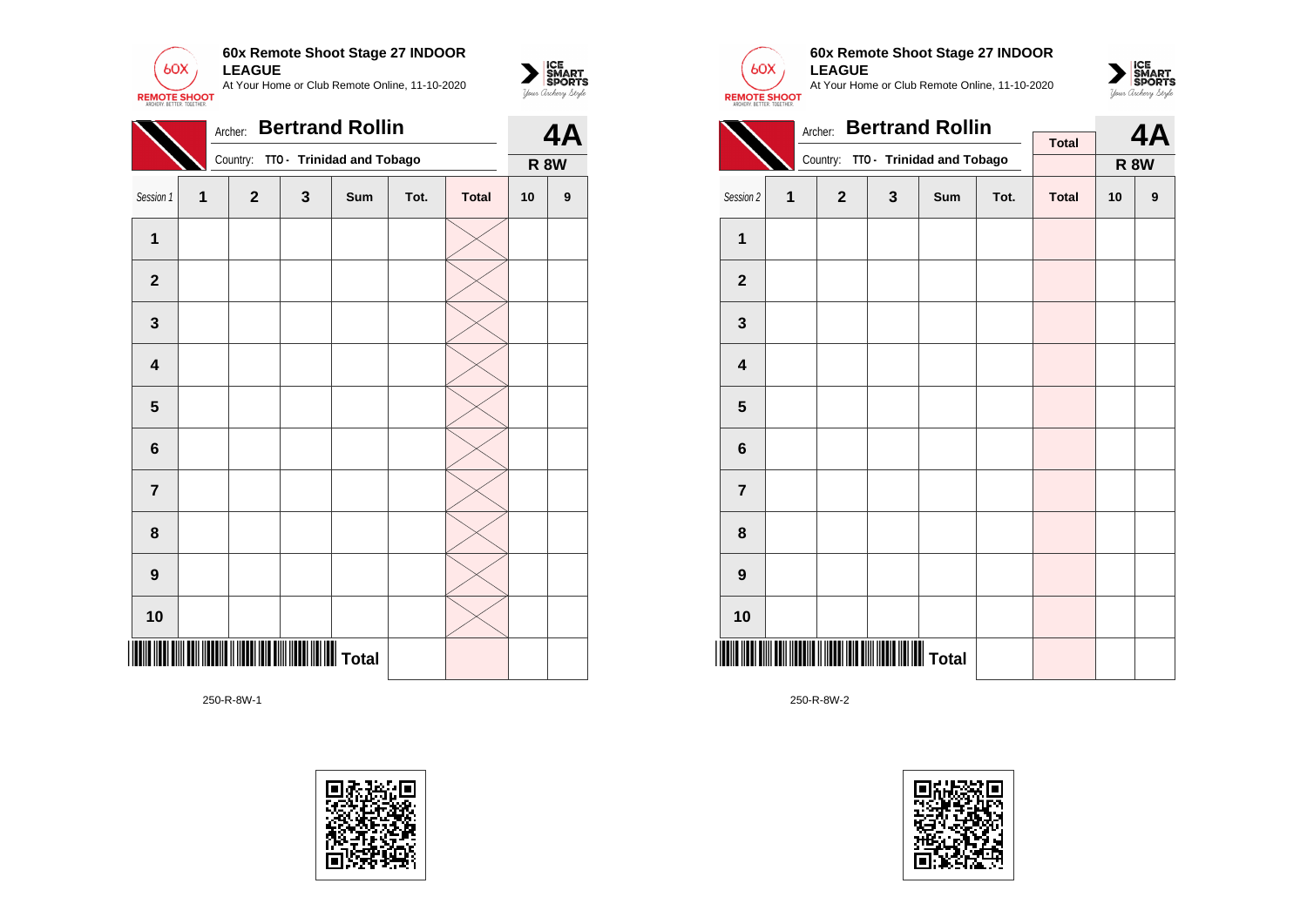**60x Remote Shoot Stage 27 INDOOR LEAGUE**

At Your Home or Club Remote Online, 11-10-2020

Archer: **Bertrand Rollin**

Country: **TTO - Trinidad and Tobago**

**4A**

**R 8W**

| Session 1 | 1 | 2 | 3 | Sum | Tot. | Total | 10 | 9 |
|---|---|---|---|---|---|---|---|---|
| **1** | | | | | | | | |
| **2** | | | | | | | | |
| **3** | | | | | | | | |
| **4** | | | | | | | | |
| **5** | | | | | | | | |
| **6** | | | | | | | | |
| **7** | | | | | | | | |
| **8** | | | | | | | | |
| **9** | | | | | | | | |
| **10** | | | | | | | | |
| | | | | **Total** | | | | |

250-R-8W-1

**60x Remote Shoot Stage 27 INDOOR LEAGUE**

At Your Home or Club Remote Online, 11-10-2020

Archer: **Bertrand Rollin**

Country: **TTO - Trinidad and Tobago**

**4A**

**R 8W**

| Session 2 | 1 | 2 | 3 | Sum | Tot. | Total | 10 | 9 |
|---|---|---|---|---|---|---|---|---|
| **1** | | | | | | | | |
| **2** | | | | | | | | |
| **3** | | | | | | | | |
| **4** | | | | | | | | |
| **5** | | | | | | | | |
| **6** | | | | | | | | |
| **7** | | | | | | | | |
| **8** | | | | | | | | |
| **9** | | | | | | | | |
| **10** | | | | | | | | |
| | | | | **Total** | | | | |

250-R-8W-2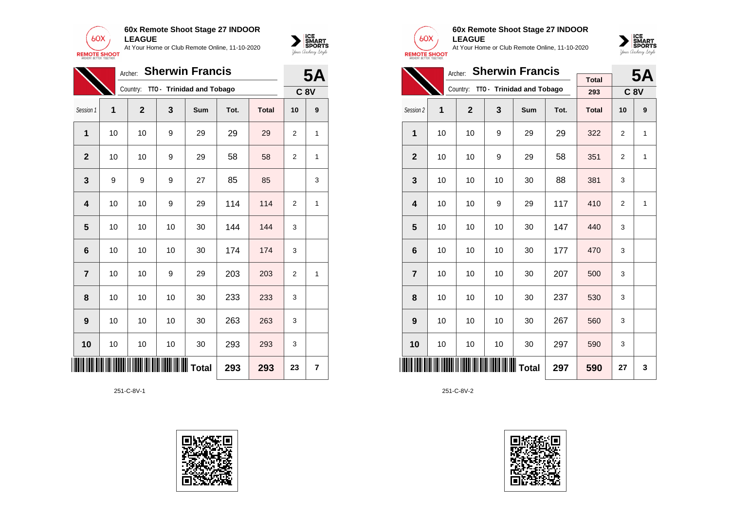**60x Remote Shoot Stage 27 INDOOR LEAGUE**
At Your Home or Club Remote Online, 11-10-2020

Archer: **Sherwin Francis**
Country: TTO - **Trinidad and Tobago**

**5A**
**C 8V**

| Session 1 | 1 | 2 | 3 | Sum | Tot. | Total | 10 | 9 |
|---|---|---|---|---|---|---|---|---|
| **1** | 10 | 10 | 9 | 29 | 29 | 29 | 2 | 1 |
| **2** | 10 | 10 | 9 | 29 | 58 | 58 | 2 | 1 |
| **3** | 9 | 9 | 9 | 27 | 85 | 85 | | 3 |
| **4** | 10 | 10 | 9 | 29 | 114 | 114 | 2 | 1 |
| **5** | 10 | 10 | 10 | 30 | 144 | 144 | 3 | |
| **6** | 10 | 10 | 10 | 30 | 174 | 174 | 3 | |
| **7** | 10 | 10 | 9 | 29 | 203 | 203 | 2 | 1 |
| **8** | 10 | 10 | 10 | 30 | 233 | 233 | 3 | |
| **9** | 10 | 10 | 10 | 30 | 263 | 263 | 3 | |
| **10** | 10 | 10 | 10 | 30 | 293 | 293 | 3 | |
| | | | | **Total** | **293** | **293** | **23** | **7** |

251-C-8V-1

**60x Remote Shoot Stage 27 INDOOR LEAGUE**
At Your Home or Club Remote Online, 11-10-2020

Archer: **Sherwin Francis**
Country: TTO - **Trinidad and Tobago**

Total: 293

**5A**
**C 8V**

| Session 2 | 1 | 2 | 3 | Sum | Tot. | Total | 10 | 9 |
|---|---|---|---|---|---|---|---|---|
| **1** | 10 | 10 | 9 | 29 | 29 | 322 | 2 | 1 |
| **2** | 10 | 10 | 9 | 29 | 58 | 351 | 2 | 1 |
| **3** | 10 | 10 | 10 | 30 | 88 | 381 | 3 | |
| **4** | 10 | 10 | 9 | 29 | 117 | 410 | 2 | 1 |
| **5** | 10 | 10 | 10 | 30 | 147 | 440 | 3 | |
| **6** | 10 | 10 | 10 | 30 | 177 | 470 | 3 | |
| **7** | 10 | 10 | 10 | 30 | 207 | 500 | 3 | |
| **8** | 10 | 10 | 10 | 30 | 237 | 530 | 3 | |
| **9** | 10 | 10 | 10 | 30 | 267 | 560 | 3 | |
| **10** | 10 | 10 | 10 | 30 | 297 | 590 | 3 | |
| | | | | **Total** | **297** | **590** | **27** | **3** |

251-C-8V-2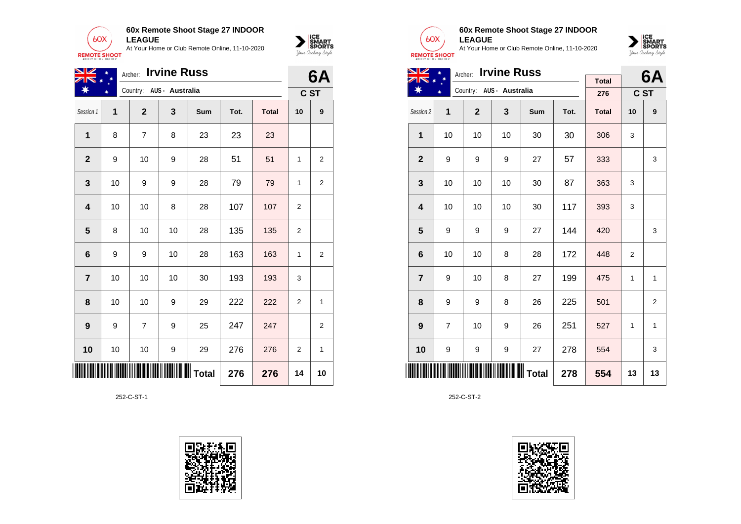**60x Remote Shoot Stage 27 INDOOR LEAGUE**
At Your Home or Club Remote Online, 11-10-2020

Archer: **Irvine Russ**
Country: AUS - Australia

**6A**
**C ST**

| Session 1 | 1 | 2 | 3 | Sum | Tot. | Total | 10 | 9 |
|---|---|---|---|---|---|---|---|---|
| 1 | 8 | 7 | 8 | 23 | 23 | 23 | | |
| 2 | 9 | 10 | 9 | 28 | 51 | 51 | 1 | 2 |
| 3 | 10 | 9 | 9 | 28 | 79 | 79 | 1 | 2 |
| 4 | 10 | 10 | 8 | 28 | 107 | 107 | 2 | |
| 5 | 8 | 10 | 10 | 28 | 135 | 135 | 2 | |
| 6 | 9 | 9 | 10 | 28 | 163 | 163 | 1 | 2 |
| 7 | 10 | 10 | 10 | 30 | 193 | 193 | 3 | |
| 8 | 10 | 10 | 9 | 29 | 222 | 222 | 2 | 1 |
| 9 | 9 | 7 | 9 | 25 | 247 | 247 | | 2 |
| 10 | 10 | 10 | 9 | 29 | 276 | 276 | 2 | 1 |
| | | | | Total | 276 | 276 | 14 | 10 |

252-C-ST-1

**60x Remote Shoot Stage 27 INDOOR LEAGUE**
At Your Home or Club Remote Online, 11-10-2020

Archer: **Irvine Russ**
Country: AUS - Australia

Total: 276

**6A**
**C ST**

| Session 2 | 1 | 2 | 3 | Sum | Tot. | Total | 10 | 9 |
|---|---|---|---|---|---|---|---|---|
| 1 | 10 | 10 | 10 | 30 | 30 | 306 | 3 | |
| 2 | 9 | 9 | 9 | 27 | 57 | 333 | | 3 |
| 3 | 10 | 10 | 10 | 30 | 87 | 363 | 3 | |
| 4 | 10 | 10 | 10 | 30 | 117 | 393 | 3 | |
| 5 | 9 | 9 | 9 | 27 | 144 | 420 | | 3 |
| 6 | 10 | 10 | 8 | 28 | 172 | 448 | 2 | |
| 7 | 9 | 10 | 8 | 27 | 199 | 475 | 1 | 1 |
| 8 | 9 | 9 | 8 | 26 | 225 | 501 | | 2 |
| 9 | 7 | 10 | 9 | 26 | 251 | 527 | 1 | 1 |
| 10 | 9 | 9 | 9 | 27 | 278 | 554 | | 3 |
| | | | | Total | 278 | 554 | 13 | 13 |

252-C-ST-2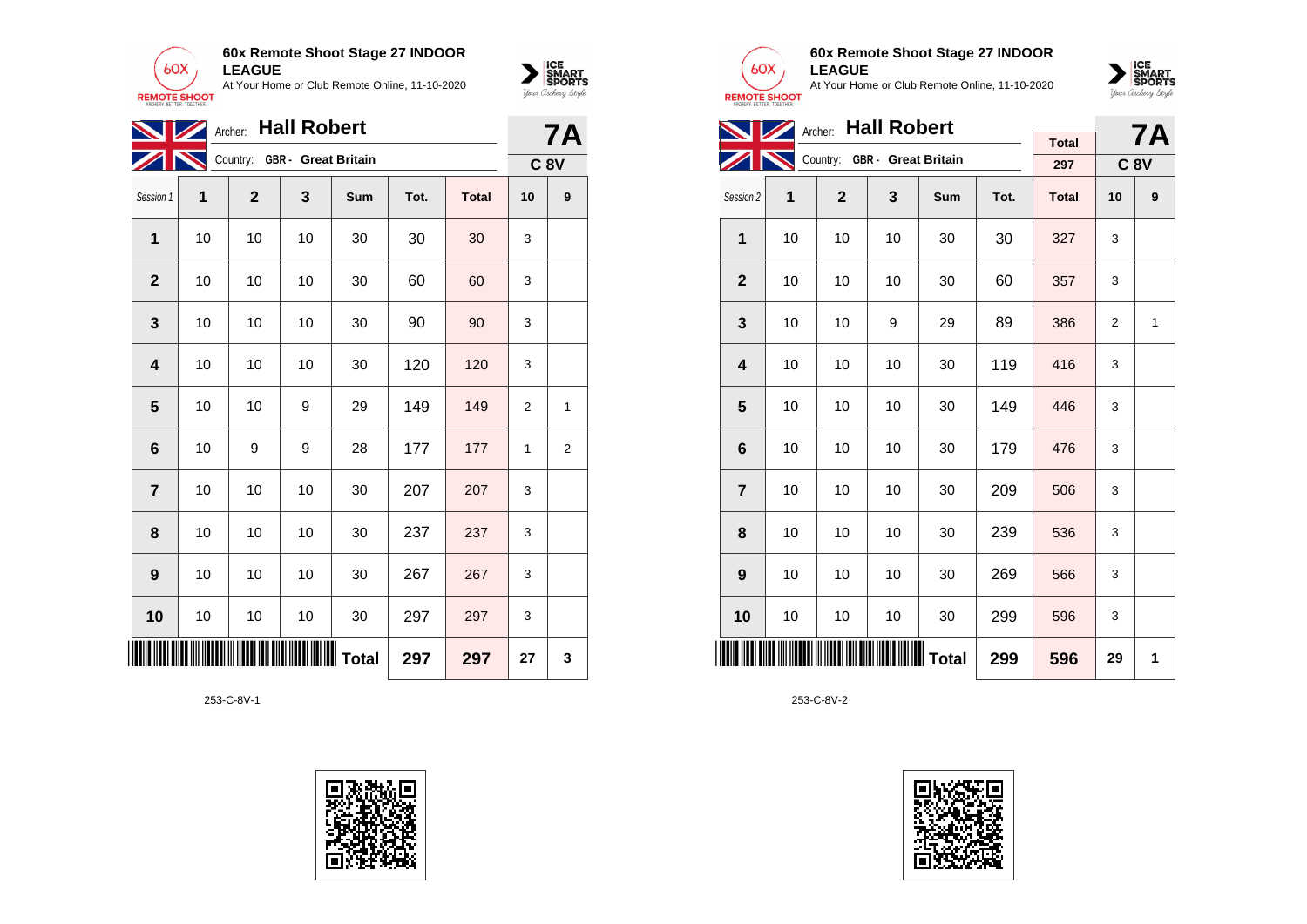## 60x Remote Shoot Stage 27 INDOOR LEAGUE

At Your Home or Club Remote Online, 11-10-2020

Archer: **Hall Robert**

Country: **GBR - Great Britain**

**7A**

**C 8V**

| Session 1 | 1 | 2 | 3 | Sum | Tot. | Total | 10 | 9 |
|---|---|---|---|---|---|---|---|---|
| 1 | 10 | 10 | 10 | 30 | 30 | 30 | 3 | |
| 2 | 10 | 10 | 10 | 30 | 60 | 60 | 3 | |
| 3 | 10 | 10 | 10 | 30 | 90 | 90 | 3 | |
| 4 | 10 | 10 | 10 | 30 | 120 | 120 | 3 | |
| 5 | 10 | 10 | 9 | 29 | 149 | 149 | 2 | 1 |
| 6 | 10 | 9 | 9 | 28 | 177 | 177 | 1 | 2 |
| 7 | 10 | 10 | 10 | 30 | 207 | 207 | 3 | |
| 8 | 10 | 10 | 10 | 30 | 237 | 237 | 3 | |
| 9 | 10 | 10 | 10 | 30 | 267 | 267 | 3 | |
| 10 | 10 | 10 | 10 | 30 | 297 | 297 | 3 | |
| | | | | **Total** | **297** | **297** | **27** | **3** |

253-C-8V-1

## 60x Remote Shoot Stage 27 INDOOR LEAGUE

At Your Home or Club Remote Online, 11-10-2020

Archer: **Hall Robert**

Country: **GBR - Great Britain**

Total: 297

**7A**

**C 8V**

| Session 2 | 1 | 2 | 3 | Sum | Tot. | Total | 10 | 9 |
|---|---|---|---|---|---|---|---|---|
| 1 | 10 | 10 | 10 | 30 | 30 | 327 | 3 | |
| 2 | 10 | 10 | 10 | 30 | 60 | 357 | 3 | |
| 3 | 10 | 10 | 9 | 29 | 89 | 386 | 2 | 1 |
| 4 | 10 | 10 | 10 | 30 | 119 | 416 | 3 | |
| 5 | 10 | 10 | 10 | 30 | 149 | 446 | 3 | |
| 6 | 10 | 10 | 10 | 30 | 179 | 476 | 3 | |
| 7 | 10 | 10 | 10 | 30 | 209 | 506 | 3 | |
| 8 | 10 | 10 | 10 | 30 | 239 | 536 | 3 | |
| 9 | 10 | 10 | 10 | 30 | 269 | 566 | 3 | |
| 10 | 10 | 10 | 10 | 30 | 299 | 596 | 3 | |
| | | | | **Total** | **299** | **596** | **29** | **1** |

253-C-8V-2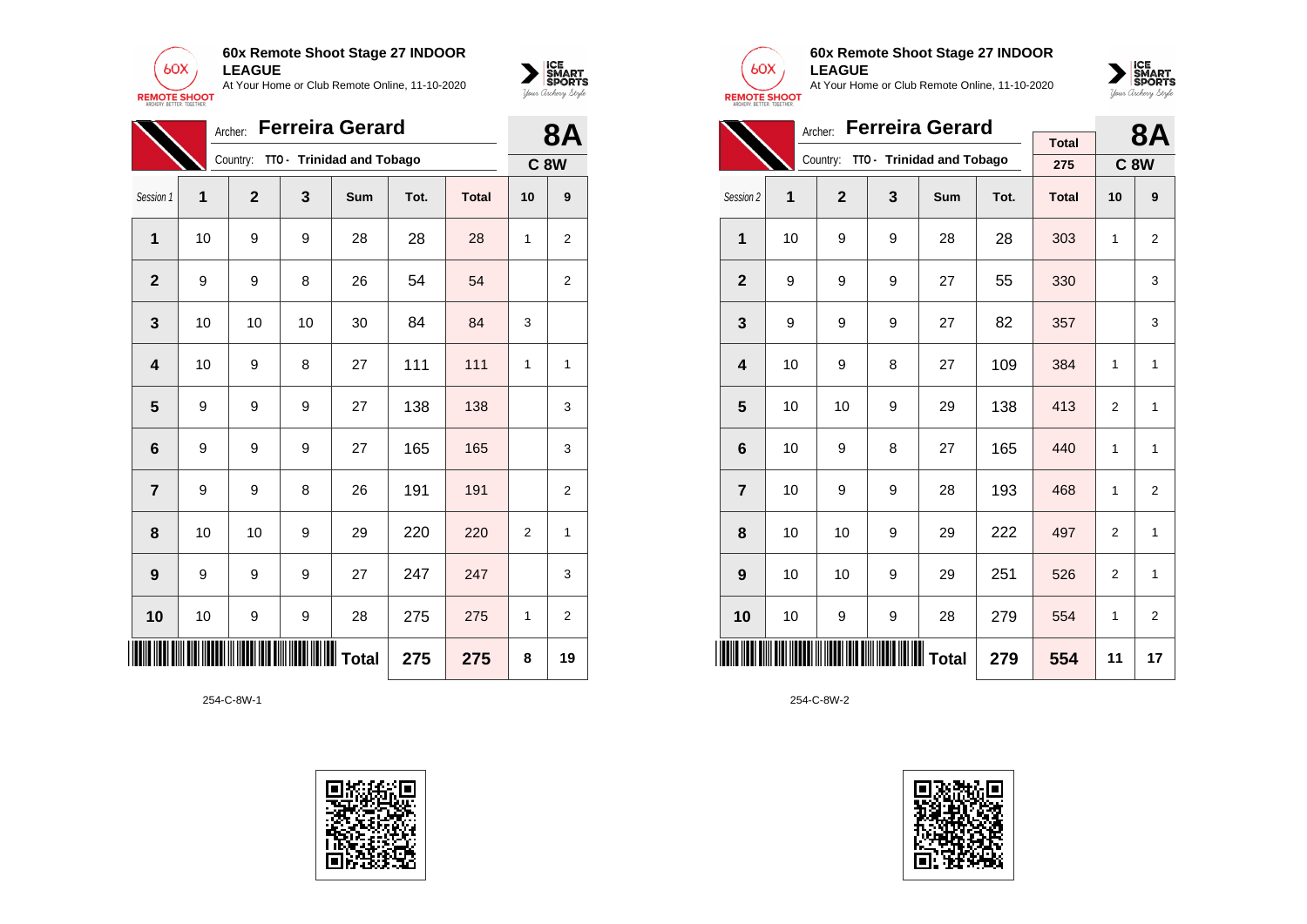**60x Remote Shoot Stage 27 INDOOR LEAGUE**
At Your Home or Club Remote Online, 11-10-2020

Archer: **Ferreira Gerard**
Country: TTO - **Trinidad and Tobago**

**8A**
**C 8W**

| Session 1 | 1 | 2 | 3 | Sum | Tot. | Total | 10 | 9 |
|---|---|---|---|---|---|---|---|---|
| 1 | 10 | 9 | 9 | 28 | 28 | 28 | 1 | 2 |
| 2 | 9 | 9 | 8 | 26 | 54 | 54 | | 2 |
| 3 | 10 | 10 | 10 | 30 | 84 | 84 | 3 | |
| 4 | 10 | 9 | 8 | 27 | 111 | 111 | 1 | 1 |
| 5 | 9 | 9 | 9 | 27 | 138 | 138 | | 3 |
| 6 | 9 | 9 | 9 | 27 | 165 | 165 | | 3 |
| 7 | 9 | 9 | 8 | 26 | 191 | 191 | | 2 |
| 8 | 10 | 10 | 9 | 29 | 220 | 220 | 2 | 1 |
| 9 | 9 | 9 | 9 | 27 | 247 | 247 | | 3 |
| 10 | 10 | 9 | 9 | 28 | 275 | 275 | 1 | 2 |
| | | | | Total | 275 | 275 | 8 | 19 |

254-C-8W-1

**60x Remote Shoot Stage 27 INDOOR LEAGUE**
At Your Home or Club Remote Online, 11-10-2020

Archer: **Ferreira Gerard**
Country: TTO - **Trinidad and Tobago**

Total: 275

**8A**
**C 8W**

| Session 2 | 1 | 2 | 3 | Sum | Tot. | Total | 10 | 9 |
|---|---|---|---|---|---|---|---|---|
| 1 | 10 | 9 | 9 | 28 | 28 | 303 | 1 | 2 |
| 2 | 9 | 9 | 9 | 27 | 55 | 330 | | 3 |
| 3 | 9 | 9 | 9 | 27 | 82 | 357 | | 3 |
| 4 | 10 | 9 | 8 | 27 | 109 | 384 | 1 | 1 |
| 5 | 10 | 10 | 9 | 29 | 138 | 413 | 2 | 1 |
| 6 | 10 | 9 | 8 | 27 | 165 | 440 | 1 | 1 |
| 7 | 10 | 9 | 9 | 28 | 193 | 468 | 1 | 2 |
| 8 | 10 | 10 | 9 | 29 | 222 | 497 | 2 | 1 |
| 9 | 10 | 10 | 9 | 29 | 251 | 526 | 2 | 1 |
| 10 | 10 | 9 | 9 | 28 | 279 | 554 | 1 | 2 |
| | | | | Total | 279 | 554 | 11 | 17 |

254-C-8W-2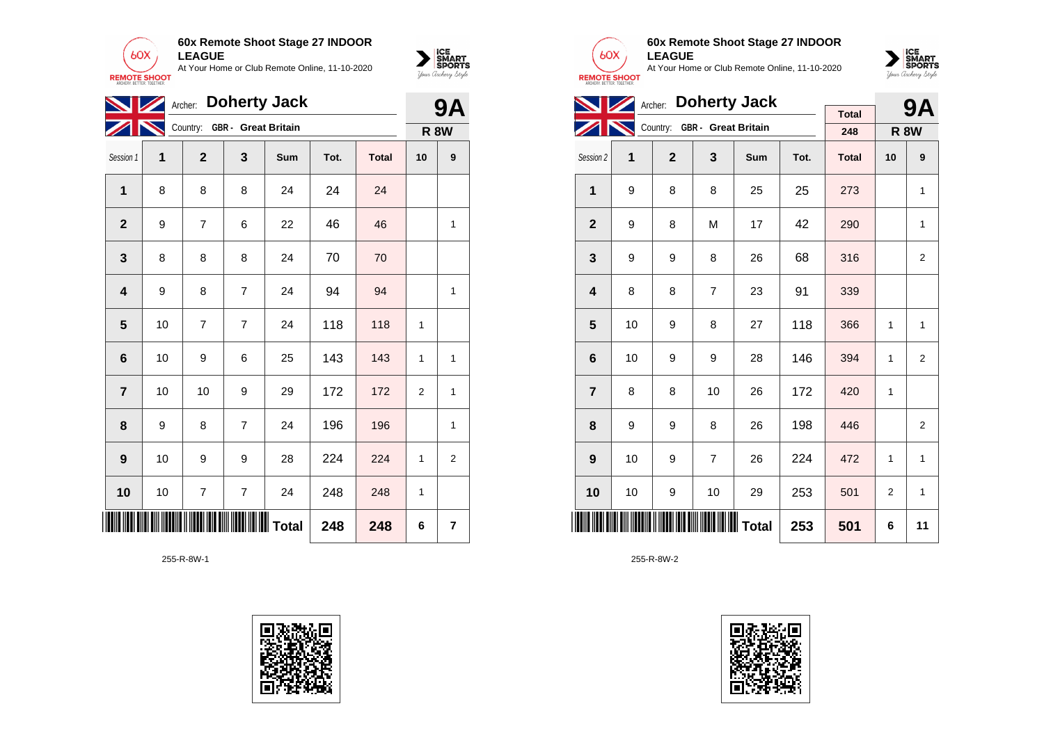**60x Remote Shoot Stage 27 INDOOR LEAGUE**
At Your Home or Club Remote Online, 11-10-2020

Archer: **Doherty Jack**
Country: **GBR - Great Britain**

**9A**
**R 8W**

| Session 1 | 1 | 2 | 3 | Sum | Tot. | Total | 10 | 9 |
|---|---|---|---|---|---|---|---|---|
| 1 | 8 | 8 | 8 | 24 | 24 | 24 | | |
| 2 | 9 | 7 | 6 | 22 | 46 | 46 | | 1 |
| 3 | 8 | 8 | 8 | 24 | 70 | 70 | | |
| 4 | 9 | 8 | 7 | 24 | 94 | 94 | | 1 |
| 5 | 10 | 7 | 7 | 24 | 118 | 118 | 1 | |
| 6 | 10 | 9 | 6 | 25 | 143 | 143 | 1 | 1 |
| 7 | 10 | 10 | 9 | 29 | 172 | 172 | 2 | 1 |
| 8 | 9 | 8 | 7 | 24 | 196 | 196 | | 1 |
| 9 | 10 | 9 | 9 | 28 | 224 | 224 | 1 | 2 |
| 10 | 10 | 7 | 7 | 24 | 248 | 248 | 1 | |
| | | | | Total | 248 | 248 | 6 | 7 |

255-R-8W-1

**60x Remote Shoot Stage 27 INDOOR LEAGUE**
At Your Home or Club Remote Online, 11-10-2020

Archer: **Doherty Jack**
Country: **GBR - Great Britain**

Total: 248

**9A**
**R 8W**

| Session 2 | 1 | 2 | 3 | Sum | Tot. | Total | 10 | 9 |
|---|---|---|---|---|---|---|---|---|
| 1 | 9 | 8 | 8 | 25 | 25 | 273 | | 1 |
| 2 | 9 | 8 | M | 17 | 42 | 290 | | 1 |
| 3 | 9 | 9 | 8 | 26 | 68 | 316 | | 2 |
| 4 | 8 | 8 | 7 | 23 | 91 | 339 | | |
| 5 | 10 | 9 | 8 | 27 | 118 | 366 | 1 | 1 |
| 6 | 10 | 9 | 9 | 28 | 146 | 394 | 1 | 2 |
| 7 | 8 | 8 | 10 | 26 | 172 | 420 | 1 | |
| 8 | 9 | 9 | 8 | 26 | 198 | 446 | | 2 |
| 9 | 10 | 9 | 7 | 26 | 224 | 472 | 1 | 1 |
| 10 | 10 | 9 | 10 | 29 | 253 | 501 | 2 | 1 |
| | | | | Total | 253 | 501 | 6 | 11 |

255-R-8W-2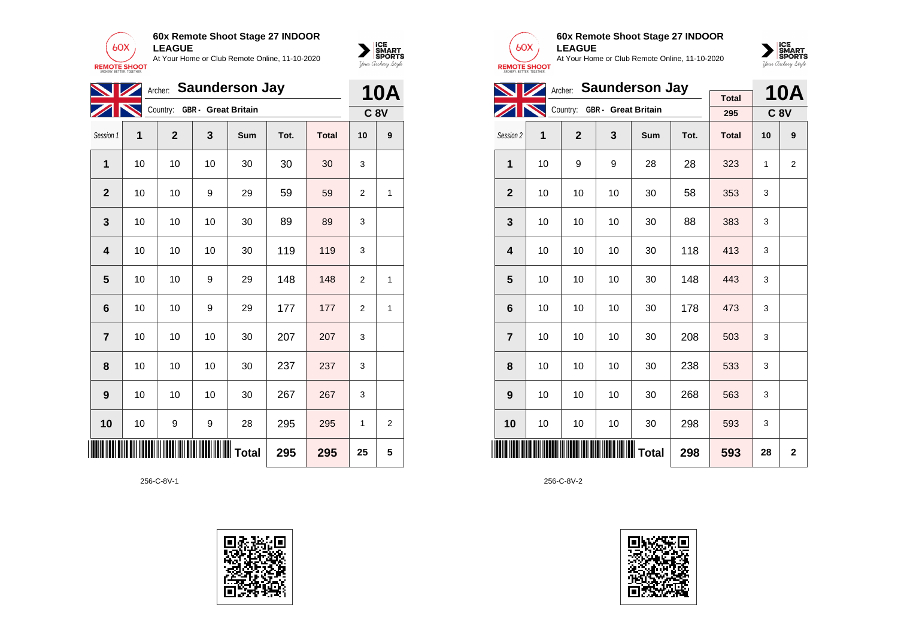**60x Remote Shoot Stage 27 INDOOR LEAGUE**
At Your Home or Club Remote Online, 11-10-2020

Archer: **Saunderson Jay**
Country: GBR - Great Britain

**10A**
**C 8V**

| Session 1 | 1 | 2 | 3 | Sum | Tot. | Total | 10 | 9 |
|---|---|---|---|---|---|---|---|---|
| 1 | 10 | 10 | 10 | 30 | 30 | 30 | 3 | |
| 2 | 10 | 10 | 9 | 29 | 59 | 59 | 2 | 1 |
| 3 | 10 | 10 | 10 | 30 | 89 | 89 | 3 | |
| 4 | 10 | 10 | 10 | 30 | 119 | 119 | 3 | |
| 5 | 10 | 10 | 9 | 29 | 148 | 148 | 2 | 1 |
| 6 | 10 | 10 | 9 | 29 | 177 | 177 | 2 | 1 |
| 7 | 10 | 10 | 10 | 30 | 207 | 207 | 3 | |
| 8 | 10 | 10 | 10 | 30 | 237 | 237 | 3 | |
| 9 | 10 | 10 | 10 | 30 | 267 | 267 | 3 | |
| 10 | 10 | 9 | 9 | 28 | 295 | 295 | 1 | 2 |
| | | | | Total | 295 | 295 | 25 | 5 |

256-C-8V-1

**60x Remote Shoot Stage 27 INDOOR LEAGUE**
At Your Home or Club Remote Online, 11-10-2020

Archer: **Saunderson Jay**
Country: GBR - Great Britain

Total: 295

**10A**
**C 8V**

| Session 2 | 1 | 2 | 3 | Sum | Tot. | Total | 10 | 9 |
|---|---|---|---|---|---|---|---|---|
| 1 | 10 | 9 | 9 | 28 | 28 | 323 | 1 | 2 |
| 2 | 10 | 10 | 10 | 30 | 58 | 353 | 3 | |
| 3 | 10 | 10 | 10 | 30 | 88 | 383 | 3 | |
| 4 | 10 | 10 | 10 | 30 | 118 | 413 | 3 | |
| 5 | 10 | 10 | 10 | 30 | 148 | 443 | 3 | |
| 6 | 10 | 10 | 10 | 30 | 178 | 473 | 3 | |
| 7 | 10 | 10 | 10 | 30 | 208 | 503 | 3 | |
| 8 | 10 | 10 | 10 | 30 | 238 | 533 | 3 | |
| 9 | 10 | 10 | 10 | 30 | 268 | 563 | 3 | |
| 10 | 10 | 10 | 10 | 30 | 298 | 593 | 3 | |
| | | | | Total | 298 | 593 | 28 | 2 |

256-C-8V-2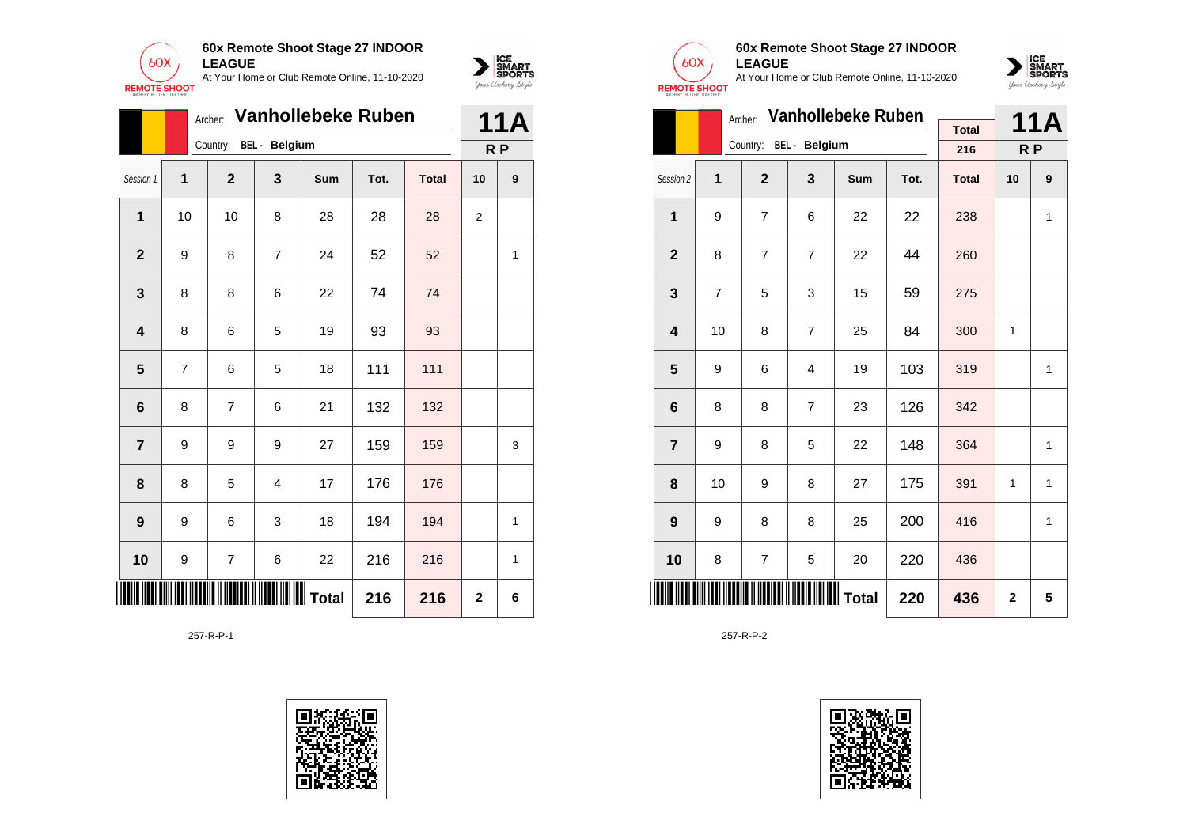**60x Remote Shoot Stage 27 INDOOR LEAGUE**
At Your Home or Club Remote Online, 11-10-2020

Archer: **Vanhollebeke Ruben**
Country: BEL - Belgium

**11A**
**R P**

| Session 1 | 1 | 2 | 3 | Sum | Tot. | Total | 10 | 9 |
|---|---|---|---|---|---|---|---|---|
| **1** | 10 | 10 | 8 | 28 | 28 | 28 | 2 | |
| **2** | 9 | 8 | 7 | 24 | 52 | 52 | | 1 |
| **3** | 8 | 8 | 6 | 22 | 74 | 74 | | |
| **4** | 8 | 6 | 5 | 19 | 93 | 93 | | |
| **5** | 7 | 6 | 5 | 18 | 111 | 111 | | |
| **6** | 8 | 7 | 6 | 21 | 132 | 132 | | |
| **7** | 9 | 9 | 9 | 27 | 159 | 159 | | 3 |
| **8** | 8 | 5 | 4 | 17 | 176 | 176 | | |
| **9** | 9 | 6 | 3 | 18 | 194 | 194 | | 1 |
| **10** | 9 | 7 | 6 | 22 | 216 | 216 | | 1 |
| | | | | **Total** | **216** | **216** | **2** | **6** |

257-R-P-1

**60x Remote Shoot Stage 27 INDOOR LEAGUE**
At Your Home or Club Remote Online, 11-10-2020

Archer: **Vanhollebeke Ruben**
Country: BEL - Belgium

Total: 216

**11A**
**R P**

| Session 2 | 1 | 2 | 3 | Sum | Tot. | Total | 10 | 9 |
|---|---|---|---|---|---|---|---|---|
| **1** | 9 | 7 | 6 | 22 | 22 | 238 | | 1 |
| **2** | 8 | 7 | 7 | 22 | 44 | 260 | | |
| **3** | 7 | 5 | 3 | 15 | 59 | 275 | | |
| **4** | 10 | 8 | 7 | 25 | 84 | 300 | 1 | |
| **5** | 9 | 6 | 4 | 19 | 103 | 319 | | 1 |
| **6** | 8 | 8 | 7 | 23 | 126 | 342 | | |
| **7** | 9 | 8 | 5 | 22 | 148 | 364 | | 1 |
| **8** | 10 | 9 | 8 | 27 | 175 | 391 | 1 | 1 |
| **9** | 9 | 8 | 8 | 25 | 200 | 416 | | 1 |
| **10** | 8 | 7 | 5 | 20 | 220 | 436 | | |
| | | | | **Total** | **220** | **436** | **2** | **5** |

257-R-P-2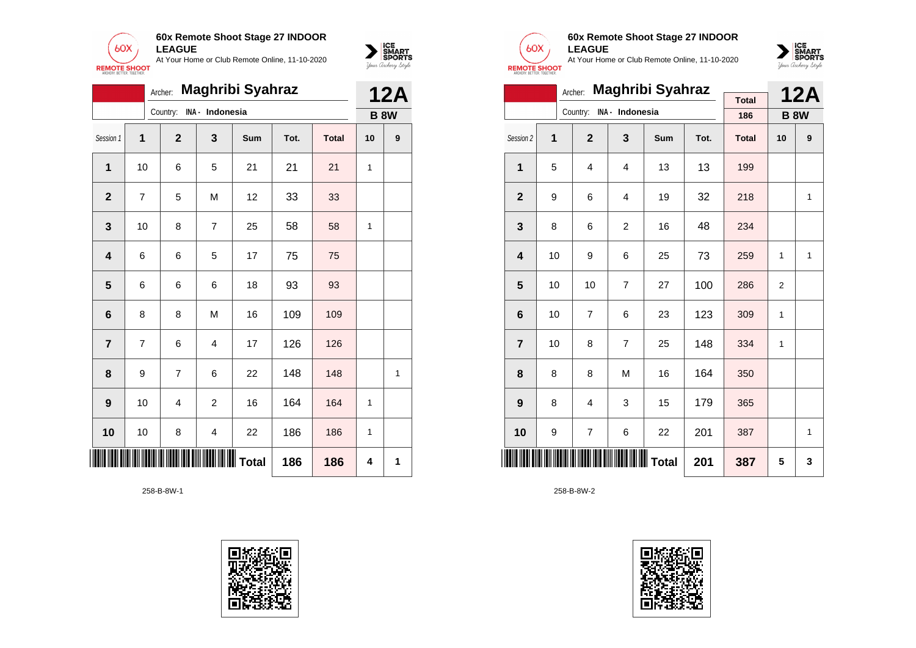**60x Remote Shoot Stage 27 INDOOR LEAGUE**

At Your Home or Club Remote Online, 11-10-2020

Archer: **Maghribi Syahraz**

Country: INA - Indonesia

**12A**

**B 8W**

| Session 1 | 1 | 2 | 3 | Sum | Tot. | Total | 10 | 9 |
|---|---|---|---|---|---|---|---|---|
| 1 | 10 | 6 | 5 | 21 | 21 | 21 | 1 | |
| 2 | 7 | 5 | M | 12 | 33 | 33 | | |
| 3 | 10 | 8 | 7 | 25 | 58 | 58 | 1 | |
| 4 | 6 | 6 | 5 | 17 | 75 | 75 | | |
| 5 | 6 | 6 | 6 | 18 | 93 | 93 | | |
| 6 | 8 | 8 | M | 16 | 109 | 109 | | |
| 7 | 7 | 6 | 4 | 17 | 126 | 126 | | |
| 8 | 9 | 7 | 6 | 22 | 148 | 148 | | 1 |
| 9 | 10 | 4 | 2 | 16 | 164 | 164 | 1 | |
| 10 | 10 | 8 | 4 | 22 | 186 | 186 | 1 | |
| | | | | Total | 186 | 186 | 4 | 1 |

258-B-8W-1

**60x Remote Shoot Stage 27 INDOOR LEAGUE**

At Your Home or Club Remote Online, 11-10-2020

Archer: **Maghribi Syahraz**

Country: INA - Indonesia

Total: 186

**12A**

**B 8W**

| Session 2 | 1 | 2 | 3 | Sum | Tot. | Total | 10 | 9 |
|---|---|---|---|---|---|---|---|---|
| 1 | 5 | 4 | 4 | 13 | 13 | 199 | | |
| 2 | 9 | 6 | 4 | 19 | 32 | 218 | | 1 |
| 3 | 8 | 6 | 2 | 16 | 48 | 234 | | |
| 4 | 10 | 9 | 6 | 25 | 73 | 259 | 1 | 1 |
| 5 | 10 | 10 | 7 | 27 | 100 | 286 | 2 | |
| 6 | 10 | 7 | 6 | 23 | 123 | 309 | 1 | |
| 7 | 10 | 8 | 7 | 25 | 148 | 334 | 1 | |
| 8 | 8 | 8 | M | 16 | 164 | 350 | | |
| 9 | 8 | 4 | 3 | 15 | 179 | 365 | | |
| 10 | 9 | 7 | 6 | 22 | 201 | 387 | | 1 |
| | | | | Total | 201 | 387 | 5 | 3 |

258-B-8W-2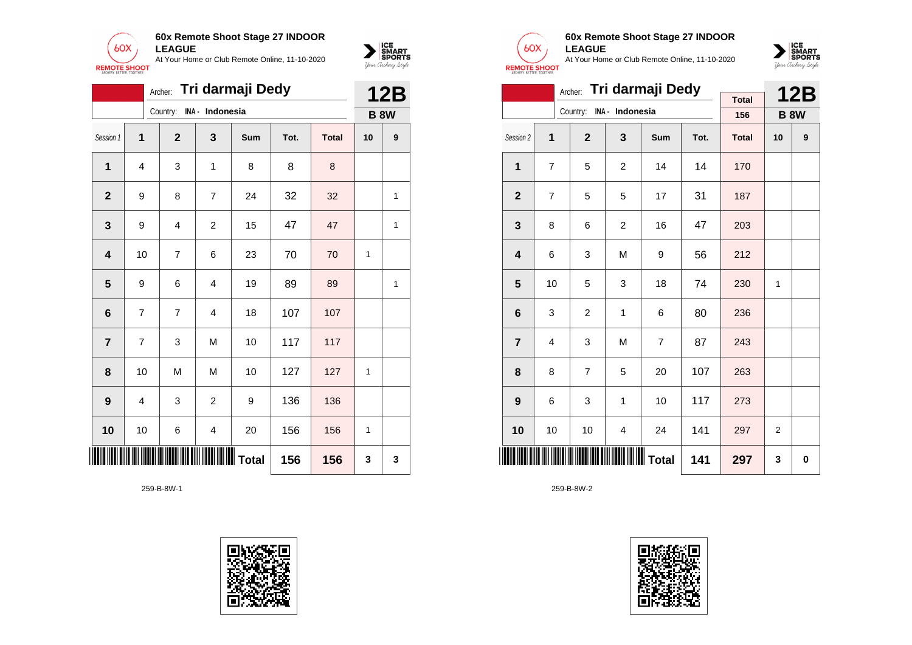**60x Remote Shoot Stage 27 INDOOR LEAGUE**

At Your Home or Club Remote Online, 11-10-2020

Archer: **Tri darmaji Dedy**

Country: INA - Indonesia

**12B**

**B 8W**

| Session 1 | 1 | 2 | 3 | Sum | Tot. | Total | 10 | 9 |
|---|---|---|---|---|---|---|---|---|
| 1 | 4 | 3 | 1 | 8 | 8 | 8 | | |
| 2 | 9 | 8 | 7 | 24 | 32 | 32 | | 1 |
| 3 | 9 | 4 | 2 | 15 | 47 | 47 | | 1 |
| 4 | 10 | 7 | 6 | 23 | 70 | 70 | 1 | |
| 5 | 9 | 6 | 4 | 19 | 89 | 89 | | 1 |
| 6 | 7 | 7 | 4 | 18 | 107 | 107 | | |
| 7 | 7 | 3 | M | 10 | 117 | 117 | | |
| 8 | 10 | M | M | 10 | 127 | 127 | 1 | |
| 9 | 4 | 3 | 2 | 9 | 136 | 136 | | |
| 10 | 10 | 6 | 4 | 20 | 156 | 156 | 1 | |
| | | | | Total | 156 | 156 | 3 | 3 |

259-B-8W-1

**60x Remote Shoot Stage 27 INDOOR LEAGUE**

At Your Home or Club Remote Online, 11-10-2020

Archer: **Tri darmaji Dedy**

Country: INA - Indonesia

Total: 156

**12B**

**B 8W**

| Session 2 | 1 | 2 | 3 | Sum | Tot. | Total | 10 | 9 |
|---|---|---|---|---|---|---|---|---|
| 1 | 7 | 5 | 2 | 14 | 14 | 170 | | |
| 2 | 7 | 5 | 5 | 17 | 31 | 187 | | |
| 3 | 8 | 6 | 2 | 16 | 47 | 203 | | |
| 4 | 6 | 3 | M | 9 | 56 | 212 | | |
| 5 | 10 | 5 | 3 | 18 | 74 | 230 | 1 | |
| 6 | 3 | 2 | 1 | 6 | 80 | 236 | | |
| 7 | 4 | 3 | M | 7 | 87 | 243 | | |
| 8 | 8 | 7 | 5 | 20 | 107 | 263 | | |
| 9 | 6 | 3 | 1 | 10 | 117 | 273 | | |
| 10 | 10 | 10 | 4 | 24 | 141 | 297 | 2 | |
| | | | | Total | 141 | 297 | 3 | 0 |

259-B-8W-2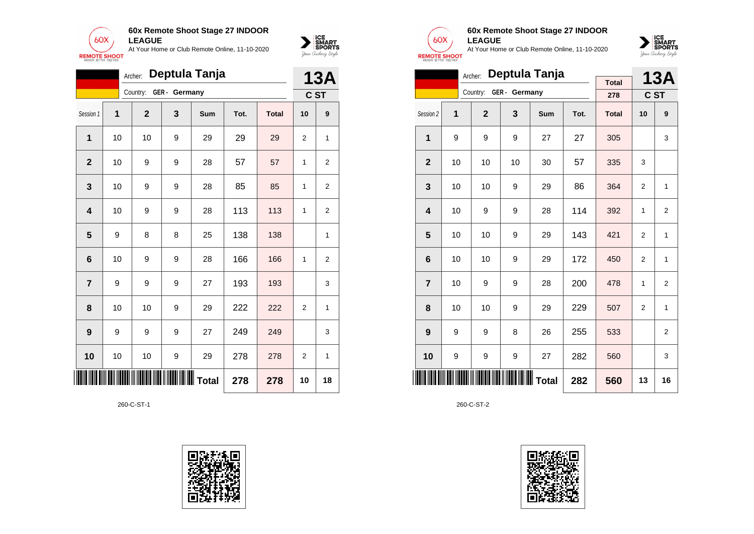**60x Remote Shoot Stage 27 INDOOR LEAGUE**
At Your Home or Club Remote Online, 11-10-2020

Archer: **Deptula Tanja**
Country: **GER - Germany**

**13A** — **C ST**

| Session 1 | 1 | 2 | 3 | Sum | Tot. | Total | 10 | 9 |
|---|---|---|---|---|---|---|---|---|
| 1 | 10 | 10 | 9 | 29 | 29 | 29 | 2 | 1 |
| 2 | 10 | 9 | 9 | 28 | 57 | 57 | 1 | 2 |
| 3 | 10 | 9 | 9 | 28 | 85 | 85 | 1 | 2 |
| 4 | 10 | 9 | 9 | 28 | 113 | 113 | 1 | 2 |
| 5 | 9 | 8 | 8 | 25 | 138 | 138 | | 1 |
| 6 | 10 | 9 | 9 | 28 | 166 | 166 | 1 | 2 |
| 7 | 9 | 9 | 9 | 27 | 193 | 193 | | 3 |
| 8 | 10 | 10 | 9 | 29 | 222 | 222 | 2 | 1 |
| 9 | 9 | 9 | 9 | 27 | 249 | 249 | | 3 |
| 10 | 10 | 10 | 9 | 29 | 278 | 278 | 2 | 1 |
| | | | | **Total** | **278** | **278** | **10** | **18** |

260-C-ST-1

**60x Remote Shoot Stage 27 INDOOR LEAGUE**
At Your Home or Club Remote Online, 11-10-2020

Archer: **Deptula Tanja**
Country: **GER - Germany**

Total: **278**

**13A** — **C ST**

| Session 2 | 1 | 2 | 3 | Sum | Tot. | Total | 10 | 9 |
|---|---|---|---|---|---|---|---|---|
| 1 | 9 | 9 | 9 | 27 | 27 | 305 | | 3 |
| 2 | 10 | 10 | 10 | 30 | 57 | 335 | 3 | |
| 3 | 10 | 10 | 9 | 29 | 86 | 364 | 2 | 1 |
| 4 | 10 | 9 | 9 | 28 | 114 | 392 | 1 | 2 |
| 5 | 10 | 10 | 9 | 29 | 143 | 421 | 2 | 1 |
| 6 | 10 | 10 | 9 | 29 | 172 | 450 | 2 | 1 |
| 7 | 10 | 9 | 9 | 28 | 200 | 478 | 1 | 2 |
| 8 | 10 | 10 | 9 | 29 | 229 | 507 | 2 | 1 |
| 9 | 9 | 9 | 8 | 26 | 255 | 533 | | 2 |
| 10 | 9 | 9 | 9 | 27 | 282 | 560 | | 3 |
| | | | | **Total** | **282** | **560** | **13** | **16** |

260-C-ST-2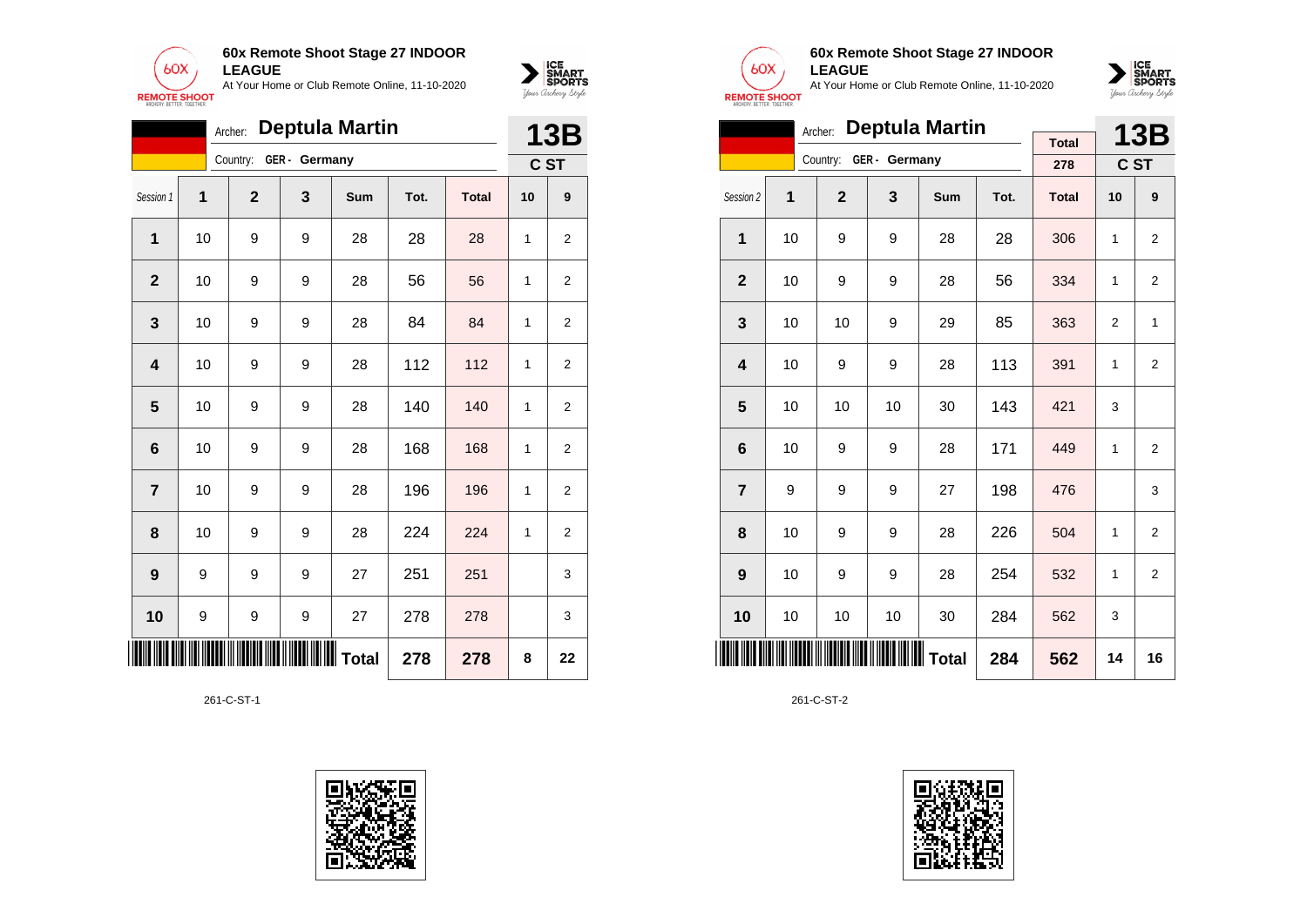**60x Remote Shoot Stage 27 INDOOR LEAGUE**
At Your Home or Club Remote Online, 11-10-2020

Archer: **Deptula Martin**
Country: **GER - Germany**

**13B**
**C ST**

| Session 1 | 1 | 2 | 3 | Sum | Tot. | Total | 10 | 9 |
|---|---|---|---|---|---|---|---|---|
| **1** | 10 | 9 | 9 | 28 | 28 | 28 | 1 | 2 |
| **2** | 10 | 9 | 9 | 28 | 56 | 56 | 1 | 2 |
| **3** | 10 | 9 | 9 | 28 | 84 | 84 | 1 | 2 |
| **4** | 10 | 9 | 9 | 28 | 112 | 112 | 1 | 2 |
| **5** | 10 | 9 | 9 | 28 | 140 | 140 | 1 | 2 |
| **6** | 10 | 9 | 9 | 28 | 168 | 168 | 1 | 2 |
| **7** | 10 | 9 | 9 | 28 | 196 | 196 | 1 | 2 |
| **8** | 10 | 9 | 9 | 28 | 224 | 224 | 1 | 2 |
| **9** | 9 | 9 | 9 | 27 | 251 | 251 | | 3 |
| **10** | 9 | 9 | 9 | 27 | 278 | 278 | | 3 |
| | | | | **Total** | **278** | **278** | **8** | **22** |

261-C-ST-1

**60x Remote Shoot Stage 27 INDOOR LEAGUE**
At Your Home or Club Remote Online, 11-10-2020

Archer: **Deptula Martin**
Country: **GER - Germany**

Total: **278**

**13B**
**C ST**

| Session 2 | 1 | 2 | 3 | Sum | Tot. | Total | 10 | 9 |
|---|---|---|---|---|---|---|---|---|
| **1** | 10 | 9 | 9 | 28 | 28 | 306 | 1 | 2 |
| **2** | 10 | 9 | 9 | 28 | 56 | 334 | 1 | 2 |
| **3** | 10 | 10 | 9 | 29 | 85 | 363 | 2 | 1 |
| **4** | 10 | 9 | 9 | 28 | 113 | 391 | 1 | 2 |
| **5** | 10 | 10 | 10 | 30 | 143 | 421 | 3 | |
| **6** | 10 | 9 | 9 | 28 | 171 | 449 | 1 | 2 |
| **7** | 9 | 9 | 9 | 27 | 198 | 476 | | 3 |
| **8** | 10 | 9 | 9 | 28 | 226 | 504 | 1 | 2 |
| **9** | 10 | 9 | 9 | 28 | 254 | 532 | 1 | 2 |
| **10** | 10 | 10 | 10 | 30 | 284 | 562 | 3 | |
| | | | | **Total** | **284** | **562** | **14** | **16** |

261-C-ST-2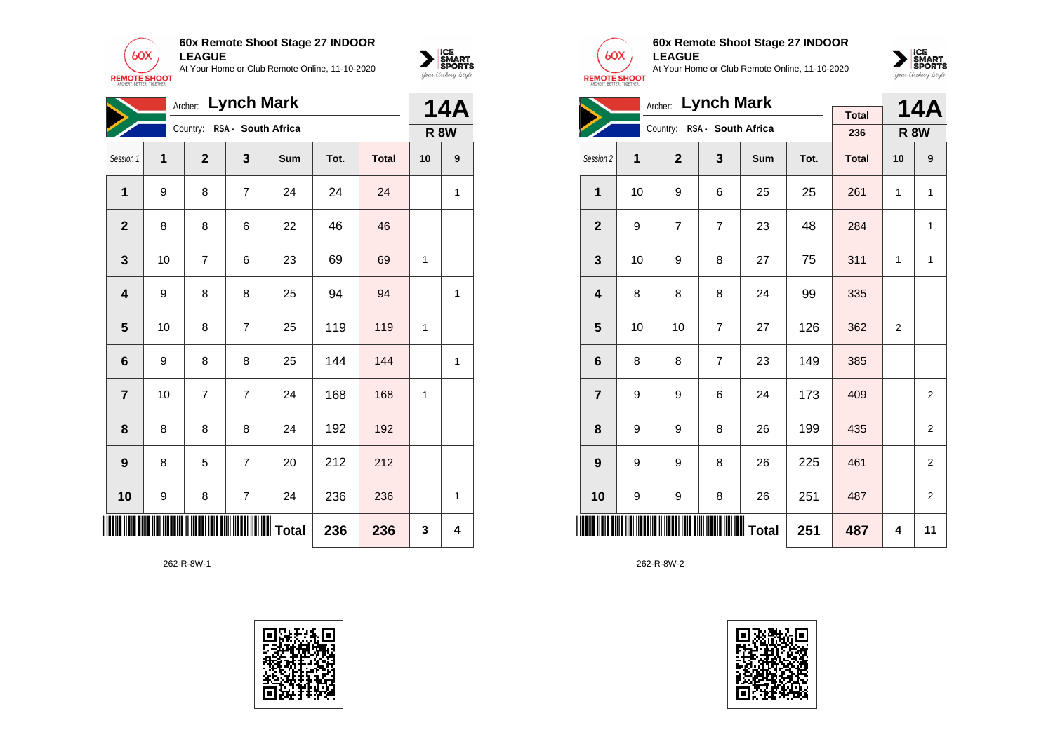**60x Remote Shoot Stage 27 INDOOR LEAGUE**
At Your Home or Club Remote Online, 11-10-2020

Archer: **Lynch Mark**
Country: **RSA - South Africa**

**14A**
**R 8W**

| Session 1 | 1 | 2 | 3 | Sum | Tot. | Total | 10 | 9 |
|---|---|---|---|---|---|---|---|---|
| **1** | 9 | 8 | 7 | 24 | 24 | 24 | | 1 |
| **2** | 8 | 8 | 6 | 22 | 46 | 46 | | |
| **3** | 10 | 7 | 6 | 23 | 69 | 69 | 1 | |
| **4** | 9 | 8 | 8 | 25 | 94 | 94 | | 1 |
| **5** | 10 | 8 | 7 | 25 | 119 | 119 | 1 | |
| **6** | 9 | 8 | 8 | 25 | 144 | 144 | | 1 |
| **7** | 10 | 7 | 7 | 24 | 168 | 168 | 1 | |
| **8** | 8 | 8 | 8 | 24 | 192 | 192 | | |
| **9** | 8 | 5 | 7 | 20 | 212 | 212 | | |
| **10** | 9 | 8 | 7 | 24 | 236 | 236 | | 1 |
| | | | | **Total** | **236** | **236** | **3** | **4** |

262-R-8W-1

**60x Remote Shoot Stage 27 INDOOR LEAGUE**
At Your Home or Club Remote Online, 11-10-2020

Archer: **Lynch Mark**
Country: **RSA - South Africa**

Total: 236

**14A**
**R 8W**

| Session 2 | 1 | 2 | 3 | Sum | Tot. | Total | 10 | 9 |
|---|---|---|---|---|---|---|---|---|
| **1** | 10 | 9 | 6 | 25 | 25 | 261 | 1 | 1 |
| **2** | 9 | 7 | 7 | 23 | 48 | 284 | | 1 |
| **3** | 10 | 9 | 8 | 27 | 75 | 311 | 1 | 1 |
| **4** | 8 | 8 | 8 | 24 | 99 | 335 | | |
| **5** | 10 | 10 | 7 | 27 | 126 | 362 | 2 | |
| **6** | 8 | 8 | 7 | 23 | 149 | 385 | | |
| **7** | 9 | 9 | 6 | 24 | 173 | 409 | | 2 |
| **8** | 9 | 9 | 8 | 26 | 199 | 435 | | 2 |
| **9** | 9 | 9 | 8 | 26 | 225 | 461 | | 2 |
| **10** | 9 | 9 | 8 | 26 | 251 | 487 | | 2 |
| | | | | **Total** | **251** | **487** | **4** | **11** |

262-R-8W-2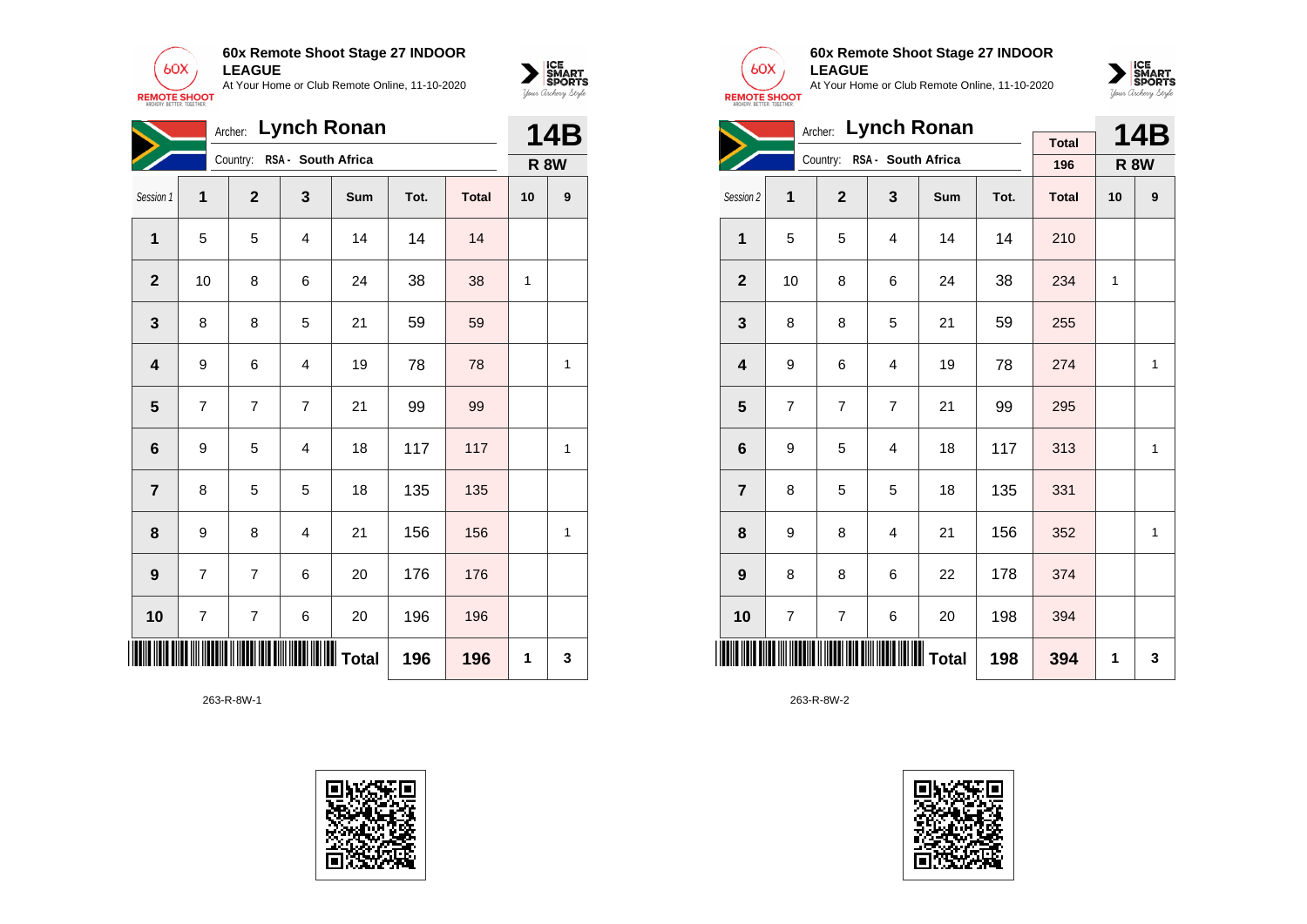**60x Remote Shoot Stage 27 INDOOR LEAGUE**
At Your Home or Club Remote Online, 11-10-2020

Archer: **Lynch Ronan**
Country: RSA - South Africa

**14B**
**R 8W**

| Session 1 | 1 | 2 | 3 | Sum | Tot. | Total | 10 | 9 |
|---|---|---|---|---|---|---|---|---|
| 1 | 5 | 5 | 4 | 14 | 14 | 14 | | |
| 2 | 10 | 8 | 6 | 24 | 38 | 38 | 1 | |
| 3 | 8 | 8 | 5 | 21 | 59 | 59 | | |
| 4 | 9 | 6 | 4 | 19 | 78 | 78 | | 1 |
| 5 | 7 | 7 | 7 | 21 | 99 | 99 | | |
| 6 | 9 | 5 | 4 | 18 | 117 | 117 | | 1 |
| 7 | 8 | 5 | 5 | 18 | 135 | 135 | | |
| 8 | 9 | 8 | 4 | 21 | 156 | 156 | | 1 |
| 9 | 7 | 7 | 6 | 20 | 176 | 176 | | |
| 10 | 7 | 7 | 6 | 20 | 196 | 196 | | |
| | | | | Total | 196 | 196 | 1 | 3 |

263-R-8W-1

**60x Remote Shoot Stage 27 INDOOR LEAGUE**
At Your Home or Club Remote Online, 11-10-2020

Archer: **Lynch Ronan**
Country: RSA - South Africa

Total: 196

**14B**
**R 8W**

| Session 2 | 1 | 2 | 3 | Sum | Tot. | Total | 10 | 9 |
|---|---|---|---|---|---|---|---|---|
| 1 | 5 | 5 | 4 | 14 | 14 | 210 | | |
| 2 | 10 | 8 | 6 | 24 | 38 | 234 | 1 | |
| 3 | 8 | 8 | 5 | 21 | 59 | 255 | | |
| 4 | 9 | 6 | 4 | 19 | 78 | 274 | | 1 |
| 5 | 7 | 7 | 7 | 21 | 99 | 295 | | |
| 6 | 9 | 5 | 4 | 18 | 117 | 313 | | 1 |
| 7 | 8 | 5 | 5 | 18 | 135 | 331 | | |
| 8 | 9 | 8 | 4 | 21 | 156 | 352 | | 1 |
| 9 | 8 | 8 | 6 | 22 | 178 | 374 | | |
| 10 | 7 | 7 | 6 | 20 | 198 | 394 | | |
| | | | | Total | 198 | 394 | 1 | 3 |

263-R-8W-2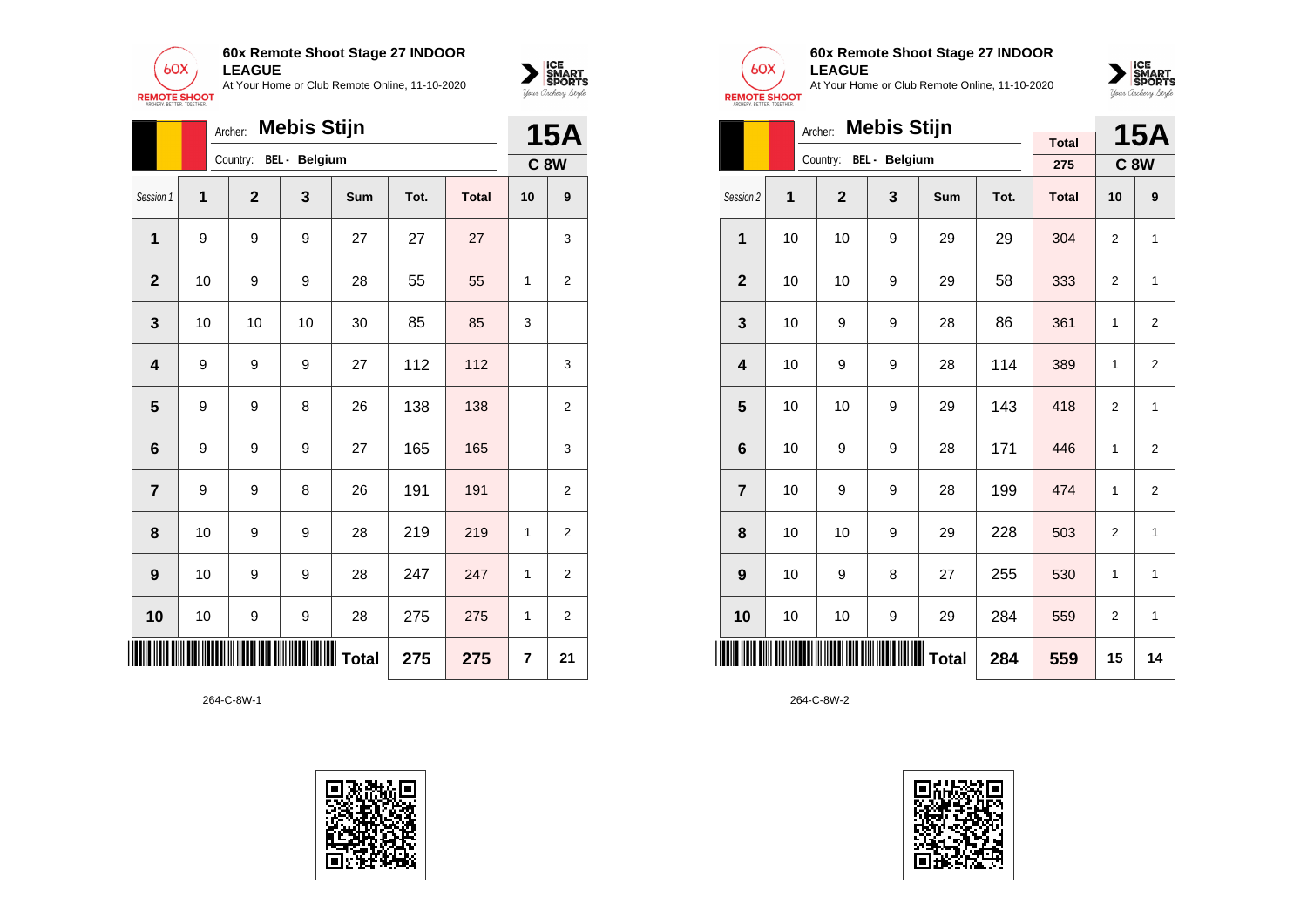**60x Remote Shoot Stage 27 INDOOR LEAGUE**
At Your Home or Club Remote Online, 11-10-2020

Archer: **Mebis Stijn**
Country: BEL - Belgium

**15A**
**C 8W**

| Session 1 | 1 | 2 | 3 | Sum | Tot. | Total | 10 | 9 |
|---|---|---|---|---|---|---|---|---|
| 1 | 9 | 9 | 9 | 27 | 27 | 27 | | 3 |
| 2 | 10 | 9 | 9 | 28 | 55 | 55 | 1 | 2 |
| 3 | 10 | 10 | 10 | 30 | 85 | 85 | 3 | |
| 4 | 9 | 9 | 9 | 27 | 112 | 112 | | 3 |
| 5 | 9 | 9 | 8 | 26 | 138 | 138 | | 2 |
| 6 | 9 | 9 | 9 | 27 | 165 | 165 | | 3 |
| 7 | 9 | 9 | 8 | 26 | 191 | 191 | | 2 |
| 8 | 10 | 9 | 9 | 28 | 219 | 219 | 1 | 2 |
| 9 | 10 | 9 | 9 | 28 | 247 | 247 | 1 | 2 |
| 10 | 10 | 9 | 9 | 28 | 275 | 275 | 1 | 2 |
| | | | | Total | 275 | 275 | 7 | 21 |

264-C-8W-1

**60x Remote Shoot Stage 27 INDOOR LEAGUE**
At Your Home or Club Remote Online, 11-10-2020

Archer: **Mebis Stijn**
Country: BEL - Belgium

Total: 275

**15A**
**C 8W**

| Session 2 | 1 | 2 | 3 | Sum | Tot. | Total | 10 | 9 |
|---|---|---|---|---|---|---|---|---|
| 1 | 10 | 10 | 9 | 29 | 29 | 304 | 2 | 1 |
| 2 | 10 | 10 | 9 | 29 | 58 | 333 | 2 | 1 |
| 3 | 10 | 9 | 9 | 28 | 86 | 361 | 1 | 2 |
| 4 | 10 | 9 | 9 | 28 | 114 | 389 | 1 | 2 |
| 5 | 10 | 10 | 9 | 29 | 143 | 418 | 2 | 1 |
| 6 | 10 | 9 | 9 | 28 | 171 | 446 | 1 | 2 |
| 7 | 10 | 9 | 9 | 28 | 199 | 474 | 1 | 2 |
| 8 | 10 | 10 | 9 | 29 | 228 | 503 | 2 | 1 |
| 9 | 10 | 9 | 8 | 27 | 255 | 530 | 1 | 1 |
| 10 | 10 | 10 | 9 | 29 | 284 | 559 | 2 | 1 |
| | | | | Total | 284 | 559 | 15 | 14 |

264-C-8W-2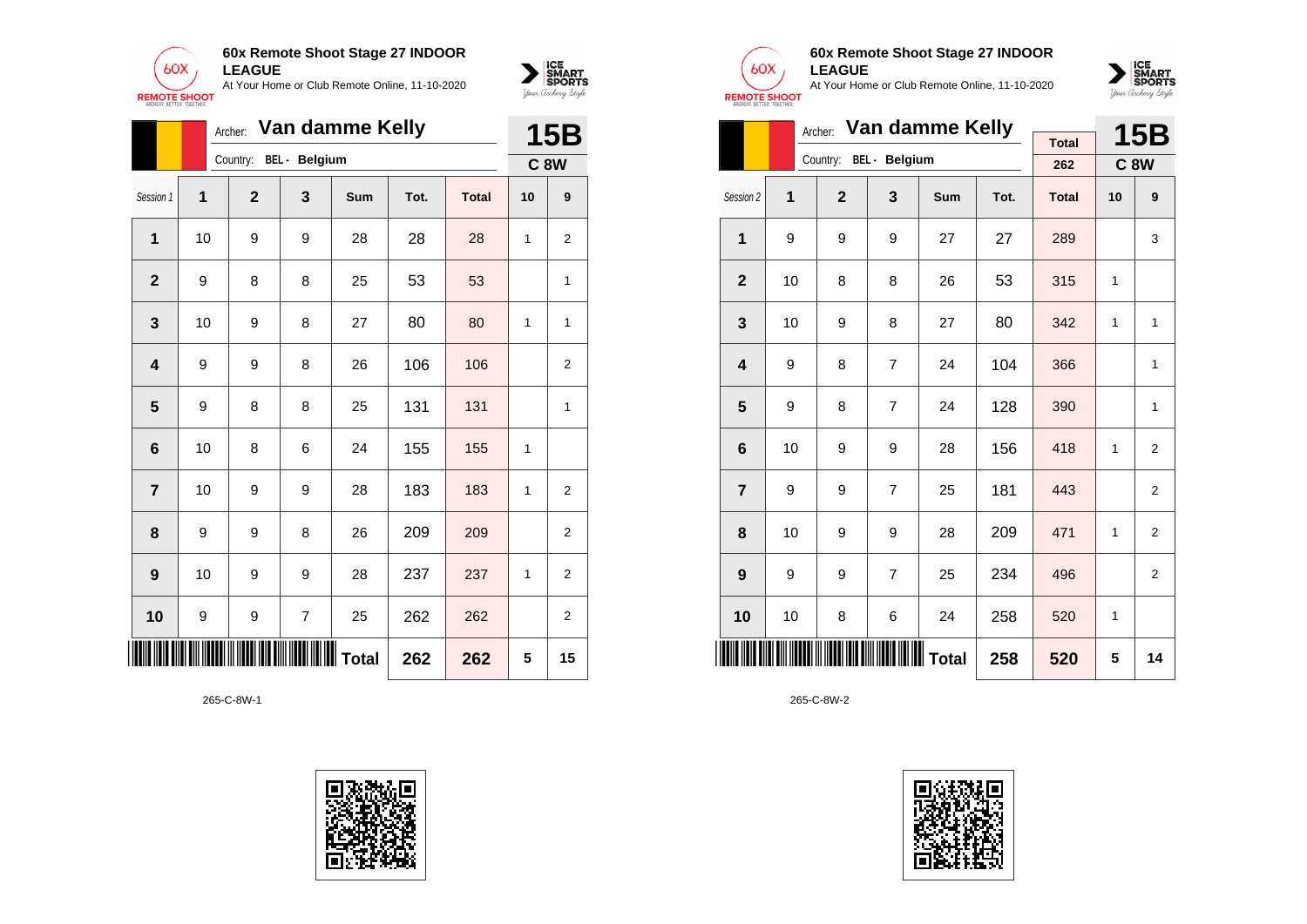## 60x Remote Shoot Stage 27 INDOOR LEAGUE

At Your Home or Club Remote Online, 11-10-2020

Archer: **Van damme Kelly**

Country: BEL - Belgium

**15B** | **C 8W**

| Session 1 | 1 | 2 | 3 | Sum | Tot. | Total | 10 | 9 |
|---|---|---|---|---|---|---|---|---|
| 1 | 10 | 9 | 9 | 28 | 28 | 28 | 1 | 2 |
| 2 | 9 | 8 | 8 | 25 | 53 | 53 | | 1 |
| 3 | 10 | 9 | 8 | 27 | 80 | 80 | 1 | 1 |
| 4 | 9 | 9 | 8 | 26 | 106 | 106 | | 2 |
| 5 | 9 | 8 | 8 | 25 | 131 | 131 | | 1 |
| 6 | 10 | 8 | 6 | 24 | 155 | 155 | 1 | |
| 7 | 10 | 9 | 9 | 28 | 183 | 183 | 1 | 2 |
| 8 | 9 | 9 | 8 | 26 | 209 | 209 | | 2 |
| 9 | 10 | 9 | 9 | 28 | 237 | 237 | 1 | 2 |
| 10 | 9 | 9 | 7 | 25 | 262 | 262 | | 2 |
| | | | | Total | 262 | 262 | 5 | 15 |

265-C-8W-1

## 60x Remote Shoot Stage 27 INDOOR LEAGUE

At Your Home or Club Remote Online, 11-10-2020

Archer: **Van damme Kelly**

Country: BEL - Belgium

Total: 262

**15B** | **C 8W**

| Session 2 | 1 | 2 | 3 | Sum | Tot. | Total | 10 | 9 |
|---|---|---|---|---|---|---|---|---|
| 1 | 9 | 9 | 9 | 27 | 27 | 289 | | 3 |
| 2 | 10 | 8 | 8 | 26 | 53 | 315 | 1 | |
| 3 | 10 | 9 | 8 | 27 | 80 | 342 | 1 | 1 |
| 4 | 9 | 8 | 7 | 24 | 104 | 366 | | 1 |
| 5 | 9 | 8 | 7 | 24 | 128 | 390 | | 1 |
| 6 | 10 | 9 | 9 | 28 | 156 | 418 | 1 | 2 |
| 7 | 9 | 9 | 7 | 25 | 181 | 443 | | 2 |
| 8 | 10 | 9 | 9 | 28 | 209 | 471 | 1 | 2 |
| 9 | 9 | 9 | 7 | 25 | 234 | 496 | | 2 |
| 10 | 10 | 8 | 6 | 24 | 258 | 520 | 1 | |
| | | | | Total | 258 | 520 | 5 | 14 |

265-C-8W-2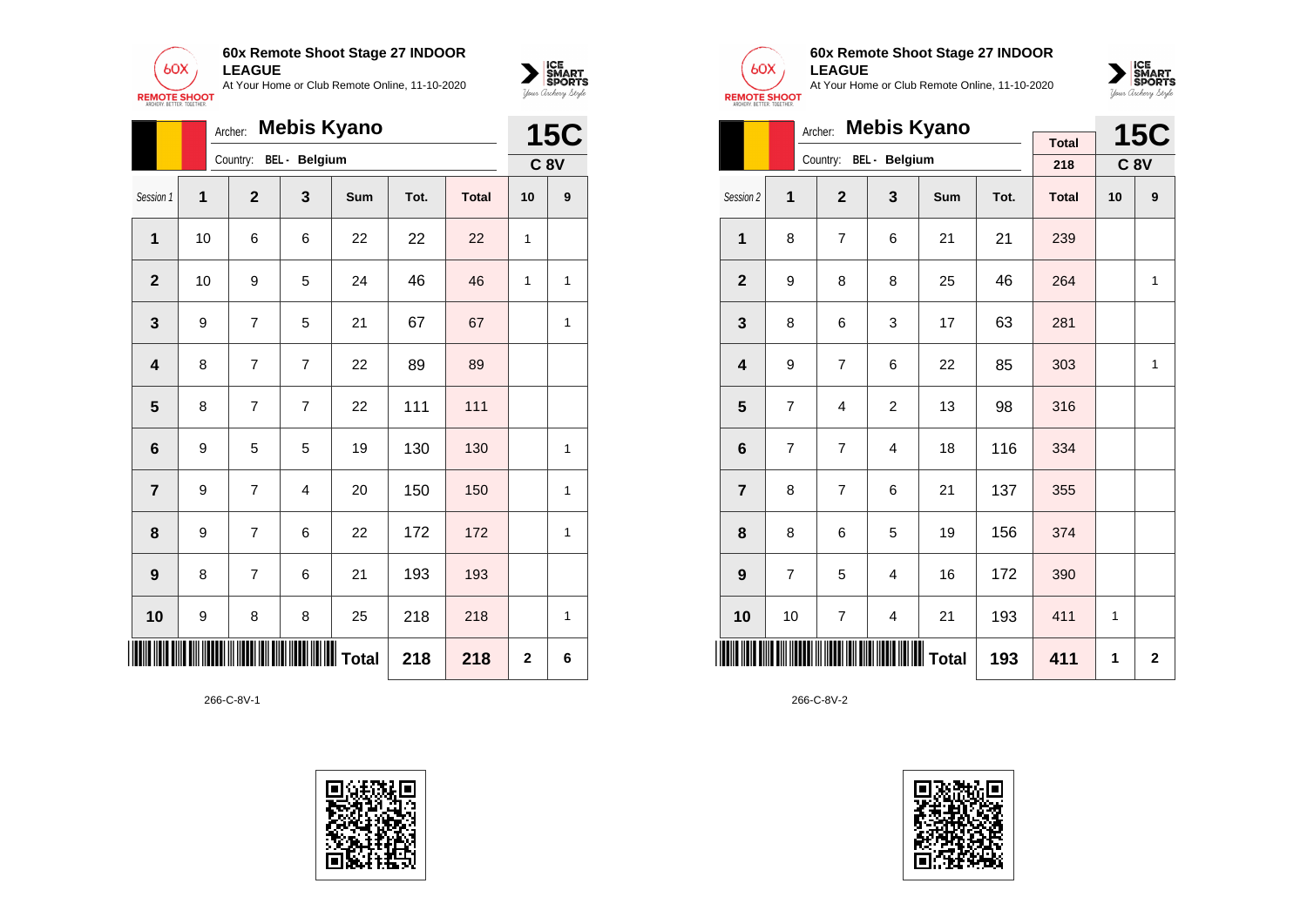## 60x Remote Shoot Stage 27 INDOOR LEAGUE

At Your Home or Club Remote Online, 11-10-2020

Archer: **Mebis Kyano**

Country: BEL - Belgium

**15C**

**C 8V**

| Session 1 | 1 | 2 | 3 | Sum | Tot. | Total | 10 | 9 |
|---|---|---|---|---|---|---|---|---|
| 1 | 10 | 6 | 6 | 22 | 22 | 22 | 1 | |
| 2 | 10 | 9 | 5 | 24 | 46 | 46 | 1 | 1 |
| 3 | 9 | 7 | 5 | 21 | 67 | 67 | | 1 |
| 4 | 8 | 7 | 7 | 22 | 89 | 89 | | |
| 5 | 8 | 7 | 7 | 22 | 111 | 111 | | |
| 6 | 9 | 5 | 5 | 19 | 130 | 130 | | 1 |
| 7 | 9 | 7 | 4 | 20 | 150 | 150 | | 1 |
| 8 | 9 | 7 | 6 | 22 | 172 | 172 | | 1 |
| 9 | 8 | 7 | 6 | 21 | 193 | 193 | | |
| 10 | 9 | 8 | 8 | 25 | 218 | 218 | | 1 |
| | | | | Total | 218 | 218 | 2 | 6 |

266-C-8V-1

## 60x Remote Shoot Stage 27 INDOOR LEAGUE

At Your Home or Club Remote Online, 11-10-2020

Archer: **Mebis Kyano**

Country: BEL - Belgium

Total: 218

**15C**

**C 8V**

| Session 2 | 1 | 2 | 3 | Sum | Tot. | Total | 10 | 9 |
|---|---|---|---|---|---|---|---|---|
| 1 | 8 | 7 | 6 | 21 | 21 | 239 | | |
| 2 | 9 | 8 | 8 | 25 | 46 | 264 | | 1 |
| 3 | 8 | 6 | 3 | 17 | 63 | 281 | | |
| 4 | 9 | 7 | 6 | 22 | 85 | 303 | | 1 |
| 5 | 7 | 4 | 2 | 13 | 98 | 316 | | |
| 6 | 7 | 7 | 4 | 18 | 116 | 334 | | |
| 7 | 8 | 7 | 6 | 21 | 137 | 355 | | |
| 8 | 8 | 6 | 5 | 19 | 156 | 374 | | |
| 9 | 7 | 5 | 4 | 16 | 172 | 390 | | |
| 10 | 10 | 7 | 4 | 21 | 193 | 411 | 1 | |
| | | | | Total | 193 | 411 | 1 | 2 |

266-C-8V-2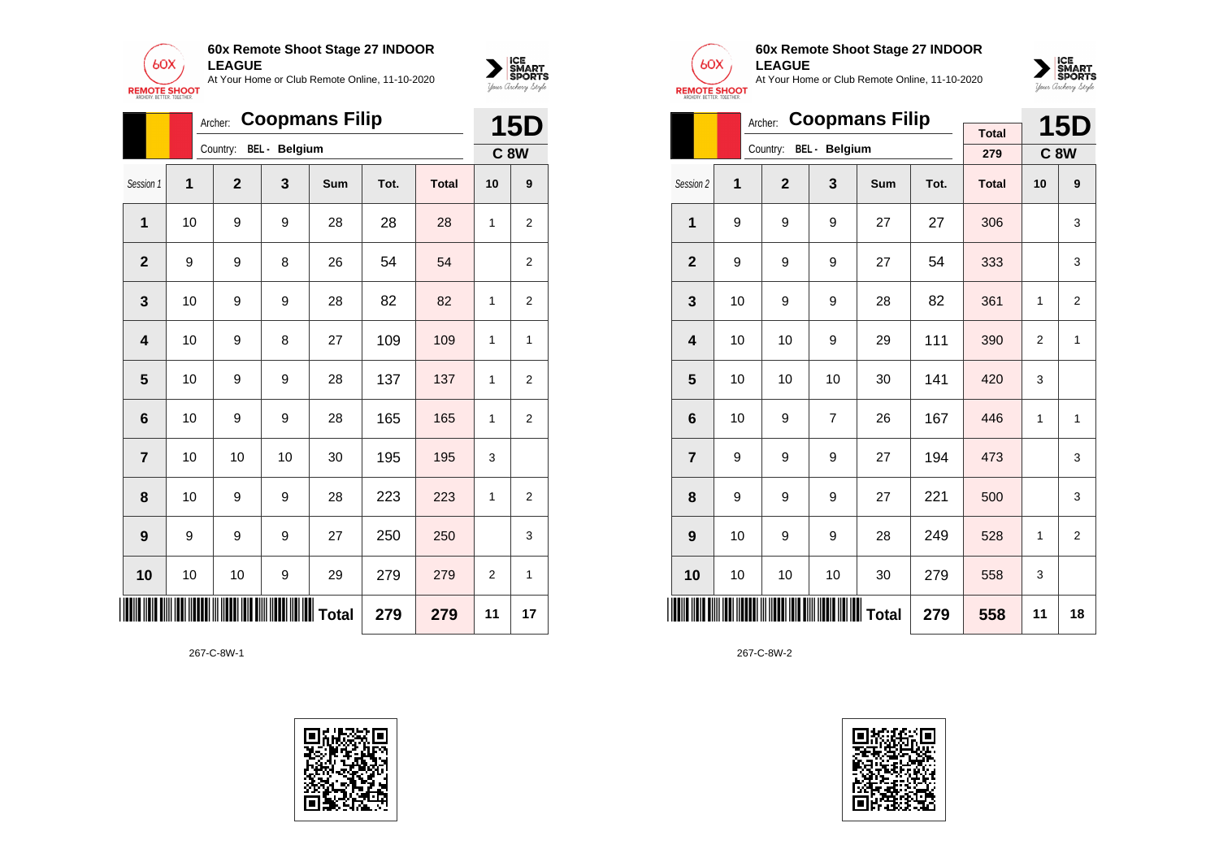**60x Remote Shoot Stage 27 INDOOR LEAGUE**
At Your Home or Club Remote Online, 11-10-2020

Archer: **Coopmans Filip**
Country: BEL - Belgium
**15D**
**C 8W**

| Session 1 | 1 | 2 | 3 | Sum | Tot. | Total | 10 | 9 |
|---|---|---|---|---|---|---|---|---|
| 1 | 10 | 9 | 9 | 28 | 28 | 28 | 1 | 2 |
| 2 | 9 | 9 | 8 | 26 | 54 | 54 | | 2 |
| 3 | 10 | 9 | 9 | 28 | 82 | 82 | 1 | 2 |
| 4 | 10 | 9 | 8 | 27 | 109 | 109 | 1 | 1 |
| 5 | 10 | 9 | 9 | 28 | 137 | 137 | 1 | 2 |
| 6 | 10 | 9 | 9 | 28 | 165 | 165 | 1 | 2 |
| 7 | 10 | 10 | 10 | 30 | 195 | 195 | 3 | |
| 8 | 10 | 9 | 9 | 28 | 223 | 223 | 1 | 2 |
| 9 | 9 | 9 | 9 | 27 | 250 | 250 | | 3 |
| 10 | 10 | 10 | 9 | 29 | 279 | 279 | 2 | 1 |
| | | | | **Total** | **279** | **279** | **11** | **17** |

267-C-8W-1

**60x Remote Shoot Stage 27 INDOOR LEAGUE**
At Your Home or Club Remote Online, 11-10-2020

Archer: **Coopmans Filip**
Country: BEL - Belgium
Total: 279
**15D**
**C 8W**

| Session 2 | 1 | 2 | 3 | Sum | Tot. | Total | 10 | 9 |
|---|---|---|---|---|---|---|---|---|
| 1 | 9 | 9 | 9 | 27 | 27 | 306 | | 3 |
| 2 | 9 | 9 | 9 | 27 | 54 | 333 | | 3 |
| 3 | 10 | 9 | 9 | 28 | 82 | 361 | 1 | 2 |
| 4 | 10 | 10 | 9 | 29 | 111 | 390 | 2 | 1 |
| 5 | 10 | 10 | 10 | 30 | 141 | 420 | 3 | |
| 6 | 10 | 9 | 7 | 26 | 167 | 446 | 1 | 1 |
| 7 | 9 | 9 | 9 | 27 | 194 | 473 | | 3 |
| 8 | 9 | 9 | 9 | 27 | 221 | 500 | | 3 |
| 9 | 10 | 9 | 9 | 28 | 249 | 528 | 1 | 2 |
| 10 | 10 | 10 | 10 | 30 | 279 | 558 | 3 | |
| | | | | **Total** | **279** | **558** | **11** | **18** |

267-C-8W-2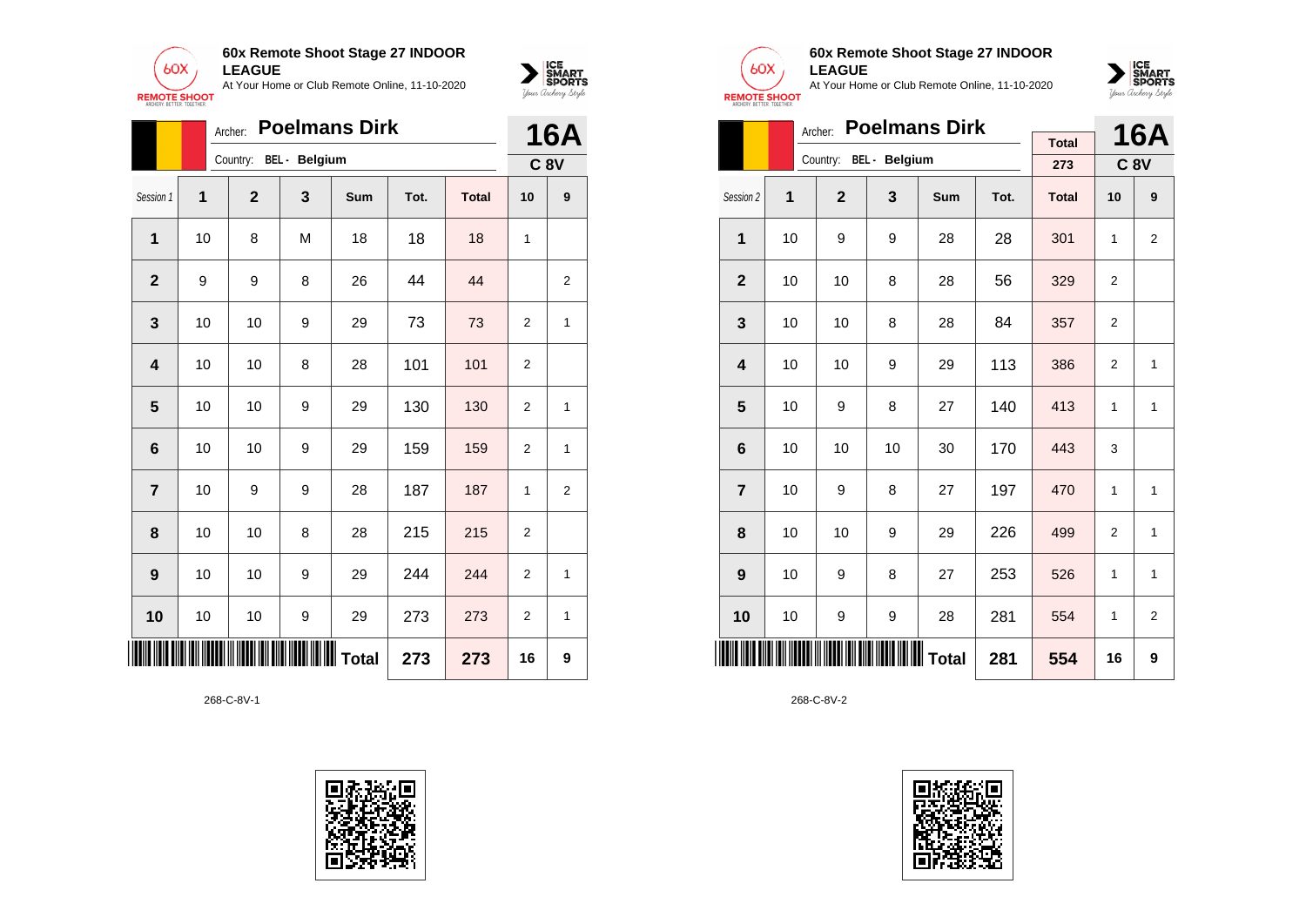**60x Remote Shoot Stage 27 INDOOR LEAGUE**
At Your Home or Club Remote Online, 11-10-2020

Archer: **Poelmans Dirk**
Country: BEL - Belgium

**16A**
**C 8V**

| Session 1 | 1 | 2 | 3 | Sum | Tot. | Total | 10 | 9 |
|---|---|---|---|---|---|---|---|---|
| 1 | 10 | 8 | M | 18 | 18 | 18 | 1 | |
| 2 | 9 | 9 | 8 | 26 | 44 | 44 | | 2 |
| 3 | 10 | 10 | 9 | 29 | 73 | 73 | 2 | 1 |
| 4 | 10 | 10 | 8 | 28 | 101 | 101 | 2 | |
| 5 | 10 | 10 | 9 | 29 | 130 | 130 | 2 | 1 |
| 6 | 10 | 10 | 9 | 29 | 159 | 159 | 2 | 1 |
| 7 | 10 | 9 | 9 | 28 | 187 | 187 | 1 | 2 |
| 8 | 10 | 10 | 8 | 28 | 215 | 215 | 2 | |
| 9 | 10 | 10 | 9 | 29 | 244 | 244 | 2 | 1 |
| 10 | 10 | 10 | 9 | 29 | 273 | 273 | 2 | 1 |
| | | | | Total | 273 | 273 | 16 | 9 |

268-C-8V-1

**60x Remote Shoot Stage 27 INDOOR LEAGUE**
At Your Home or Club Remote Online, 11-10-2020

Archer: **Poelmans Dirk**
Country: BEL - Belgium

Total: 273

**16A**
**C 8V**

| Session 2 | 1 | 2 | 3 | Sum | Tot. | Total | 10 | 9 |
|---|---|---|---|---|---|---|---|---|
| 1 | 10 | 9 | 9 | 28 | 28 | 301 | 1 | 2 |
| 2 | 10 | 10 | 8 | 28 | 56 | 329 | 2 | |
| 3 | 10 | 10 | 8 | 28 | 84 | 357 | 2 | |
| 4 | 10 | 10 | 9 | 29 | 113 | 386 | 2 | 1 |
| 5 | 10 | 9 | 8 | 27 | 140 | 413 | 1 | 1 |
| 6 | 10 | 10 | 10 | 30 | 170 | 443 | 3 | |
| 7 | 10 | 9 | 8 | 27 | 197 | 470 | 1 | 1 |
| 8 | 10 | 10 | 9 | 29 | 226 | 499 | 2 | 1 |
| 9 | 10 | 9 | 8 | 27 | 253 | 526 | 1 | 1 |
| 10 | 10 | 9 | 9 | 28 | 281 | 554 | 1 | 2 |
| | | | | Total | 281 | 554 | 16 | 9 |

268-C-8V-2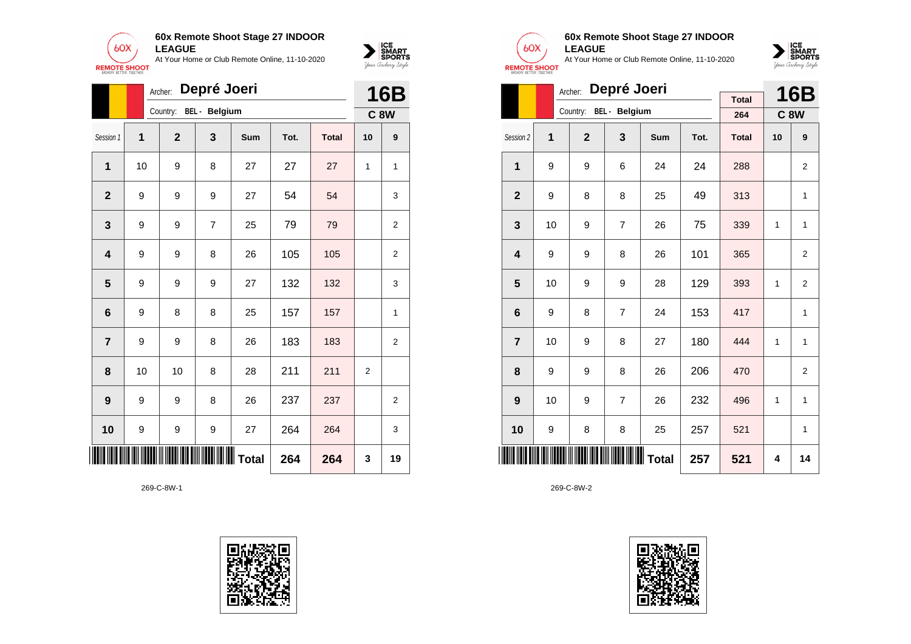**60x Remote Shoot Stage 27 INDOOR LEAGUE**
At Your Home or Club Remote Online, 11-10-2020

Archer: **Depré Joeri**
Country: BEL - Belgium

**16B**
**C 8W**

| Session 1 | 1 | 2 | 3 | Sum | Tot. | Total | 10 | 9 |
|---|---|---|---|---|---|---|---|---|
| 1 | 10 | 9 | 8 | 27 | 27 | 27 | 1 | 1 |
| 2 | 9 | 9 | 9 | 27 | 54 | 54 | | 3 |
| 3 | 9 | 9 | 7 | 25 | 79 | 79 | | 2 |
| 4 | 9 | 9 | 8 | 26 | 105 | 105 | | 2 |
| 5 | 9 | 9 | 9 | 27 | 132 | 132 | | 3 |
| 6 | 9 | 8 | 8 | 25 | 157 | 157 | | 1 |
| 7 | 9 | 9 | 8 | 26 | 183 | 183 | | 2 |
| 8 | 10 | 10 | 8 | 28 | 211 | 211 | 2 | |
| 9 | 9 | 9 | 8 | 26 | 237 | 237 | | 2 |
| 10 | 9 | 9 | 9 | 27 | 264 | 264 | | 3 |
| | | | | Total | 264 | 264 | 3 | 19 |

269-C-8W-1

**60x Remote Shoot Stage 27 INDOOR LEAGUE**
At Your Home or Club Remote Online, 11-10-2020

Archer: **Depré Joeri**
Country: BEL - Belgium

Total: 264

**16B**
**C 8W**

| Session 2 | 1 | 2 | 3 | Sum | Tot. | Total | 10 | 9 |
|---|---|---|---|---|---|---|---|---|
| 1 | 9 | 9 | 6 | 24 | 24 | 288 | | 2 |
| 2 | 9 | 8 | 8 | 25 | 49 | 313 | | 1 |
| 3 | 10 | 9 | 7 | 26 | 75 | 339 | 1 | 1 |
| 4 | 9 | 9 | 8 | 26 | 101 | 365 | | 2 |
| 5 | 10 | 9 | 9 | 28 | 129 | 393 | 1 | 2 |
| 6 | 9 | 8 | 7 | 24 | 153 | 417 | | 1 |
| 7 | 10 | 9 | 8 | 27 | 180 | 444 | 1 | 1 |
| 8 | 9 | 9 | 8 | 26 | 206 | 470 | | 2 |
| 9 | 10 | 9 | 7 | 26 | 232 | 496 | 1 | 1 |
| 10 | 9 | 8 | 8 | 25 | 257 | 521 | | 1 |
| | | | | Total | 257 | 521 | 4 | 14 |

269-C-8W-2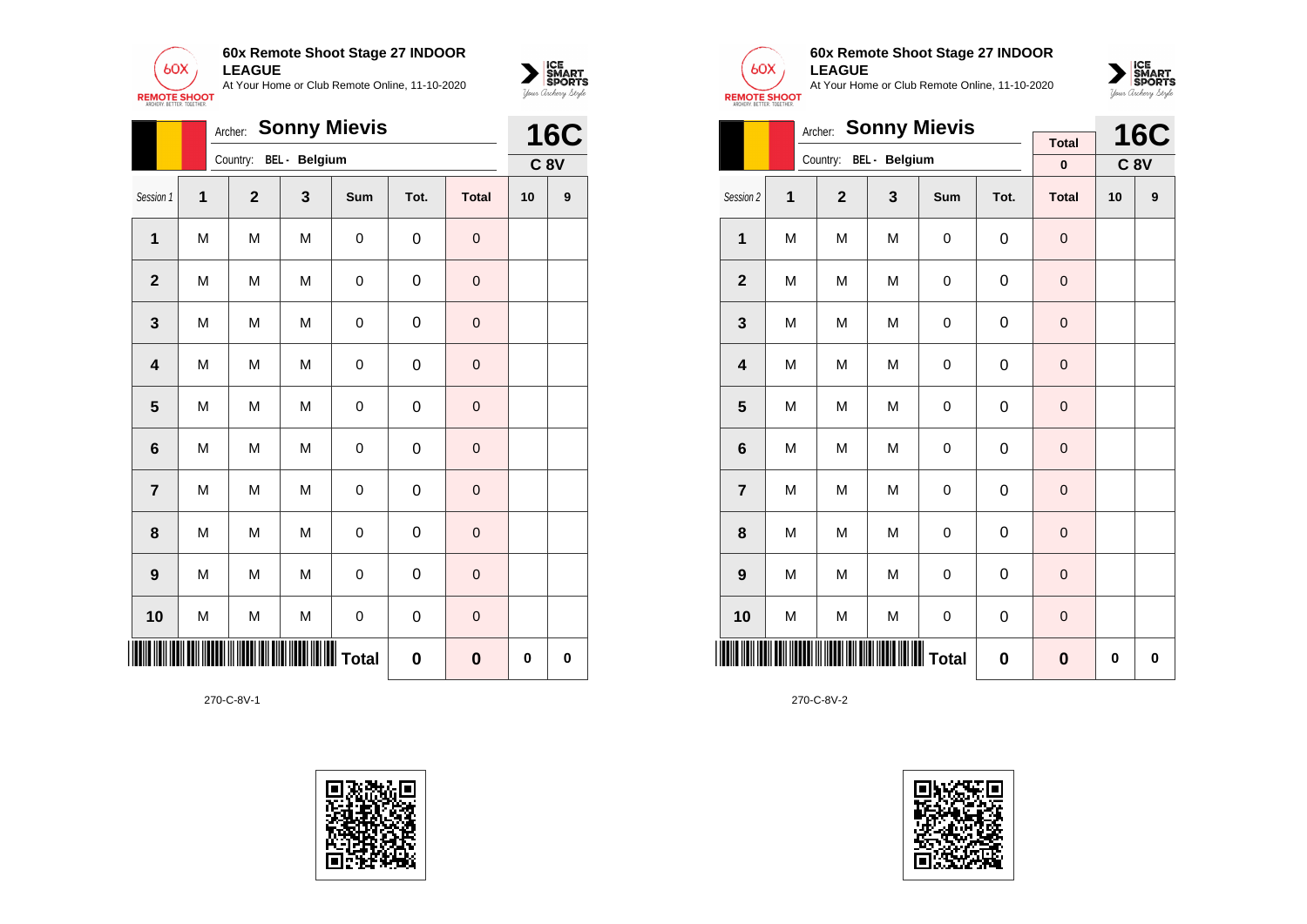**60x Remote Shoot Stage 27 INDOOR LEAGUE**
At Your Home or Club Remote Online, 11-10-2020

Archer: **Sonny Mievis**
Country: **BEL - Belgium**

**16C**
**C 8V**

| Session 1 | 1 | 2 | 3 | Sum | Tot. | Total | 10 | 9 |
|---|---|---|---|---|---|---|---|---|
| 1 | M | M | M | 0 | 0 | 0 | | |
| 2 | M | M | M | 0 | 0 | 0 | | |
| 3 | M | M | M | 0 | 0 | 0 | | |
| 4 | M | M | M | 0 | 0 | 0 | | |
| 5 | M | M | M | 0 | 0 | 0 | | |
| 6 | M | M | M | 0 | 0 | 0 | | |
| 7 | M | M | M | 0 | 0 | 0 | | |
| 8 | M | M | M | 0 | 0 | 0 | | |
| 9 | M | M | M | 0 | 0 | 0 | | |
| 10 | M | M | M | 0 | 0 | 0 | | |
| | | | | **Total** | **0** | **0** | **0** | **0** |

270-C-8V-1

**60x Remote Shoot Stage 27 INDOOR LEAGUE**
At Your Home or Club Remote Online, 11-10-2020

Archer: **Sonny Mievis**
Country: **BEL - Belgium**

**Total**
**0**

**16C**
**C 8V**

| Session 2 | 1 | 2 | 3 | Sum | Tot. | Total | 10 | 9 |
|---|---|---|---|---|---|---|---|---|
| 1 | M | M | M | 0 | 0 | 0 | | |
| 2 | M | M | M | 0 | 0 | 0 | | |
| 3 | M | M | M | 0 | 0 | 0 | | |
| 4 | M | M | M | 0 | 0 | 0 | | |
| 5 | M | M | M | 0 | 0 | 0 | | |
| 6 | M | M | M | 0 | 0 | 0 | | |
| 7 | M | M | M | 0 | 0 | 0 | | |
| 8 | M | M | M | 0 | 0 | 0 | | |
| 9 | M | M | M | 0 | 0 | 0 | | |
| 10 | M | M | M | 0 | 0 | 0 | | |
| | | | | **Total** | **0** | **0** | **0** | **0** |

270-C-8V-2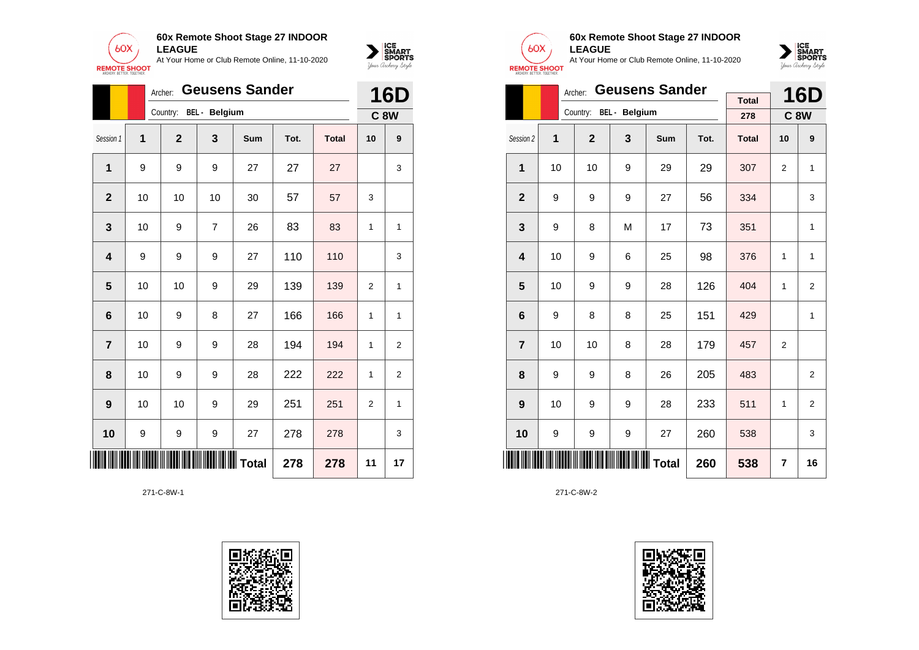**60x Remote Shoot Stage 27 INDOOR LEAGUE**
At Your Home or Club Remote Online, 11-10-2020

Archer: **Geusens Sander**
Country: BEL - Belgium

**16D**
**C 8W**

| Session 1 | 1 | 2 | 3 | Sum | Tot. | Total | 10 | 9 |
|---|---|---|---|---|---|---|---|---|
| 1 | 9 | 9 | 9 | 27 | 27 | 27 | | 3 |
| 2 | 10 | 10 | 10 | 30 | 57 | 57 | 3 | |
| 3 | 10 | 9 | 7 | 26 | 83 | 83 | 1 | 1 |
| 4 | 9 | 9 | 9 | 27 | 110 | 110 | | 3 |
| 5 | 10 | 10 | 9 | 29 | 139 | 139 | 2 | 1 |
| 6 | 10 | 9 | 8 | 27 | 166 | 166 | 1 | 1 |
| 7 | 10 | 9 | 9 | 28 | 194 | 194 | 1 | 2 |
| 8 | 10 | 9 | 9 | 28 | 222 | 222 | 1 | 2 |
| 9 | 10 | 10 | 9 | 29 | 251 | 251 | 2 | 1 |
| 10 | 9 | 9 | 9 | 27 | 278 | 278 | | 3 |
| | | | | Total | 278 | 278 | 11 | 17 |

271-C-8W-1

**60x Remote Shoot Stage 27 INDOOR LEAGUE**
At Your Home or Club Remote Online, 11-10-2020

Archer: **Geusens Sander**
Country: BEL - Belgium

Total: 278

**16D**
**C 8W**

| Session 2 | 1 | 2 | 3 | Sum | Tot. | Total | 10 | 9 |
|---|---|---|---|---|---|---|---|---|
| 1 | 10 | 10 | 9 | 29 | 29 | 307 | 2 | 1 |
| 2 | 9 | 9 | 9 | 27 | 56 | 334 | | 3 |
| 3 | 9 | 8 | M | 17 | 73 | 351 | | 1 |
| 4 | 10 | 9 | 6 | 25 | 98 | 376 | 1 | 1 |
| 5 | 10 | 9 | 9 | 28 | 126 | 404 | 1 | 2 |
| 6 | 9 | 8 | 8 | 25 | 151 | 429 | | 1 |
| 7 | 10 | 10 | 8 | 28 | 179 | 457 | 2 | |
| 8 | 9 | 9 | 8 | 26 | 205 | 483 | | 2 |
| 9 | 10 | 9 | 9 | 28 | 233 | 511 | 1 | 2 |
| 10 | 9 | 9 | 9 | 27 | 260 | 538 | | 3 |
| | | | | Total | 260 | 538 | 7 | 16 |

271-C-8W-2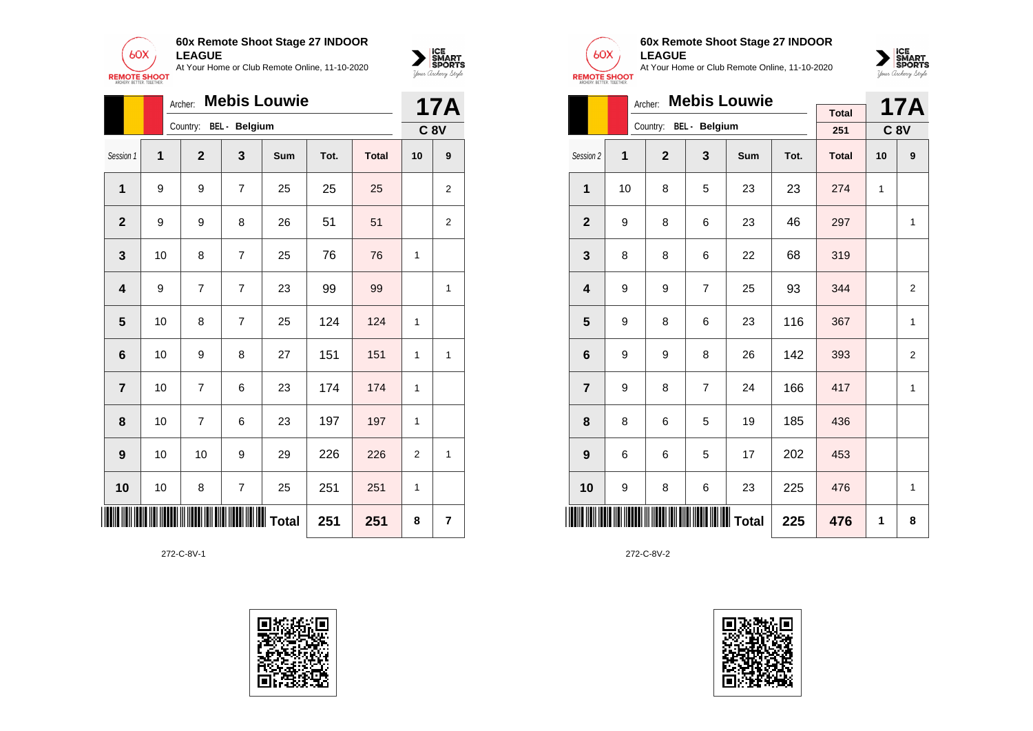## 60x Remote Shoot Stage 27 INDOOR LEAGUE

At Your Home or Club Remote Online, 11-10-2020

Archer: **Mebis Louwie**
Country: BEL - Belgium

**17A**
**C 8V**

| Session 1 | 1 | 2 | 3 | Sum | Tot. | Total | 10 | 9 |
|---|---|---|---|---|---|---|---|---|
| 1 | 9 | 9 | 7 | 25 | 25 | 25 | | 2 |
| 2 | 9 | 9 | 8 | 26 | 51 | 51 | | 2 |
| 3 | 10 | 8 | 7 | 25 | 76 | 76 | 1 | |
| 4 | 9 | 7 | 7 | 23 | 99 | 99 | | 1 |
| 5 | 10 | 8 | 7 | 25 | 124 | 124 | 1 | |
| 6 | 10 | 9 | 8 | 27 | 151 | 151 | 1 | 1 |
| 7 | 10 | 7 | 6 | 23 | 174 | 174 | 1 | |
| 8 | 10 | 7 | 6 | 23 | 197 | 197 | 1 | |
| 9 | 10 | 10 | 9 | 29 | 226 | 226 | 2 | 1 |
| 10 | 10 | 8 | 7 | 25 | 251 | 251 | 1 | |
| | | | | Total | 251 | 251 | 8 | 7 |

272-C-8V-1

## 60x Remote Shoot Stage 27 INDOOR LEAGUE

At Your Home or Club Remote Online, 11-10-2020

Archer: **Mebis Louwie**
Country: BEL - Belgium

Total: 251

**17A**
**C 8V**

| Session 2 | 1 | 2 | 3 | Sum | Tot. | Total | 10 | 9 |
|---|---|---|---|---|---|---|---|---|
| 1 | 10 | 8 | 5 | 23 | 23 | 274 | 1 | |
| 2 | 9 | 8 | 6 | 23 | 46 | 297 | | 1 |
| 3 | 8 | 8 | 6 | 22 | 68 | 319 | | |
| 4 | 9 | 9 | 7 | 25 | 93 | 344 | | 2 |
| 5 | 9 | 8 | 6 | 23 | 116 | 367 | | 1 |
| 6 | 9 | 9 | 8 | 26 | 142 | 393 | | 2 |
| 7 | 9 | 8 | 7 | 24 | 166 | 417 | | 1 |
| 8 | 8 | 6 | 5 | 19 | 185 | 436 | | |
| 9 | 6 | 6 | 5 | 17 | 202 | 453 | | |
| 10 | 9 | 8 | 6 | 23 | 225 | 476 | | 1 |
| | | | | Total | 225 | 476 | 1 | 8 |

272-C-8V-2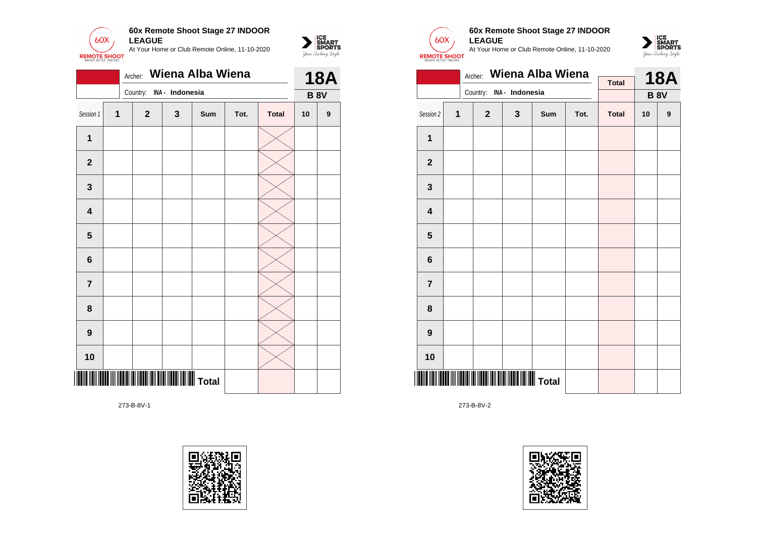**60x Remote Shoot Stage 27 INDOOR LEAGUE**
At Your Home or Club Remote Online, 11-10-2020

Archer: **Wiena Alba Wiena**
Country: INA - Indonesia

**18A**
**B 8V**

| Session 1 | 1 | 2 | 3 | Sum | Tot. | Total | 10 | 9 |
|---|---|---|---|---|---|---|---|---|
| 1 | | | | | | | | |
| 2 | | | | | | | | |
| 3 | | | | | | | | |
| 4 | | | | | | | | |
| 5 | | | | | | | | |
| 6 | | | | | | | | |
| 7 | | | | | | | | |
| 8 | | | | | | | | |
| 9 | | | | | | | | |
| 10 | | | | | | | | |
| | | | | Total | | | | |

273-B-8V-1

**60x Remote Shoot Stage 27 INDOOR LEAGUE**
At Your Home or Club Remote Online, 11-10-2020

Archer: **Wiena Alba Wiena**
Country: INA - Indonesia

Total

**18A**
**B 8V**

| Session 2 | 1 | 2 | 3 | Sum | Tot. | Total | 10 | 9 |
|---|---|---|---|---|---|---|---|---|
| 1 | | | | | | | | |
| 2 | | | | | | | | |
| 3 | | | | | | | | |
| 4 | | | | | | | | |
| 5 | | | | | | | | |
| 6 | | | | | | | | |
| 7 | | | | | | | | |
| 8 | | | | | | | | |
| 9 | | | | | | | | |
| 10 | | | | | | | | |
| | | | | Total | | | | |

273-B-8V-2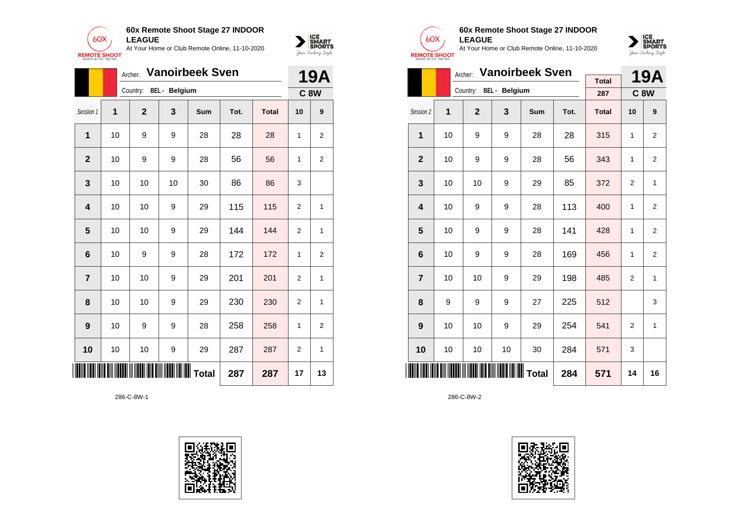## 60x Remote Shoot Stage 27 INDOOR LEAGUE

At Your Home or Club Remote Online, 11-10-2020

Archer: **Vanoirbeek Sven**

Country: BEL - Belgium

**19A** — **C 8W**

| Session 1 | 1 | 2 | 3 | Sum | Tot. | Total | 10 | 9 |
|---|---|---|---|---|---|---|---|---|
| 1 | 10 | 9 | 9 | 28 | 28 | 28 | 1 | 2 |
| 2 | 10 | 9 | 9 | 28 | 56 | 56 | 1 | 2 |
| 3 | 10 | 10 | 10 | 30 | 86 | 86 | 3 | |
| 4 | 10 | 10 | 9 | 29 | 115 | 115 | 2 | 1 |
| 5 | 10 | 10 | 9 | 29 | 144 | 144 | 2 | 1 |
| 6 | 10 | 9 | 9 | 28 | 172 | 172 | 1 | 2 |
| 7 | 10 | 10 | 9 | 29 | 201 | 201 | 2 | 1 |
| 8 | 10 | 10 | 9 | 29 | 230 | 230 | 2 | 1 |
| 9 | 10 | 9 | 9 | 28 | 258 | 258 | 1 | 2 |
| 10 | 10 | 10 | 9 | 29 | 287 | 287 | 2 | 1 |
| | | | | **Total** | **287** | **287** | **17** | **13** |

286-C-8W-1

## 60x Remote Shoot Stage 27 INDOOR LEAGUE

At Your Home or Club Remote Online, 11-10-2020

Archer: **Vanoirbeek Sven**

Country: BEL - Belgium

Total: 287

**19A** — **C 8W**

| Session 2 | 1 | 2 | 3 | Sum | Tot. | Total | 10 | 9 |
|---|---|---|---|---|---|---|---|---|
| 1 | 10 | 9 | 9 | 28 | 28 | 315 | 1 | 2 |
| 2 | 10 | 9 | 9 | 28 | 56 | 343 | 1 | 2 |
| 3 | 10 | 10 | 9 | 29 | 85 | 372 | 2 | 1 |
| 4 | 10 | 9 | 9 | 28 | 113 | 400 | 1 | 2 |
| 5 | 10 | 9 | 9 | 28 | 141 | 428 | 1 | 2 |
| 6 | 10 | 9 | 9 | 28 | 169 | 456 | 1 | 2 |
| 7 | 10 | 10 | 9 | 29 | 198 | 485 | 2 | 1 |
| 8 | 9 | 9 | 9 | 27 | 225 | 512 | | 3 |
| 9 | 10 | 10 | 9 | 29 | 254 | 541 | 2 | 1 |
| 10 | 10 | 10 | 10 | 30 | 284 | 571 | 3 | |
| | | | | **Total** | **284** | **571** | **14** | **16** |

286-C-8W-2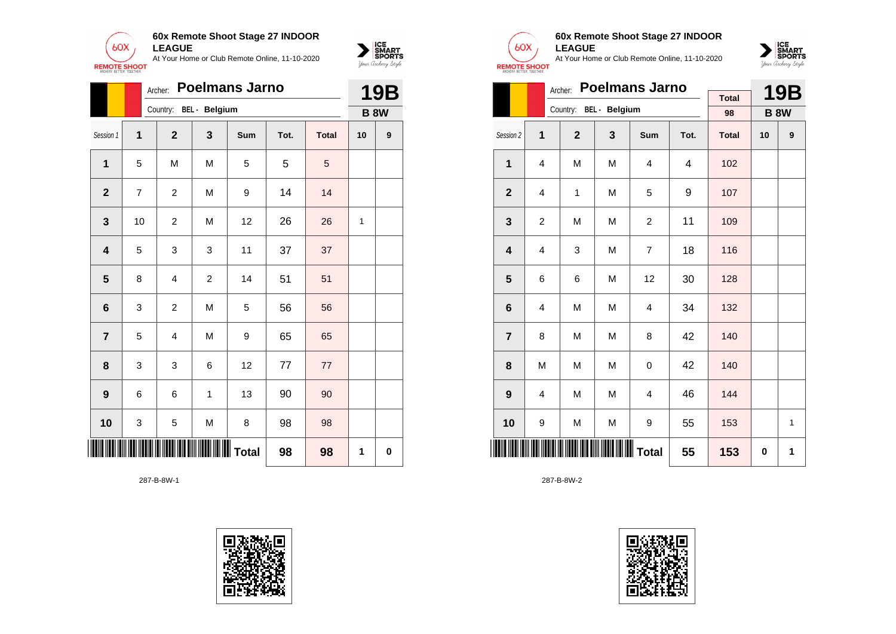**60x Remote Shoot Stage 27 INDOOR LEAGUE**
At Your Home or Club Remote Online, 11-10-2020

Archer: **Poelmans Jarno**
Country: BEL - Belgium

**19B**
**B 8W**

| Session 1 | 1 | 2 | 3 | Sum | Tot. | Total | 10 | 9 |
|---|---|---|---|---|---|---|---|---|
| 1 | 5 | M | M | 5 | 5 | 5 | | |
| 2 | 7 | 2 | M | 9 | 14 | 14 | | |
| 3 | 10 | 2 | M | 12 | 26 | 26 | 1 | |
| 4 | 5 | 3 | 3 | 11 | 37 | 37 | | |
| 5 | 8 | 4 | 2 | 14 | 51 | 51 | | |
| 6 | 3 | 2 | M | 5 | 56 | 56 | | |
| 7 | 5 | 4 | M | 9 | 65 | 65 | | |
| 8 | 3 | 3 | 6 | 12 | 77 | 77 | | |
| 9 | 6 | 6 | 1 | 13 | 90 | 90 | | |
| 10 | 3 | 5 | M | 8 | 98 | 98 | | |
| | | | | Total | 98 | 98 | 1 | 0 |

287-B-8W-1

---

**60x Remote Shoot Stage 27 INDOOR LEAGUE**
At Your Home or Club Remote Online, 11-10-2020

Archer: **Poelmans Jarno**
Country: BEL - Belgium

Total: 98

**19B**
**B 8W**

| Session 2 | 1 | 2 | 3 | Sum | Tot. | Total | 10 | 9 |
|---|---|---|---|---|---|---|---|---|
| 1 | 4 | M | M | 4 | 4 | 102 | | |
| 2 | 4 | 1 | M | 5 | 9 | 107 | | |
| 3 | 2 | M | M | 2 | 11 | 109 | | |
| 4 | 4 | 3 | M | 7 | 18 | 116 | | |
| 5 | 6 | 6 | M | 12 | 30 | 128 | | |
| 6 | 4 | M | M | 4 | 34 | 132 | | |
| 7 | 8 | M | M | 8 | 42 | 140 | | |
| 8 | M | M | M | 0 | 42 | 140 | | |
| 9 | 4 | M | M | 4 | 46 | 144 | | |
| 10 | 9 | M | M | 9 | 55 | 153 | | 1 |
| | | | | Total | 55 | 153 | 0 | 1 |

287-B-8W-2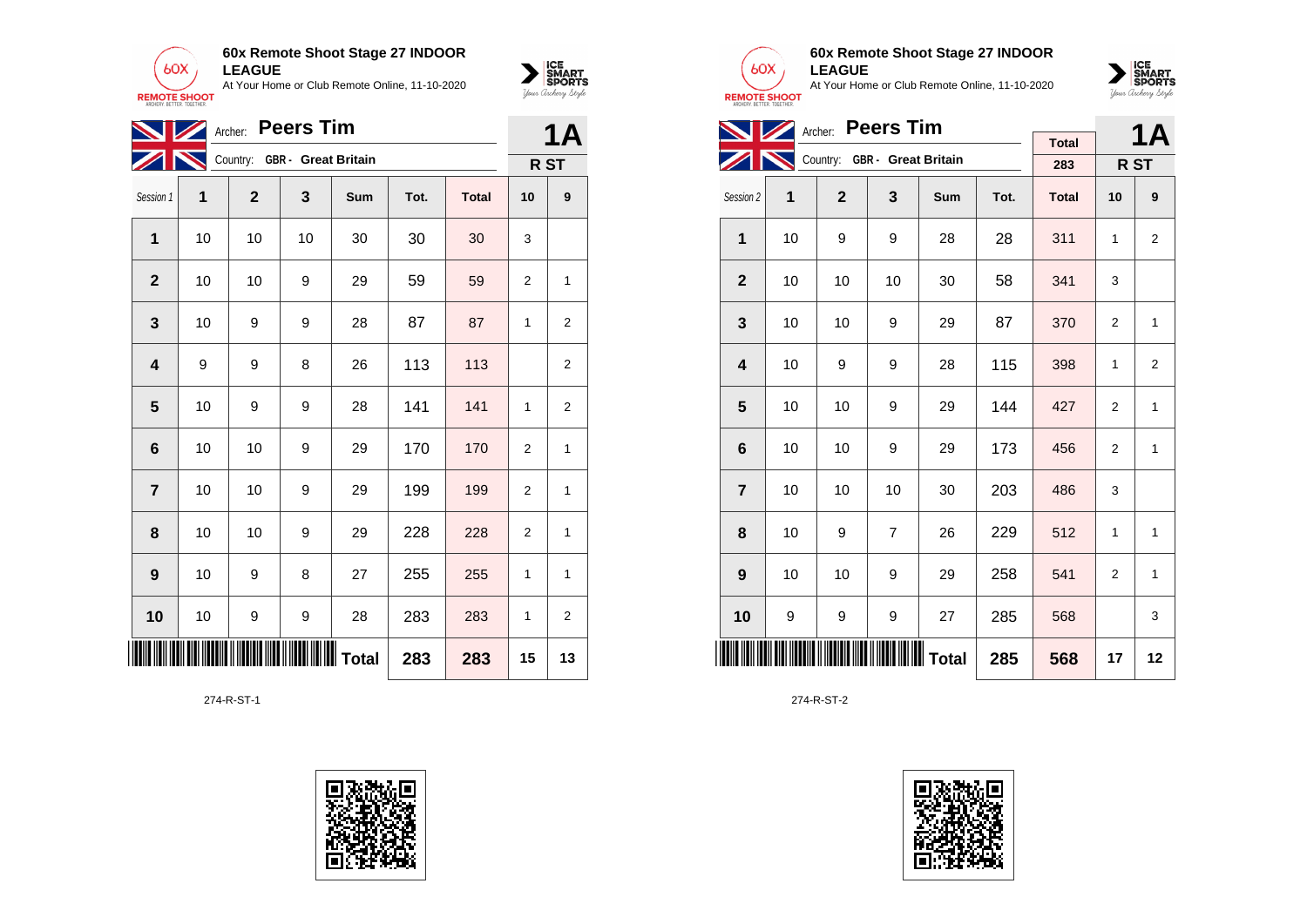**60x Remote Shoot Stage 27 INDOOR LEAGUE**
At Your Home or Club Remote Online, 11-10-2020

Archer: **Peers Tim**
Country: GBR - Great Britain

**1A**
**R ST**

| Session 1 | 1 | 2 | 3 | Sum | Tot. | Total | 10 | 9 |
|---|---|---|---|---|---|---|---|---|
| 1 | 10 | 10 | 10 | 30 | 30 | 30 | 3 | |
| 2 | 10 | 10 | 9 | 29 | 59 | 59 | 2 | 1 |
| 3 | 10 | 9 | 9 | 28 | 87 | 87 | 1 | 2 |
| 4 | 9 | 9 | 8 | 26 | 113 | 113 | | 2 |
| 5 | 10 | 9 | 9 | 28 | 141 | 141 | 1 | 2 |
| 6 | 10 | 10 | 9 | 29 | 170 | 170 | 2 | 1 |
| 7 | 10 | 10 | 9 | 29 | 199 | 199 | 2 | 1 |
| 8 | 10 | 10 | 9 | 29 | 228 | 228 | 2 | 1 |
| 9 | 10 | 9 | 8 | 27 | 255 | 255 | 1 | 1 |
| 10 | 10 | 9 | 9 | 28 | 283 | 283 | 1 | 2 |
| | | | | Total | 283 | 283 | 15 | 13 |

274-R-ST-1

**60x Remote Shoot Stage 27 INDOOR LEAGUE**
At Your Home or Club Remote Online, 11-10-2020

Archer: **Peers Tim**
Country: GBR - Great Britain

Total: 283

**1A**
**R ST**

| Session 2 | 1 | 2 | 3 | Sum | Tot. | Total | 10 | 9 |
|---|---|---|---|---|---|---|---|---|
| 1 | 10 | 9 | 9 | 28 | 28 | 311 | 1 | 2 |
| 2 | 10 | 10 | 10 | 30 | 58 | 341 | 3 | |
| 3 | 10 | 10 | 9 | 29 | 87 | 370 | 2 | 1 |
| 4 | 10 | 9 | 9 | 28 | 115 | 398 | 1 | 2 |
| 5 | 10 | 10 | 9 | 29 | 144 | 427 | 2 | 1 |
| 6 | 10 | 10 | 9 | 29 | 173 | 456 | 2 | 1 |
| 7 | 10 | 10 | 10 | 30 | 203 | 486 | 3 | |
| 8 | 10 | 9 | 7 | 26 | 229 | 512 | 1 | 1 |
| 9 | 10 | 10 | 9 | 29 | 258 | 541 | 2 | 1 |
| 10 | 9 | 9 | 9 | 27 | 285 | 568 | | 3 |
| | | | | Total | 285 | 568 | 17 | 12 |

274-R-ST-2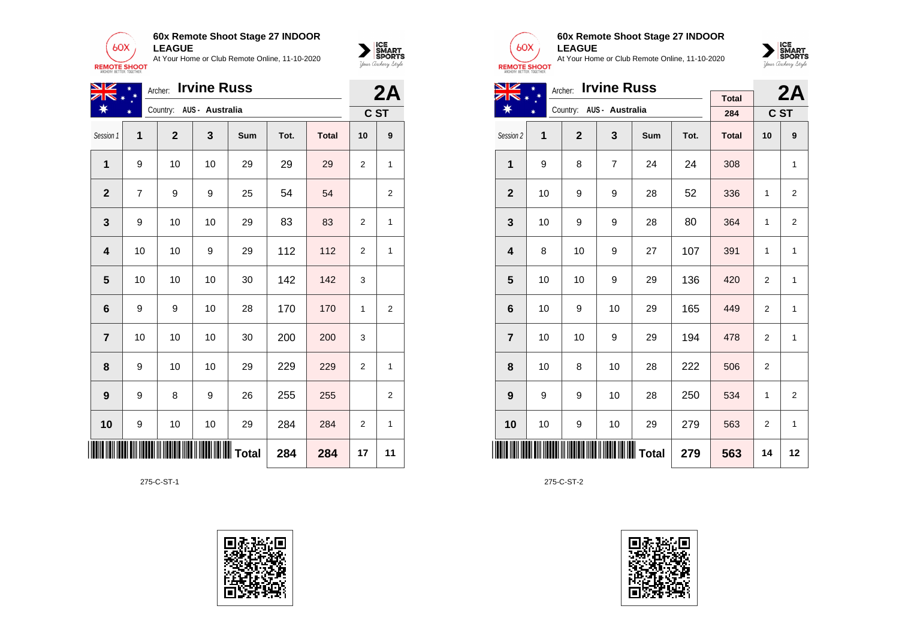## 60x Remote Shoot Stage 27 INDOOR LEAGUE

At Your Home or Club Remote Online, 11-10-2020

Archer: **Irvine Russ**

Country: AUS - Australia

**2A** — C ST

| Session 1 | 1 | 2 | 3 | Sum | Tot. | Total | 10 | 9 |
|---|---|---|---|---|---|---|---|---|
| 1 | 9 | 10 | 10 | 29 | 29 | 29 | 2 | 1 |
| 2 | 7 | 9 | 9 | 25 | 54 | 54 | | 2 |
| 3 | 9 | 10 | 10 | 29 | 83 | 83 | 2 | 1 |
| 4 | 10 | 10 | 9 | 29 | 112 | 112 | 2 | 1 |
| 5 | 10 | 10 | 10 | 30 | 142 | 142 | 3 | |
| 6 | 9 | 9 | 10 | 28 | 170 | 170 | 1 | 2 |
| 7 | 10 | 10 | 10 | 30 | 200 | 200 | 3 | |
| 8 | 9 | 10 | 10 | 29 | 229 | 229 | 2 | 1 |
| 9 | 9 | 8 | 9 | 26 | 255 | 255 | | 2 |
| 10 | 9 | 10 | 10 | 29 | 284 | 284 | 2 | 1 |
| | | | | Total | 284 | 284 | 17 | 11 |

275-C-ST-1

## 60x Remote Shoot Stage 27 INDOOR LEAGUE

At Your Home or Club Remote Online, 11-10-2020

Archer: **Irvine Russ**

Country: AUS - Australia

Total: 284

**2A** — C ST

| Session 2 | 1 | 2 | 3 | Sum | Tot. | Total | 10 | 9 |
|---|---|---|---|---|---|---|---|---|
| 1 | 9 | 8 | 7 | 24 | 24 | 308 | | 1 |
| 2 | 10 | 9 | 9 | 28 | 52 | 336 | 1 | 2 |
| 3 | 10 | 9 | 9 | 28 | 80 | 364 | 1 | 2 |
| 4 | 8 | 10 | 9 | 27 | 107 | 391 | 1 | 1 |
| 5 | 10 | 10 | 9 | 29 | 136 | 420 | 2 | 1 |
| 6 | 10 | 9 | 10 | 29 | 165 | 449 | 2 | 1 |
| 7 | 10 | 10 | 9 | 29 | 194 | 478 | 2 | 1 |
| 8 | 10 | 8 | 10 | 28 | 222 | 506 | 2 | |
| 9 | 9 | 9 | 10 | 28 | 250 | 534 | 1 | 2 |
| 10 | 10 | 9 | 10 | 29 | 279 | 563 | 2 | 1 |
| | | | | Total | 279 | 563 | 14 | 12 |

275-C-ST-2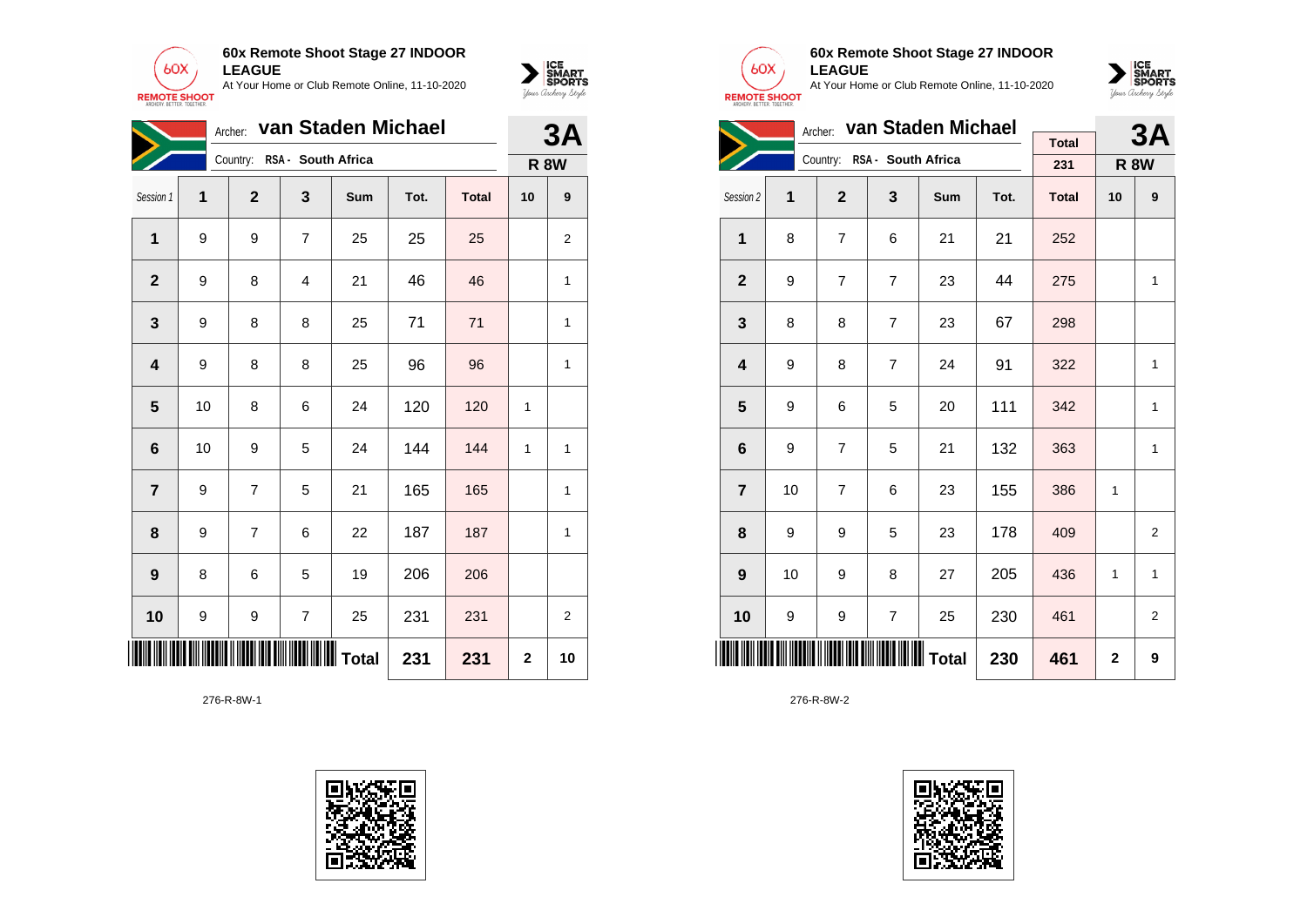**60x Remote Shoot Stage 27 INDOOR LEAGUE**
At Your Home or Club Remote Online, 11-10-2020

Archer: **van Staden Michael**
Country: RSA - South Africa

**3A**
**R 8W**

| Session 1 | 1 | 2 | 3 | Sum | Tot. | Total | 10 | 9 |
|---|---|---|---|---|---|---|---|---|
| 1 | 9 | 9 | 7 | 25 | 25 | 25 | | 2 |
| 2 | 9 | 8 | 4 | 21 | 46 | 46 | | 1 |
| 3 | 9 | 8 | 8 | 25 | 71 | 71 | | 1 |
| 4 | 9 | 8 | 8 | 25 | 96 | 96 | | 1 |
| 5 | 10 | 8 | 6 | 24 | 120 | 120 | 1 | |
| 6 | 10 | 9 | 5 | 24 | 144 | 144 | 1 | 1 |
| 7 | 9 | 7 | 5 | 21 | 165 | 165 | | 1 |
| 8 | 9 | 7 | 6 | 22 | 187 | 187 | | 1 |
| 9 | 8 | 6 | 5 | 19 | 206 | 206 | | |
| 10 | 9 | 9 | 7 | 25 | 231 | 231 | | 2 |
| | | | | Total | 231 | 231 | 2 | 10 |

276-R-8W-1

**60x Remote Shoot Stage 27 INDOOR LEAGUE**
At Your Home or Club Remote Online, 11-10-2020

Archer: **van Staden Michael**
Country: RSA - South Africa

Total: 231

**3A**
**R 8W**

| Session 2 | 1 | 2 | 3 | Sum | Tot. | Total | 10 | 9 |
|---|---|---|---|---|---|---|---|---|
| 1 | 8 | 7 | 6 | 21 | 21 | 252 | | |
| 2 | 9 | 7 | 7 | 23 | 44 | 275 | | 1 |
| 3 | 8 | 8 | 7 | 23 | 67 | 298 | | |
| 4 | 9 | 8 | 7 | 24 | 91 | 322 | | 1 |
| 5 | 9 | 6 | 5 | 20 | 111 | 342 | | 1 |
| 6 | 9 | 7 | 5 | 21 | 132 | 363 | | 1 |
| 7 | 10 | 7 | 6 | 23 | 155 | 386 | 1 | |
| 8 | 9 | 9 | 5 | 23 | 178 | 409 | | 2 |
| 9 | 10 | 9 | 8 | 27 | 205 | 436 | 1 | 1 |
| 10 | 9 | 9 | 7 | 25 | 230 | 461 | | 2 |
| | | | | Total | 230 | 461 | 2 | 9 |

276-R-8W-2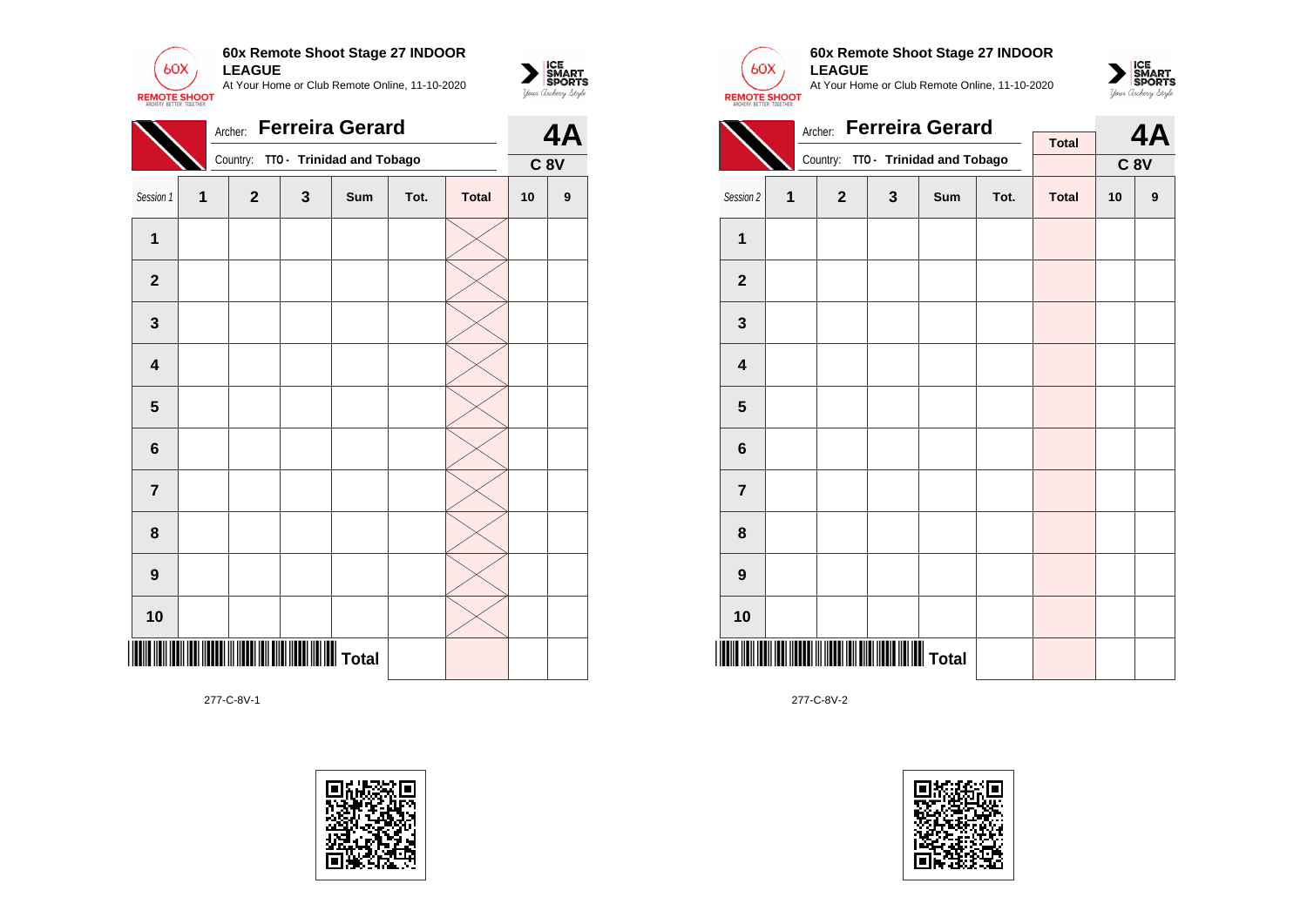**60x Remote Shoot Stage 27 INDOOR LEAGUE**

At Your Home or Club Remote Online, 11-10-2020

Archer: **Ferreira Gerard**

Country: TTO - **Trinidad and Tobago**

**4A**

**C 8V**

| Session 1 | 1 | 2 | 3 | Sum | Tot. | Total | 10 | 9 |
|---|---|---|---|---|---|---|---|---|
| **1** | | | | | | | | |
| **2** | | | | | | | | |
| **3** | | | | | | | | |
| **4** | | | | | | | | |
| **5** | | | | | | | | |
| **6** | | | | | | | | |
| **7** | | | | | | | | |
| **8** | | | | | | | | |
| **9** | | | | | | | | |
| **10** | | | | | | | | |
| | | | | **Total** | | | | |

277-C-8V-1

**60x Remote Shoot Stage 27 INDOOR LEAGUE**

At Your Home or Club Remote Online, 11-10-2020

Archer: **Ferreira Gerard**

Country: TTO - **Trinidad and Tobago**

**Total**

**4A**

**C 8V**

| Session 2 | 1 | 2 | 3 | Sum | Tot. | Total | 10 | 9 |
|---|---|---|---|---|---|---|---|---|
| **1** | | | | | | | | |
| **2** | | | | | | | | |
| **3** | | | | | | | | |
| **4** | | | | | | | | |
| **5** | | | | | | | | |
| **6** | | | | | | | | |
| **7** | | | | | | | | |
| **8** | | | | | | | | |
| **9** | | | | | | | | |
| **10** | | | | | | | | |
| | | | | **Total** | | | | |

277-C-8V-2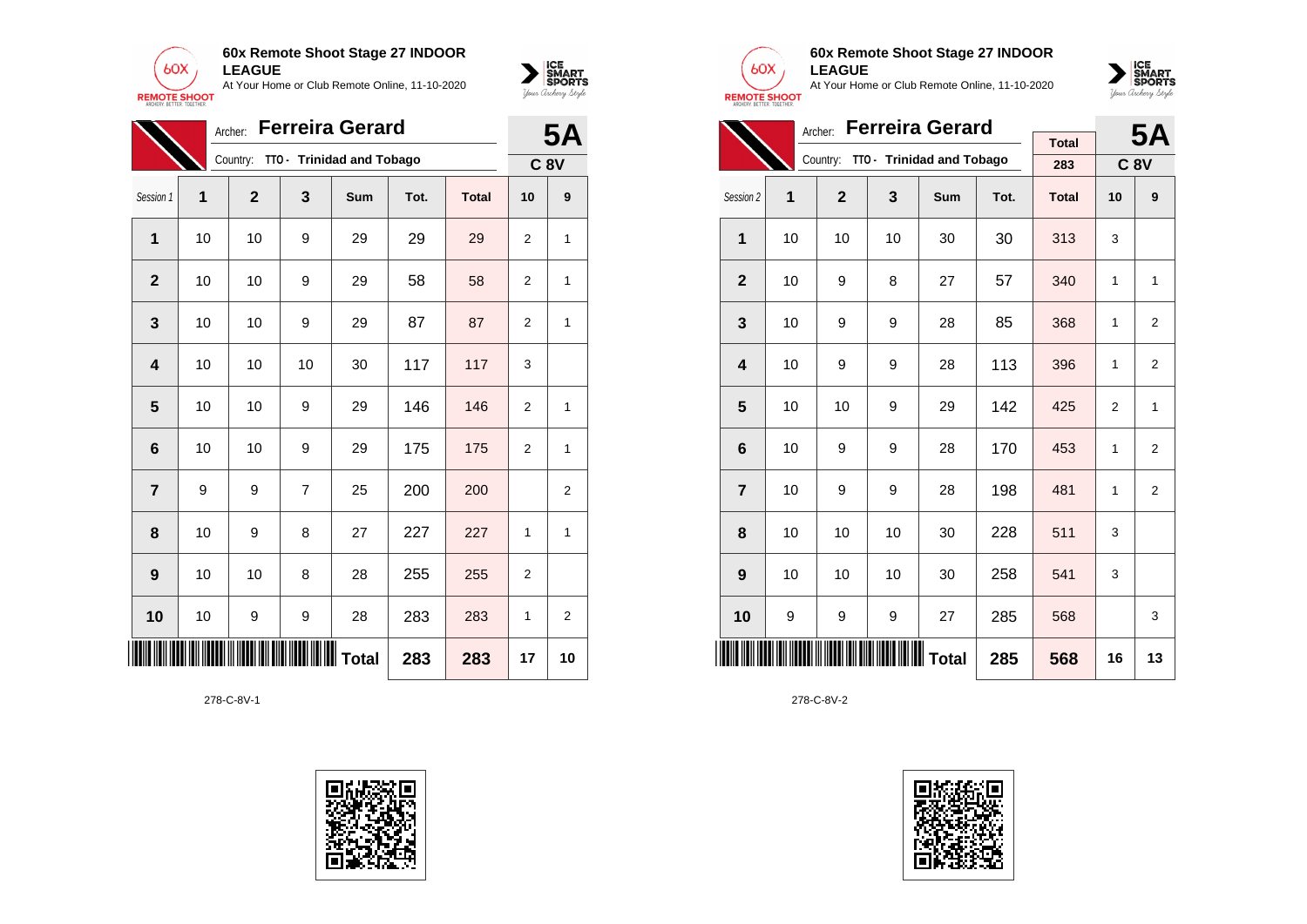**60x Remote Shoot Stage 27 INDOOR LEAGUE**
At Your Home or Club Remote Online, 11-10-2020

Archer: **Ferreira Gerard**
Country: TTO - Trinidad and Tobago

**5A**
**C 8V**

| Session 1 | 1 | 2 | 3 | Sum | Tot. | Total | 10 | 9 |
|---|---|---|---|---|---|---|---|---|
| 1 | 10 | 10 | 9 | 29 | 29 | 29 | 2 | 1 |
| 2 | 10 | 10 | 9 | 29 | 58 | 58 | 2 | 1 |
| 3 | 10 | 10 | 9 | 29 | 87 | 87 | 2 | 1 |
| 4 | 10 | 10 | 10 | 30 | 117 | 117 | 3 | |
| 5 | 10 | 10 | 9 | 29 | 146 | 146 | 2 | 1 |
| 6 | 10 | 10 | 9 | 29 | 175 | 175 | 2 | 1 |
| 7 | 9 | 9 | 7 | 25 | 200 | 200 | | 2 |
| 8 | 10 | 9 | 8 | 27 | 227 | 227 | 1 | 1 |
| 9 | 10 | 10 | 8 | 28 | 255 | 255 | 2 | |
| 10 | 10 | 9 | 9 | 28 | 283 | 283 | 1 | 2 |
| | | | | Total | 283 | 283 | 17 | 10 |

278-C-8V-1

**60x Remote Shoot Stage 27 INDOOR LEAGUE**
At Your Home or Club Remote Online, 11-10-2020

Archer: **Ferreira Gerard**
Country: TTO - Trinidad and Tobago

Total: 283

**5A**
**C 8V**

| Session 2 | 1 | 2 | 3 | Sum | Tot. | Total | 10 | 9 |
|---|---|---|---|---|---|---|---|---|
| 1 | 10 | 10 | 10 | 30 | 30 | 313 | 3 | |
| 2 | 10 | 9 | 8 | 27 | 57 | 340 | 1 | 1 |
| 3 | 10 | 9 | 9 | 28 | 85 | 368 | 1 | 2 |
| 4 | 10 | 9 | 9 | 28 | 113 | 396 | 1 | 2 |
| 5 | 10 | 10 | 9 | 29 | 142 | 425 | 2 | 1 |
| 6 | 10 | 9 | 9 | 28 | 170 | 453 | 1 | 2 |
| 7 | 10 | 9 | 9 | 28 | 198 | 481 | 1 | 2 |
| 8 | 10 | 10 | 10 | 30 | 228 | 511 | 3 | |
| 9 | 10 | 10 | 10 | 30 | 258 | 541 | 3 | |
| 10 | 9 | 9 | 9 | 27 | 285 | 568 | | 3 |
| | | | | Total | 285 | 568 | 16 | 13 |

278-C-8V-2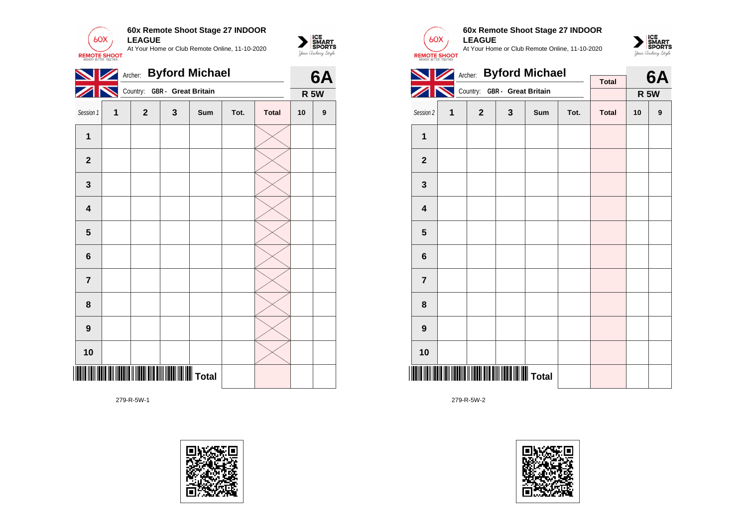**60x Remote Shoot Stage 27 INDOOR LEAGUE**

At Your Home or Club Remote Online, 11-10-2020

Archer: **Byford Michael**

Country: **GBR - Great Britain**

**6A**

**R 5W**

| Session 1 | 1 | 2 | 3 | Sum | Tot. | Total | 10 | 9 |
|---|---|---|---|---|---|---|---|---|
| **1** | | | | | | | | |
| **2** | | | | | | | | |
| **3** | | | | | | | | |
| **4** | | | | | | | | |
| **5** | | | | | | | | |
| **6** | | | | | | | | |
| **7** | | | | | | | | |
| **8** | | | | | | | | |
| **9** | | | | | | | | |
| **10** | | | | | | | | |
| | | | | **Total** | | | | |

279-R-5W-1

**60x Remote Shoot Stage 27 INDOOR LEAGUE**

At Your Home or Club Remote Online, 11-10-2020

Archer: **Byford Michael**

Country: **GBR - Great Britain**

**Total**

**6A**

**R 5W**

| Session 2 | 1 | 2 | 3 | Sum | Tot. | Total | 10 | 9 |
|---|---|---|---|---|---|---|---|---|
| **1** | | | | | | | | |
| **2** | | | | | | | | |
| **3** | | | | | | | | |
| **4** | | | | | | | | |
| **5** | | | | | | | | |
| **6** | | | | | | | | |
| **7** | | | | | | | | |
| **8** | | | | | | | | |
| **9** | | | | | | | | |
| **10** | | | | | | | | |
| | | | | **Total** | | | | |

279-R-5W-2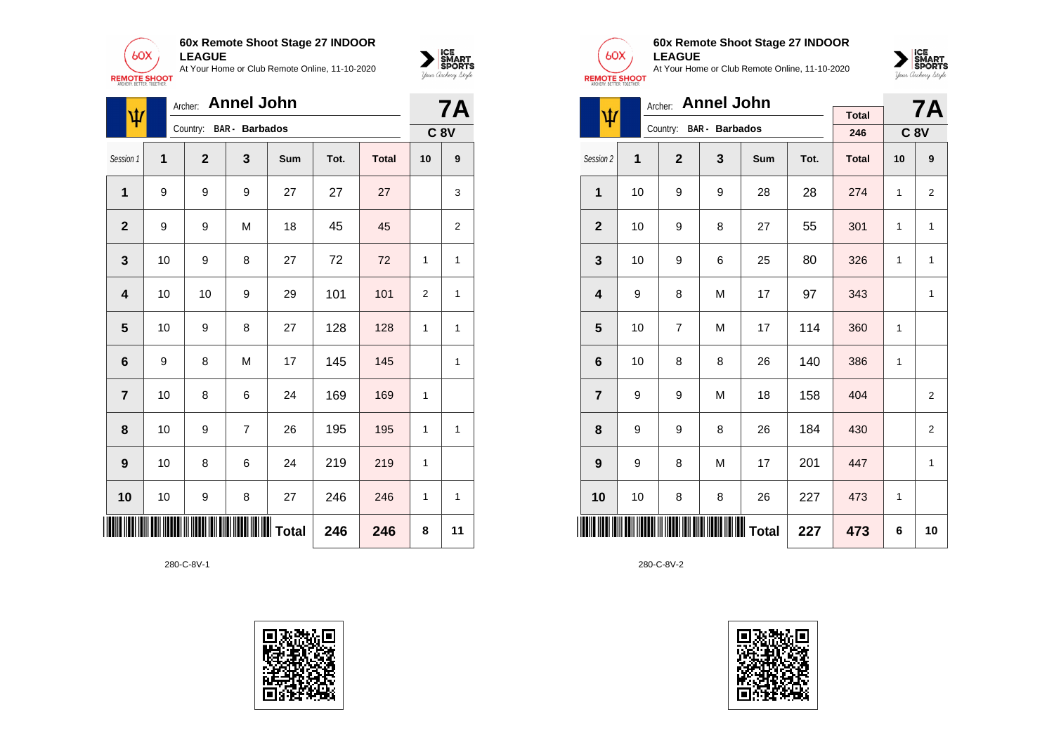**60x Remote Shoot Stage 27 INDOOR LEAGUE**
At Your Home or Club Remote Online, 11-10-2020

Archer: **Annel John**
Country: **BAR - Barbados**

**7A**
**C 8V**

| Session 1 | 1 | 2 | 3 | Sum | Tot. | Total | 10 | 9 |
|---|---|---|---|---|---|---|---|---|
| 1 | 9 | 9 | 9 | 27 | 27 | 27 | | 3 |
| 2 | 9 | 9 | M | 18 | 45 | 45 | | 2 |
| 3 | 10 | 9 | 8 | 27 | 72 | 72 | 1 | 1 |
| 4 | 10 | 10 | 9 | 29 | 101 | 101 | 2 | 1 |
| 5 | 10 | 9 | 8 | 27 | 128 | 128 | 1 | 1 |
| 6 | 9 | 8 | M | 17 | 145 | 145 | | 1 |
| 7 | 10 | 8 | 6 | 24 | 169 | 169 | 1 | |
| 8 | 10 | 9 | 7 | 26 | 195 | 195 | 1 | 1 |
| 9 | 10 | 8 | 6 | 24 | 219 | 219 | 1 | |
| 10 | 10 | 9 | 8 | 27 | 246 | 246 | 1 | 1 |
| | | | | Total | 246 | 246 | 8 | 11 |

280-C-8V-1

**60x Remote Shoot Stage 27 INDOOR LEAGUE**
At Your Home or Club Remote Online, 11-10-2020

Archer: **Annel John**
Country: **BAR - Barbados**

Total: 246

**7A**
**C 8V**

| Session 2 | 1 | 2 | 3 | Sum | Tot. | Total | 10 | 9 |
|---|---|---|---|---|---|---|---|---|
| 1 | 10 | 9 | 9 | 28 | 28 | 274 | 1 | 2 |
| 2 | 10 | 9 | 8 | 27 | 55 | 301 | 1 | 1 |
| 3 | 10 | 9 | 6 | 25 | 80 | 326 | 1 | 1 |
| 4 | 9 | 8 | M | 17 | 97 | 343 | | 1 |
| 5 | 10 | 7 | M | 17 | 114 | 360 | 1 | |
| 6 | 10 | 8 | 8 | 26 | 140 | 386 | 1 | |
| 7 | 9 | 9 | M | 18 | 158 | 404 | | 2 |
| 8 | 9 | 9 | 8 | 26 | 184 | 430 | | 2 |
| 9 | 9 | 8 | M | 17 | 201 | 447 | | 1 |
| 10 | 10 | 8 | 8 | 26 | 227 | 473 | 1 | |
| | | | | Total | 227 | 473 | 6 | 10 |

280-C-8V-2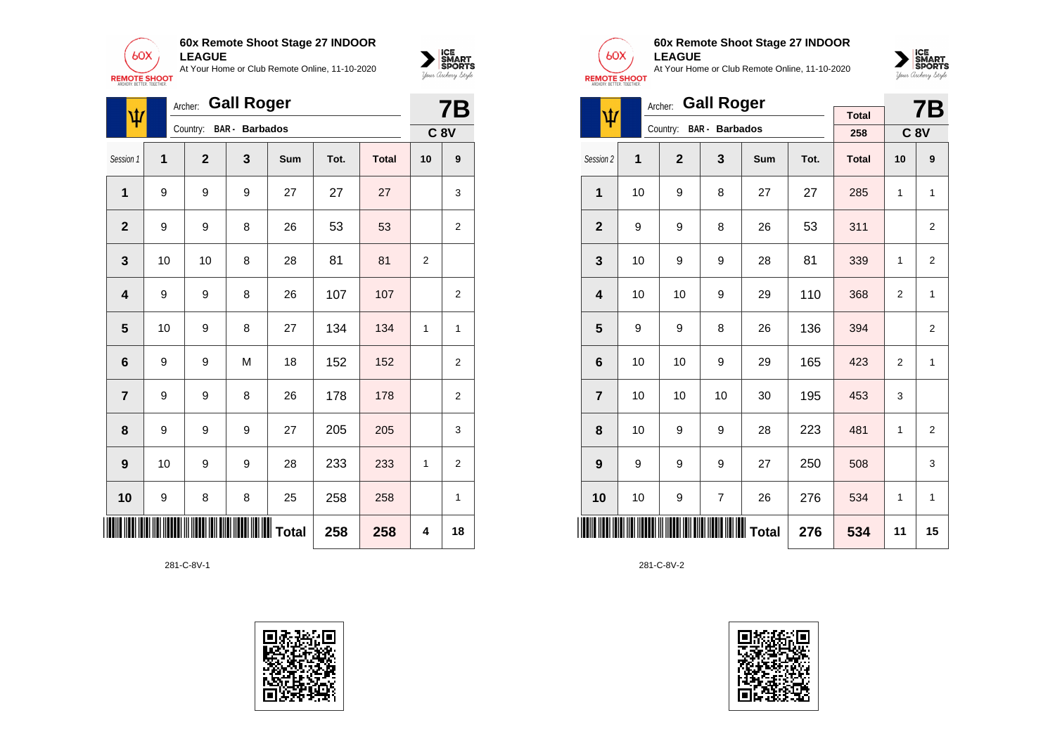## 60x Remote Shoot Stage 27 INDOOR LEAGUE

At Your Home or Club Remote Online, 11-10-2020

Archer: **Gall Roger**

Country: **BAR - Barbados**

**7B**

**C 8V**

| Session 1 | 1 | 2 | 3 | Sum | Tot. | Total | 10 | 9 |
|---|---|---|---|---|---|---|---|---|
| 1 | 9 | 9 | 9 | 27 | 27 | 27 | | 3 |
| 2 | 9 | 9 | 8 | 26 | 53 | 53 | | 2 |
| 3 | 10 | 10 | 8 | 28 | 81 | 81 | 2 | |
| 4 | 9 | 9 | 8 | 26 | 107 | 107 | | 2 |
| 5 | 10 | 9 | 8 | 27 | 134 | 134 | 1 | 1 |
| 6 | 9 | 9 | M | 18 | 152 | 152 | | 2 |
| 7 | 9 | 9 | 8 | 26 | 178 | 178 | | 2 |
| 8 | 9 | 9 | 9 | 27 | 205 | 205 | | 3 |
| 9 | 10 | 9 | 9 | 28 | 233 | 233 | 1 | 2 |
| 10 | 9 | 8 | 8 | 25 | 258 | 258 | | 1 |
| | | | | **Total** | **258** | **258** | **4** | **18** |

281-C-8V-1

## 60x Remote Shoot Stage 27 INDOOR LEAGUE

At Your Home or Club Remote Online, 11-10-2020

Archer: **Gall Roger**

Country: **BAR - Barbados**

Total: **258**

**7B**

**C 8V**

| Session 2 | 1 | 2 | 3 | Sum | Tot. | Total | 10 | 9 |
|---|---|---|---|---|---|---|---|---|
| 1 | 10 | 9 | 8 | 27 | 27 | 285 | 1 | 1 |
| 2 | 9 | 9 | 8 | 26 | 53 | 311 | | 2 |
| 3 | 10 | 9 | 9 | 28 | 81 | 339 | 1 | 2 |
| 4 | 10 | 10 | 9 | 29 | 110 | 368 | 2 | 1 |
| 5 | 9 | 9 | 8 | 26 | 136 | 394 | | 2 |
| 6 | 10 | 10 | 9 | 29 | 165 | 423 | 2 | 1 |
| 7 | 10 | 10 | 10 | 30 | 195 | 453 | 3 | |
| 8 | 10 | 9 | 9 | 28 | 223 | 481 | 1 | 2 |
| 9 | 9 | 9 | 9 | 27 | 250 | 508 | | 3 |
| 10 | 10 | 9 | 7 | 26 | 276 | 534 | 1 | 1 |
| | | | | **Total** | **276** | **534** | **11** | **15** |

281-C-8V-2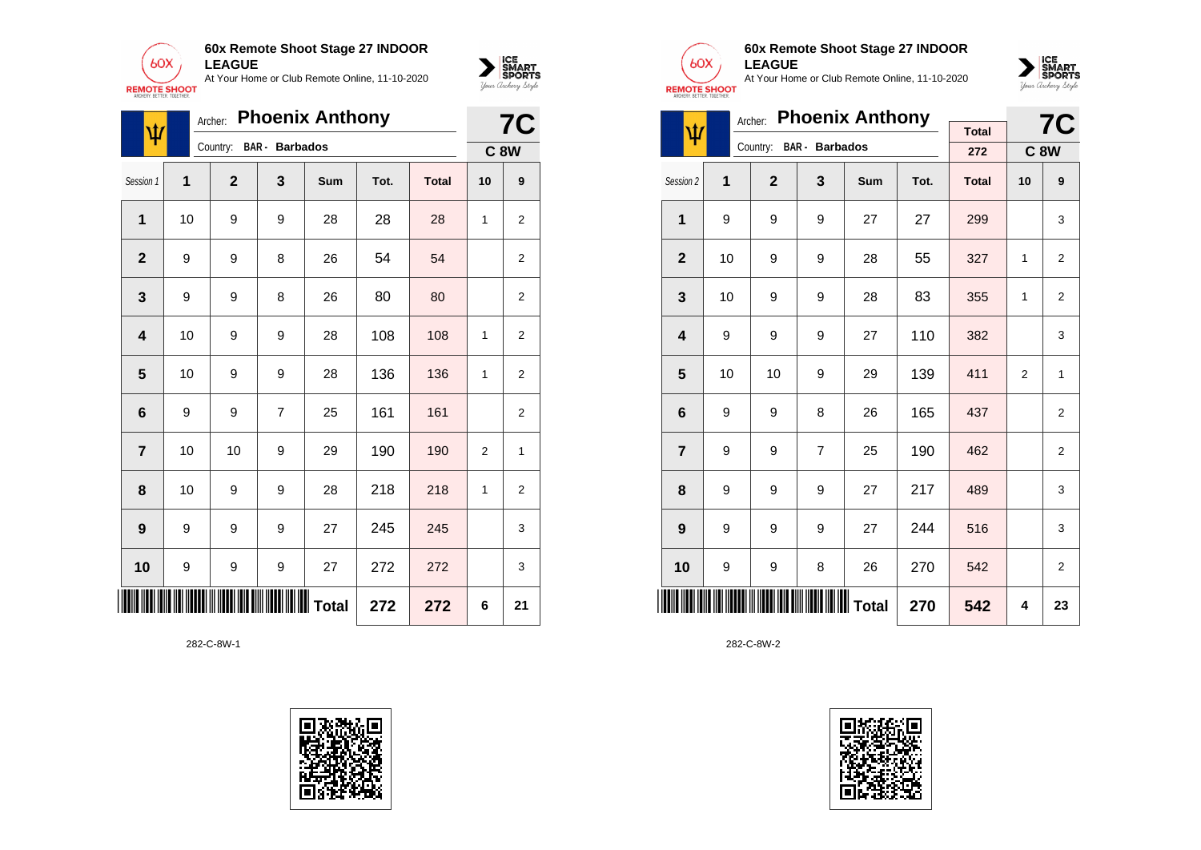**60x Remote Shoot Stage 27 INDOOR LEAGUE**
At Your Home or Club Remote Online, 11-10-2020

Archer: **Phoenix Anthony**
Country: **BAR - Barbados**

**7C**
**C 8W**

| Session 1 | 1 | 2 | 3 | Sum | Tot. | Total | 10 | 9 |
|---|---|---|---|---|---|---|---|---|
| 1 | 10 | 9 | 9 | 28 | 28 | 28 | 1 | 2 |
| 2 | 9 | 9 | 8 | 26 | 54 | 54 | | 2 |
| 3 | 9 | 9 | 8 | 26 | 80 | 80 | | 2 |
| 4 | 10 | 9 | 9 | 28 | 108 | 108 | 1 | 2 |
| 5 | 10 | 9 | 9 | 28 | 136 | 136 | 1 | 2 |
| 6 | 9 | 9 | 7 | 25 | 161 | 161 | | 2 |
| 7 | 10 | 10 | 9 | 29 | 190 | 190 | 2 | 1 |
| 8 | 10 | 9 | 9 | 28 | 218 | 218 | 1 | 2 |
| 9 | 9 | 9 | 9 | 27 | 245 | 245 | | 3 |
| 10 | 9 | 9 | 9 | 27 | 272 | 272 | | 3 |
| | | | | Total | 272 | 272 | 6 | 21 |

282-C-8W-1

**60x Remote Shoot Stage 27 INDOOR LEAGUE**
At Your Home or Club Remote Online, 11-10-2020

Archer: **Phoenix Anthony**
Country: **BAR - Barbados**

Total: 272

**7C**
**C 8W**

| Session 2 | 1 | 2 | 3 | Sum | Tot. | Total | 10 | 9 |
|---|---|---|---|---|---|---|---|---|
| 1 | 9 | 9 | 9 | 27 | 27 | 299 | | 3 |
| 2 | 10 | 9 | 9 | 28 | 55 | 327 | 1 | 2 |
| 3 | 10 | 9 | 9 | 28 | 83 | 355 | 1 | 2 |
| 4 | 9 | 9 | 9 | 27 | 110 | 382 | | 3 |
| 5 | 10 | 10 | 9 | 29 | 139 | 411 | 2 | 1 |
| 6 | 9 | 9 | 8 | 26 | 165 | 437 | | 2 |
| 7 | 9 | 9 | 7 | 25 | 190 | 462 | | 2 |
| 8 | 9 | 9 | 9 | 27 | 217 | 489 | | 3 |
| 9 | 9 | 9 | 9 | 27 | 244 | 516 | | 3 |
| 10 | 9 | 9 | 8 | 26 | 270 | 542 | | 2 |
| | | | | Total | 270 | 542 | 4 | 23 |

282-C-8W-2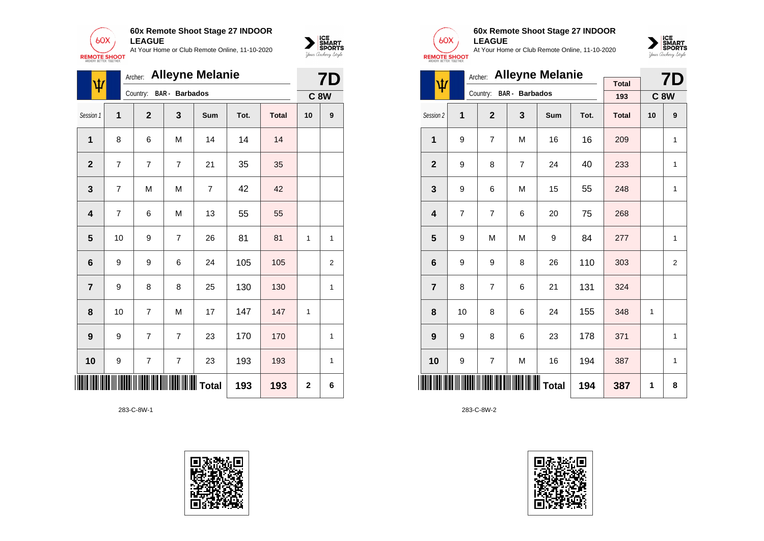**60x Remote Shoot Stage 27 INDOOR LEAGUE**
At Your Home or Club Remote Online, 11-10-2020

Archer: **Alleyne Melanie**
Country: BAR - Barbados

**7D**
**C 8W**

| Session 1 | 1 | 2 | 3 | Sum | Tot. | Total | 10 | 9 |
|---|---|---|---|---|---|---|---|---|
| **1** | 8 | 6 | M | 14 | 14 | 14 | | |
| **2** | 7 | 7 | 7 | 21 | 35 | 35 | | |
| **3** | 7 | M | M | 7 | 42 | 42 | | |
| **4** | 7 | 6 | M | 13 | 55 | 55 | | |
| **5** | 10 | 9 | 7 | 26 | 81 | 81 | 1 | 1 |
| **6** | 9 | 9 | 6 | 24 | 105 | 105 | | 2 |
| **7** | 9 | 8 | 8 | 25 | 130 | 130 | | 1 |
| **8** | 10 | 7 | M | 17 | 147 | 147 | 1 | |
| **9** | 9 | 7 | 7 | 23 | 170 | 170 | | 1 |
| **10** | 9 | 7 | 7 | 23 | 193 | 193 | | 1 |
| | | | | **Total** | **193** | **193** | **2** | **6** |

283-C-8W-1

**60x Remote Shoot Stage 27 INDOOR LEAGUE**
At Your Home or Club Remote Online, 11-10-2020

Archer: **Alleyne Melanie**
Country: BAR - Barbados

Total: 193

**7D**
**C 8W**

| Session 2 | 1 | 2 | 3 | Sum | Tot. | Total | 10 | 9 |
|---|---|---|---|---|---|---|---|---|
| **1** | 9 | 7 | M | 16 | 16 | 209 | | 1 |
| **2** | 9 | 8 | 7 | 24 | 40 | 233 | | 1 |
| **3** | 9 | 6 | M | 15 | 55 | 248 | | 1 |
| **4** | 7 | 7 | 6 | 20 | 75 | 268 | | |
| **5** | 9 | M | M | 9 | 84 | 277 | | 1 |
| **6** | 9 | 9 | 8 | 26 | 110 | 303 | | 2 |
| **7** | 8 | 7 | 6 | 21 | 131 | 324 | | |
| **8** | 10 | 8 | 6 | 24 | 155 | 348 | 1 | |
| **9** | 9 | 8 | 6 | 23 | 178 | 371 | | 1 |
| **10** | 9 | 7 | M | 16 | 194 | 387 | | 1 |
| | | | | **Total** | **194** | **387** | **1** | **8** |

283-C-8W-2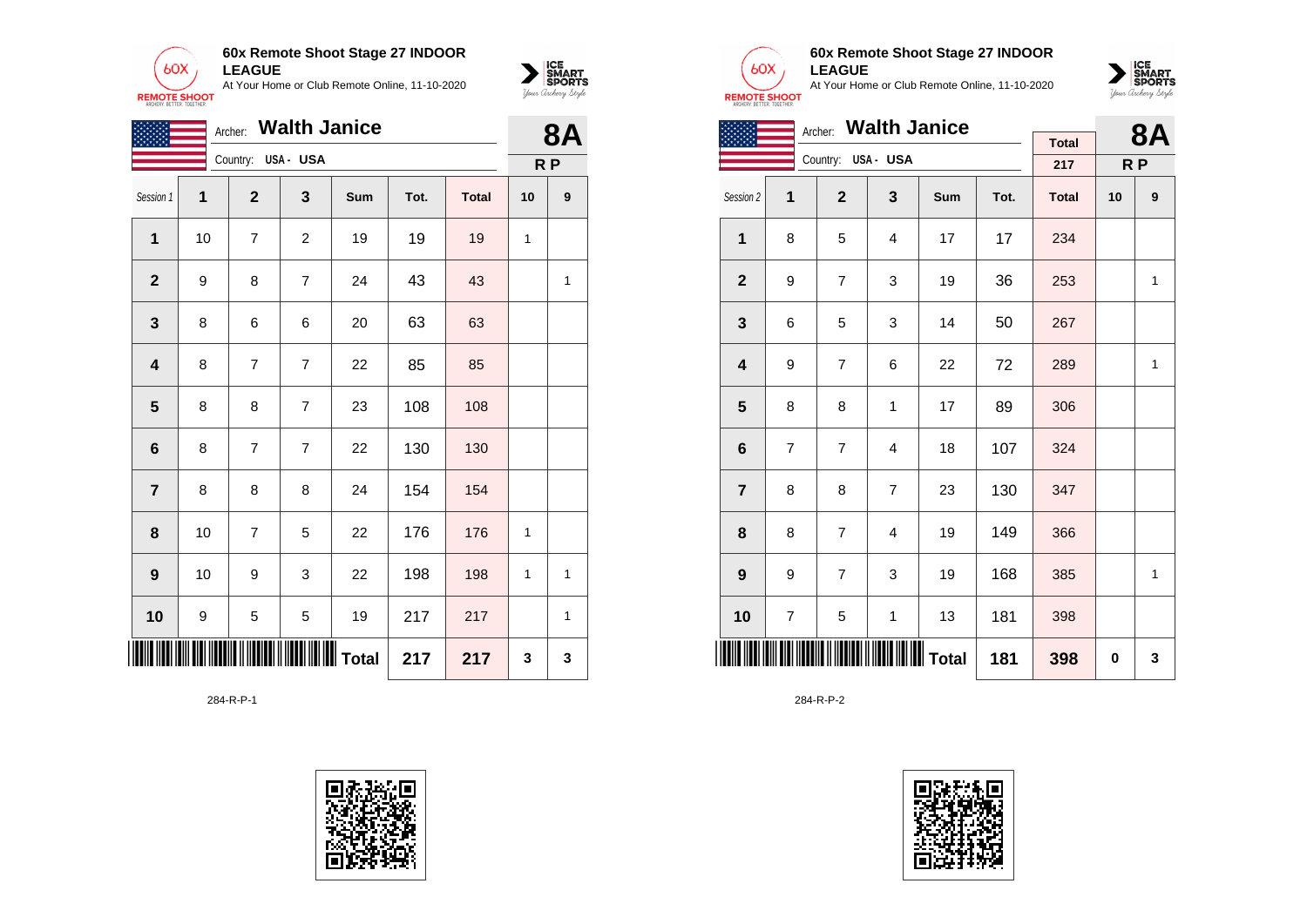**60x Remote Shoot Stage 27 INDOOR LEAGUE**

At Your Home or Club Remote Online, 11-10-2020

Archer: **Walth Janice**

Country: USA - USA

**8A**

**R P**

| Session 1 | 1 | 2 | 3 | Sum | Tot. | Total | 10 | 9 |
|---|---|---|---|---|---|---|---|---|
| **1** | 10 | 7 | 2 | 19 | 19 | 19 | 1 | |
| **2** | 9 | 8 | 7 | 24 | 43 | 43 | | 1 |
| **3** | 8 | 6 | 6 | 20 | 63 | 63 | | |
| **4** | 8 | 7 | 7 | 22 | 85 | 85 | | |
| **5** | 8 | 8 | 7 | 23 | 108 | 108 | | |
| **6** | 8 | 7 | 7 | 22 | 130 | 130 | | |
| **7** | 8 | 8 | 8 | 24 | 154 | 154 | | |
| **8** | 10 | 7 | 5 | 22 | 176 | 176 | 1 | |
| **9** | 10 | 9 | 3 | 22 | 198 | 198 | 1 | 1 |
| **10** | 9 | 5 | 5 | 19 | 217 | 217 | | 1 |
| | | | | **Total** | **217** | **217** | **3** | **3** |

284-R-P-1

**60x Remote Shoot Stage 27 INDOOR LEAGUE**

At Your Home or Club Remote Online, 11-10-2020

Archer: **Walth Janice**

Country: USA - USA

Total: 217

**8A**

**R P**

| Session 2 | 1 | 2 | 3 | Sum | Tot. | Total | 10 | 9 |
|---|---|---|---|---|---|---|---|---|
| **1** | 8 | 5 | 4 | 17 | 17 | 234 | | |
| **2** | 9 | 7 | 3 | 19 | 36 | 253 | | 1 |
| **3** | 6 | 5 | 3 | 14 | 50 | 267 | | |
| **4** | 9 | 7 | 6 | 22 | 72 | 289 | | 1 |
| **5** | 8 | 8 | 1 | 17 | 89 | 306 | | |
| **6** | 7 | 7 | 4 | 18 | 107 | 324 | | |
| **7** | 8 | 8 | 7 | 23 | 130 | 347 | | |
| **8** | 8 | 7 | 4 | 19 | 149 | 366 | | |
| **9** | 9 | 7 | 3 | 19 | 168 | 385 | | 1 |
| **10** | 7 | 5 | 1 | 13 | 181 | 398 | | |
| | | | | **Total** | **181** | **398** | **0** | **3** |

284-R-P-2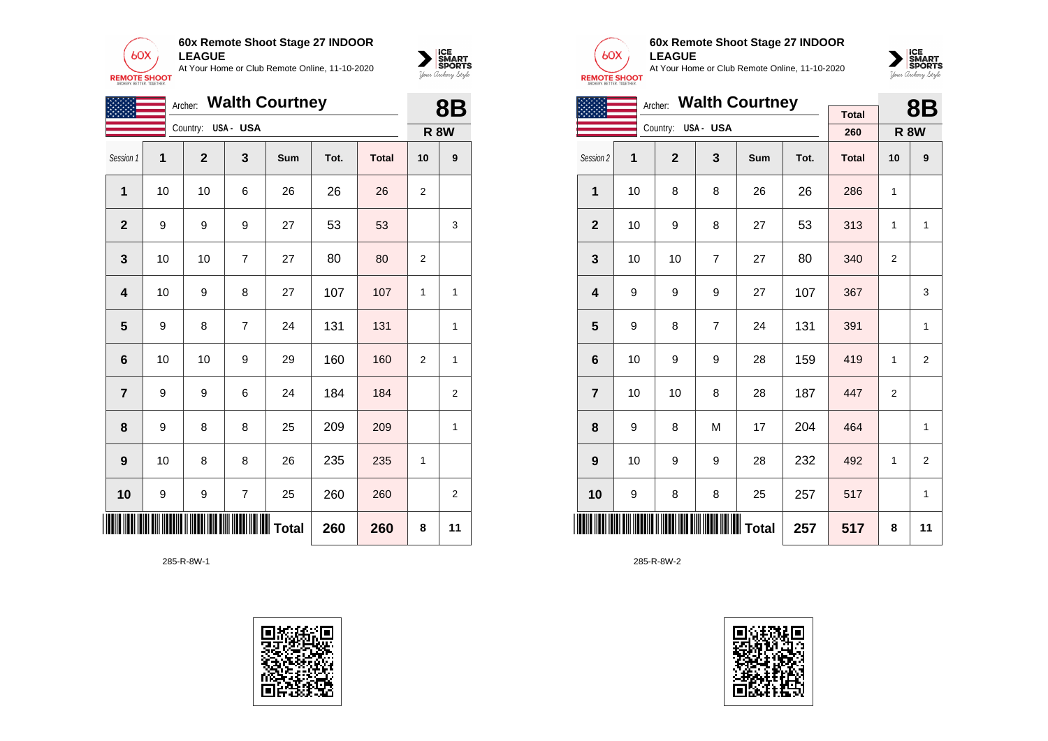**60x Remote Shoot Stage 27 INDOOR LEAGUE**
At Your Home or Club Remote Online, 11-10-2020

Archer: **Walth Courtney**
Country: USA - USA

**8B**
**R 8W**

| Session 1 | 1 | 2 | 3 | Sum | Tot. | Total | 10 | 9 |
|---|---|---|---|---|---|---|---|---|
| 1 | 10 | 10 | 6 | 26 | 26 | 26 | 2 | |
| 2 | 9 | 9 | 9 | 27 | 53 | 53 | | 3 |
| 3 | 10 | 10 | 7 | 27 | 80 | 80 | 2 | |
| 4 | 10 | 9 | 8 | 27 | 107 | 107 | 1 | 1 |
| 5 | 9 | 8 | 7 | 24 | 131 | 131 | | 1 |
| 6 | 10 | 10 | 9 | 29 | 160 | 160 | 2 | 1 |
| 7 | 9 | 9 | 6 | 24 | 184 | 184 | | 2 |
| 8 | 9 | 8 | 8 | 25 | 209 | 209 | | 1 |
| 9 | 10 | 8 | 8 | 26 | 235 | 235 | 1 | |
| 10 | 9 | 9 | 7 | 25 | 260 | 260 | | 2 |
| | | | | Total | 260 | 260 | 8 | 11 |

285-R-8W-1

**60x Remote Shoot Stage 27 INDOOR LEAGUE**
At Your Home or Club Remote Online, 11-10-2020

Archer: **Walth Courtney**
Country: USA - USA

Total: 260

**8B**
**R 8W**

| Session 2 | 1 | 2 | 3 | Sum | Tot. | Total | 10 | 9 |
|---|---|---|---|---|---|---|---|---|
| 1 | 10 | 8 | 8 | 26 | 26 | 286 | 1 | |
| 2 | 10 | 9 | 8 | 27 | 53 | 313 | 1 | 1 |
| 3 | 10 | 10 | 7 | 27 | 80 | 340 | 2 | |
| 4 | 9 | 9 | 9 | 27 | 107 | 367 | | 3 |
| 5 | 9 | 8 | 7 | 24 | 131 | 391 | | 1 |
| 6 | 10 | 9 | 9 | 28 | 159 | 419 | 1 | 2 |
| 7 | 10 | 10 | 8 | 28 | 187 | 447 | 2 | |
| 8 | 9 | 8 | M | 17 | 204 | 464 | | 1 |
| 9 | 10 | 9 | 9 | 28 | 232 | 492 | 1 | 2 |
| 10 | 9 | 8 | 8 | 25 | 257 | 517 | | 1 |
| | | | | Total | 257 | 517 | 8 | 11 |

285-R-8W-2